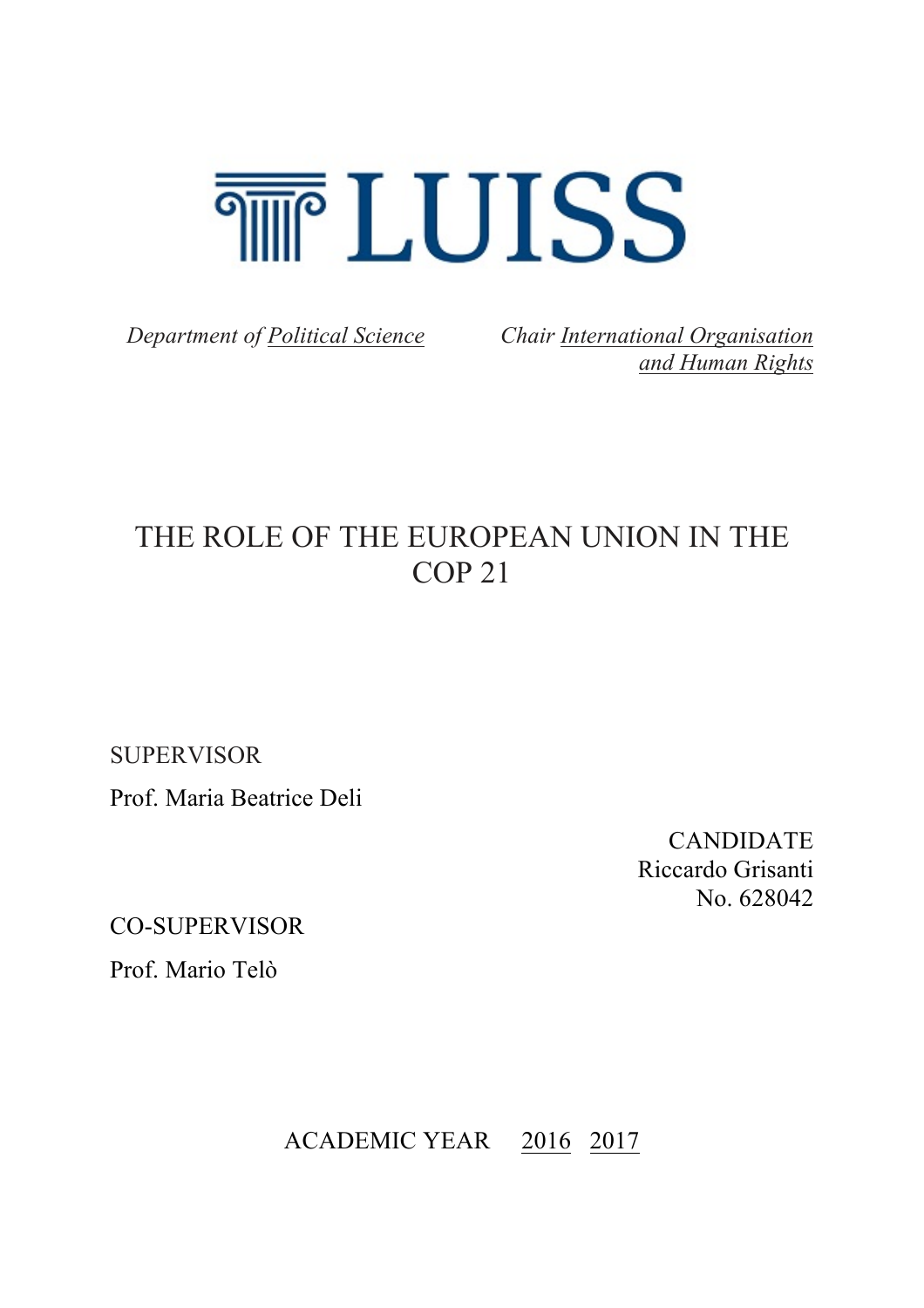# LUISS

*Department of Political Science* *Chair International Organisation and Human Rights*

# THE ROLE OF THE EUROPEAN UNION IN THE COP 21

SUPERVISOR

Prof. Maria Beatrice Deli

CANDIDATE

Riccardo Grisanti

No. 628042

CO-SUPERVISOR

Prof. Mario Telò

ACADEMIC YEAR 2016 2017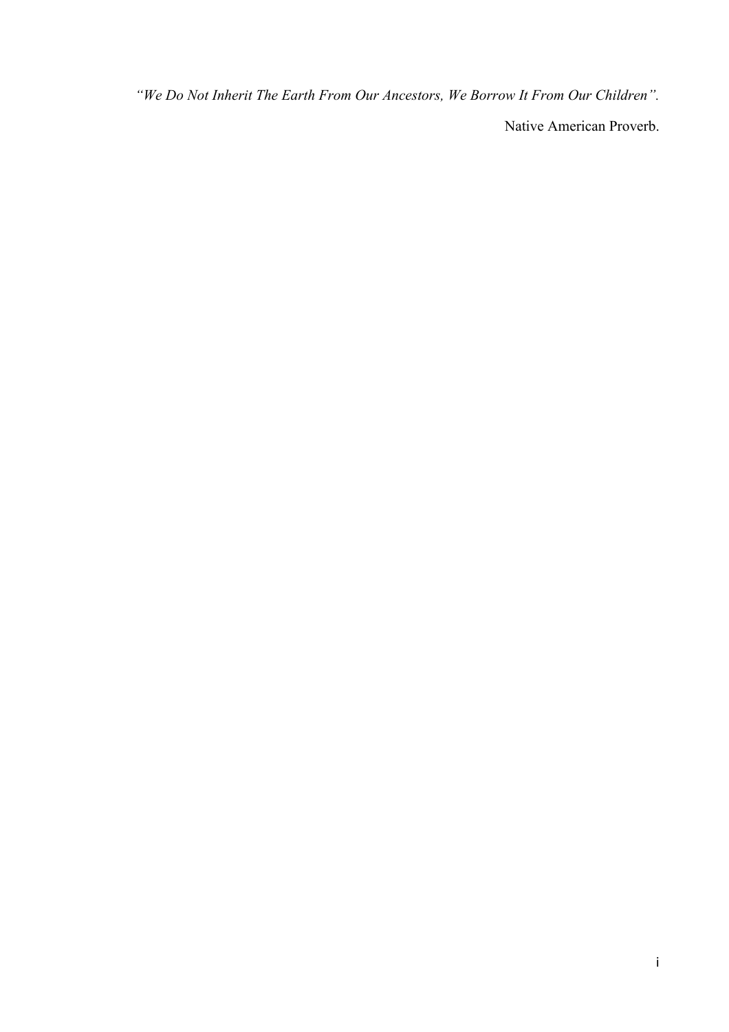*"We Do Not Inherit The Earth From Our Ancestors, We Borrow It From Our Children".*

Native American Proverb.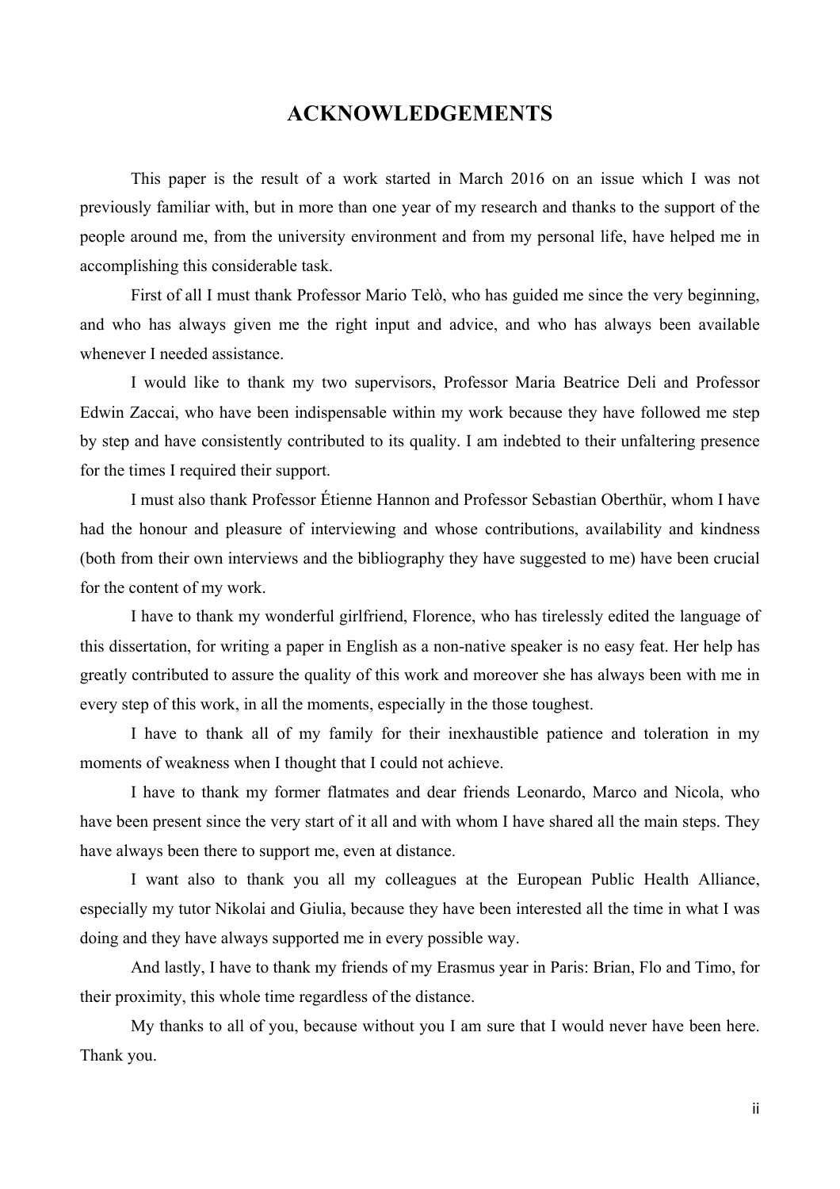# ACKNOWLEDGEMENTS

This paper is the result of a work started in March 2016 on an issue which I was not previously familiar with, but in more than one year of my research and thanks to the support of the people around me, from the university environment and from my personal life, have helped me in accomplishing this considerable task.

First of all I must thank Professor Mario Telò, who has guided me since the very beginning, and who has always given me the right input and advice, and who has always been available whenever I needed assistance.

I would like to thank my two supervisors, Professor Maria Beatrice Deli and Professor Edwin Zaccai, who have been indispensable within my work because they have followed me step by step and have consistently contributed to its quality. I am indebted to their unfaltering presence for the times I required their support.

I must also thank Professor Étienne Hannon and Professor Sebastian Oberthür, whom I have had the honour and pleasure of interviewing and whose contributions, availability and kindness (both from their own interviews and the bibliography they have suggested to me) have been crucial for the content of my work.

I have to thank my wonderful girlfriend, Florence, who has tirelessly edited the language of this dissertation, for writing a paper in English as a non-native speaker is no easy feat. Her help has greatly contributed to assure the quality of this work and moreover she has always been with me in every step of this work, in all the moments, especially in the those toughest.

I have to thank all of my family for their inexhaustible patience and toleration in my moments of weakness when I thought that I could not achieve.

I have to thank my former flatmates and dear friends Leonardo, Marco and Nicola, who have been present since the very start of it all and with whom I have shared all the main steps. They have always been there to support me, even at distance.

I want also to thank you all my colleagues at the European Public Health Alliance, especially my tutor Nikolai and Giulia, because they have been interested all the time in what I was doing and they have always supported me in every possible way.

And lastly, I have to thank my friends of my Erasmus year in Paris: Brian, Flo and Timo, for their proximity, this whole time regardless of the distance.

My thanks to all of you, because without you I am sure that I would never have been here. Thank you.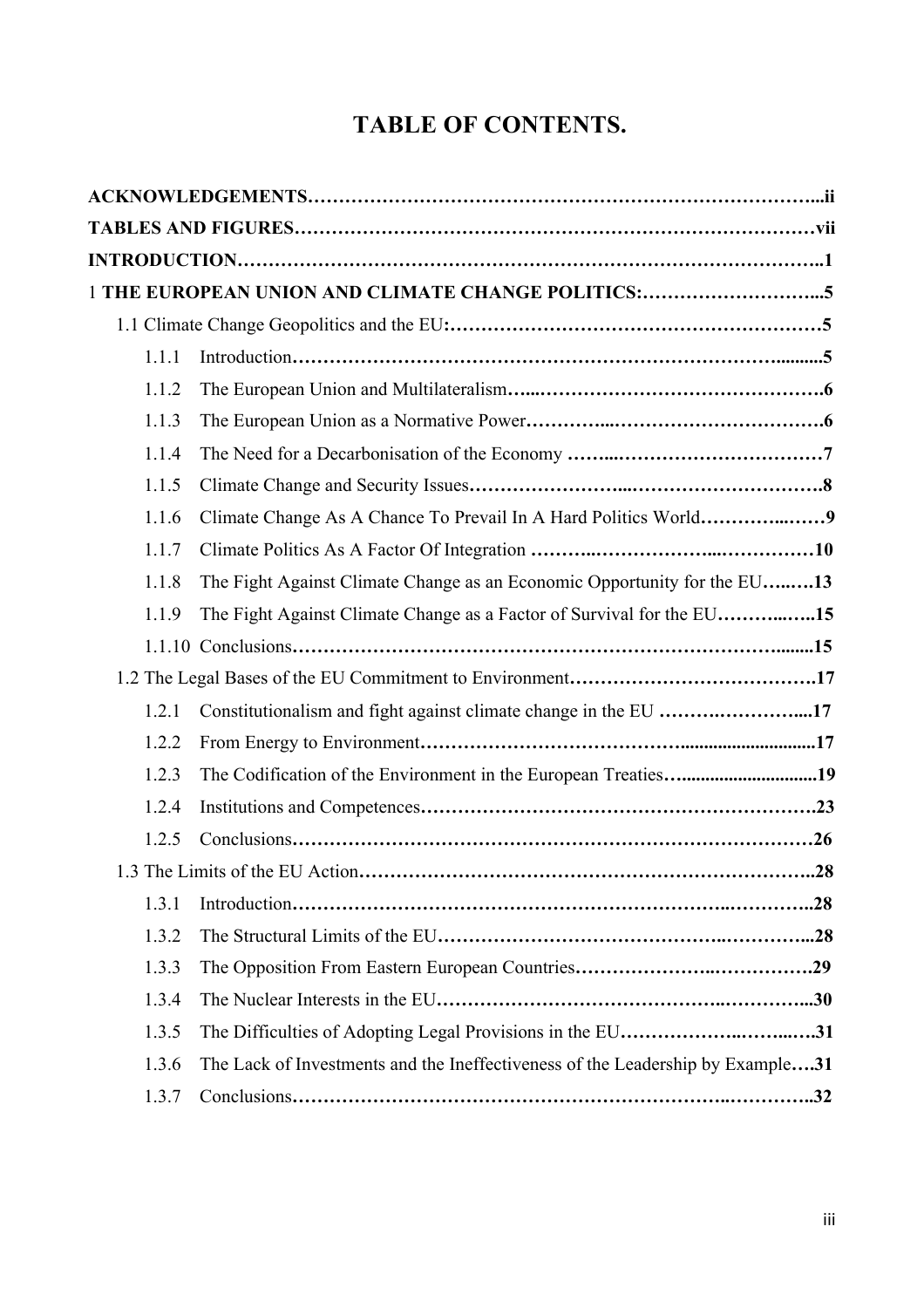# TABLE OF CONTENTS.

**ACKNOWLEDGEMENTS**……………………………………………………………………...ii

**TABLES AND FIGURES**…………………………………………………………………vii

**INTRODUCTION**………………………………………………………………………..1

1 **THE EUROPEAN UNION AND CLIMATE CHANGE POLITICS:**………………………...5

- 1.1 Climate Change Geopolitics and the EU:……………………………………………5
  - 1.1.1 Introduction…………………………………………………………………..........5
  - 1.1.2 The European Union and Multilateralism…...……………………………………….6
  - 1.1.3 The European Union as a Normative Power…………...…………………………….6
  - 1.1.4 The Need for a Decarbonisation of the Economy ……...……………………………7
  - 1.1.5 Climate Change and Security Issues…………………...………………………….8
  - 1.1.6 Climate Change As A Chance To Prevail In A Hard Politics World…………...……9
  - 1.1.7 Climate Politics As A Factor Of Integration ………..………………...……………10
  - 1.1.8 The Fight Against Climate Change as an Economic Opportunity for the EU…..….13
  - 1.1.9 The Fight Against Climate Change as a Factor of Survival for the EU………...…..15
  - 1.1.10 Conclusions……………………………………………………………………........15
- 1.2 The Legal Bases of the EU Commitment to Environment………………………………….17
  - 1.2.1 Constitutionalism and fight against climate change in the EU ……….…………....17
  - 1.2.2 From Energy to Environment…………………………………..............................17
  - 1.2.3 The Codification of the Environment in the European Treaties…............................19
  - 1.2.4 Institutions and Competences……………………………………………………….23
  - 1.2.5 Conclusions…………………………………………………………………………26
- 1.3 The Limits of the EU Action………………………………………………………………..28
  - 1.3.1 Introduction…………………………………………………………….…………..28
  - 1.3.2 The Structural Limits of the EU…………………………………….……………...28
  - 1.3.3 The Opposition From Eastern European Countries…………………..……………29
  - 1.3.4 The Nuclear Interests in the EU…………………………………….……………...30
  - 1.3.5 The Difficulties of Adopting Legal Provisions in the EU……………….……...….31
  - 1.3.6 The Lack of Investments and the Ineffectiveness of the Leadership by Example….31
  - 1.3.7 Conclusions…………………………………………………………….…………..32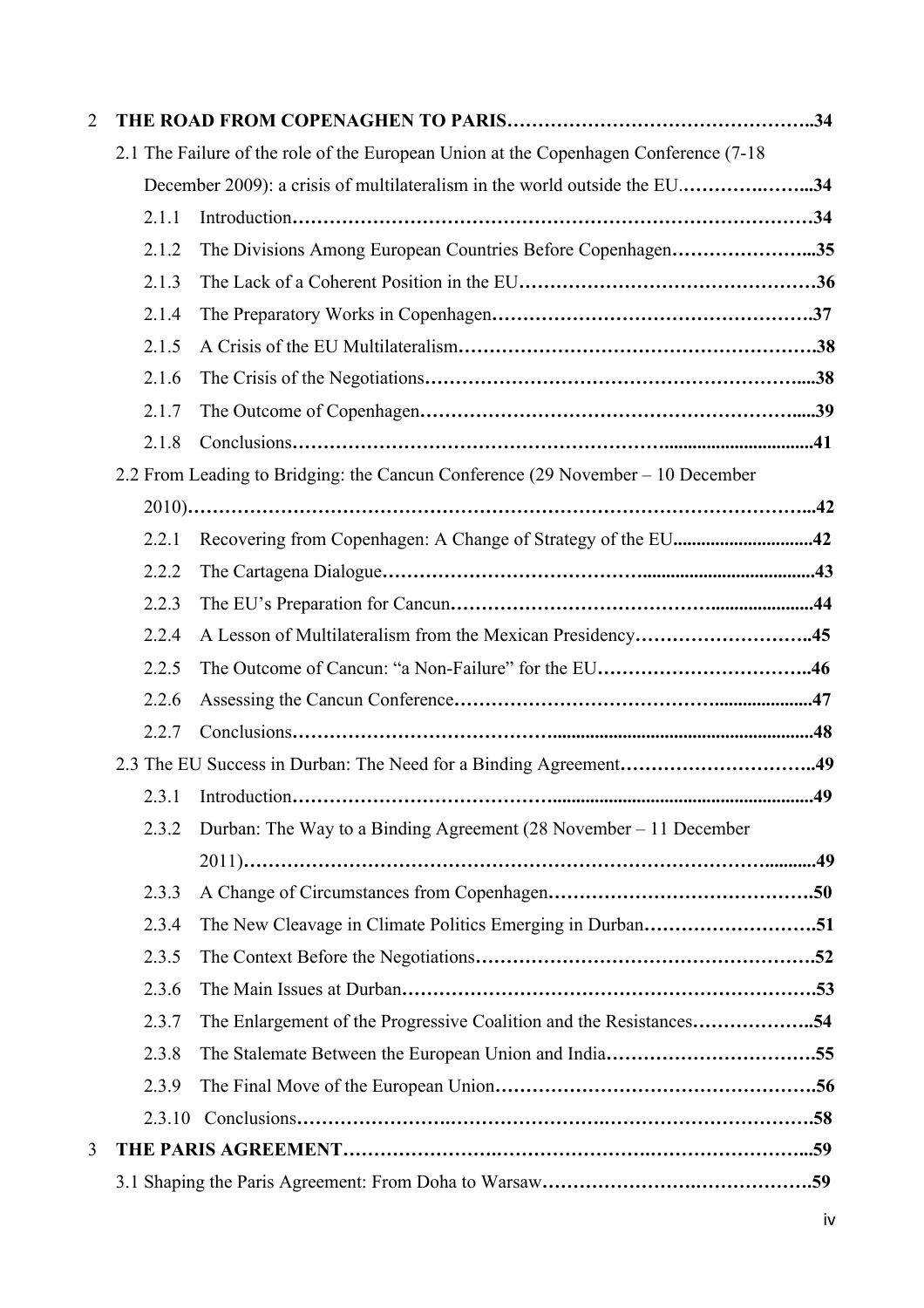2 **THE ROAD FROM COPENAGHEN TO PARIS……………………………………………..34**

2.1 The Failure of the role of the European Union at the Copenhagen Conference (7-18 December 2009): a crisis of multilateralism in the world outside the EU.………….……...**34**

- 2.1.1 Introduction…………………………………………………………………………**34**
- 2.1.2 The Divisions Among European Countries Before Copenhagen…………………...**35**
- 2.1.3 The Lack of a Coherent Position in the EU…………………………………………**36**
- 2.1.4 The Preparatory Works in Copenhagen……………………………………………**37**
- 2.1.5 A Crisis of the EU Multilateralism…………………………………………………**38**
- 2.1.6 The Crisis of the Negotiations……………………………………………………....**38**
- 2.1.7 The Outcome of Copenhagen…………………………………………………….....**39**
- 2.1.8 Conclusions……………………………………………………..............................**41**

2.2 From Leading to Bridging: the Cancun Conference (29 November – 10 December 2010)……………………………………………………………………………………..**42**

- 2.2.1 Recovering from Copenhagen: A Change of Strategy of the EU..............................**42**
- 2.2.2 The Cartagena Dialogue…………………………………......................................**43**
- 2.2.3 The EU's Preparation for Cancun……………………………………......................**44**
- 2.2.4 A Lesson of Multilateralism from the Mexican Presidency………………………..**45**
- 2.2.5 The Outcome of Cancun: "a Non-Failure" for the EU……………………………..**46**
- 2.2.6 Assessing the Cancun Conference……………………………………....................**47**
- 2.2.7 Conclusions………………………………….........................................................**48**

2.3 The EU Success in Durban: The Need for a Binding Agreement…………………………..**49**

- 2.3.1 Introduction……………………………………......................................................**49**
- 2.3.2 Durban: The Way to a Binding Agreement (28 November – 11 December 2011)……………………………………………………………………………...........**49**
- 2.3.3 A Change of Circumstances from Copenhagen……………………………………**50**
- 2.3.4 The New Cleavage in Climate Politics Emerging in Durban……………………….**51**
- 2.3.5 The Context Before the Negotiations………………………………………………**52**
- 2.3.6 The Main Issues at Durban…………………………………………………………**53**
- 2.3.7 The Enlargement of the Progressive Coalition and the Resistances………………..**54**
- 2.3.8 The Stalemate Between the European Union and India……………………………**55**
- 2.3.9 The Final Move of the European Union……………………………………………**56**
- 2.3.10 Conclusions………………………………………………………………………**58**

3 **THE PARIS AGREEMENT………………………………………………………………...59**

3.1 Shaping the Paris Agreement: From Doha to Warsaw……………………………………..**59**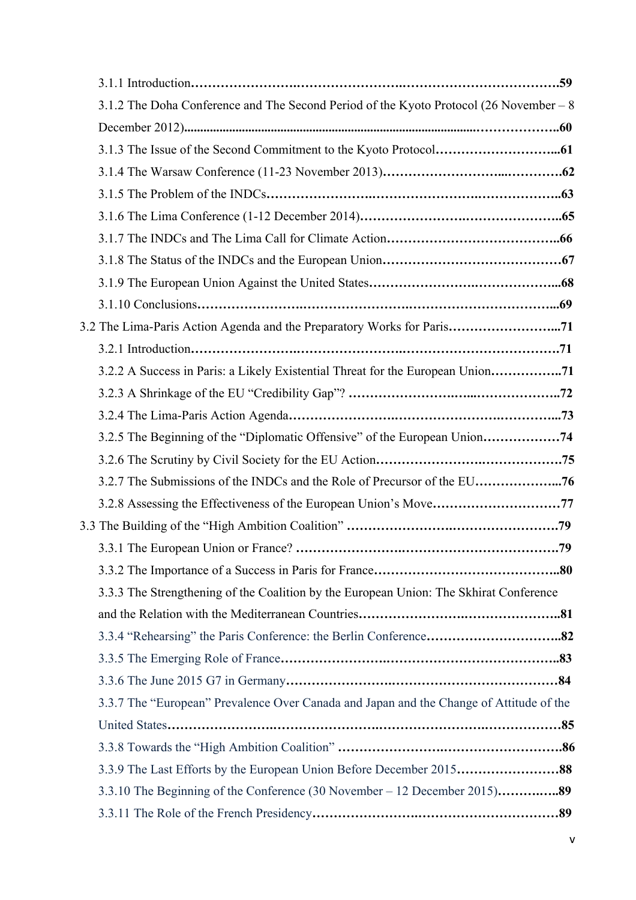3.1.1 Introduction……………………………………………………………………………59

3.1.2 The Doha Conference and The Second Period of the Kyoto Protocol (26 November – 8 December 2012)……………………………………………………………………………60

3.1.3 The Issue of the Second Commitment to the Kyoto Protocol………………………...61

3.1.4 The Warsaw Conference (11-23 November 2013)………………………...…………62

3.1.5 The Problem of the INDCs……………………………………………………………63

3.1.6 The Lima Conference (1-12 December 2014)…………………………………………..65

3.1.7 The INDCs and The Lima Call for Climate Action…………………………………..66

3.1.8 The Status of the INDCs and the European Union……………………………………67

3.1.9 The European Union Against the United States………………………………………...68

3.1.10 Conclusions……………………………………………………………………………...69

3.2 The Lima-Paris Action Agenda and the Preparatory Works for Paris……………………...71

3.2.1 Introduction……………………………………………………………………………71

3.2.2 A Success in Paris: a Likely Existential Threat for the European Union……………..71

3.2.3 A Shrinkage of the EU "Credibility Gap"? ……………………………………………..72

3.2.4 The Lima-Paris Action Agenda…………………………………………………………...73

3.2.5 The Beginning of the "Diplomatic Offensive" of the European Union………………74

3.2.6 The Scrutiny by Civil Society for the EU Action……………………………………75

3.2.7 The Submissions of the INDCs and the Role of Precursor of the EU………………...76

3.2.8 Assessing the Effectiveness of the European Union's Move…………………………77

3.3 The Building of the "High Ambition Coalition" ……………………………………………79

3.3.1 The European Union or France? …………………………………………………………79

3.3.2 The Importance of a Success in Paris for France……………………………………..80

3.3.3 The Strengthening of the Coalition by the European Union: The Skhirat Conference and the Relation with the Mediterranean Countries………………………………………..81

3.3.4 "Rehearsing" the Paris Conference: the Berlin Conference…………………………..82

3.3.5 The Emerging Role of France…………………………………………………………..83

3.3.6 The June 2015 G7 in Germany…………………………………………………………84

3.3.7 The "European" Prevalence Over Canada and Japan and the Change of Attitude of the United States…………………………………………………………………………………85

3.3.8 Towards the "High Ambition Coalition" ………………………………………………86

3.3.9 The Last Efforts by the European Union Before December 2015……………………88

3.3.10 The Beginning of the Conference (30 November – 12 December 2015)…………..89

3.3.11 The Role of the French Presidency……………………………………………………89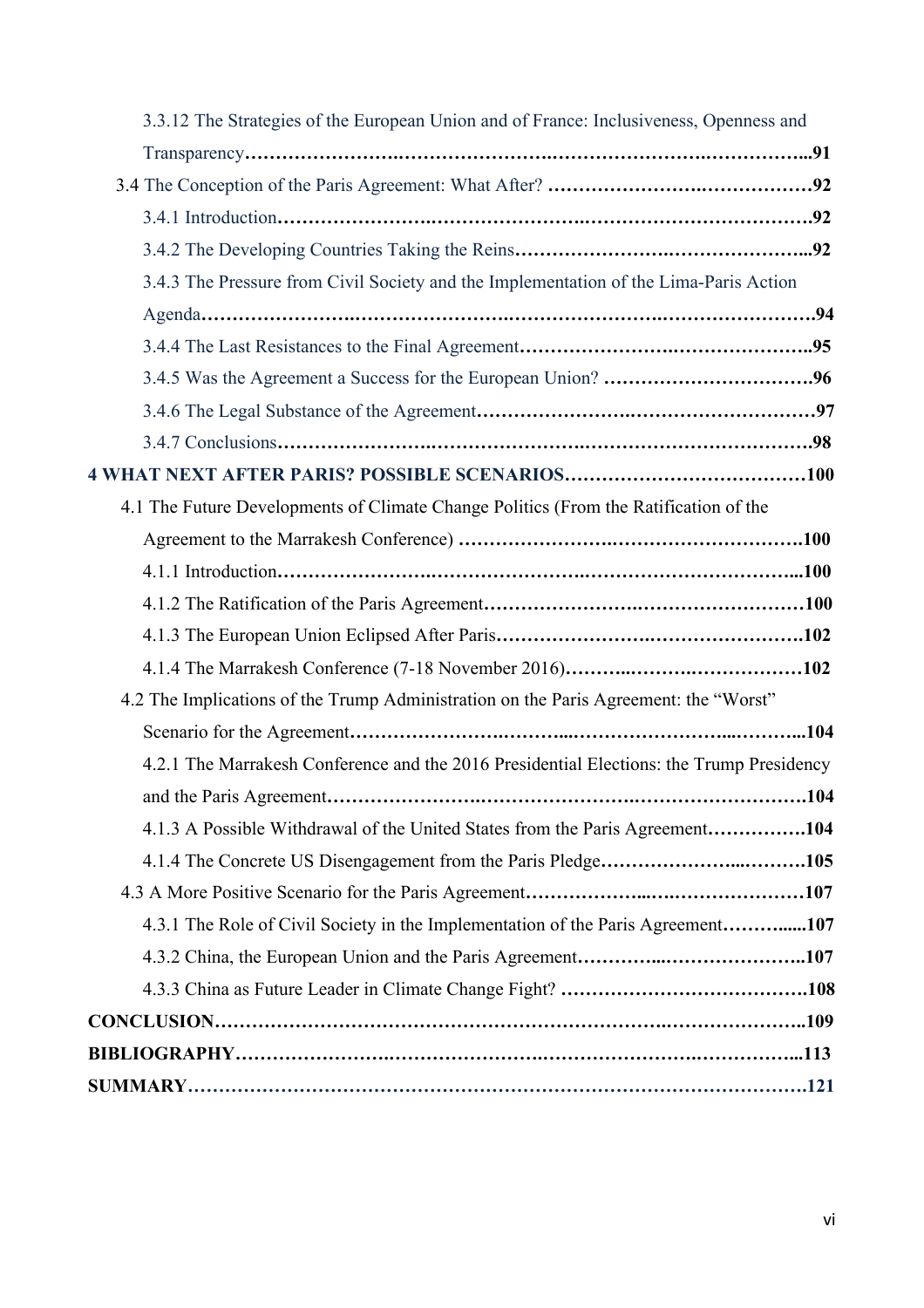3.3.12 The Strategies of the European Union and of France: Inclusiveness, Openness and Transparency……………………………………………………………………………...91

3.4 The Conception of the Paris Agreement: What After? ……………………………………92

3.4.1 Introduction…………………………………………………………………………….92

3.4.2 The Developing Countries Taking the Reins…………………………………………...92

3.4.3 The Pressure from Civil Society and the Implementation of the Lima-Paris Action Agenda……………………………………………………………………………………94

3.4.4 The Last Resistances to the Final Agreement…………………………………………..95

3.4.5 Was the Agreement a Success for the European Union? ……………………………….96

3.4.6 The Legal Substance of the Agreement…………………………………………………97

3.4.7 Conclusions……………………………………………………………………………..98

**4 WHAT NEXT AFTER PARIS? POSSIBLE SCENARIOS…………………………………100**

4.1 The Future Developments of Climate Change Politics (From the Ratification of the Agreement to the Marrakesh Conference) ………………………………………………….100

4.1.1 Introduction…………………………………………………………………………...100

4.1.2 The Ratification of the Paris Agreement……………………………………………….100

4.1.3 The European Union Eclipsed After Paris……………………………………………..102

4.1.4 The Marrakesh Conference (7-18 November 2016)…………………………………102

4.2 The Implications of the Trump Administration on the Paris Agreement: the "Worst" Scenario for the Agreement……………………………………………………………...104

4.2.1 The Marrakesh Conference and the 2016 Presidential Elections: the Trump Presidency and the Paris Agreement……………………………………………………………………104

4.1.3 A Possible Withdrawal of the United States from the Paris Agreement…………….104

4.1.4 The Concrete US Disengagement from the Paris Pledge………………………………105

4.3 A More Positive Scenario for the Paris Agreement………………………………………107

4.3.1 The Role of Civil Society in the Implementation of the Paris Agreement……….....107

4.3.2 China, the European Union and the Paris Agreement…………………………………..107

4.3.3 China as Future Leader in Climate Change Fight? …………………………………….108

**CONCLUSION…………………………………………………………………………………..109**

**BIBLIOGRAPHY………………………………………………………………………………...113**

**SUMMARY……………………………………………………………………………………...121**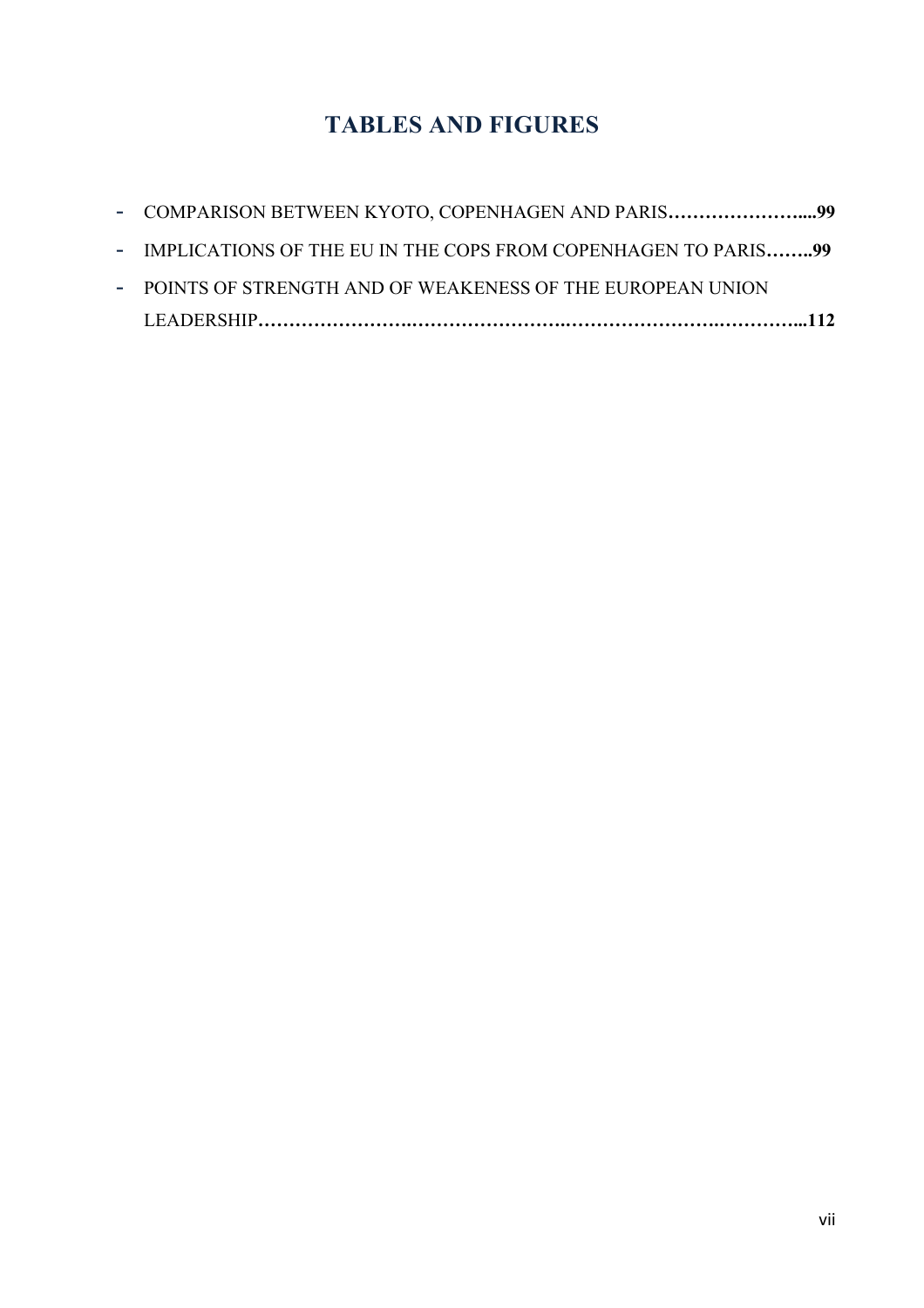## TABLES AND FIGURES

- COMPARISON BETWEEN KYOTO, COPENHAGEN AND PARIS**…………………....99**
- IMPLICATIONS OF THE EU IN THE COPS FROM COPENHAGEN TO PARIS**……..99**
- POINTS OF STRENGTH AND OF WEAKENESS OF THE EUROPEAN UNION LEADERSHIP**……………………..……………………..…………………….…………...112**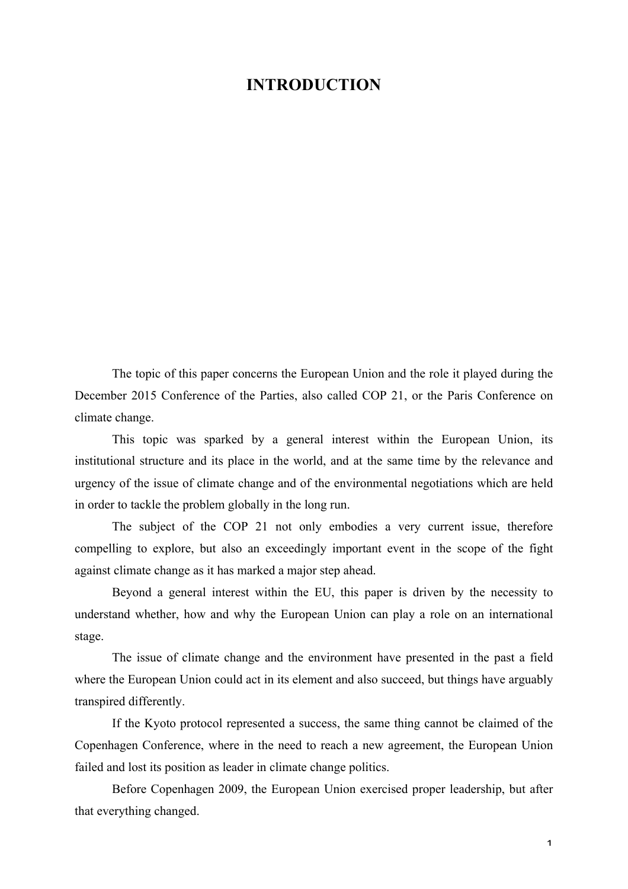# INTRODUCTION

The topic of this paper concerns the European Union and the role it played during the December 2015 Conference of the Parties, also called COP 21, or the Paris Conference on climate change.

This topic was sparked by a general interest within the European Union, its institutional structure and its place in the world, and at the same time by the relevance and urgency of the issue of climate change and of the environmental negotiations which are held in order to tackle the problem globally in the long run.

The subject of the COP 21 not only embodies a very current issue, therefore compelling to explore, but also an exceedingly important event in the scope of the fight against climate change as it has marked a major step ahead.

Beyond a general interest within the EU, this paper is driven by the necessity to understand whether, how and why the European Union can play a role on an international stage.

The issue of climate change and the environment have presented in the past a field where the European Union could act in its element and also succeed, but things have arguably transpired differently.

If the Kyoto protocol represented a success, the same thing cannot be claimed of the Copenhagen Conference, where in the need to reach a new agreement, the European Union failed and lost its position as leader in climate change politics.

Before Copenhagen 2009, the European Union exercised proper leadership, but after that everything changed.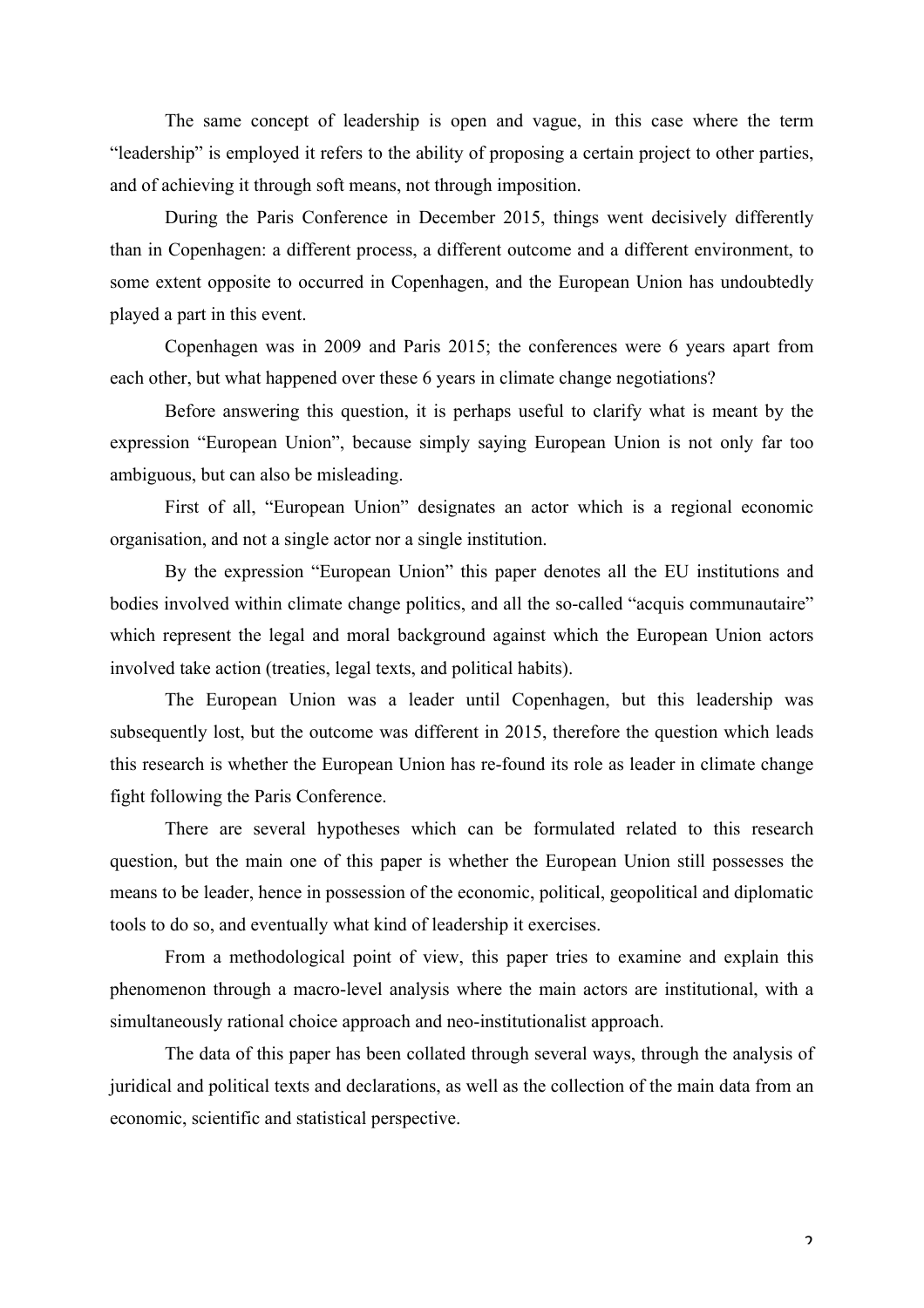The same concept of leadership is open and vague, in this case where the term “leadership” is employed it refers to the ability of proposing a certain project to other parties, and of achieving it through soft means, not through imposition.

During the Paris Conference in December 2015, things went decisively differently than in Copenhagen: a different process, a different outcome and a different environment, to some extent opposite to occurred in Copenhagen, and the European Union has undoubtedly played a part in this event.

Copenhagen was in 2009 and Paris 2015; the conferences were 6 years apart from each other, but what happened over these 6 years in climate change negotiations?

Before answering this question, it is perhaps useful to clarify what is meant by the expression “European Union”, because simply saying European Union is not only far too ambiguous, but can also be misleading.

First of all, “European Union” designates an actor which is a regional economic organisation, and not a single actor nor a single institution.

By the expression “European Union” this paper denotes all the EU institutions and bodies involved within climate change politics, and all the so-called “acquis communautaire” which represent the legal and moral background against which the European Union actors involved take action (treaties, legal texts, and political habits).

The European Union was a leader until Copenhagen, but this leadership was subsequently lost, but the outcome was different in 2015, therefore the question which leads this research is whether the European Union has re-found its role as leader in climate change fight following the Paris Conference.

There are several hypotheses which can be formulated related to this research question, but the main one of this paper is whether the European Union still possesses the means to be leader, hence in possession of the economic, political, geopolitical and diplomatic tools to do so, and eventually what kind of leadership it exercises.

From a methodological point of view, this paper tries to examine and explain this phenomenon through a macro-level analysis where the main actors are institutional, with a simultaneously rational choice approach and neo-institutionalist approach.

The data of this paper has been collated through several ways, through the analysis of juridical and political texts and declarations, as well as the collection of the main data from an economic, scientific and statistical perspective.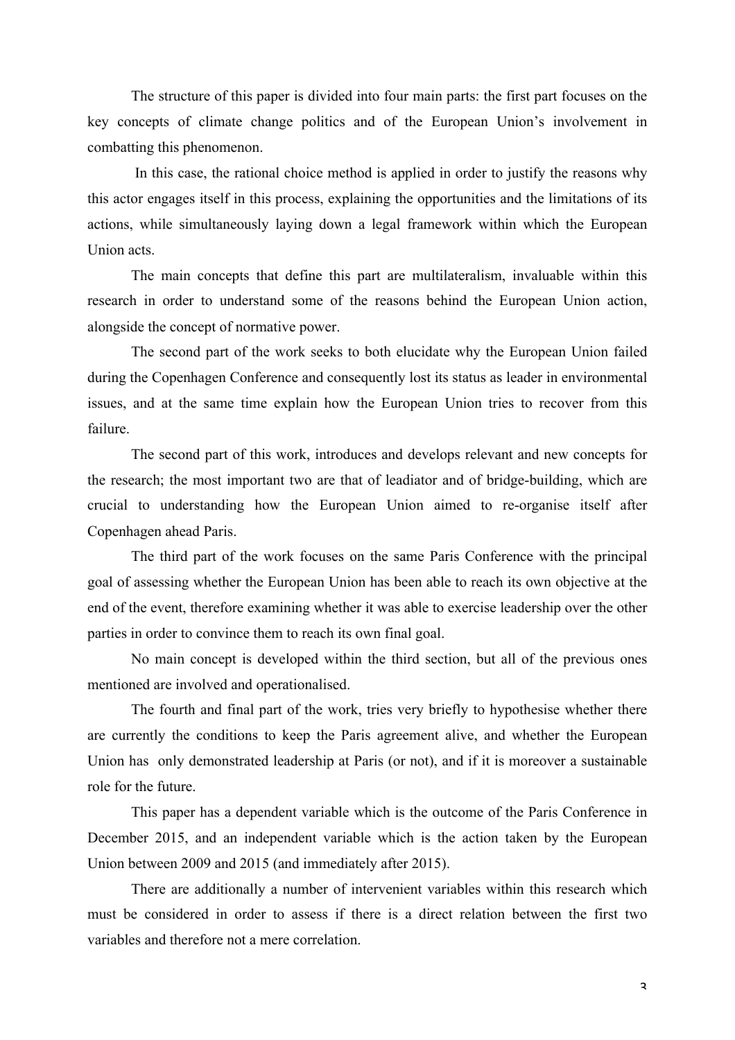The structure of this paper is divided into four main parts: the first part focuses on the key concepts of climate change politics and of the European Union's involvement in combatting this phenomenon.

In this case, the rational choice method is applied in order to justify the reasons why this actor engages itself in this process, explaining the opportunities and the limitations of its actions, while simultaneously laying down a legal framework within which the European Union acts.

The main concepts that define this part are multilateralism, invaluable within this research in order to understand some of the reasons behind the European Union action, alongside the concept of normative power.

The second part of the work seeks to both elucidate why the European Union failed during the Copenhagen Conference and consequently lost its status as leader in environmental issues, and at the same time explain how the European Union tries to recover from this failure.

The second part of this work, introduces and develops relevant and new concepts for the research; the most important two are that of leadiator and of bridge-building, which are crucial to understanding how the European Union aimed to re-organise itself after Copenhagen ahead Paris.

The third part of the work focuses on the same Paris Conference with the principal goal of assessing whether the European Union has been able to reach its own objective at the end of the event, therefore examining whether it was able to exercise leadership over the other parties in order to convince them to reach its own final goal.

No main concept is developed within the third section, but all of the previous ones mentioned are involved and operationalised.

The fourth and final part of the work, tries very briefly to hypothesise whether there are currently the conditions to keep the Paris agreement alive, and whether the European Union has only demonstrated leadership at Paris (or not), and if it is moreover a sustainable role for the future.

This paper has a dependent variable which is the outcome of the Paris Conference in December 2015, and an independent variable which is the action taken by the European Union between 2009 and 2015 (and immediately after 2015).

There are additionally a number of intervenient variables within this research which must be considered in order to assess if there is a direct relation between the first two variables and therefore not a mere correlation.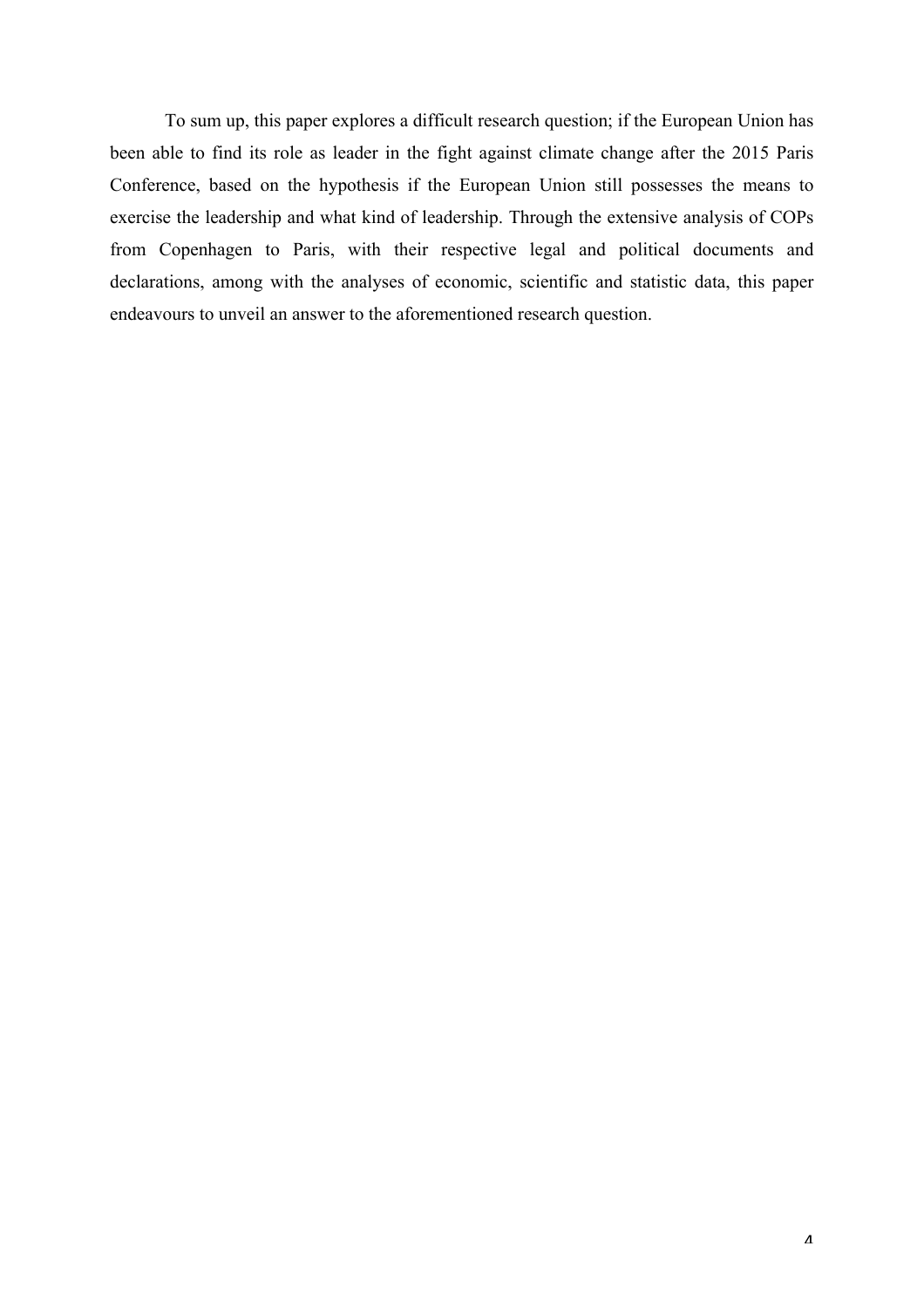To sum up, this paper explores a difficult research question; if the European Union has been able to find its role as leader in the fight against climate change after the 2015 Paris Conference, based on the hypothesis if the European Union still possesses the means to exercise the leadership and what kind of leadership. Through the extensive analysis of COPs from Copenhagen to Paris, with their respective legal and political documents and declarations, among with the analyses of economic, scientific and statistic data, this paper endeavours to unveil an answer to the aforementioned research question.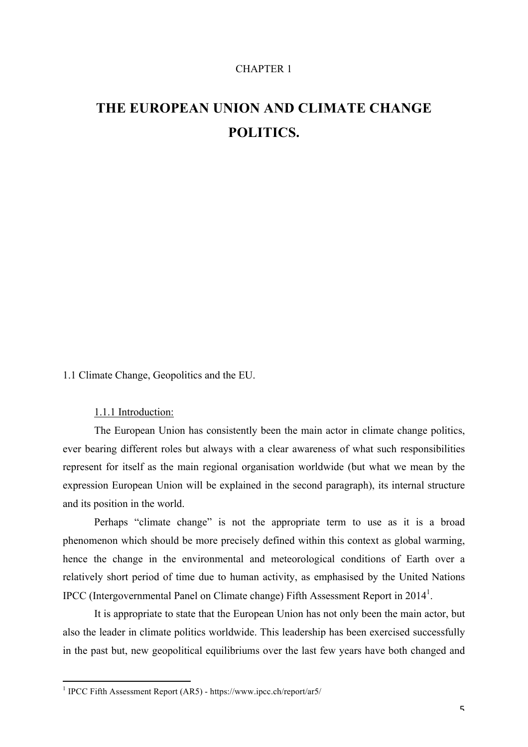CHAPTER 1

# THE EUROPEAN UNION AND CLIMATE CHANGE POLITICS.

## 1.1 Climate Change, Geopolitics and the EU.

### 1.1.1 Introduction:

The European Union has consistently been the main actor in climate change politics, ever bearing different roles but always with a clear awareness of what such responsibilities represent for itself as the main regional organisation worldwide (but what we mean by the expression European Union will be explained in the second paragraph), its internal structure and its position in the world.

Perhaps “climate change” is not the appropriate term to use as it is a broad phenomenon which should be more precisely defined within this context as global warming, hence the change in the environmental and meteorological conditions of Earth over a relatively short period of time due to human activity, as emphasised by the United Nations IPCC (Intergovernmental Panel on Climate change) Fifth Assessment Report in 2014[1].

It is appropriate to state that the European Union has not only been the main actor, but also the leader in climate politics worldwide. This leadership has been exercised successfully in the past but, new geopolitical equilibriums over the last few years have both changed and

[1] IPCC Fifth Assessment Report (AR5) - https://www.ipcc.ch/report/ar5/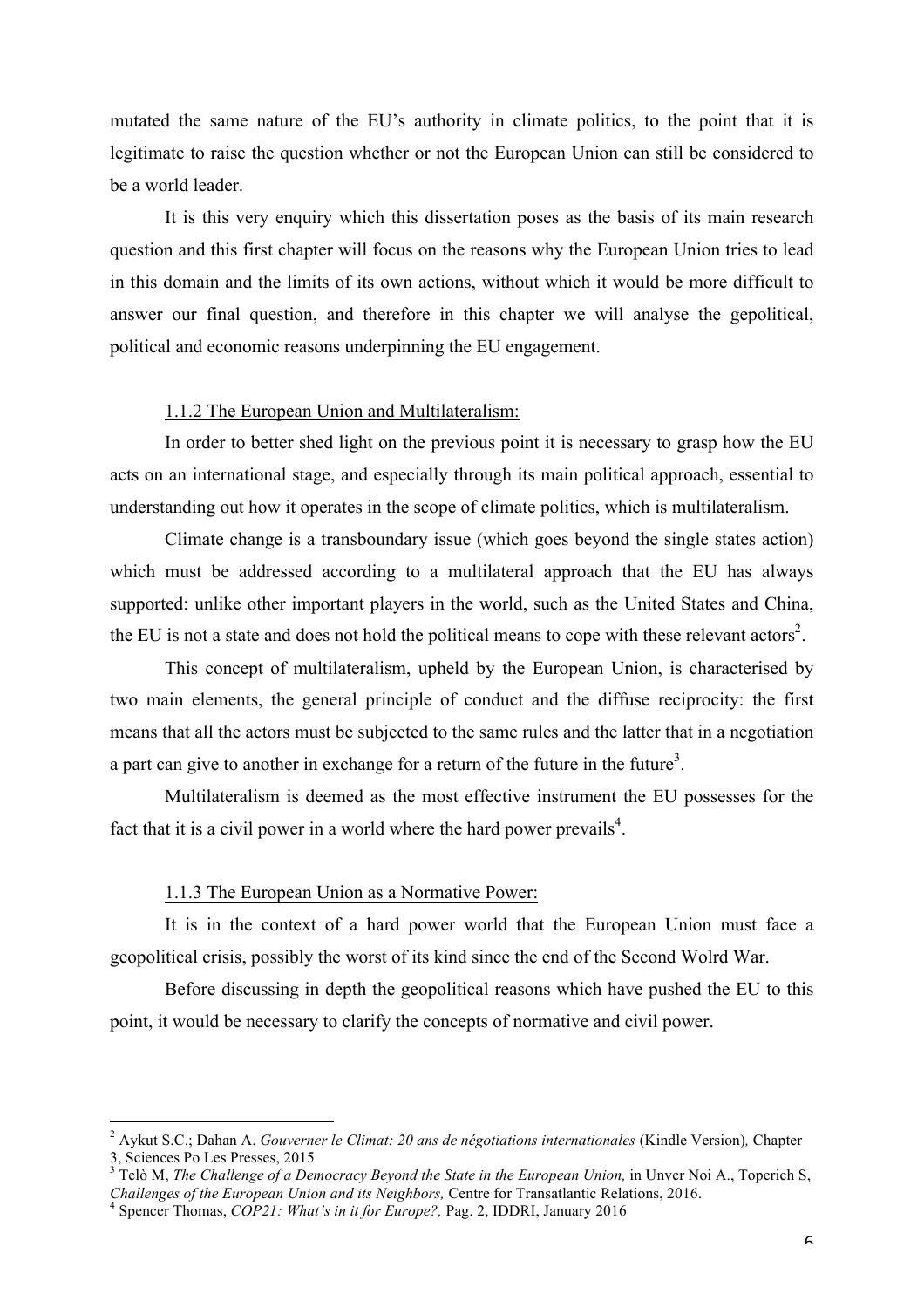mutated the same nature of the EU's authority in climate politics, to the point that it is legitimate to raise the question whether or not the European Union can still be considered to be a world leader.

It is this very enquiry which this dissertation poses as the basis of its main research question and this first chapter will focus on the reasons why the European Union tries to lead in this domain and the limits of its own actions, without which it would be more difficult to answer our final question, and therefore in this chapter we will analyse the gepolitical, political and economic reasons underpinning the EU engagement.

### 1.1.2 The European Union and Multilateralism:

In order to better shed light on the previous point it is necessary to grasp how the EU acts on an international stage, and especially through its main political approach, essential to understanding out how it operates in the scope of climate politics, which is multilateralism.

Climate change is a transboundary issue (which goes beyond the single states action) which must be addressed according to a multilateral approach that the EU has always supported: unlike other important players in the world, such as the United States and China, the EU is not a state and does not hold the political means to cope with these relevant actors[2].

This concept of multilateralism, upheld by the European Union, is characterised by two main elements, the general principle of conduct and the diffuse reciprocity: the first means that all the actors must be subjected to the same rules and the latter that in a negotiation a part can give to another in exchange for a return of the future in the future[3].

Multilateralism is deemed as the most effective instrument the EU possesses for the fact that it is a civil power in a world where the hard power prevails[4].

### 1.1.3 The European Union as a Normative Power:

It is in the context of a hard power world that the European Union must face a geopolitical crisis, possibly the worst of its kind since the end of the Second Wolrd War.

Before discussing in depth the geopolitical reasons which have pushed the EU to this point, it would be necessary to clarify the concepts of normative and civil power.

---

[2] Aykut S.C.; Dahan A. *Gouverner le Climat: 20 ans de négotiations internationales* (Kindle Version)*,* Chapter 3, Sciences Po Les Presses, 2015

[3] Telò M, *The Challenge of a Democracy Beyond the State in the European Union,* in Unver Noi A., Toperich S, *Challenges of the European Union and its Neighbors,* Centre for Transatlantic Relations, 2016.

[4] Spencer Thomas, *COP21: What's in it for Europe?,* Pag. 2, IDDRI, January 2016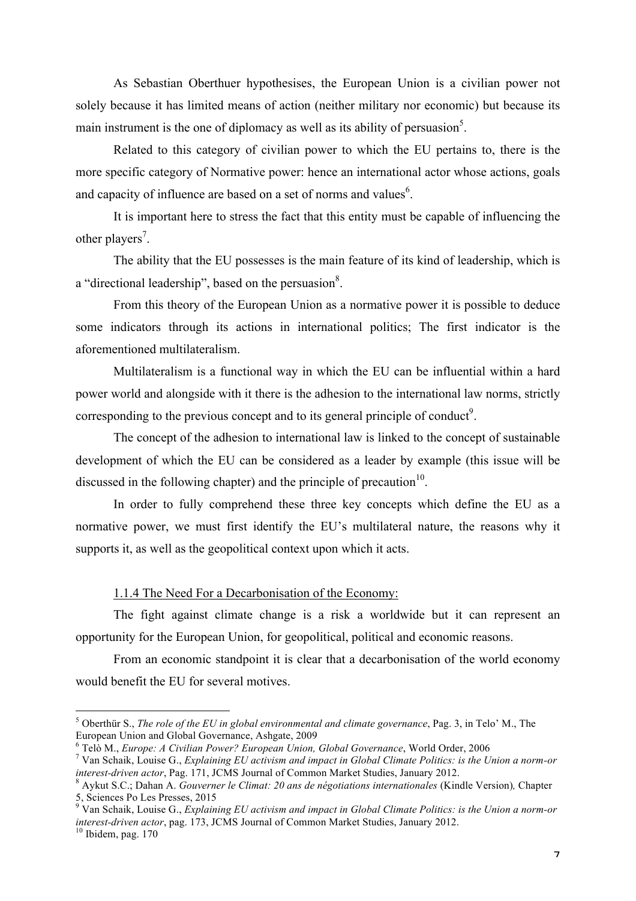As Sebastian Oberthuer hypothesises, the European Union is a civilian power not solely because it has limited means of action (neither military nor economic) but because its main instrument is the one of diplomacy as well as its ability of persuasion[5].

Related to this category of civilian power to which the EU pertains to, there is the more specific category of Normative power: hence an international actor whose actions, goals and capacity of influence are based on a set of norms and values[6].

It is important here to stress the fact that this entity must be capable of influencing the other players[7].

The ability that the EU possesses is the main feature of its kind of leadership, which is a "directional leadership", based on the persuasion[8].

From this theory of the European Union as a normative power it is possible to deduce some indicators through its actions in international politics; The first indicator is the aforementioned multilateralism.

Multilateralism is a functional way in which the EU can be influential within a hard power world and alongside with it there is the adhesion to the international law norms, strictly corresponding to the previous concept and to its general principle of conduct[9].

The concept of the adhesion to international law is linked to the concept of sustainable development of which the EU can be considered as a leader by example (this issue will be discussed in the following chapter) and the principle of precaution[10].

In order to fully comprehend these three key concepts which define the EU as a normative power, we must first identify the EU's multilateral nature, the reasons why it supports it, as well as the geopolitical context upon which it acts.

#### 1.1.4 The Need For a Decarbonisation of the Economy:

The fight against climate change is a risk a worldwide but it can represent an opportunity for the European Union, for geopolitical, political and economic reasons.

From an economic standpoint it is clear that a decarbonisation of the world economy would benefit the EU for several motives.

---

[5] Oberthür S., *The role of the EU in global environmental and climate governance*, Pag. 3, in Telo' M., The European Union and Global Governance, Ashgate, 2009

[6] Telò M., *Europe: A Civilian Power? European Union, Global Governance*, World Order, 2006

[7] Van Schaik, Louise G., *Explaining EU activism and impact in Global Climate Politics: is the Union a norm-or interest-driven actor*, Pag. 171, JCMS Journal of Common Market Studies, January 2012.

[8] Aykut S.C.; Dahan A. *Gouverner le Climat: 20 ans de négotiations internationales* (Kindle Version)*,* Chapter 5, Sciences Po Les Presses, 2015

[9] Van Schaik, Louise G., *Explaining EU activism and impact in Global Climate Politics: is the Union a norm-or interest-driven actor*, pag. 173, JCMS Journal of Common Market Studies, January 2012.

[10] Ibidem, pag. 170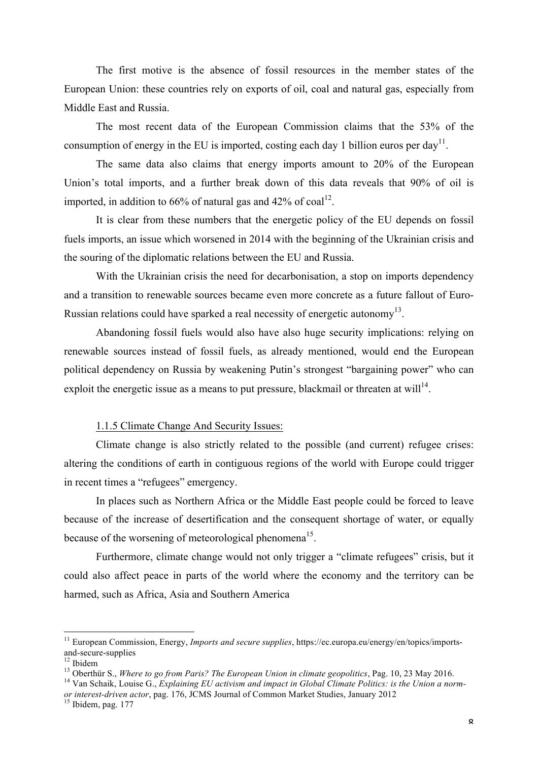The first motive is the absence of fossil resources in the member states of the European Union: these countries rely on exports of oil, coal and natural gas, especially from Middle East and Russia.

The most recent data of the European Commission claims that the 53% of the consumption of energy in the EU is imported, costing each day 1 billion euros per day[11].

The same data also claims that energy imports amount to 20% of the European Union's total imports, and a further break down of this data reveals that 90% of oil is imported, in addition to 66% of natural gas and 42% of coal[12].

It is clear from these numbers that the energetic policy of the EU depends on fossil fuels imports, an issue which worsened in 2014 with the beginning of the Ukrainian crisis and the souring of the diplomatic relations between the EU and Russia.

With the Ukrainian crisis the need for decarbonisation, a stop on imports dependency and a transition to renewable sources became even more concrete as a future fallout of Euro-Russian relations could have sparked a real necessity of energetic autonomy[13].

Abandoning fossil fuels would also have also huge security implications: relying on renewable sources instead of fossil fuels, as already mentioned, would end the European political dependency on Russia by weakening Putin's strongest "bargaining power" who can exploit the energetic issue as a means to put pressure, blackmail or threaten at will[14].

#### 1.1.5 Climate Change And Security Issues:

Climate change is also strictly related to the possible (and current) refugee crises: altering the conditions of earth in contiguous regions of the world with Europe could trigger in recent times a "refugees" emergency.

In places such as Northern Africa or the Middle East people could be forced to leave because of the increase of desertification and the consequent shortage of water, or equally because of the worsening of meteorological phenomena[15].

Furthermore, climate change would not only trigger a "climate refugees" crisis, but it could also affect peace in parts of the world where the economy and the territory can be harmed, such as Africa, Asia and Southern America

---

[11] European Commission, Energy, *Imports and secure supplies*, https://ec.europa.eu/energy/en/topics/imports-and-secure-supplies

[12] Ibidem

[13] Oberthür S., *Where to go from Paris? The European Union in climate geopolitics*, Pag. 10, 23 May 2016.

[14] Van Schaik, Louise G., *Explaining EU activism and impact in Global Climate Politics: is the Union a norm- or interest-driven actor*, pag. 176, JCMS Journal of Common Market Studies, January 2012

[15] Ibidem, pag. 177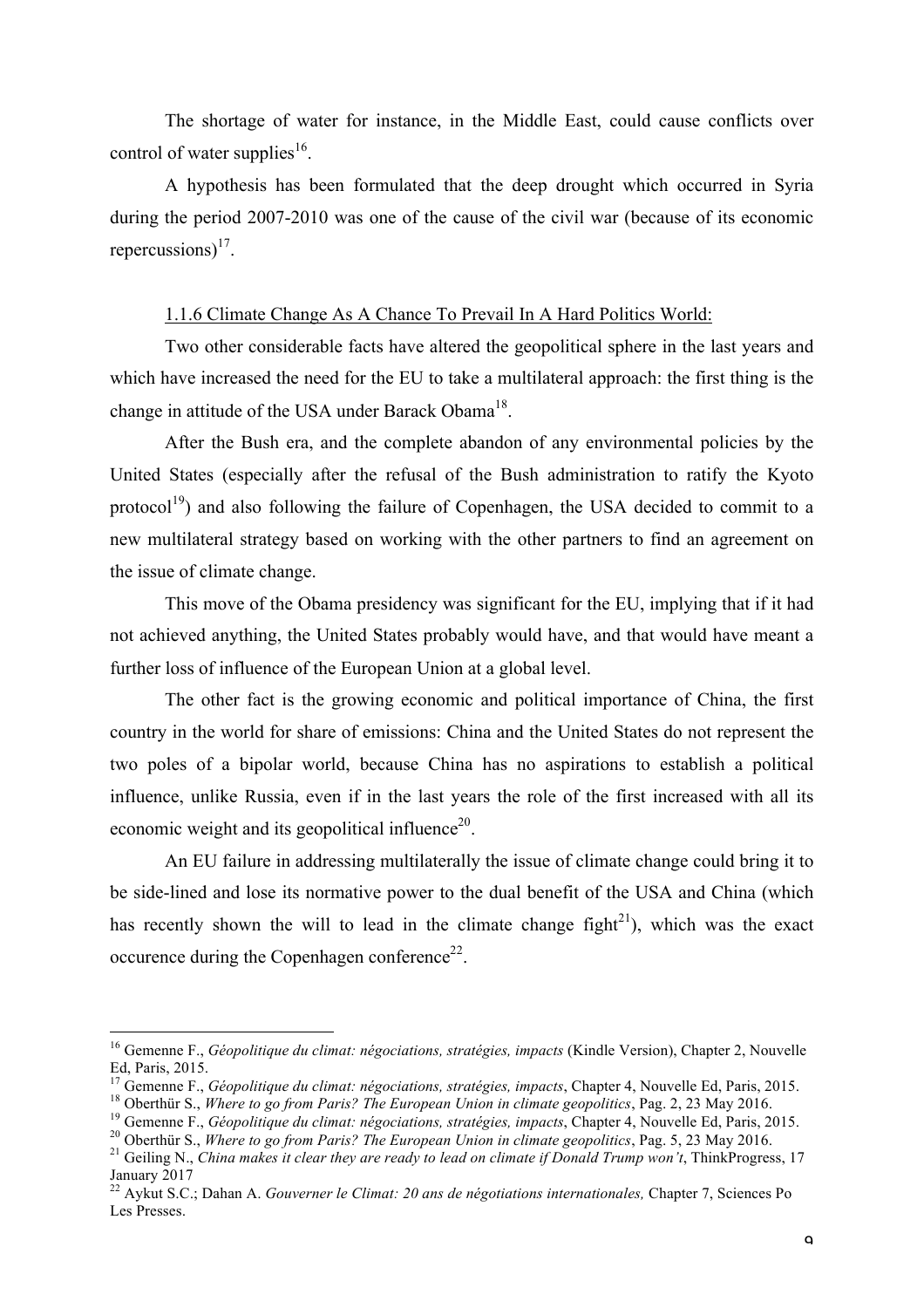The shortage of water for instance, in the Middle East, could cause conflicts over control of water supplies[16].

A hypothesis has been formulated that the deep drought which occurred in Syria during the period 2007-2010 was one of the cause of the civil war (because of its economic repercussions)[17].

### 1.1.6 Climate Change As A Chance To Prevail In A Hard Politics World:

Two other considerable facts have altered the geopolitical sphere in the last years and which have increased the need for the EU to take a multilateral approach: the first thing is the change in attitude of the USA under Barack Obama[18].

After the Bush era, and the complete abandon of any environmental policies by the United States (especially after the refusal of the Bush administration to ratify the Kyoto protocol[19]) and also following the failure of Copenhagen, the USA decided to commit to a new multilateral strategy based on working with the other partners to find an agreement on the issue of climate change.

This move of the Obama presidency was significant for the EU, implying that if it had not achieved anything, the United States probably would have, and that would have meant a further loss of influence of the European Union at a global level.

The other fact is the growing economic and political importance of China, the first country in the world for share of emissions: China and the United States do not represent the two poles of a bipolar world, because China has no aspirations to establish a political influence, unlike Russia, even if in the last years the role of the first increased with all its economic weight and its geopolitical influence[20].

An EU failure in addressing multilaterally the issue of climate change could bring it to be side-lined and lose its normative power to the dual benefit of the USA and China (which has recently shown the will to lead in the climate change fight[21]), which was the exact occurence during the Copenhagen conference[22].

---

[16] Gemenne F., *Géopolitique du climat: négociations, stratégies, impacts* (Kindle Version), Chapter 2, Nouvelle Ed, Paris, 2015.

[17] Gemenne F., *Géopolitique du climat: négociations, stratégies, impacts*, Chapter 4, Nouvelle Ed, Paris, 2015.

[18] Oberthür S., *Where to go from Paris? The European Union in climate geopolitics*, Pag. 2, 23 May 2016.

[19] Gemenne F., *Géopolitique du climat: négociations, stratégies, impacts*, Chapter 4, Nouvelle Ed, Paris, 2015.

[20] Oberthür S., *Where to go from Paris? The European Union in climate geopolitics*, Pag. 5, 23 May 2016.

[21] Geiling N., *China makes it clear they are ready to lead on climate if Donald Trump won't*, ThinkProgress, 17 January 2017

[22] Aykut S.C.; Dahan A. *Gouverner le Climat: 20 ans de négotiations internationales,* Chapter 7, Sciences Po Les Presses.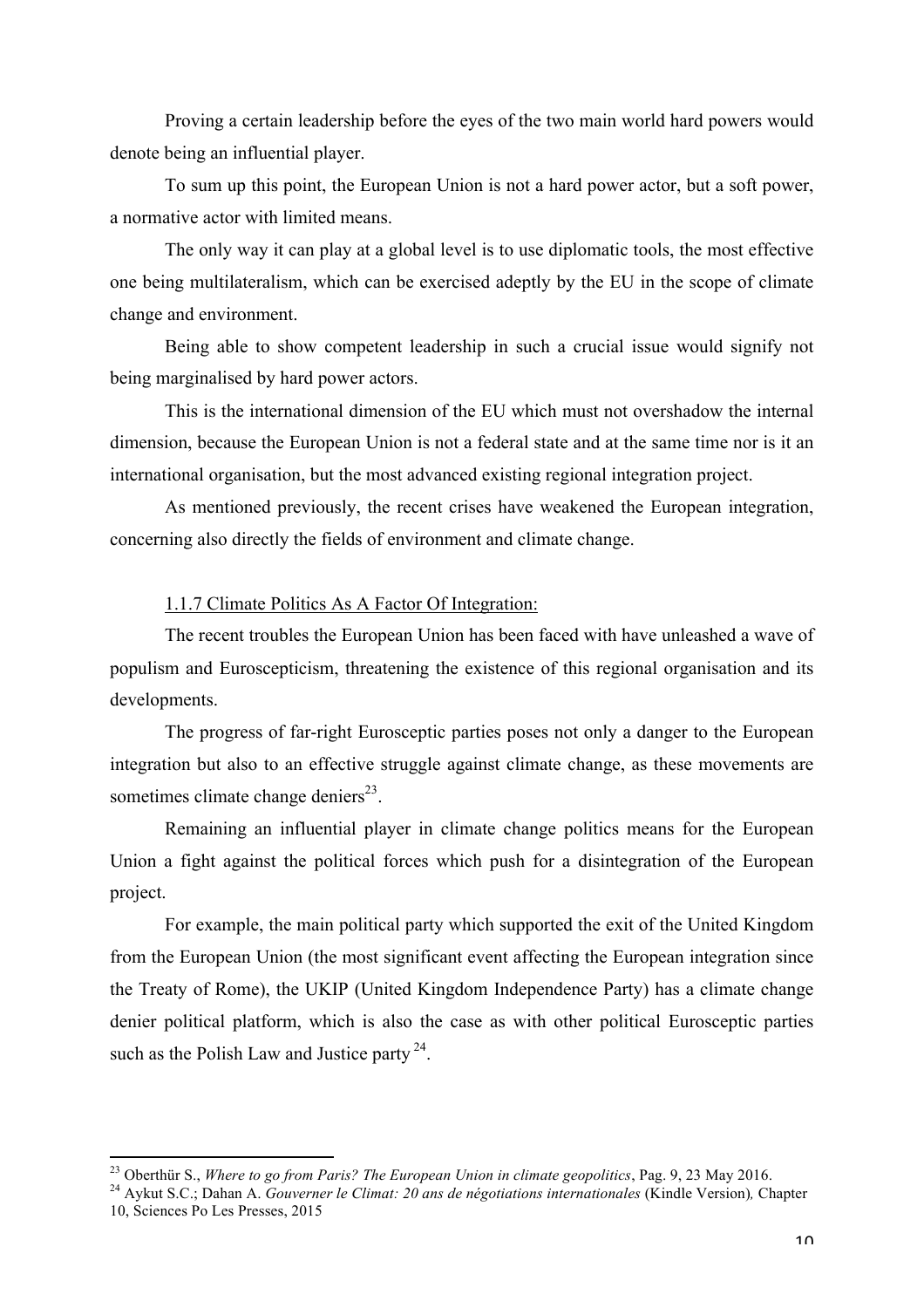Proving a certain leadership before the eyes of the two main world hard powers would denote being an influential player.

To sum up this point, the European Union is not a hard power actor, but a soft power, a normative actor with limited means.

The only way it can play at a global level is to use diplomatic tools, the most effective one being multilateralism, which can be exercised adeptly by the EU in the scope of climate change and environment.

Being able to show competent leadership in such a crucial issue would signify not being marginalised by hard power actors.

This is the international dimension of the EU which must not overshadow the internal dimension, because the European Union is not a federal state and at the same time nor is it an international organisation, but the most advanced existing regional integration project.

As mentioned previously, the recent crises have weakened the European integration, concerning also directly the fields of environment and climate change.

### 1.1.7 Climate Politics As A Factor Of Integration:

The recent troubles the European Union has been faced with have unleashed a wave of populism and Euroscepticism, threatening the existence of this regional organisation and its developments.

The progress of far-right Eurosceptic parties poses not only a danger to the European integration but also to an effective struggle against climate change, as these movements are sometimes climate change deniers[23].

Remaining an influential player in climate change politics means for the European Union a fight against the political forces which push for a disintegration of the European project.

For example, the main political party which supported the exit of the United Kingdom from the European Union (the most significant event affecting the European integration since the Treaty of Rome), the UKIP (United Kingdom Independence Party) has a climate change denier political platform, which is also the case as with other political Eurosceptic parties such as the Polish Law and Justice party [24].

---

[23] Oberthür S., *Where to go from Paris? The European Union in climate geopolitics*, Pag. 9, 23 May 2016.

[24] Aykut S.C.; Dahan A. *Gouverner le Climat: 20 ans de négotiations internationales* (Kindle Version)*,* Chapter 10, Sciences Po Les Presses, 2015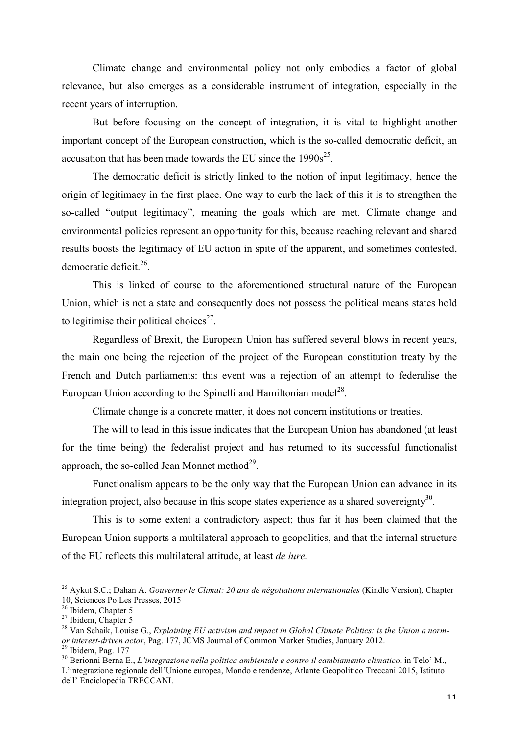Climate change and environmental policy not only embodies a factor of global relevance, but also emerges as a considerable instrument of integration, especially in the recent years of interruption.

But before focusing on the concept of integration, it is vital to highlight another important concept of the European construction, which is the so-called democratic deficit, an accusation that has been made towards the EU since the 1990s[25].

The democratic deficit is strictly linked to the notion of input legitimacy, hence the origin of legitimacy in the first place. One way to curb the lack of this it is to strengthen the so-called "output legitimacy", meaning the goals which are met. Climate change and environmental policies represent an opportunity for this, because reaching relevant and shared results boosts the legitimacy of EU action in spite of the apparent, and sometimes contested, democratic deficit.[26].

This is linked of course to the aforementioned structural nature of the European Union, which is not a state and consequently does not possess the political means states hold to legitimise their political choices[27].

Regardless of Brexit, the European Union has suffered several blows in recent years, the main one being the rejection of the project of the European constitution treaty by the French and Dutch parliaments: this event was a rejection of an attempt to federalise the European Union according to the Spinelli and Hamiltonian model[28].

Climate change is a concrete matter, it does not concern institutions or treaties.

The will to lead in this issue indicates that the European Union has abandoned (at least for the time being) the federalist project and has returned to its successful functionalist approach, the so-called Jean Monnet method[29].

Functionalism appears to be the only way that the European Union can advance in its integration project, also because in this scope states experience as a shared sovereignty[30].

This is to some extent a contradictory aspect; thus far it has been claimed that the European Union supports a multilateral approach to geopolitics, and that the internal structure of the EU reflects this multilateral attitude, at least *de iure.*

---

[25] Aykut S.C.; Dahan A. *Gouverner le Climat: 20 ans de négotiations internationales* (Kindle Version)*,* Chapter 10, Sciences Po Les Presses, 2015

[26] Ibidem, Chapter 5

[27] Ibidem, Chapter 5

[28] Van Schaik, Louise G., *Explaining EU activism and impact in Global Climate Politics: is the Union a norm- or interest-driven actor*, Pag. 177, JCMS Journal of Common Market Studies, January 2012.

[29] Ibidem, Pag. 177

[30] Berionni Berna E., *L'integrazione nella politica ambientale e contro il cambiamento climatico*, in Telo' M., L'integrazione regionale dell'Unione europea, Mondo e tendenze, Atlante Geopolitico Treccani 2015, Istituto dell' Enciclopedia TRECCANI.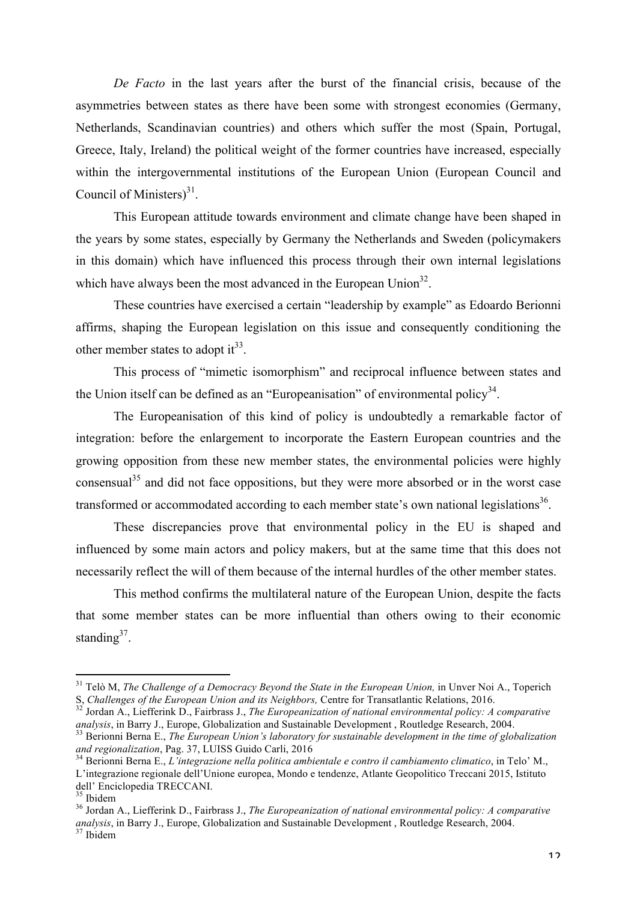*De Facto* in the last years after the burst of the financial crisis, because of the asymmetries between states as there have been some with strongest economies (Germany, Netherlands, Scandinavian countries) and others which suffer the most (Spain, Portugal, Greece, Italy, Ireland) the political weight of the former countries have increased, especially within the intergovernmental institutions of the European Union (European Council and Council of Ministers)[31].

This European attitude towards environment and climate change have been shaped in the years by some states, especially by Germany the Netherlands and Sweden (policymakers in this domain) which have influenced this process through their own internal legislations which have always been the most advanced in the European Union[32].

These countries have exercised a certain "leadership by example" as Edoardo Berionni affirms, shaping the European legislation on this issue and consequently conditioning the other member states to adopt it[33].

This process of "mimetic isomorphism" and reciprocal influence between states and the Union itself can be defined as an "Europeanisation" of environmental policy[34].

The Europeanisation of this kind of policy is undoubtedly a remarkable factor of integration: before the enlargement to incorporate the Eastern European countries and the growing opposition from these new member states, the environmental policies were highly consensual[35] and did not face oppositions, but they were more absorbed or in the worst case transformed or accommodated according to each member state's own national legislations[36].

These discrepancies prove that environmental policy in the EU is shaped and influenced by some main actors and policy makers, but at the same time that this does not necessarily reflect the will of them because of the internal hurdles of the other member states.

This method confirms the multilateral nature of the European Union, despite the facts that some member states can be more influential than others owing to their economic standing[37].

---

[31] Telò M, *The Challenge of a Democracy Beyond the State in the European Union,* in Unver Noi A., Toperich S, *Challenges of the European Union and its Neighbors,* Centre for Transatlantic Relations, 2016.

[32] Jordan A., Liefferink D., Fairbrass J., *The Europeanization of national environmental policy: A comparative analysis*, in Barry J., Europe, Globalization and Sustainable Development , Routledge Research, 2004.

[33] Berionni Berna E., *The European Union's laboratory for sustainable development in the time of globalization and regionalization*, Pag. 37, LUISS Guido Carli, 2016

[34] Berionni Berna E., *L'integrazione nella politica ambientale e contro il cambiamento climatico*, in Telo' M., L'integrazione regionale dell'Unione europea, Mondo e tendenze, Atlante Geopolitico Treccani 2015, Istituto dell' Enciclopedia TRECCANI.

[35] Ibidem

[36] Jordan A., Liefferink D., Fairbrass J., *The Europeanization of national environmental policy: A comparative analysis*, in Barry J., Europe, Globalization and Sustainable Development , Routledge Research, 2004.

[37] Ibidem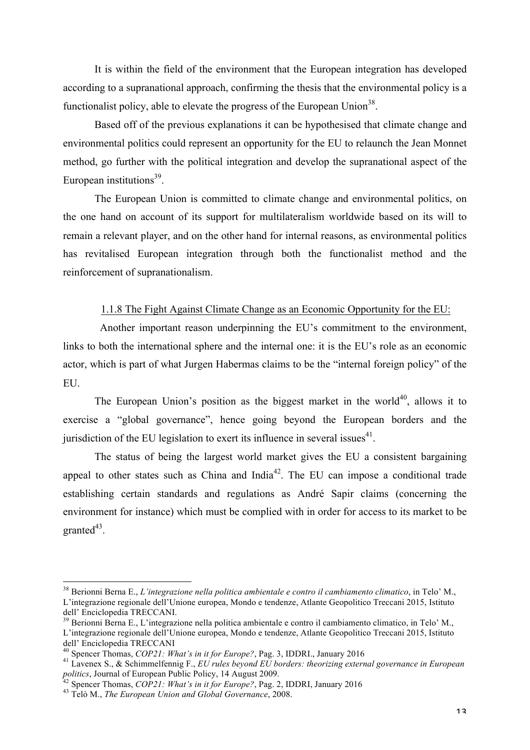It is within the field of the environment that the European integration has developed according to a supranational approach, confirming the thesis that the environmental policy is a functionalist policy, able to elevate the progress of the European Union[38].

Based off of the previous explanations it can be hypothesised that climate change and environmental politics could represent an opportunity for the EU to relaunch the Jean Monnet method, go further with the political integration and develop the supranational aspect of the European institutions[39].

The European Union is committed to climate change and environmental politics, on the one hand on account of its support for multilateralism worldwide based on its will to remain a relevant player, and on the other hand for internal reasons, as environmental politics has revitalised European integration through both the functionalist method and the reinforcement of supranationalism.

### 1.1.8 The Fight Against Climate Change as an Economic Opportunity for the EU:

Another important reason underpinning the EU's commitment to the environment, links to both the international sphere and the internal one: it is the EU's role as an economic actor, which is part of what Jurgen Habermas claims to be the "internal foreign policy" of the EU.

The European Union's position as the biggest market in the world[40], allows it to exercise a "global governance", hence going beyond the European borders and the jurisdiction of the EU legislation to exert its influence in several issues[41].

The status of being the largest world market gives the EU a consistent bargaining appeal to other states such as China and India[42]. The EU can impose a conditional trade establishing certain standards and regulations as André Sapir claims (concerning the environment for instance) which must be complied with in order for access to its market to be granted[43].

---

[38] Berionni Berna E., *L'integrazione nella politica ambientale e contro il cambiamento climatico*, in Telo' M., L'integrazione regionale dell'Unione europea, Mondo e tendenze, Atlante Geopolitico Treccani 2015, Istituto dell' Enciclopedia TRECCANI.

[39] Berionni Berna E., L'integrazione nella politica ambientale e contro il cambiamento climatico, in Telo' M., L'integrazione regionale dell'Unione europea, Mondo e tendenze, Atlante Geopolitico Treccani 2015, Istituto dell' Enciclopedia TRECCANI

[40] Spencer Thomas, *COP21: What's in it for Europe?*, Pag. 3, IDDRI., January 2016

[41] Lavenex S., & Schimmelfennig F., *EU rules beyond EU borders: theorizing external governance in European politics*, Journal of European Public Policy, 14 August 2009.

[42] Spencer Thomas, *COP21: What's in it for Europe?*, Pag. 2, IDDRI, January 2016

[43] Telò M., *The European Union and Global Governance*, 2008.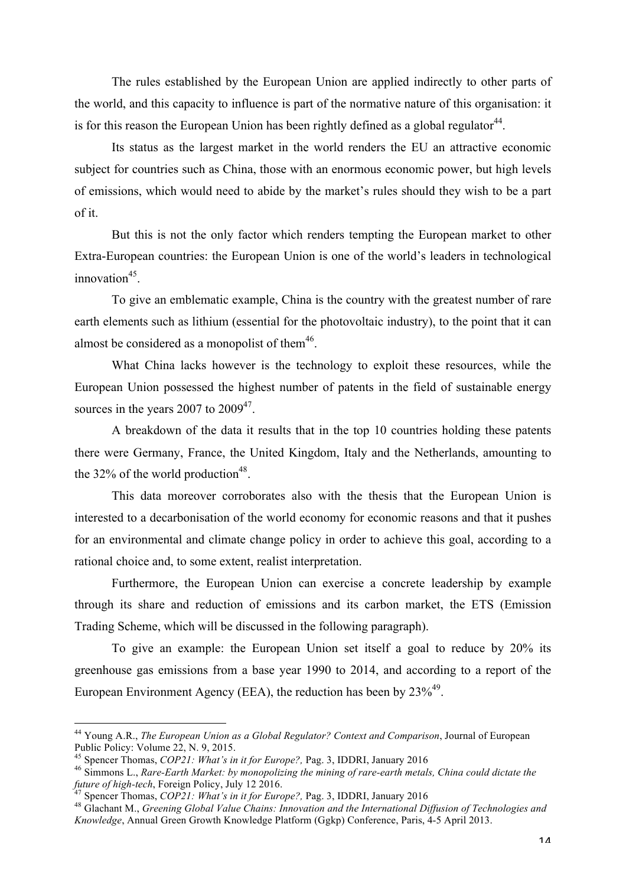The rules established by the European Union are applied indirectly to other parts of the world, and this capacity to influence is part of the normative nature of this organisation: it is for this reason the European Union has been rightly defined as a global regulator[44].

Its status as the largest market in the world renders the EU an attractive economic subject for countries such as China, those with an enormous economic power, but high levels of emissions, which would need to abide by the market's rules should they wish to be a part of it.

But this is not the only factor which renders tempting the European market to other Extra-European countries: the European Union is one of the world's leaders in technological innovation[45].

To give an emblematic example, China is the country with the greatest number of rare earth elements such as lithium (essential for the photovoltaic industry), to the point that it can almost be considered as a monopolist of them[46].

What China lacks however is the technology to exploit these resources, while the European Union possessed the highest number of patents in the field of sustainable energy sources in the years 2007 to 2009[47].

A breakdown of the data it results that in the top 10 countries holding these patents there were Germany, France, the United Kingdom, Italy and the Netherlands, amounting to the 32% of the world production[48].

This data moreover corroborates also with the thesis that the European Union is interested to a decarbonisation of the world economy for economic reasons and that it pushes for an environmental and climate change policy in order to achieve this goal, according to a rational choice and, to some extent, realist interpretation.

Furthermore, the European Union can exercise a concrete leadership by example through its share and reduction of emissions and its carbon market, the ETS (Emission Trading Scheme, which will be discussed in the following paragraph).

To give an example: the European Union set itself a goal to reduce by 20% its greenhouse gas emissions from a base year 1990 to 2014, and according to a report of the European Environment Agency (EEA), the reduction has been by 23%[49].

---

[44] Young A.R., *The European Union as a Global Regulator? Context and Comparison*, Journal of European Public Policy: Volume 22, N. 9, 2015.

[45] Spencer Thomas, *COP21: What's in it for Europe?,* Pag. 3, IDDRI, January 2016

[46] Simmons L., *Rare-Earth Market: by monopolizing the mining of rare-earth metals, China could dictate the future of high-tech*, Foreign Policy, July 12 2016.

[47] Spencer Thomas, *COP21: What's in it for Europe?,* Pag. 3, IDDRI, January 2016

[48] Glachant M., *Greening Global Value Chains: Innovation and the International Diffusion of Technologies and Knowledge*, Annual Green Growth Knowledge Platform (Ggkp) Conference, Paris, 4-5 April 2013.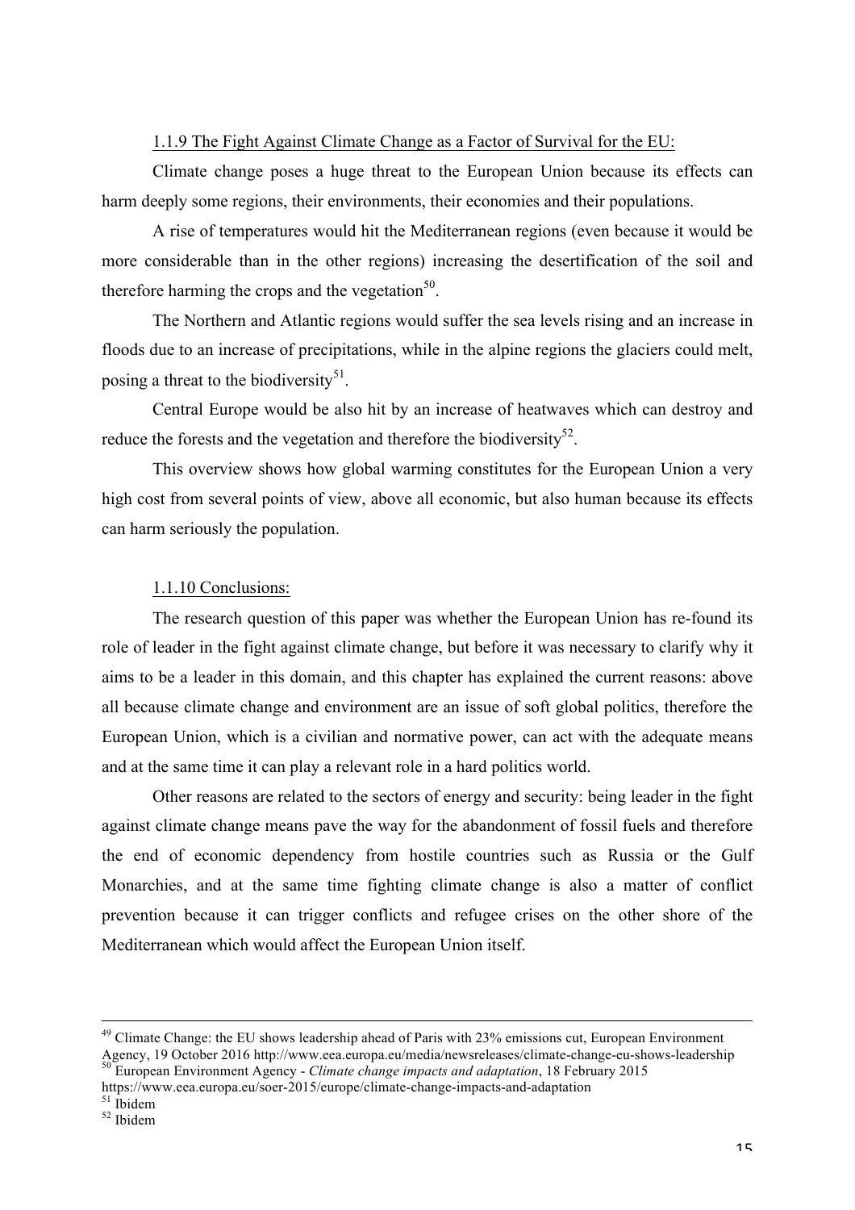#### 1.1.9 The Fight Against Climate Change as a Factor of Survival for the EU:

Climate change poses a huge threat to the European Union because its effects can harm deeply some regions, their environments, their economies and their populations.

A rise of temperatures would hit the Mediterranean regions (even because it would be more considerable than in the other regions) increasing the desertification of the soil and therefore harming the crops and the vegetation[50].

The Northern and Atlantic regions would suffer the sea levels rising and an increase in floods due to an increase of precipitations, while in the alpine regions the glaciers could melt, posing a threat to the biodiversity[51].

Central Europe would be also hit by an increase of heatwaves which can destroy and reduce the forests and the vegetation and therefore the biodiversity[52].

This overview shows how global warming constitutes for the European Union a very high cost from several points of view, above all economic, but also human because its effects can harm seriously the population.

#### 1.1.10 Conclusions:

The research question of this paper was whether the European Union has re-found its role of leader in the fight against climate change, but before it was necessary to clarify why it aims to be a leader in this domain, and this chapter has explained the current reasons: above all because climate change and environment are an issue of soft global politics, therefore the European Union, which is a civilian and normative power, can act with the adequate means and at the same time it can play a relevant role in a hard politics world.

Other reasons are related to the sectors of energy and security: being leader in the fight against climate change means pave the way for the abandonment of fossil fuels and therefore the end of economic dependency from hostile countries such as Russia or the Gulf Monarchies, and at the same time fighting climate change is also a matter of conflict prevention because it can trigger conflicts and refugee crises on the other shore of the Mediterranean which would affect the European Union itself.

---

[49] Climate Change: the EU shows leadership ahead of Paris with 23% emissions cut, European Environment Agency, 19 October 2016 http://www.eea.europa.eu/media/newsreleases/climate-change-eu-shows-leadership

[50] European Environment Agency - *Climate change impacts and adaptation*, 18 February 2015 https://www.eea.europa.eu/soer-2015/europe/climate-change-impacts-and-adaptation

[51] Ibidem

[52] Ibidem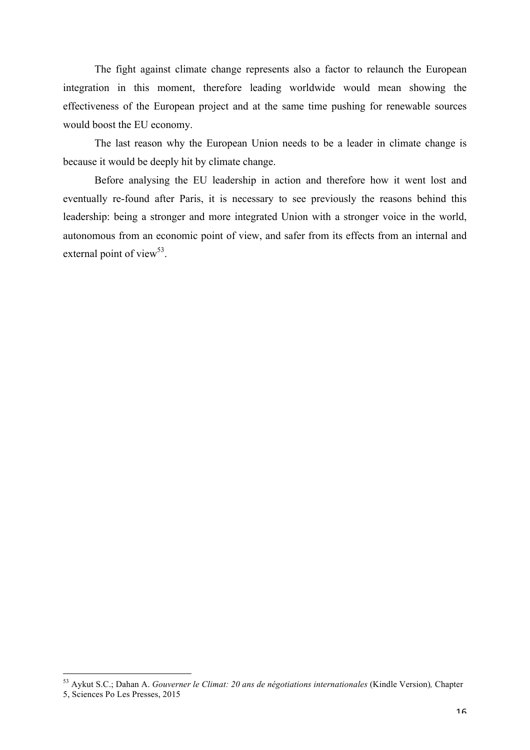The fight against climate change represents also a factor to relaunch the European integration in this moment, therefore leading worldwide would mean showing the effectiveness of the European project and at the same time pushing for renewable sources would boost the EU economy.

The last reason why the European Union needs to be a leader in climate change is because it would be deeply hit by climate change.

Before analysing the EU leadership in action and therefore how it went lost and eventually re-found after Paris, it is necessary to see previously the reasons behind this leadership: being a stronger and more integrated Union with a stronger voice in the world, autonomous from an economic point of view, and safer from its effects from an internal and external point of view[53].

---

[53] Aykut S.C.; Dahan A. *Gouverner le Climat: 20 ans de négotiations internationales* (Kindle Version), Chapter 5, Sciences Po Les Presses, 2015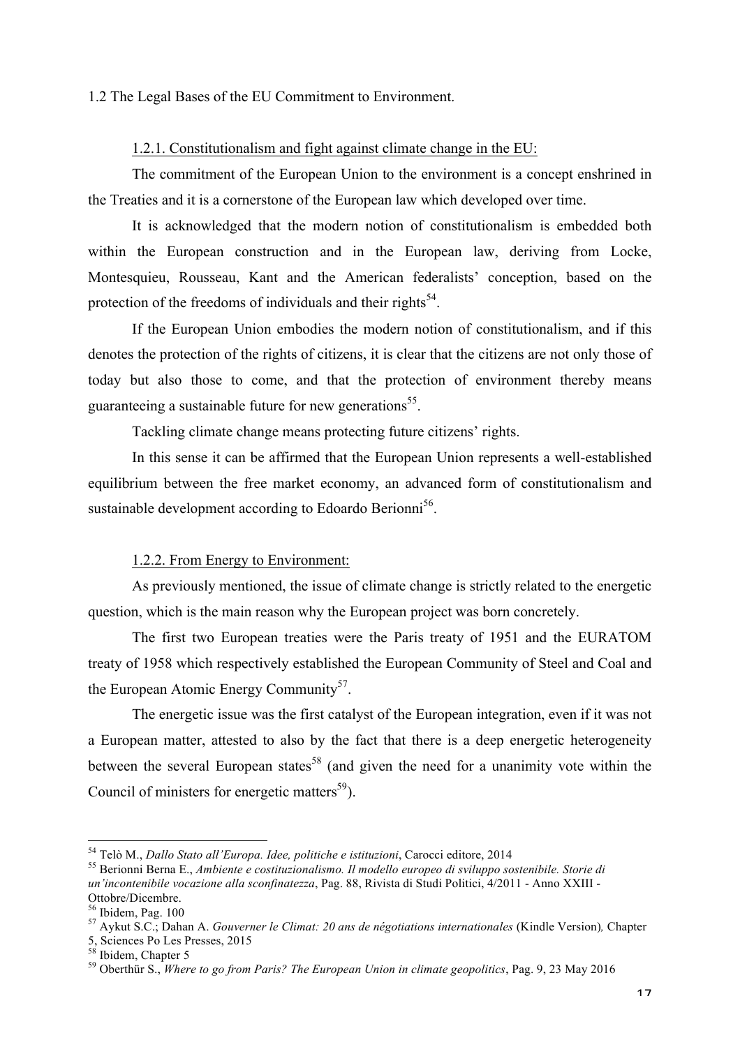## 1.2 The Legal Bases of the EU Commitment to Environment.

### 1.2.1. Constitutionalism and fight against climate change in the EU:

The commitment of the European Union to the environment is a concept enshrined in the Treaties and it is a cornerstone of the European law which developed over time.

It is acknowledged that the modern notion of constitutionalism is embedded both within the European construction and in the European law, deriving from Locke, Montesquieu, Rousseau, Kant and the American federalists' conception, based on the protection of the freedoms of individuals and their rights[54].

If the European Union embodies the modern notion of constitutionalism, and if this denotes the protection of the rights of citizens, it is clear that the citizens are not only those of today but also those to come, and that the protection of environment thereby means guaranteeing a sustainable future for new generations[55].

Tackling climate change means protecting future citizens' rights.

In this sense it can be affirmed that the European Union represents a well-established equilibrium between the free market economy, an advanced form of constitutionalism and sustainable development according to Edoardo Berionni[56].

### 1.2.2. From Energy to Environment:

As previously mentioned, the issue of climate change is strictly related to the energetic question, which is the main reason why the European project was born concretely.

The first two European treaties were the Paris treaty of 1951 and the EURATOM treaty of 1958 which respectively established the European Community of Steel and Coal and the European Atomic Energy Community[57].

The energetic issue was the first catalyst of the European integration, even if it was not a European matter, attested to also by the fact that there is a deep energetic heterogeneity between the several European states[58] (and given the need for a unanimity vote within the Council of ministers for energetic matters[59]).

---

[54] Telò M., *Dallo Stato all'Europa. Idee, politiche e istituzioni*, Carocci editore, 2014

[55] Berionni Berna E., *Ambiente e costituzionalismo. Il modello europeo di sviluppo sostenibile. Storie di un'incontenibile vocazione alla sconfinatezza*, Pag. 88, Rivista di Studi Politici, 4/2011 - Anno XXIII - Ottobre/Dicembre.

[56] Ibidem, Pag. 100

[57] Aykut S.C.; Dahan A. *Gouverner le Climat: 20 ans de négotiations internationales* (Kindle Version)*,* Chapter 5, Sciences Po Les Presses, 2015

[58] Ibidem, Chapter 5

[59] Oberthür S., *Where to go from Paris? The European Union in climate geopolitics*, Pag. 9, 23 May 2016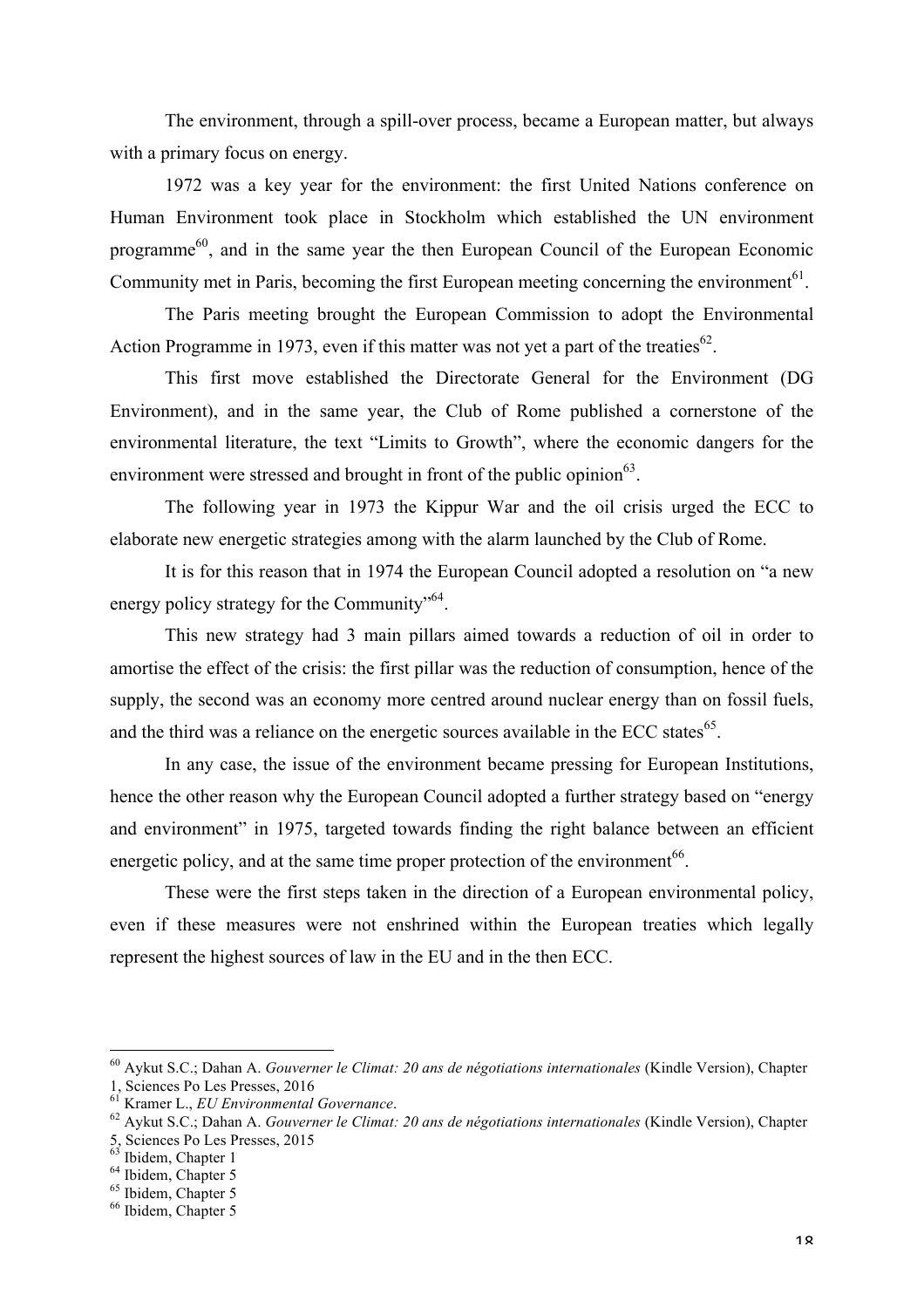The environment, through a spill-over process, became a European matter, but always with a primary focus on energy.

1972 was a key year for the environment: the first United Nations conference on Human Environment took place in Stockholm which established the UN environment programme[60], and in the same year the then European Council of the European Economic Community met in Paris, becoming the first European meeting concerning the environment[61].

The Paris meeting brought the European Commission to adopt the Environmental Action Programme in 1973, even if this matter was not yet a part of the treaties[62].

This first move established the Directorate General for the Environment (DG Environment), and in the same year, the Club of Rome published a cornerstone of the environmental literature, the text "Limits to Growth", where the economic dangers for the environment were stressed and brought in front of the public opinion[63].

The following year in 1973 the Kippur War and the oil crisis urged the ECC to elaborate new energetic strategies among with the alarm launched by the Club of Rome.

It is for this reason that in 1974 the European Council adopted a resolution on "a new energy policy strategy for the Community"[64].

This new strategy had 3 main pillars aimed towards a reduction of oil in order to amortise the effect of the crisis: the first pillar was the reduction of consumption, hence of the supply, the second was an economy more centred around nuclear energy than on fossil fuels, and the third was a reliance on the energetic sources available in the ECC states[65].

In any case, the issue of the environment became pressing for European Institutions, hence the other reason why the European Council adopted a further strategy based on "energy and environment" in 1975, targeted towards finding the right balance between an efficient energetic policy, and at the same time proper protection of the environment[66].

These were the first steps taken in the direction of a European environmental policy, even if these measures were not enshrined within the European treaties which legally represent the highest sources of law in the EU and in the then ECC.

---

[60] Aykut S.C.; Dahan A. *Gouverner le Climat: 20 ans de négotiations internationales* (Kindle Version), Chapter 1, Sciences Po Les Presses, 2016

[61] Kramer L., *EU Environmental Governance*.

[62] Aykut S.C.; Dahan A. *Gouverner le Climat: 20 ans de négotiations internationales* (Kindle Version), Chapter 5, Sciences Po Les Presses, 2015

[63] Ibidem, Chapter 1

[64] Ibidem, Chapter 5

[65] Ibidem, Chapter 5

[66] Ibidem, Chapter 5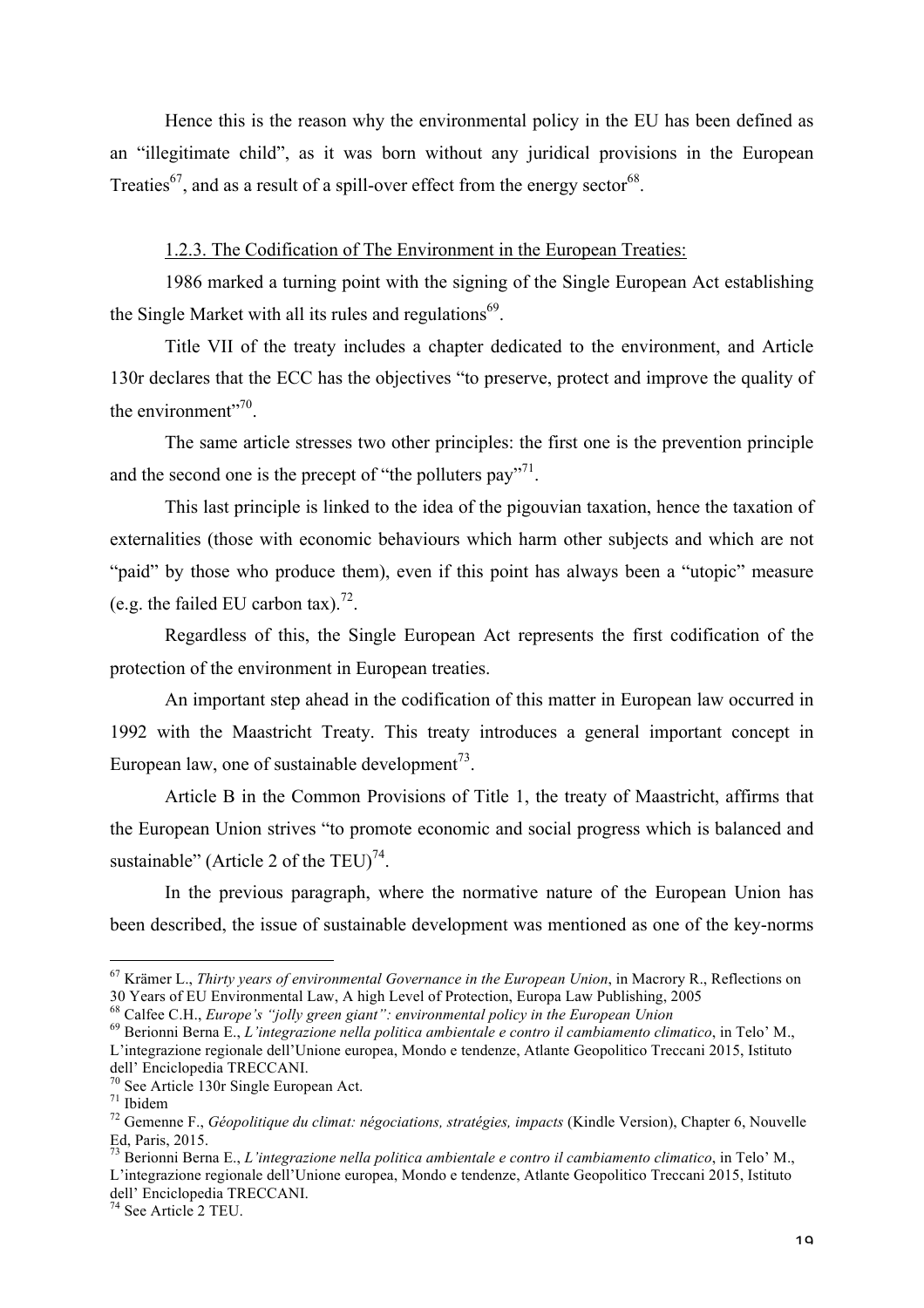Hence this is the reason why the environmental policy in the EU has been defined as an "illegitimate child", as it was born without any juridical provisions in the European Treaties[67], and as a result of a spill-over effect from the energy sector[68].

### 1.2.3. The Codification of The Environment in the European Treaties:

1986 marked a turning point with the signing of the Single European Act establishing the Single Market with all its rules and regulations[69].

Title VII of the treaty includes a chapter dedicated to the environment, and Article 130r declares that the ECC has the objectives "to preserve, protect and improve the quality of the environment"[70].

The same article stresses two other principles: the first one is the prevention principle and the second one is the precept of "the polluters pay"[71].

This last principle is linked to the idea of the pigouvian taxation, hence the taxation of externalities (those with economic behaviours which harm other subjects and which are not "paid" by those who produce them), even if this point has always been a "utopic" measure (e.g. the failed EU carbon tax).[72].

Regardless of this, the Single European Act represents the first codification of the protection of the environment in European treaties.

An important step ahead in the codification of this matter in European law occurred in 1992 with the Maastricht Treaty. This treaty introduces a general important concept in European law, one of sustainable development[73].

Article B in the Common Provisions of Title 1, the treaty of Maastricht, affirms that the European Union strives "to promote economic and social progress which is balanced and sustainable" (Article 2 of the TEU)[74].

In the previous paragraph, where the normative nature of the European Union has been described, the issue of sustainable development was mentioned as one of the key-norms

---

[67] Krämer L., *Thirty years of environmental Governance in the European Union*, in Macrory R., Reflections on 30 Years of EU Environmental Law, A high Level of Protection, Europa Law Publishing, 2005

[68] Calfee C.H., *Europe's "jolly green giant": environmental policy in the European Union*

[69] Berionni Berna E., *L'integrazione nella politica ambientale e contro il cambiamento climatico*, in Telo' M., L'integrazione regionale dell'Unione europea, Mondo e tendenze, Atlante Geopolitico Treccani 2015, Istituto dell' Enciclopedia TRECCANI.

[70] See Article 130r Single European Act.

[71] Ibidem

[72] Gemenne F., *Géopolitique du climat: négociations, stratégies, impacts* (Kindle Version), Chapter 6, Nouvelle Ed, Paris, 2015.

[73] Berionni Berna E., *L'integrazione nella politica ambientale e contro il cambiamento climatico*, in Telo' M., L'integrazione regionale dell'Unione europea, Mondo e tendenze, Atlante Geopolitico Treccani 2015, Istituto dell' Enciclopedia TRECCANI.

[74] See Article 2 TEU.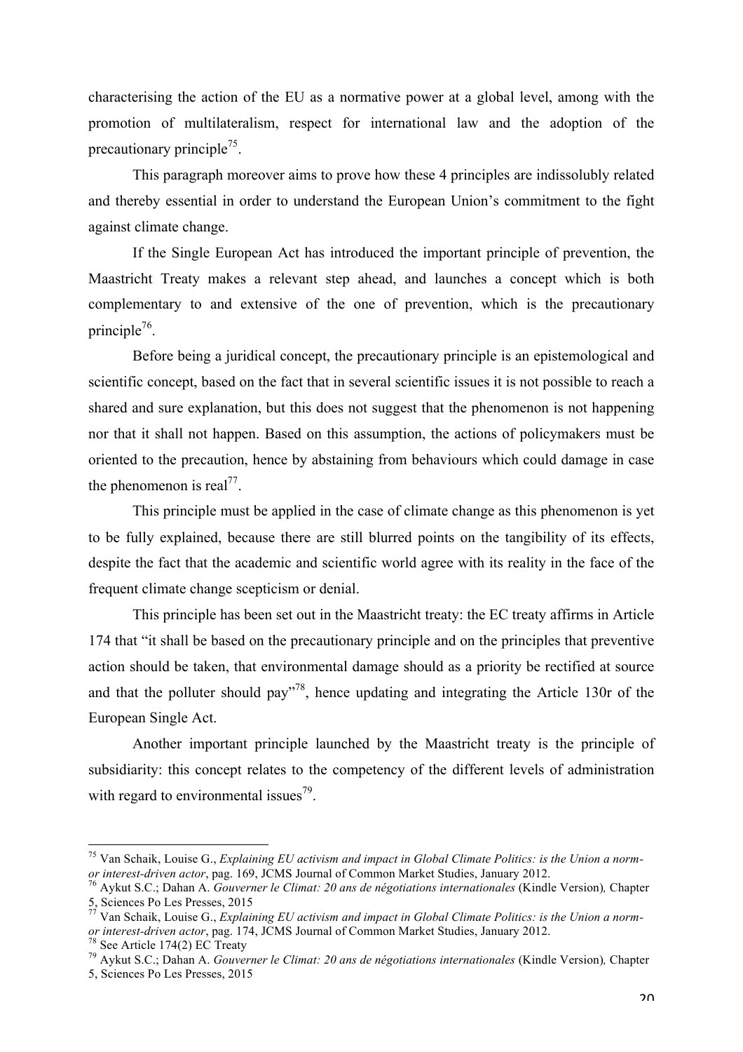characterising the action of the EU as a normative power at a global level, among with the promotion of multilateralism, respect for international law and the adoption of the precautionary principle[75].

This paragraph moreover aims to prove how these 4 principles are indissolubly related and thereby essential in order to understand the European Union's commitment to the fight against climate change.

If the Single European Act has introduced the important principle of prevention, the Maastricht Treaty makes a relevant step ahead, and launches a concept which is both complementary to and extensive of the one of prevention, which is the precautionary principle[76].

Before being a juridical concept, the precautionary principle is an epistemological and scientific concept, based on the fact that in several scientific issues it is not possible to reach a shared and sure explanation, but this does not suggest that the phenomenon is not happening nor that it shall not happen. Based on this assumption, the actions of policymakers must be oriented to the precaution, hence by abstaining from behaviours which could damage in case the phenomenon is real[77].

This principle must be applied in the case of climate change as this phenomenon is yet to be fully explained, because there are still blurred points on the tangibility of its effects, despite the fact that the academic and scientific world agree with its reality in the face of the frequent climate change scepticism or denial.

This principle has been set out in the Maastricht treaty: the EC treaty affirms in Article 174 that "it shall be based on the precautionary principle and on the principles that preventive action should be taken, that environmental damage should as a priority be rectified at source and that the polluter should pay"[78], hence updating and integrating the Article 130r of the European Single Act.

Another important principle launched by the Maastricht treaty is the principle of subsidiarity: this concept relates to the competency of the different levels of administration with regard to environmental issues[79].

---

[75] Van Schaik, Louise G., *Explaining EU activism and impact in Global Climate Politics: is the Union a norm- or interest-driven actor*, pag. 169, JCMS Journal of Common Market Studies, January 2012.

[76] Aykut S.C.; Dahan A. *Gouverner le Climat: 20 ans de négotiations internationales* (Kindle Version), Chapter 5, Sciences Po Les Presses, 2015

[77] Van Schaik, Louise G., *Explaining EU activism and impact in Global Climate Politics: is the Union a norm- or interest-driven actor*, pag. 174, JCMS Journal of Common Market Studies, January 2012.

[78] See Article 174(2) EC Treaty

[79] Aykut S.C.; Dahan A. *Gouverner le Climat: 20 ans de négotiations internationales* (Kindle Version), Chapter 5, Sciences Po Les Presses, 2015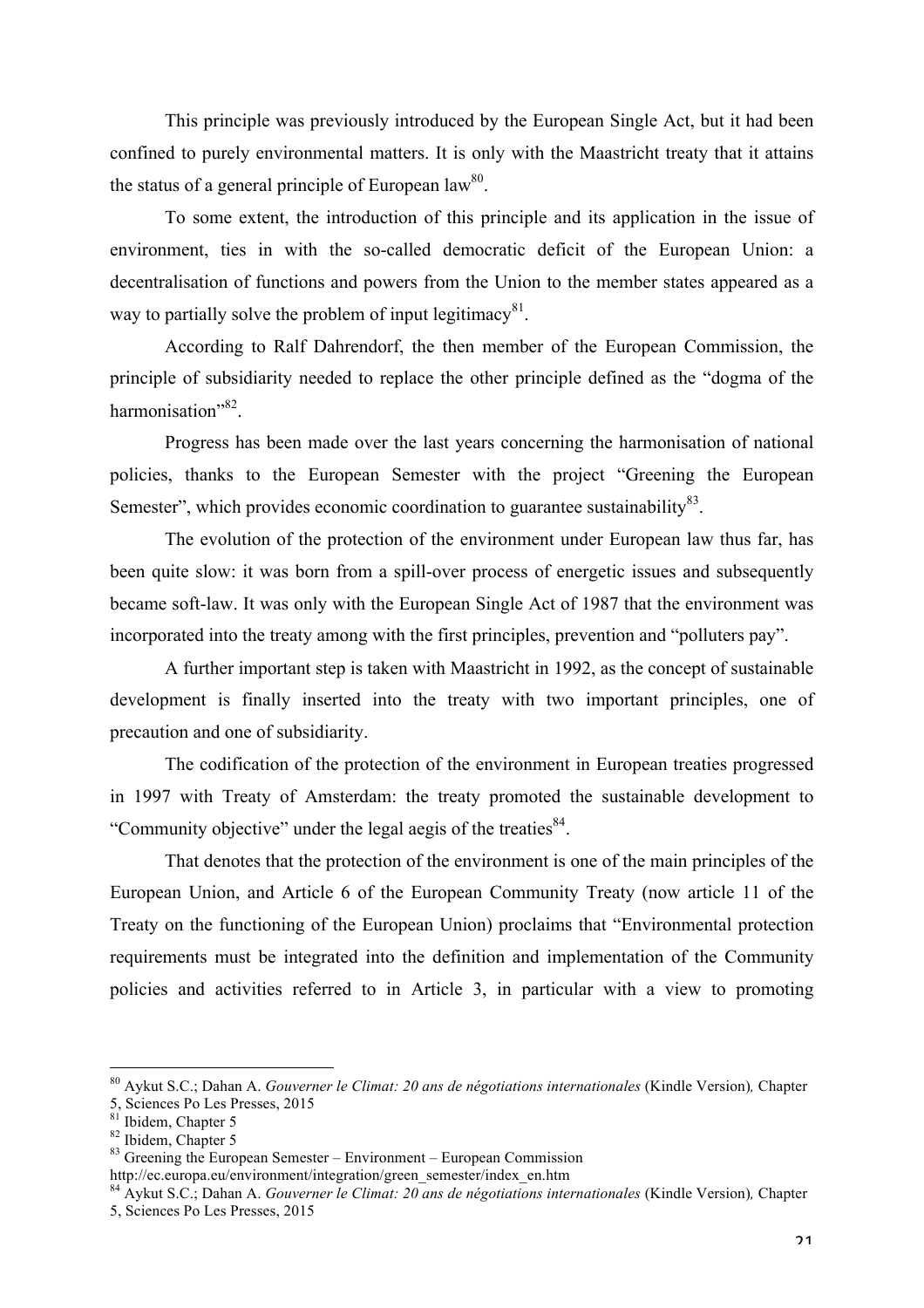This principle was previously introduced by the European Single Act, but it had been confined to purely environmental matters. It is only with the Maastricht treaty that it attains the status of a general principle of European law[80].

To some extent, the introduction of this principle and its application in the issue of environment, ties in with the so-called democratic deficit of the European Union: a decentralisation of functions and powers from the Union to the member states appeared as a way to partially solve the problem of input legitimacy[81].

According to Ralf Dahrendorf, the then member of the European Commission, the principle of subsidiarity needed to replace the other principle defined as the "dogma of the harmonisation"[82].

Progress has been made over the last years concerning the harmonisation of national policies, thanks to the European Semester with the project "Greening the European Semester", which provides economic coordination to guarantee sustainability[83].

The evolution of the protection of the environment under European law thus far, has been quite slow: it was born from a spill-over process of energetic issues and subsequently became soft-law. It was only with the European Single Act of 1987 that the environment was incorporated into the treaty among with the first principles, prevention and "polluters pay".

A further important step is taken with Maastricht in 1992, as the concept of sustainable development is finally inserted into the treaty with two important principles, one of precaution and one of subsidiarity.

The codification of the protection of the environment in European treaties progressed in 1997 with Treaty of Amsterdam: the treaty promoted the sustainable development to "Community objective" under the legal aegis of the treaties[84].

That denotes that the protection of the environment is one of the main principles of the European Union, and Article 6 of the European Community Treaty (now article 11 of the Treaty on the functioning of the European Union) proclaims that "Environmental protection requirements must be integrated into the definition and implementation of the Community policies and activities referred to in Article 3, in particular with a view to promoting

---

[80] Aykut S.C.; Dahan A. *Gouverner le Climat: 20 ans de négotiations internationales* (Kindle Version), Chapter 5, Sciences Po Les Presses, 2015

[81] Ibidem, Chapter 5

[82] Ibidem, Chapter 5

[83] Greening the European Semester – Environment – European Commission http://ec.europa.eu/environment/integration/green_semester/index_en.htm

[84] Aykut S.C.; Dahan A. *Gouverner le Climat: 20 ans de négotiations internationales* (Kindle Version), Chapter 5, Sciences Po Les Presses, 2015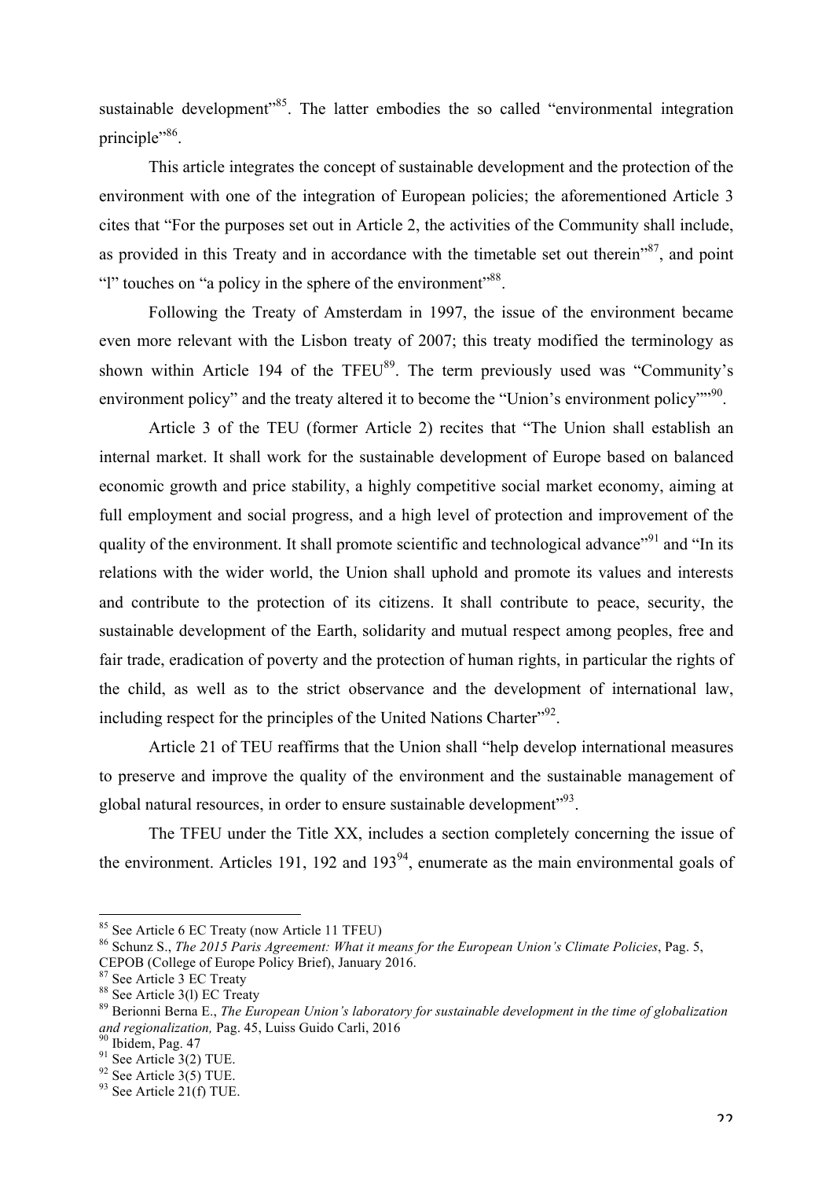sustainable development"[85]. The latter embodies the so called "environmental integration principle"[86].

This article integrates the concept of sustainable development and the protection of the environment with one of the integration of European policies; the aforementioned Article 3 cites that "For the purposes set out in Article 2, the activities of the Community shall include, as provided in this Treaty and in accordance with the timetable set out therein"[87], and point "l" touches on "a policy in the sphere of the environment"[88].

Following the Treaty of Amsterdam in 1997, the issue of the environment became even more relevant with the Lisbon treaty of 2007; this treaty modified the terminology as shown within Article 194 of the TFEU[89]. The term previously used was "Community's environment policy" and the treaty altered it to become the "Union's environment policy""[90].

Article 3 of the TEU (former Article 2) recites that "The Union shall establish an internal market. It shall work for the sustainable development of Europe based on balanced economic growth and price stability, a highly competitive social market economy, aiming at full employment and social progress, and a high level of protection and improvement of the quality of the environment. It shall promote scientific and technological advance"[91] and "In its relations with the wider world, the Union shall uphold and promote its values and interests and contribute to the protection of its citizens. It shall contribute to peace, security, the sustainable development of the Earth, solidarity and mutual respect among peoples, free and fair trade, eradication of poverty and the protection of human rights, in particular the rights of the child, as well as to the strict observance and the development of international law, including respect for the principles of the United Nations Charter"[92].

Article 21 of TEU reaffirms that the Union shall "help develop international measures to preserve and improve the quality of the environment and the sustainable management of global natural resources, in order to ensure sustainable development"[93].

The TFEU under the Title XX, includes a section completely concerning the issue of the environment. Articles 191, 192 and 193[94], enumerate as the main environmental goals of

---

[85] See Article 6 EC Treaty (now Article 11 TFEU)

[86] Schunz S., *The 2015 Paris Agreement: What it means for the European Union's Climate Policies*, Pag. 5, CEPOB (College of Europe Policy Brief), January 2016.

[87] See Article 3 EC Treaty

[88] See Article 3(l) EC Treaty

[89] Berionni Berna E., *The European Union's laboratory for sustainable development in the time of globalization and regionalization,* Pag. 45, Luiss Guido Carli, 2016

[90] Ibidem, Pag. 47

[91] See Article 3(2) TUE.

[92] See Article 3(5) TUE.

[93] See Article 21(f) TUE.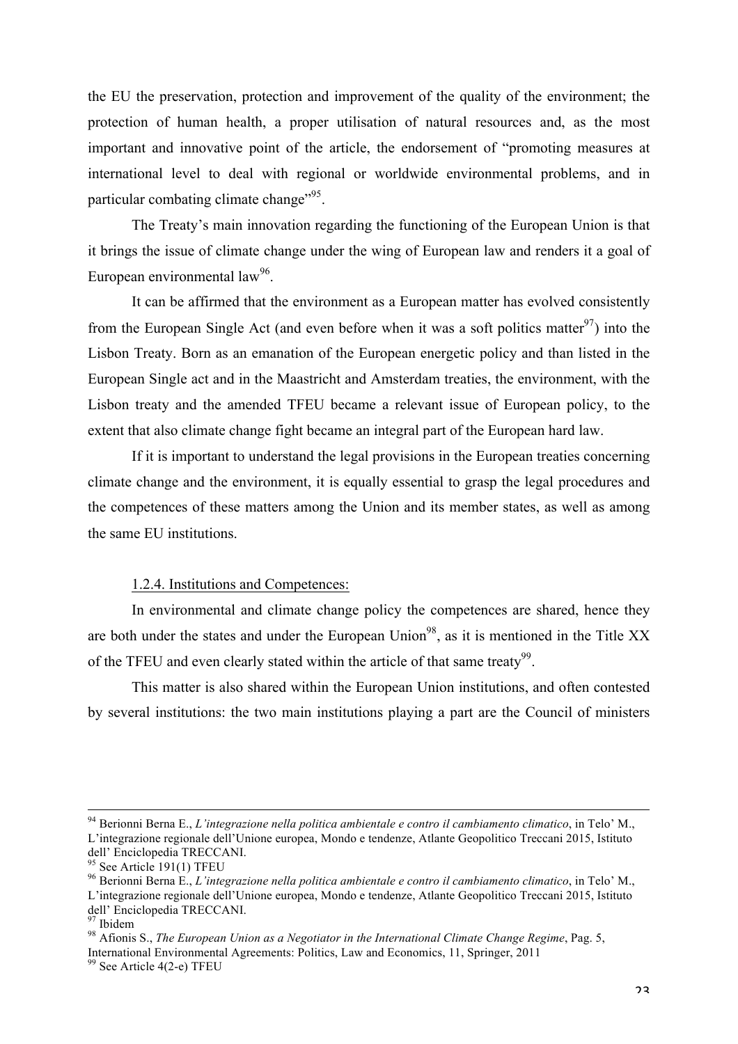the EU the preservation, protection and improvement of the quality of the environment; the protection of human health, a proper utilisation of natural resources and, as the most important and innovative point of the article, the endorsement of "promoting measures at international level to deal with regional or worldwide environmental problems, and in particular combating climate change"[95].

The Treaty's main innovation regarding the functioning of the European Union is that it brings the issue of climate change under the wing of European law and renders it a goal of European environmental law[96].

It can be affirmed that the environment as a European matter has evolved consistently from the European Single Act (and even before when it was a soft politics matter[97]) into the Lisbon Treaty. Born as an emanation of the European energetic policy and than listed in the European Single act and in the Maastricht and Amsterdam treaties, the environment, with the Lisbon treaty and the amended TFEU became a relevant issue of European policy, to the extent that also climate change fight became an integral part of the European hard law.

If it is important to understand the legal provisions in the European treaties concerning climate change and the environment, it is equally essential to grasp the legal procedures and the competences of these matters among the Union and its member states, as well as among the same EU institutions.

### 1.2.4. Institutions and Competences:

In environmental and climate change policy the competences are shared, hence they are both under the states and under the European Union[98], as it is mentioned in the Title XX of the TFEU and even clearly stated within the article of that same treaty[99].

This matter is also shared within the European Union institutions, and often contested by several institutions: the two main institutions playing a part are the Council of ministers

---

[94] Berionni Berna E., *L'integrazione nella politica ambientale e contro il cambiamento climatico*, in Telo' M., L'integrazione regionale dell'Unione europea, Mondo e tendenze, Atlante Geopolitico Treccani 2015, Istituto dell' Enciclopedia TRECCANI.

[95] See Article 191(1) TFEU

[96] Berionni Berna E., *L'integrazione nella politica ambientale e contro il cambiamento climatico*, in Telo' M., L'integrazione regionale dell'Unione europea, Mondo e tendenze, Atlante Geopolitico Treccani 2015, Istituto dell' Enciclopedia TRECCANI.

[97] Ibidem

[98] Afionis S., *The European Union as a Negotiator in the International Climate Change Regime*, Pag. 5, International Environmental Agreements: Politics, Law and Economics, 11, Springer, 2011

[99] See Article 4(2-e) TFEU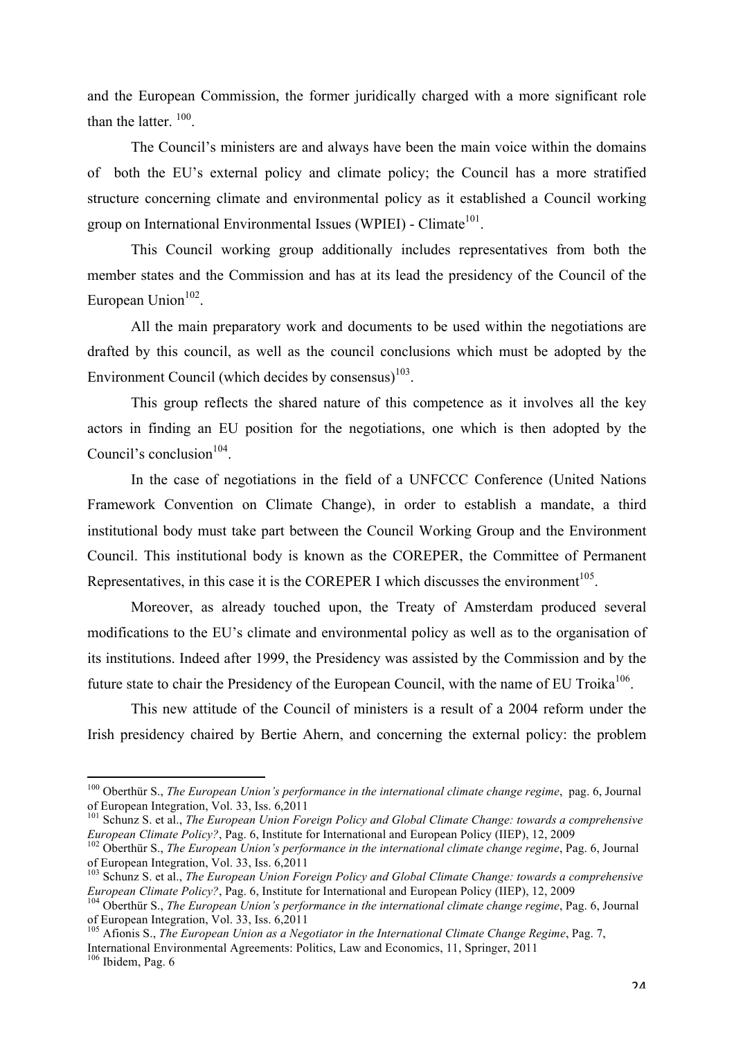and the European Commission, the former juridically charged with a more significant role than the latter. [100].

The Council's ministers are and always have been the main voice within the domains of both the EU's external policy and climate policy; the Council has a more stratified structure concerning climate and environmental policy as it established a Council working group on International Environmental Issues (WPIEI) - Climate[101].

This Council working group additionally includes representatives from both the member states and the Commission and has at its lead the presidency of the Council of the European Union[102].

All the main preparatory work and documents to be used within the negotiations are drafted by this council, as well as the council conclusions which must be adopted by the Environment Council (which decides by consensus)[103].

This group reflects the shared nature of this competence as it involves all the key actors in finding an EU position for the negotiations, one which is then adopted by the Council's conclusion[104].

In the case of negotiations in the field of a UNFCCC Conference (United Nations Framework Convention on Climate Change), in order to establish a mandate, a third institutional body must take part between the Council Working Group and the Environment Council. This institutional body is known as the COREPER, the Committee of Permanent Representatives, in this case it is the COREPER I which discusses the environment[105].

Moreover, as already touched upon, the Treaty of Amsterdam produced several modifications to the EU's climate and environmental policy as well as to the organisation of its institutions. Indeed after 1999, the Presidency was assisted by the Commission and by the future state to chair the Presidency of the European Council, with the name of EU Troika[106].

This new attitude of the Council of ministers is a result of a 2004 reform under the Irish presidency chaired by Bertie Ahern, and concerning the external policy: the problem

---

[100] Oberthür S., *The European Union's performance in the international climate change regime*, pag. 6, Journal of European Integration, Vol. 33, Iss. 6,2011

[101] Schunz S. et al., *The European Union Foreign Policy and Global Climate Change: towards a comprehensive European Climate Policy?*, Pag. 6, Institute for International and European Policy (IIEP), 12, 2009

[102] Oberthür S., *The European Union's performance in the international climate change regime*, Pag. 6, Journal of European Integration, Vol. 33, Iss. 6,2011

[103] Schunz S. et al., *The European Union Foreign Policy and Global Climate Change: towards a comprehensive European Climate Policy?*, Pag. 6, Institute for International and European Policy (IIEP), 12, 2009

[104] Oberthür S., *The European Union's performance in the international climate change regime*, Pag. 6, Journal of European Integration, Vol. 33, Iss. 6,2011

[105] Afionis S., *The European Union as a Negotiator in the International Climate Change Regime*, Pag. 7, International Environmental Agreements: Politics, Law and Economics, 11, Springer, 2011

[106] Ibidem, Pag. 6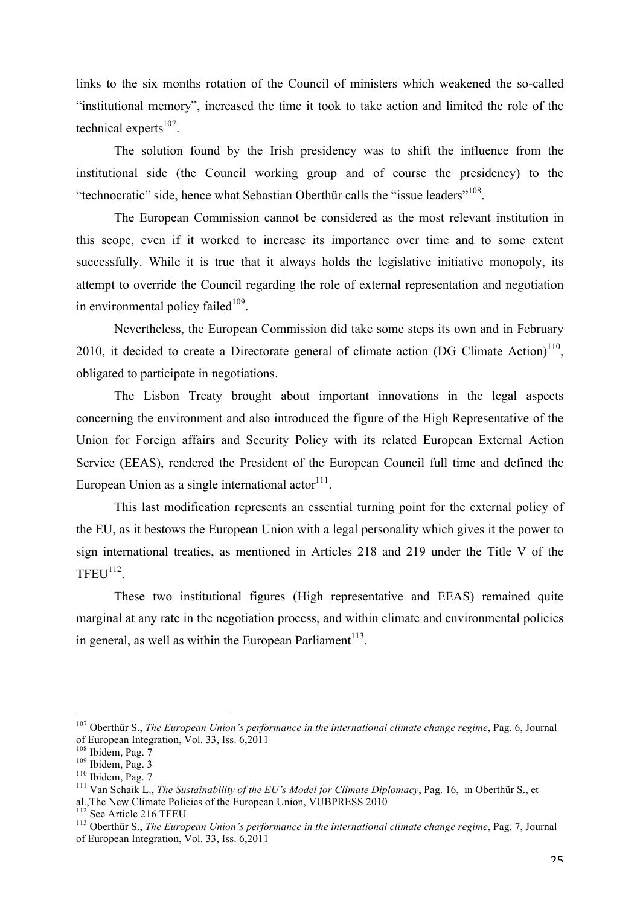links to the six months rotation of the Council of ministers which weakened the so-called "institutional memory", increased the time it took to take action and limited the role of the technical experts[107].

The solution found by the Irish presidency was to shift the influence from the institutional side (the Council working group and of course the presidency) to the "technocratic" side, hence what Sebastian Oberthür calls the "issue leaders"[108].

The European Commission cannot be considered as the most relevant institution in this scope, even if it worked to increase its importance over time and to some extent successfully. While it is true that it always holds the legislative initiative monopoly, its attempt to override the Council regarding the role of external representation and negotiation in environmental policy failed[109].

Nevertheless, the European Commission did take some steps its own and in February 2010, it decided to create a Directorate general of climate action (DG Climate Action)[110], obligated to participate in negotiations.

The Lisbon Treaty brought about important innovations in the legal aspects concerning the environment and also introduced the figure of the High Representative of the Union for Foreign affairs and Security Policy with its related European External Action Service (EEAS), rendered the President of the European Council full time and defined the European Union as a single international actor[111].

This last modification represents an essential turning point for the external policy of the EU, as it bestows the European Union with a legal personality which gives it the power to sign international treaties, as mentioned in Articles 218 and 219 under the Title V of the TFEU[112].

These two institutional figures (High representative and EEAS) remained quite marginal at any rate in the negotiation process, and within climate and environmental policies in general, as well as within the European Parliament[113].

---

[107] Oberthür S., *The European Union's performance in the international climate change regime*, Pag. 6, Journal of European Integration, Vol. 33, Iss. 6,2011

[108] Ibidem, Pag. 7

[109] Ibidem, Pag. 3

[110] Ibidem, Pag. 7

[111] Van Schaik L., *The Sustainability of the EU's Model for Climate Diplomacy*, Pag. 16, in Oberthür S., et al.,The New Climate Policies of the European Union, VUBPRESS 2010

[112] See Article 216 TFEU

[113] Oberthür S., *The European Union's performance in the international climate change regime*, Pag. 7, Journal of European Integration, Vol. 33, Iss. 6,2011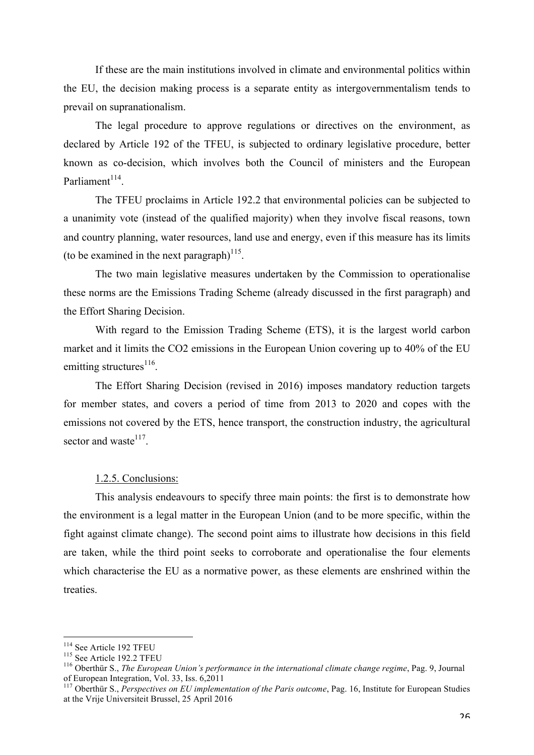If these are the main institutions involved in climate and environmental politics within the EU, the decision making process is a separate entity as intergovernmentalism tends to prevail on supranationalism.

The legal procedure to approve regulations or directives on the environment, as declared by Article 192 of the TFEU, is subjected to ordinary legislative procedure, better known as co-decision, which involves both the Council of ministers and the European Parliament[114].

The TFEU proclaims in Article 192.2 that environmental policies can be subjected to a unanimity vote (instead of the qualified majority) when they involve fiscal reasons, town and country planning, water resources, land use and energy, even if this measure has its limits (to be examined in the next paragraph)[115].

The two main legislative measures undertaken by the Commission to operationalise these norms are the Emissions Trading Scheme (already discussed in the first paragraph) and the Effort Sharing Decision.

With regard to the Emission Trading Scheme (ETS), it is the largest world carbon market and it limits the CO2 emissions in the European Union covering up to 40% of the EU emitting structures[116].

The Effort Sharing Decision (revised in 2016) imposes mandatory reduction targets for member states, and covers a period of time from 2013 to 2020 and copes with the emissions not covered by the ETS, hence transport, the construction industry, the agricultural sector and waste[117].

### 1.2.5. Conclusions:

This analysis endeavours to specify three main points: the first is to demonstrate how the environment is a legal matter in the European Union (and to be more specific, within the fight against climate change). The second point aims to illustrate how decisions in this field are taken, while the third point seeks to corroborate and operationalise the four elements which characterise the EU as a normative power, as these elements are enshrined within the treaties.

---

[114] See Article 192 TFEU

[115] See Article 192.2 TFEU

[116] Oberthür S., *The European Union's performance in the international climate change regime*, Pag. 9, Journal of European Integration, Vol. 33, Iss. 6,2011

[117] Oberthür S., *Perspectives on EU implementation of the Paris outcome*, Pag. 16, Institute for European Studies at the Vrije Universiteit Brussel, 25 April 2016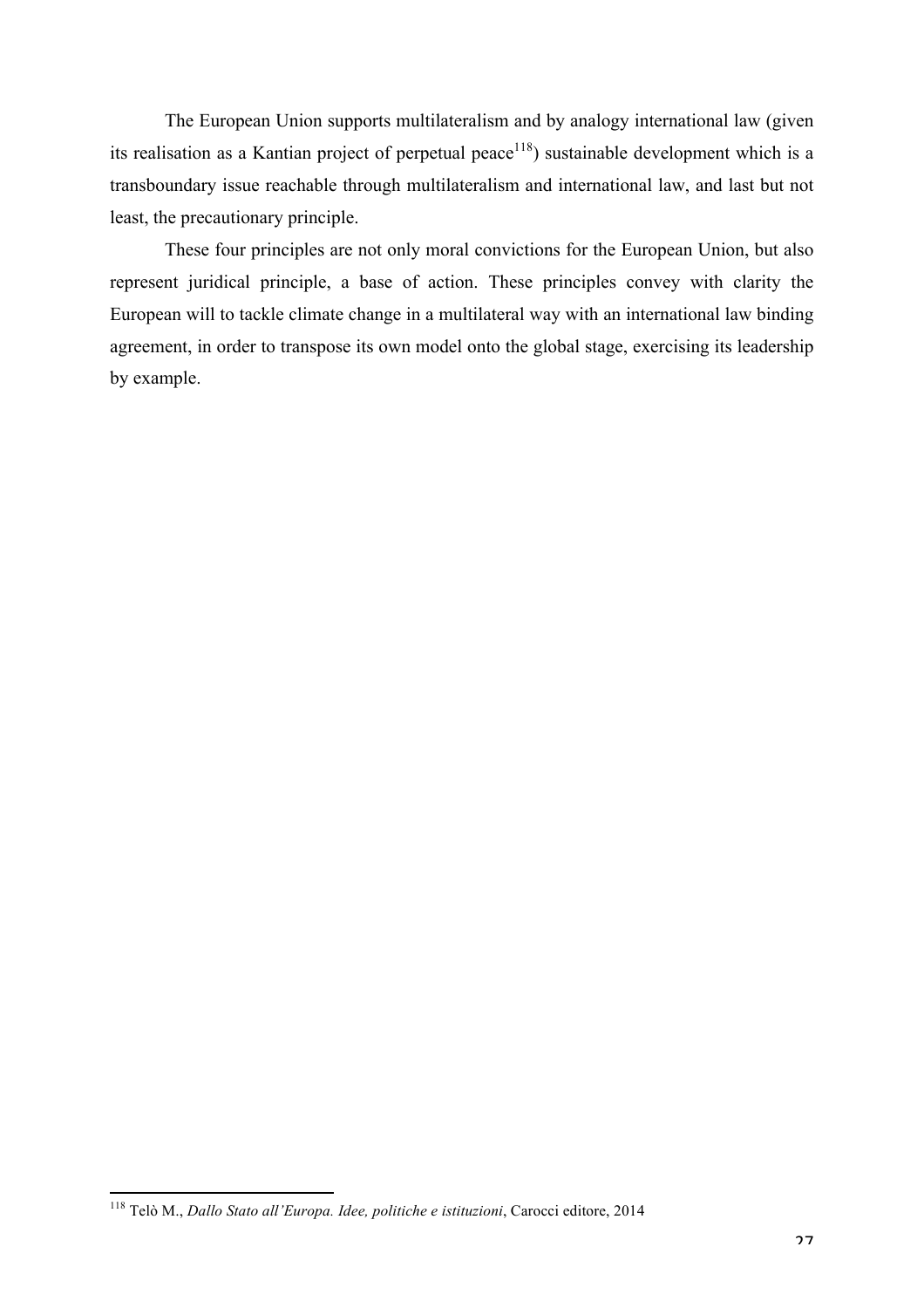The European Union supports multilateralism and by analogy international law (given its realisation as a Kantian project of perpetual peace[118]) sustainable development which is a transboundary issue reachable through multilateralism and international law, and last but not least, the precautionary principle.

These four principles are not only moral convictions for the European Union, but also represent juridical principle, a base of action. These principles convey with clarity the European will to tackle climate change in a multilateral way with an international law binding agreement, in order to transpose its own model onto the global stage, exercising its leadership by example.

---

[118] Telò M., *Dallo Stato all'Europa. Idee, politiche e istituzioni*, Carocci editore, 2014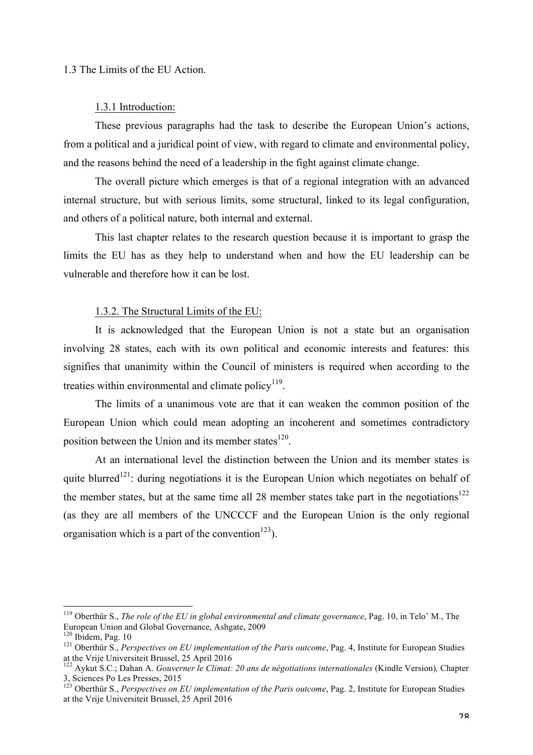## 1.3 The Limits of the EU Action.

### 1.3.1 Introduction:

These previous paragraphs had the task to describe the European Union's actions, from a political and a juridical point of view, with regard to climate and environmental policy, and the reasons behind the need of a leadership in the fight against climate change.

The overall picture which emerges is that of a regional integration with an advanced internal structure, but with serious limits, some structural, linked to its legal configuration, and others of a political nature, both internal and external.

This last chapter relates to the research question because it is important to grasp the limits the EU has as they help to understand when and how the EU leadership can be vulnerable and therefore how it can be lost.

### 1.3.2. The Structural Limits of the EU:

It is acknowledged that the European Union is not a state but an organisation involving 28 states, each with its own political and economic interests and features: this signifies that unanimity within the Council of ministers is required when according to the treaties within environmental and climate policy[119].

The limits of a unanimous vote are that it can weaken the common position of the European Union which could mean adopting an incoherent and sometimes contradictory position between the Union and its member states[120].

At an international level the distinction between the Union and its member states is quite blurred[121]: during negotiations it is the European Union which negotiates on behalf of the member states, but at the same time all 28 member states take part in the negotiations[122] (as they are all members of the UNCCCF and the European Union is the only regional organisation which is a part of the convention[123]).

---

[119] Oberthür S., *The role of the EU in global environmental and climate governance*, Pag. 10, in Telo' M., The European Union and Global Governance, Ashgate, 2009

[120] Ibidem, Pag. 10

[121] Oberthür S., *Perspectives on EU implementation of the Paris outcome*, Pag. 4, Institute for European Studies at the Vrije Universiteit Brussel, 25 April 2016

[122] Aykut S.C.; Dahan A. *Gouverner le Climat: 20 ans de négotiations internationales* (Kindle Version)*,* Chapter 3, Sciences Po Les Presses, 2015

[123] Oberthür S., *Perspectives on EU implementation of the Paris outcome*, Pag. 2, Institute for European Studies at the Vrije Universiteit Brussel, 25 April 2016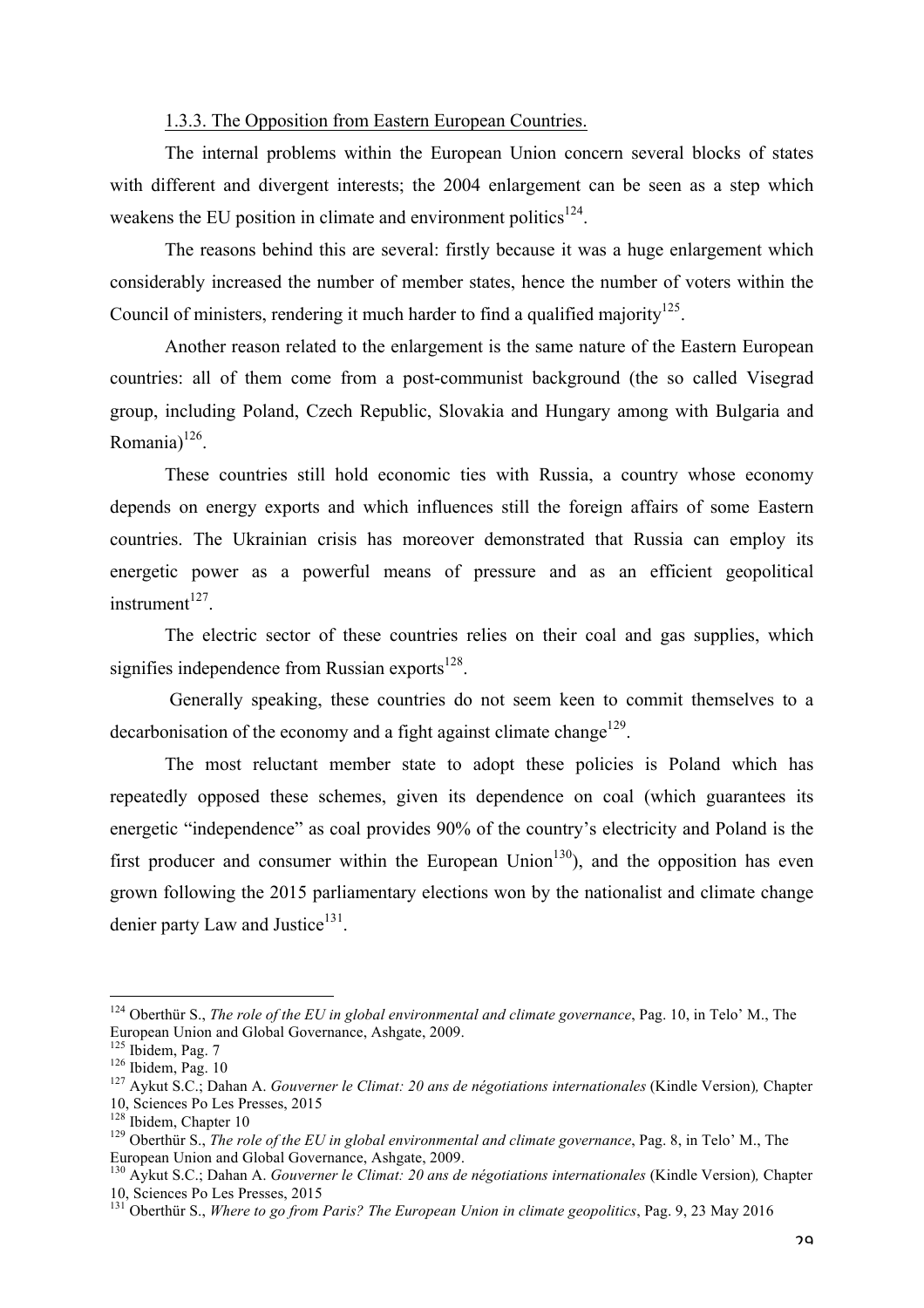### 1.3.3. The Opposition from Eastern European Countries.

The internal problems within the European Union concern several blocks of states with different and divergent interests; the 2004 enlargement can be seen as a step which weakens the EU position in climate and environment politics[124].

The reasons behind this are several: firstly because it was a huge enlargement which considerably increased the number of member states, hence the number of voters within the Council of ministers, rendering it much harder to find a qualified majority[125].

Another reason related to the enlargement is the same nature of the Eastern European countries: all of them come from a post-communist background (the so called Visegrad group, including Poland, Czech Republic, Slovakia and Hungary among with Bulgaria and Romania)[126].

These countries still hold economic ties with Russia, a country whose economy depends on energy exports and which influences still the foreign affairs of some Eastern countries. The Ukrainian crisis has moreover demonstrated that Russia can employ its energetic power as a powerful means of pressure and as an efficient geopolitical instrument[127].

The electric sector of these countries relies on their coal and gas supplies, which signifies independence from Russian exports[128].

Generally speaking, these countries do not seem keen to commit themselves to a decarbonisation of the economy and a fight against climate change[129].

The most reluctant member state to adopt these policies is Poland which has repeatedly opposed these schemes, given its dependence on coal (which guarantees its energetic "independence" as coal provides 90% of the country's electricity and Poland is the first producer and consumer within the European Union[130]), and the opposition has even grown following the 2015 parliamentary elections won by the nationalist and climate change denier party Law and Justice[131].

---

[124] Oberthür S., *The role of the EU in global environmental and climate governance*, Pag. 10, in Telo' M., The European Union and Global Governance, Ashgate, 2009.

[125] Ibidem, Pag. 7

[126] Ibidem, Pag. 10

[127] Aykut S.C.; Dahan A. *Gouverner le Climat: 20 ans de négotiations internationales* (Kindle Version)*,* Chapter 10, Sciences Po Les Presses, 2015

[128] Ibidem, Chapter 10

[129] Oberthür S., *The role of the EU in global environmental and climate governance*, Pag. 8, in Telo' M., The European Union and Global Governance, Ashgate, 2009.

[130] Aykut S.C.; Dahan A. *Gouverner le Climat: 20 ans de négotiations internationales* (Kindle Version)*,* Chapter 10, Sciences Po Les Presses, 2015

[131] Oberthür S., *Where to go from Paris? The European Union in climate geopolitics*, Pag. 9, 23 May 2016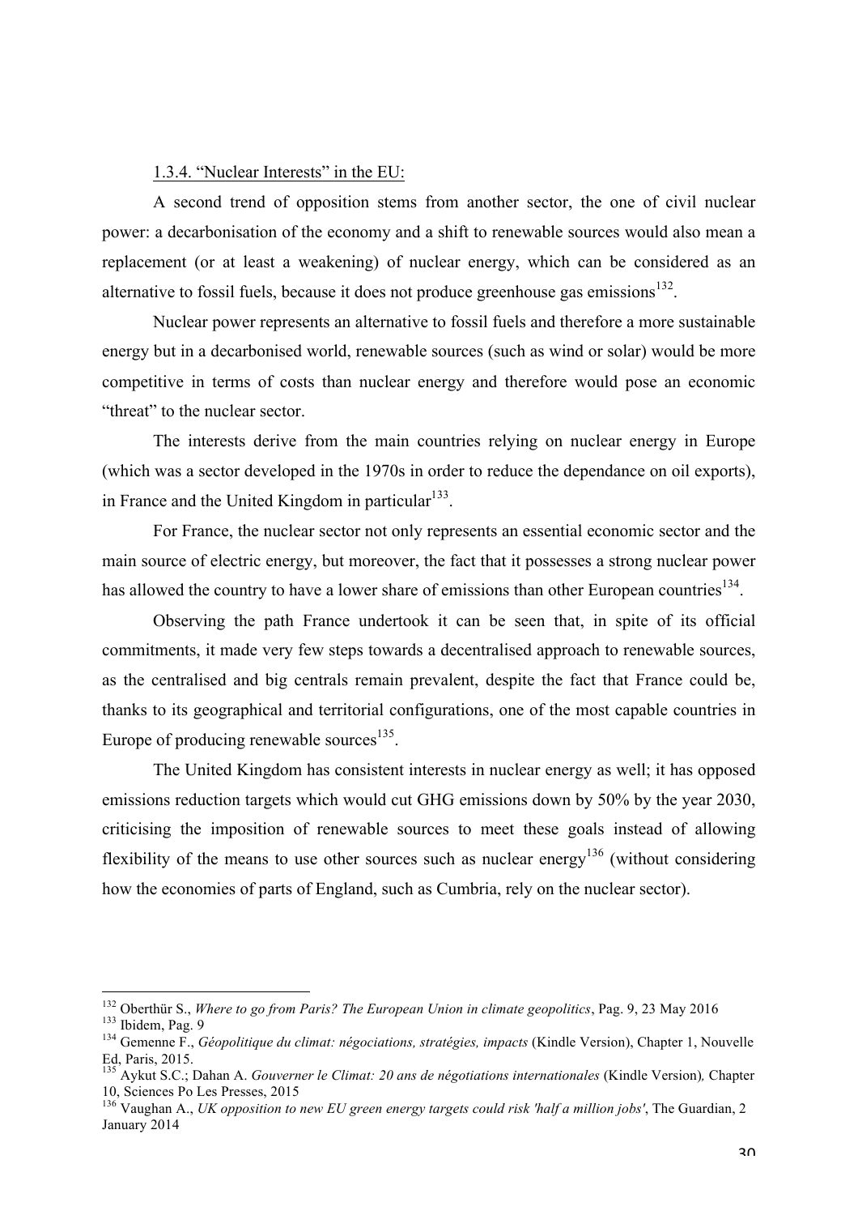### 1.3.4. "Nuclear Interests" in the EU:

A second trend of opposition stems from another sector, the one of civil nuclear power: a decarbonisation of the economy and a shift to renewable sources would also mean a replacement (or at least a weakening) of nuclear energy, which can be considered as an alternative to fossil fuels, because it does not produce greenhouse gas emissions[132].

Nuclear power represents an alternative to fossil fuels and therefore a more sustainable energy but in a decarbonised world, renewable sources (such as wind or solar) would be more competitive in terms of costs than nuclear energy and therefore would pose an economic "threat" to the nuclear sector.

The interests derive from the main countries relying on nuclear energy in Europe (which was a sector developed in the 1970s in order to reduce the dependance on oil exports), in France and the United Kingdom in particular[133].

For France, the nuclear sector not only represents an essential economic sector and the main source of electric energy, but moreover, the fact that it possesses a strong nuclear power has allowed the country to have a lower share of emissions than other European countries[134].

Observing the path France undertook it can be seen that, in spite of its official commitments, it made very few steps towards a decentralised approach to renewable sources, as the centralised and big centrals remain prevalent, despite the fact that France could be, thanks to its geographical and territorial configurations, one of the most capable countries in Europe of producing renewable sources[135].

The United Kingdom has consistent interests in nuclear energy as well; it has opposed emissions reduction targets which would cut GHG emissions down by 50% by the year 2030, criticising the imposition of renewable sources to meet these goals instead of allowing flexibility of the means to use other sources such as nuclear energy[136] (without considering how the economies of parts of England, such as Cumbria, rely on the nuclear sector).

---

[132] Oberthür S., *Where to go from Paris? The European Union in climate geopolitics*, Pag. 9, 23 May 2016

[133] Ibidem, Pag. 9

[134] Gemenne F., *Géopolitique du climat: négociations, stratégies, impacts* (Kindle Version), Chapter 1, Nouvelle Ed, Paris, 2015.

[135] Aykut S.C.; Dahan A. *Gouverner le Climat: 20 ans de négotiations internationales* (Kindle Version)*,* Chapter 10, Sciences Po Les Presses, 2015

[136] Vaughan A., *UK opposition to new EU green energy targets could risk 'half a million jobs'*, The Guardian, 2 January 2014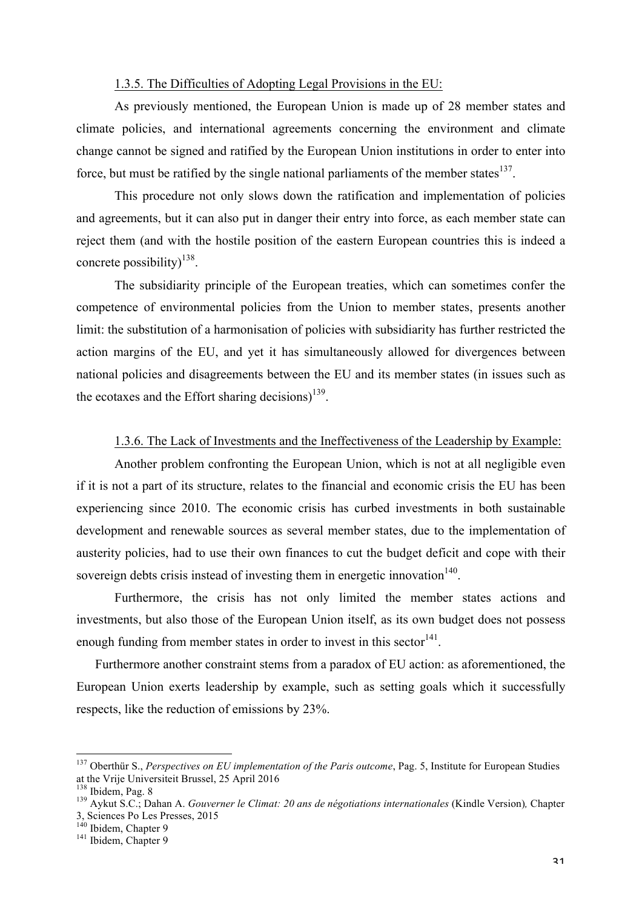### 1.3.5. The Difficulties of Adopting Legal Provisions in the EU:

As previously mentioned, the European Union is made up of 28 member states and climate policies, and international agreements concerning the environment and climate change cannot be signed and ratified by the European Union institutions in order to enter into force, but must be ratified by the single national parliaments of the member states[137].

This procedure not only slows down the ratification and implementation of policies and agreements, but it can also put in danger their entry into force, as each member state can reject them (and with the hostile position of the eastern European countries this is indeed a concrete possibility)[138].

The subsidiarity principle of the European treaties, which can sometimes confer the competence of environmental policies from the Union to member states, presents another limit: the substitution of a harmonisation of policies with subsidiarity has further restricted the action margins of the EU, and yet it has simultaneously allowed for divergences between national policies and disagreements between the EU and its member states (in issues such as the ecotaxes and the Effort sharing decisions)[139].

### 1.3.6. The Lack of Investments and the Ineffectiveness of the Leadership by Example:

Another problem confronting the European Union, which is not at all negligible even if it is not a part of its structure, relates to the financial and economic crisis the EU has been experiencing since 2010. The economic crisis has curbed investments in both sustainable development and renewable sources as several member states, due to the implementation of austerity policies, had to use their own finances to cut the budget deficit and cope with their sovereign debts crisis instead of investing them in energetic innovation[140].

Furthermore, the crisis has not only limited the member states actions and investments, but also those of the European Union itself, as its own budget does not possess enough funding from member states in order to invest in this sector[141].

Furthermore another constraint stems from a paradox of EU action: as aforementioned, the European Union exerts leadership by example, such as setting goals which it successfully respects, like the reduction of emissions by 23%.

---

[137] Oberthür S., *Perspectives on EU implementation of the Paris outcome*, Pag. 5, Institute for European Studies at the Vrije Universiteit Brussel, 25 April 2016

[138] Ibidem, Pag. 8

[139] Aykut S.C.; Dahan A. *Gouverner le Climat: 20 ans de négotiations internationales* (Kindle Version)*,* Chapter 3, Sciences Po Les Presses, 2015

[140] Ibidem, Chapter 9

[141] Ibidem, Chapter 9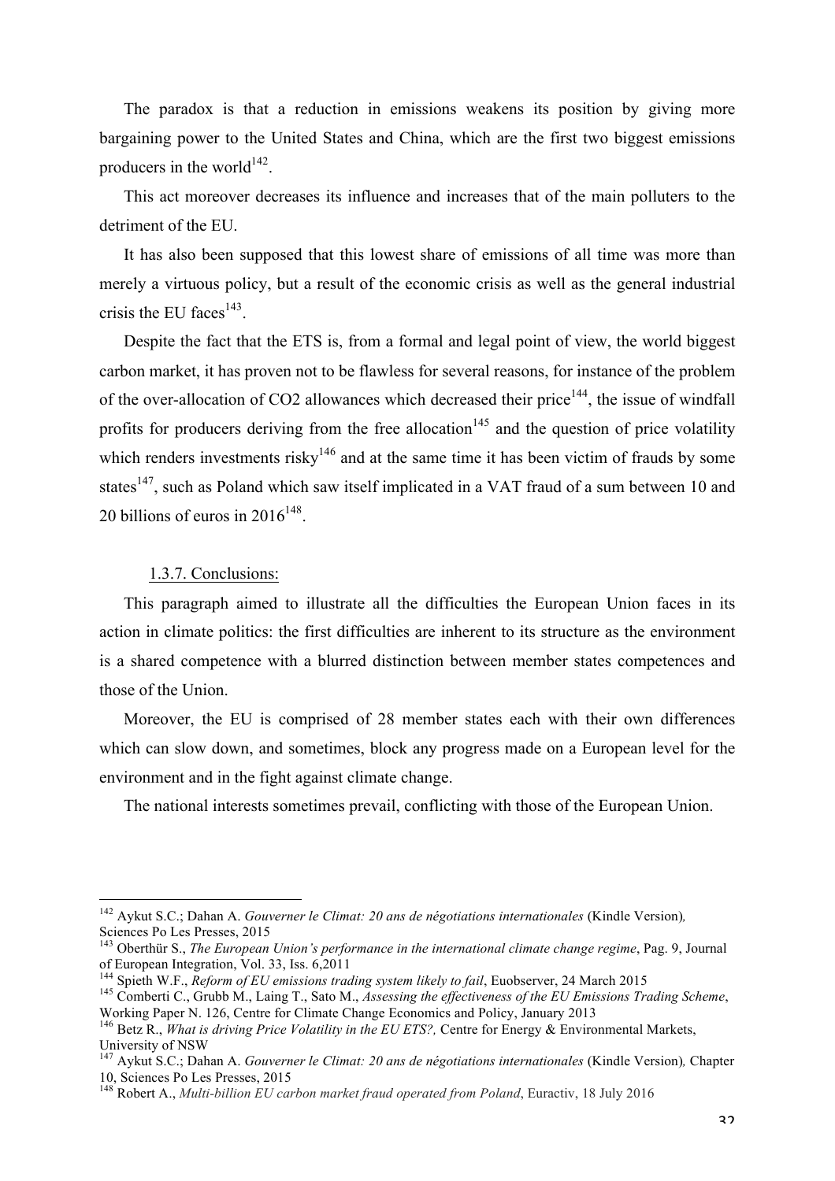The paradox is that a reduction in emissions weakens its position by giving more bargaining power to the United States and China, which are the first two biggest emissions producers in the world[142].

This act moreover decreases its influence and increases that of the main polluters to the detriment of the EU.

It has also been supposed that this lowest share of emissions of all time was more than merely a virtuous policy, but a result of the economic crisis as well as the general industrial crisis the EU faces[143].

Despite the fact that the ETS is, from a formal and legal point of view, the world biggest carbon market, it has proven not to be flawless for several reasons, for instance of the problem of the over-allocation of CO2 allowances which decreased their price[144], the issue of windfall profits for producers deriving from the free allocation[145] and the question of price volatility which renders investments risky[146] and at the same time it has been victim of frauds by some states[147], such as Poland which saw itself implicated in a VAT fraud of a sum between 10 and 20 billions of euros in 2016[148].

### 1.3.7. Conclusions:

This paragraph aimed to illustrate all the difficulties the European Union faces in its action in climate politics: the first difficulties are inherent to its structure as the environment is a shared competence with a blurred distinction between member states competences and those of the Union.

Moreover, the EU is comprised of 28 member states each with their own differences which can slow down, and sometimes, block any progress made on a European level for the environment and in the fight against climate change.

The national interests sometimes prevail, conflicting with those of the European Union.

---

[142] Aykut S.C.; Dahan A. *Gouverner le Climat: 20 ans de négotiations internationales* (Kindle Version), Sciences Po Les Presses, 2015

[143] Oberthür S., *The European Union's performance in the international climate change regime*, Pag. 9, Journal of European Integration, Vol. 33, Iss. 6,2011

[144] Spieth W.F., *Reform of EU emissions trading system likely to fail*, Euobserver, 24 March 2015

[145] Comberti C., Grubb M., Laing T., Sato M., *Assessing the effectiveness of the EU Emissions Trading Scheme*, Working Paper N. 126, Centre for Climate Change Economics and Policy, January 2013

[146] Betz R., *What is driving Price Volatility in the EU ETS?,* Centre for Energy & Environmental Markets, University of NSW

[147] Aykut S.C.; Dahan A. *Gouverner le Climat: 20 ans de négotiations internationales* (Kindle Version)*,* Chapter 10, Sciences Po Les Presses, 2015

[148] Robert A., *Multi-billion EU carbon market fraud operated from Poland*, Euractiv, 18 July 2016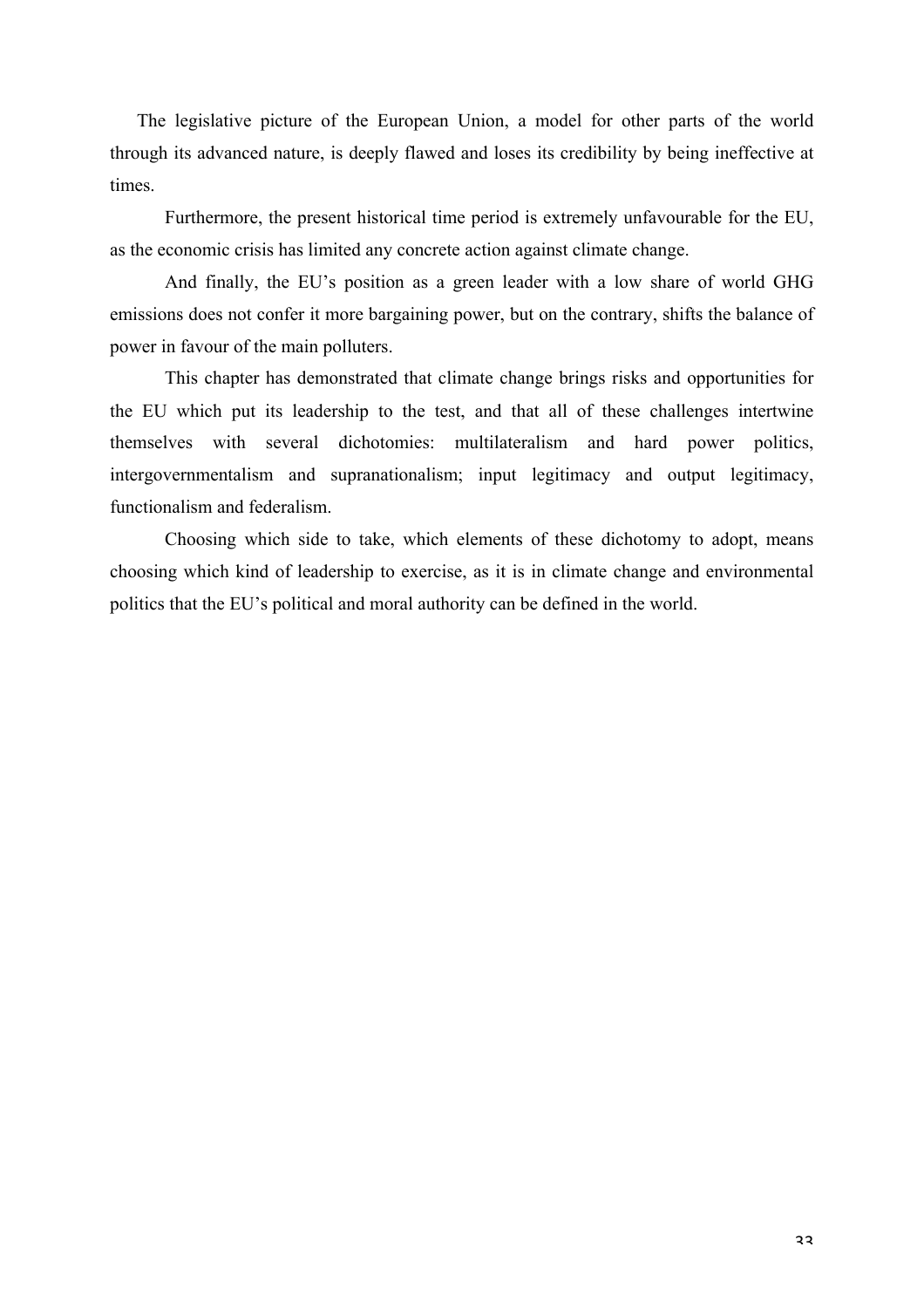The legislative picture of the European Union, a model for other parts of the world through its advanced nature, is deeply flawed and loses its credibility by being ineffective at times.

Furthermore, the present historical time period is extremely unfavourable for the EU, as the economic crisis has limited any concrete action against climate change.

And finally, the EU's position as a green leader with a low share of world GHG emissions does not confer it more bargaining power, but on the contrary, shifts the balance of power in favour of the main polluters.

This chapter has demonstrated that climate change brings risks and opportunities for the EU which put its leadership to the test, and that all of these challenges intertwine themselves with several dichotomies: multilateralism and hard power politics, intergovernmentalism and supranationalism; input legitimacy and output legitimacy, functionalism and federalism.

Choosing which side to take, which elements of these dichotomy to adopt, means choosing which kind of leadership to exercise, as it is in climate change and environmental politics that the EU's political and moral authority can be defined in the world.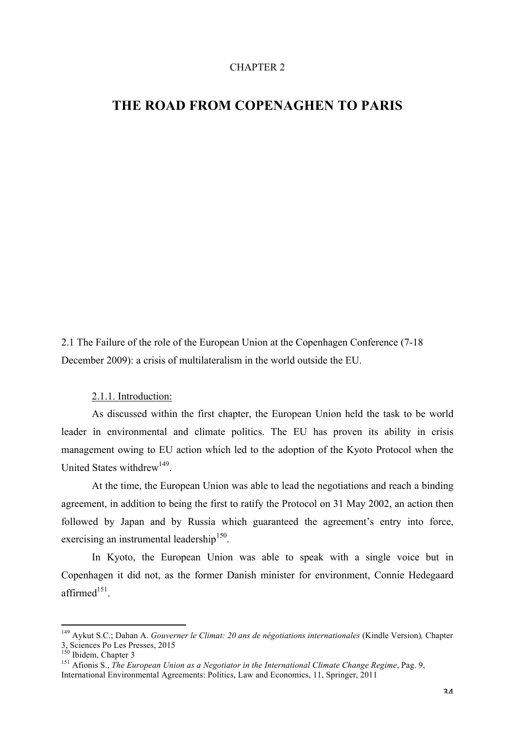CHAPTER 2

# THE ROAD FROM COPENAGHEN TO PARIS

## 2.1 The Failure of the role of the European Union at the Copenhagen Conference (7-18 December 2009): a crisis of multilateralism in the world outside the EU.

### 2.1.1. Introduction:

As discussed within the first chapter, the European Union held the task to be world leader in environmental and climate politics. The EU has proven its ability in crisis management owing to EU action which led to the adoption of the Kyoto Protocol when the United States withdrew[149].

At the time, the European Union was able to lead the negotiations and reach a binding agreement, in addition to being the first to ratify the Protocol on 31 May 2002, an action then followed by Japan and by Russia which guaranteed the agreement's entry into force, exercising an instrumental leadership[150].

In Kyoto, the European Union was able to speak with a single voice but in Copenhagen it did not, as the former Danish minister for environment, Connie Hedegaard affirmed[151].

---

[149] Aykut S.C.; Dahan A. *Gouverner le Climat: 20 ans de négotiations internationales* (Kindle Version)*,* Chapter 3, Sciences Po Les Presses, 2015

[150] Ibidem, Chapter 3

[151] Afionis S., *The European Union as a Negotiator in the International Climate Change Regime*, Pag. 9, International Environmental Agreements: Politics, Law and Economics, 11, Springer, 2011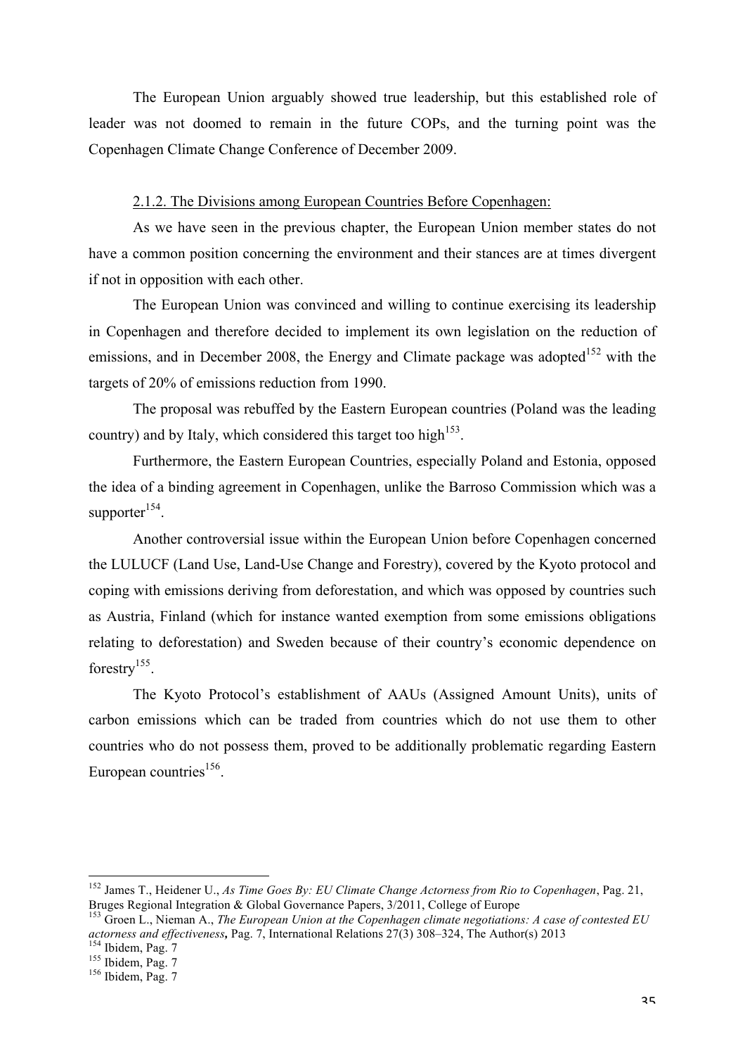The European Union arguably showed true leadership, but this established role of leader was not doomed to remain in the future COPs, and the turning point was the Copenhagen Climate Change Conference of December 2009.

### 2.1.2. The Divisions among European Countries Before Copenhagen:

As we have seen in the previous chapter, the European Union member states do not have a common position concerning the environment and their stances are at times divergent if not in opposition with each other.

The European Union was convinced and willing to continue exercising its leadership in Copenhagen and therefore decided to implement its own legislation on the reduction of emissions, and in December 2008, the Energy and Climate package was adopted[152] with the targets of 20% of emissions reduction from 1990.

The proposal was rebuffed by the Eastern European countries (Poland was the leading country) and by Italy, which considered this target too high[153].

Furthermore, the Eastern European Countries, especially Poland and Estonia, opposed the idea of a binding agreement in Copenhagen, unlike the Barroso Commission which was a supporter[154].

Another controversial issue within the European Union before Copenhagen concerned the LULUCF (Land Use, Land-Use Change and Forestry), covered by the Kyoto protocol and coping with emissions deriving from deforestation, and which was opposed by countries such as Austria, Finland (which for instance wanted exemption from some emissions obligations relating to deforestation) and Sweden because of their country's economic dependence on forestry[155].

The Kyoto Protocol's establishment of AAUs (Assigned Amount Units), units of carbon emissions which can be traded from countries which do not use them to other countries who do not possess them, proved to be additionally problematic regarding Eastern European countries[156].

---

[152] James T., Heidener U., *As Time Goes By: EU Climate Change Actorness from Rio to Copenhagen*, Pag. 21, Bruges Regional Integration & Global Governance Papers, 3/2011, College of Europe

[153] Groen L., Nieman A., *The European Union at the Copenhagen climate negotiations: A case of contested EU actorness and effectiveness***,** Pag. 7, International Relations 27(3) 308–324, The Author(s) 2013

[154] Ibidem, Pag. 7

[155] Ibidem, Pag. 7

[156] Ibidem, Pag. 7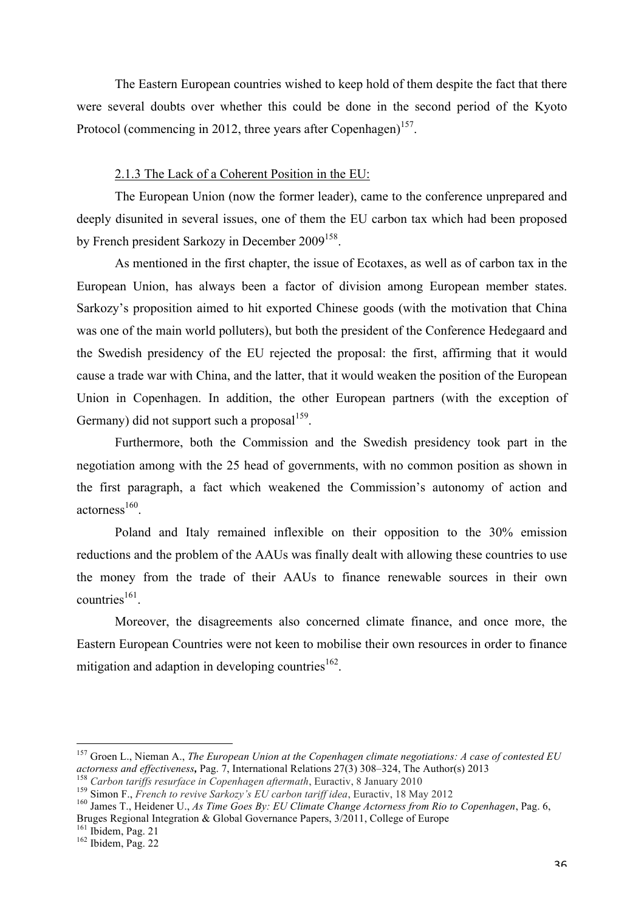The Eastern European countries wished to keep hold of them despite the fact that there were several doubts over whether this could be done in the second period of the Kyoto Protocol (commencing in 2012, three years after Copenhagen)[157].

2.1.3 The Lack of a Coherent Position in the EU:

The European Union (now the former leader), came to the conference unprepared and deeply disunited in several issues, one of them the EU carbon tax which had been proposed by French president Sarkozy in December 2009[158].

As mentioned in the first chapter, the issue of Ecotaxes, as well as of carbon tax in the European Union, has always been a factor of division among European member states. Sarkozy's proposition aimed to hit exported Chinese goods (with the motivation that China was one of the main world polluters), but both the president of the Conference Hedegaard and the Swedish presidency of the EU rejected the proposal: the first, affirming that it would cause a trade war with China, and the latter, that it would weaken the position of the European Union in Copenhagen. In addition, the other European partners (with the exception of Germany) did not support such a proposal[159].

Furthermore, both the Commission and the Swedish presidency took part in the negotiation among with the 25 head of governments, with no common position as shown in the first paragraph, a fact which weakened the Commission's autonomy of action and actorness[160].

Poland and Italy remained inflexible on their opposition to the 30% emission reductions and the problem of the AAUs was finally dealt with allowing these countries to use the money from the trade of their AAUs to finance renewable sources in their own countries[161].

Moreover, the disagreements also concerned climate finance, and once more, the Eastern European Countries were not keen to mobilise their own resources in order to finance mitigation and adaption in developing countries[162].

---

[157] Groen L., Nieman A., *The European Union at the Copenhagen climate negotiations: A case of contested EU actorness and effectiveness*, Pag. 7, International Relations 27(3) 308–324, The Author(s) 2013

[158] *Carbon tariffs resurface in Copenhagen aftermath*, Euractiv, 8 January 2010

[159] Simon F., *French to revive Sarkozy's EU carbon tariff idea*, Euractiv, 18 May 2012

[160] James T., Heidener U., *As Time Goes By: EU Climate Change Actorness from Rio to Copenhagen*, Pag. 6, Bruges Regional Integration & Global Governance Papers, 3/2011, College of Europe

[161] Ibidem, Pag. 21

[162] Ibidem, Pag. 22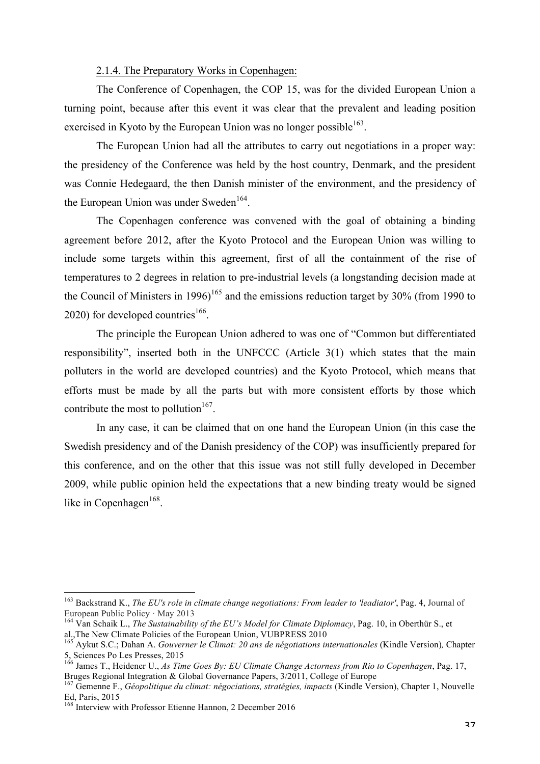2.1.4. The Preparatory Works in Copenhagen:

The Conference of Copenhagen, the COP 15, was for the divided European Union a turning point, because after this event it was clear that the prevalent and leading position exercised in Kyoto by the European Union was no longer possible[163].

The European Union had all the attributes to carry out negotiations in a proper way: the presidency of the Conference was held by the host country, Denmark, and the president was Connie Hedegaard, the then Danish minister of the environment, and the presidency of the European Union was under Sweden[164].

The Copenhagen conference was convened with the goal of obtaining a binding agreement before 2012, after the Kyoto Protocol and the European Union was willing to include some targets within this agreement, first of all the containment of the rise of temperatures to 2 degrees in relation to pre-industrial levels (a longstanding decision made at the Council of Ministers in 1996)[165] and the emissions reduction target by 30% (from 1990 to 2020) for developed countries[166].

The principle the European Union adhered to was one of "Common but differentiated responsibility", inserted both in the UNFCCC (Article 3(1) which states that the main polluters in the world are developed countries) and the Kyoto Protocol, which means that efforts must be made by all the parts but with more consistent efforts by those which contribute the most to pollution[167].

In any case, it can be claimed that on one hand the European Union (in this case the Swedish presidency and of the Danish presidency of the COP) was insufficiently prepared for this conference, and on the other that this issue was not still fully developed in December 2009, while public opinion held the expectations that a new binding treaty would be signed like in Copenhagen[168].

---

[163] Backstrand K., *The EU's role in climate change negotiations: From leader to 'leadiator'*, Pag. 4, Journal of European Public Policy · May 2013

[164] Van Schaik L., *The Sustainability of the EU's Model for Climate Diplomacy*, Pag. 10, in Oberthür S., et al.,The New Climate Policies of the European Union, VUBPRESS 2010

[165] Aykut S.C.; Dahan A. *Gouverner le Climat: 20 ans de négotiations internationales* (Kindle Version), Chapter 5, Sciences Po Les Presses, 2015

[166] James T., Heidener U., *As Time Goes By: EU Climate Change Actorness from Rio to Copenhagen*, Pag. 17, Bruges Regional Integration & Global Governance Papers, 3/2011, College of Europe

[167] Gemenne F., *Géopolitique du climat: négociations, stratégies, impacts* (Kindle Version), Chapter 1, Nouvelle Ed, Paris, 2015

[168] Interview with Professor Etienne Hannon, 2 December 2016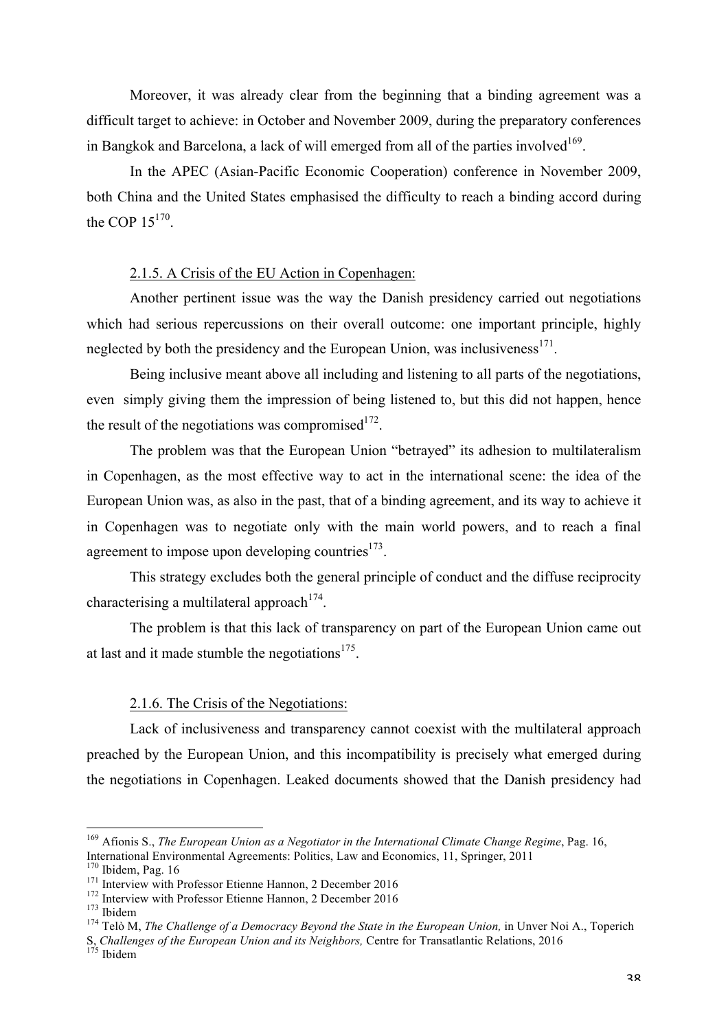Moreover, it was already clear from the beginning that a binding agreement was a difficult target to achieve: in October and November 2009, during the preparatory conferences in Bangkok and Barcelona, a lack of will emerged from all of the parties involved[169].

In the APEC (Asian-Pacific Economic Cooperation) conference in November 2009, both China and the United States emphasised the difficulty to reach a binding accord during the COP 15[170].

### 2.1.5. A Crisis of the EU Action in Copenhagen:

Another pertinent issue was the way the Danish presidency carried out negotiations which had serious repercussions on their overall outcome: one important principle, highly neglected by both the presidency and the European Union, was inclusiveness[171].

Being inclusive meant above all including and listening to all parts of the negotiations, even simply giving them the impression of being listened to, but this did not happen, hence the result of the negotiations was compromised[172].

The problem was that the European Union "betrayed" its adhesion to multilateralism in Copenhagen, as the most effective way to act in the international scene: the idea of the European Union was, as also in the past, that of a binding agreement, and its way to achieve it in Copenhagen was to negotiate only with the main world powers, and to reach a final agreement to impose upon developing countries[173].

This strategy excludes both the general principle of conduct and the diffuse reciprocity characterising a multilateral approach[174].

The problem is that this lack of transparency on part of the European Union came out at last and it made stumble the negotiations[175].

### 2.1.6. The Crisis of the Negotiations:

Lack of inclusiveness and transparency cannot coexist with the multilateral approach preached by the European Union, and this incompatibility is precisely what emerged during the negotiations in Copenhagen. Leaked documents showed that the Danish presidency had

---

[169] Afionis S., *The European Union as a Negotiator in the International Climate Change Regime*, Pag. 16, International Environmental Agreements: Politics, Law and Economics, 11, Springer, 2011

[170] Ibidem, Pag. 16

[171] Interview with Professor Etienne Hannon, 2 December 2016

[172] Interview with Professor Etienne Hannon, 2 December 2016

[173] Ibidem

[174] Telò M, *The Challenge of a Democracy Beyond the State in the European Union,* in Unver Noi A., Toperich S, *Challenges of the European Union and its Neighbors,* Centre for Transatlantic Relations, 2016

[175] Ibidem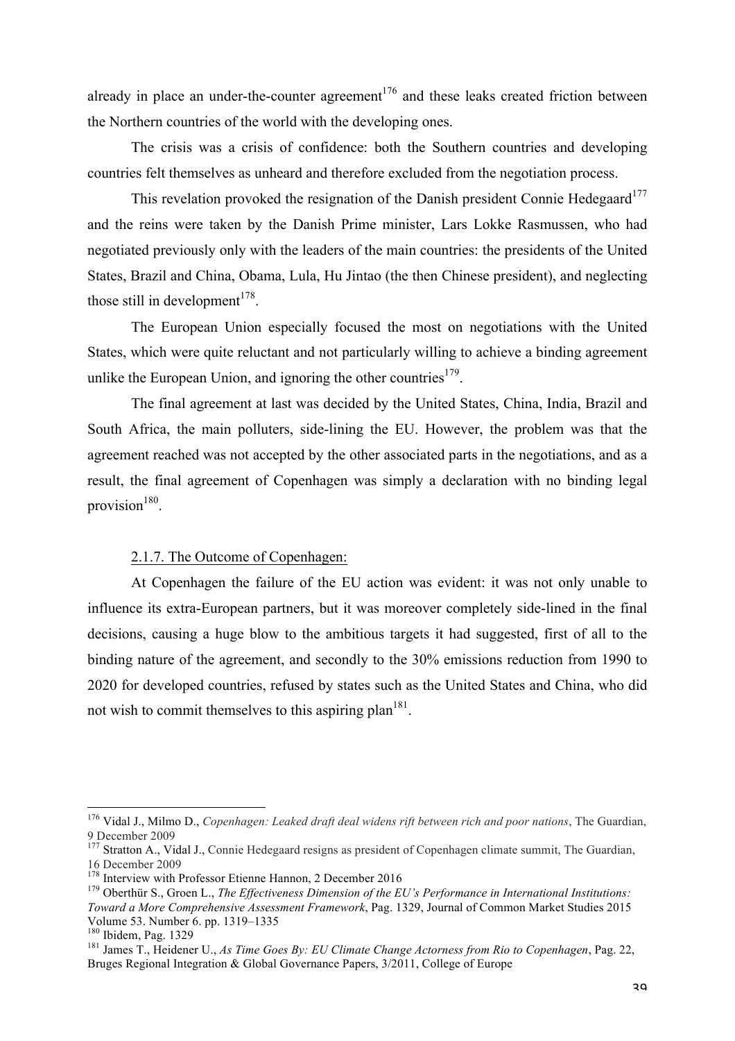already in place an under-the-counter agreement[176] and these leaks created friction between the Northern countries of the world with the developing ones.

The crisis was a crisis of confidence: both the Southern countries and developing countries felt themselves as unheard and therefore excluded from the negotiation process.

This revelation provoked the resignation of the Danish president Connie Hedegaard[177] and the reins were taken by the Danish Prime minister, Lars Lokke Rasmussen, who had negotiated previously only with the leaders of the main countries: the presidents of the United States, Brazil and China, Obama, Lula, Hu Jintao (the then Chinese president), and neglecting those still in development[178].

The European Union especially focused the most on negotiations with the United States, which were quite reluctant and not particularly willing to achieve a binding agreement unlike the European Union, and ignoring the other countries[179].

The final agreement at last was decided by the United States, China, India, Brazil and South Africa, the main polluters, side-lining the EU. However, the problem was that the agreement reached was not accepted by the other associated parts in the negotiations, and as a result, the final agreement of Copenhagen was simply a declaration with no binding legal provision[180].

### 2.1.7. The Outcome of Copenhagen:

At Copenhagen the failure of the EU action was evident: it was not only unable to influence its extra-European partners, but it was moreover completely side-lined in the final decisions, causing a huge blow to the ambitious targets it had suggested, first of all to the binding nature of the agreement, and secondly to the 30% emissions reduction from 1990 to 2020 for developed countries, refused by states such as the United States and China, who did not wish to commit themselves to this aspiring plan[181].

---

[176] Vidal J., Milmo D., *Copenhagen: Leaked draft deal widens rift between rich and poor nations*, The Guardian, 9 December 2009

[177] Stratton A., Vidal J., Connie Hedegaard resigns as president of Copenhagen climate summit, The Guardian, 16 December 2009

[178] Interview with Professor Etienne Hannon, 2 December 2016

[179] Oberthür S., Groen L., *The Effectiveness Dimension of the EU's Performance in International Institutions: Toward a More Comprehensive Assessment Framework*, Pag. 1329, Journal of Common Market Studies 2015 Volume 53. Number 6. pp. 1319–1335

[180] Ibidem, Pag. 1329

[181] James T., Heidener U., *As Time Goes By: EU Climate Change Actorness from Rio to Copenhagen*, Pag. 22, Bruges Regional Integration & Global Governance Papers, 3/2011, College of Europe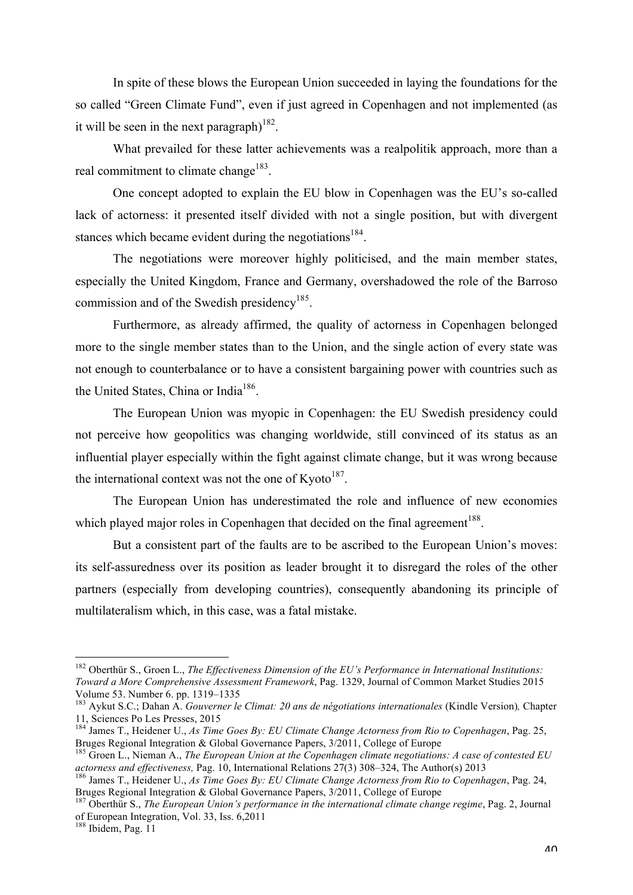In spite of these blows the European Union succeeded in laying the foundations for the so called "Green Climate Fund", even if just agreed in Copenhagen and not implemented (as it will be seen in the next paragraph)[182].

What prevailed for these latter achievements was a realpolitik approach, more than a real commitment to climate change[183].

One concept adopted to explain the EU blow in Copenhagen was the EU's so-called lack of actorness: it presented itself divided with not a single position, but with divergent stances which became evident during the negotiations[184].

The negotiations were moreover highly politicised, and the main member states, especially the United Kingdom, France and Germany, overshadowed the role of the Barroso commission and of the Swedish presidency[185].

Furthermore, as already affirmed, the quality of actorness in Copenhagen belonged more to the single member states than to the Union, and the single action of every state was not enough to counterbalance or to have a consistent bargaining power with countries such as the United States, China or India[186].

The European Union was myopic in Copenhagen: the EU Swedish presidency could not perceive how geopolitics was changing worldwide, still convinced of its status as an influential player especially within the fight against climate change, but it was wrong because the international context was not the one of Kyoto[187].

The European Union has underestimated the role and influence of new economies which played major roles in Copenhagen that decided on the final agreement[188].

But a consistent part of the faults are to be ascribed to the European Union's moves: its self-assuredness over its position as leader brought it to disregard the roles of the other partners (especially from developing countries), consequently abandoning its principle of multilateralism which, in this case, was a fatal mistake.

---

[182] Oberthür S., Groen L., *The Effectiveness Dimension of the EU's Performance in International Institutions: Toward a More Comprehensive Assessment Framework*, Pag. 1329, Journal of Common Market Studies 2015 Volume 53. Number 6. pp. 1319–1335

[183] Aykut S.C.; Dahan A. *Gouverner le Climat: 20 ans de négotiations internationales* (Kindle Version)*,* Chapter 11, Sciences Po Les Presses, 2015

[184] James T., Heidener U., *As Time Goes By: EU Climate Change Actorness from Rio to Copenhagen*, Pag. 25, Bruges Regional Integration & Global Governance Papers, 3/2011, College of Europe

[185] Groen L., Nieman A., *The European Union at the Copenhagen climate negotiations: A case of contested EU actorness and effectiveness,* Pag. 10, International Relations 27(3) 308–324, The Author(s) 2013

[186] James T., Heidener U., *As Time Goes By: EU Climate Change Actorness from Rio to Copenhagen*, Pag. 24, Bruges Regional Integration & Global Governance Papers, 3/2011, College of Europe

[187] Oberthür S., *The European Union's performance in the international climate change regime*, Pag. 2, Journal of European Integration, Vol. 33, Iss. 6,2011

[188] Ibidem, Pag. 11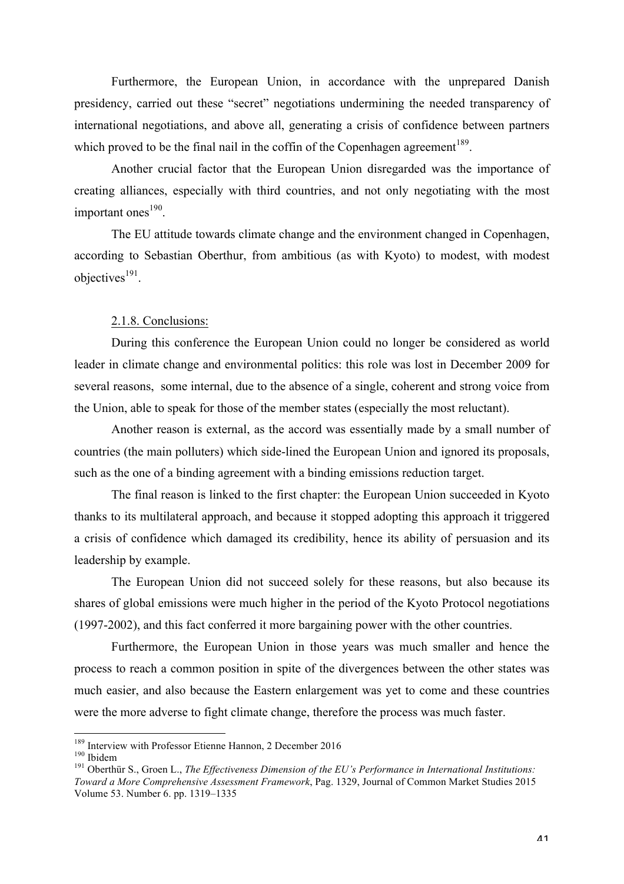Furthermore, the European Union, in accordance with the unprepared Danish presidency, carried out these "secret" negotiations undermining the needed transparency of international negotiations, and above all, generating a crisis of confidence between partners which proved to be the final nail in the coffin of the Copenhagen agreement[189].

Another crucial factor that the European Union disregarded was the importance of creating alliances, especially with third countries, and not only negotiating with the most important ones[190].

The EU attitude towards climate change and the environment changed in Copenhagen, according to Sebastian Oberthur, from ambitious (as with Kyoto) to modest, with modest objectives[191].

#### 2.1.8. Conclusions:

During this conference the European Union could no longer be considered as world leader in climate change and environmental politics: this role was lost in December 2009 for several reasons, some internal, due to the absence of a single, coherent and strong voice from the Union, able to speak for those of the member states (especially the most reluctant).

Another reason is external, as the accord was essentially made by a small number of countries (the main polluters) which side-lined the European Union and ignored its proposals, such as the one of a binding agreement with a binding emissions reduction target.

The final reason is linked to the first chapter: the European Union succeeded in Kyoto thanks to its multilateral approach, and because it stopped adopting this approach it triggered a crisis of confidence which damaged its credibility, hence its ability of persuasion and its leadership by example.

The European Union did not succeed solely for these reasons, but also because its shares of global emissions were much higher in the period of the Kyoto Protocol negotiations (1997-2002), and this fact conferred it more bargaining power with the other countries.

Furthermore, the European Union in those years was much smaller and hence the process to reach a common position in spite of the divergences between the other states was much easier, and also because the Eastern enlargement was yet to come and these countries were the more adverse to fight climate change, therefore the process was much faster.

---

[189] Interview with Professor Etienne Hannon, 2 December 2016

[190] Ibidem

[191] Oberthür S., Groen L., *The Effectiveness Dimension of the EU's Performance in International Institutions: Toward a More Comprehensive Assessment Framework*, Pag. 1329, Journal of Common Market Studies 2015 Volume 53. Number 6. pp. 1319–1335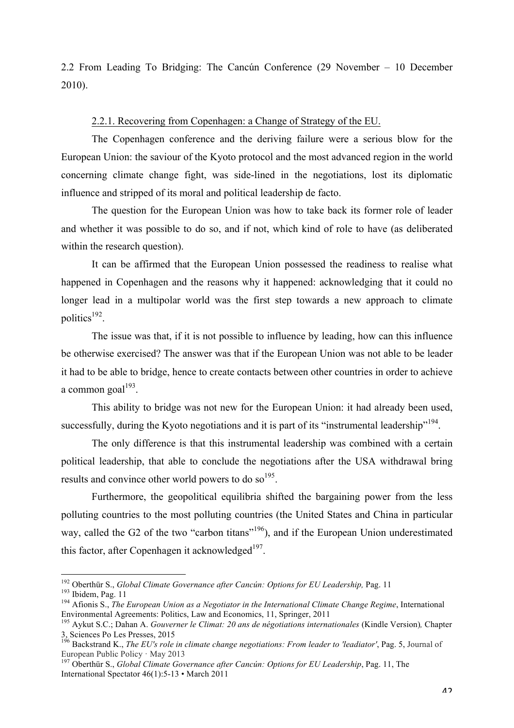## 2.2 From Leading To Bridging: The Cancún Conference (29 November – 10 December 2010).

### 2.2.1. Recovering from Copenhagen: a Change of Strategy of the EU.

The Copenhagen conference and the deriving failure were a serious blow for the European Union: the saviour of the Kyoto protocol and the most advanced region in the world concerning climate change fight, was side-lined in the negotiations, lost its diplomatic influence and stripped of its moral and political leadership de facto.

The question for the European Union was how to take back its former role of leader and whether it was possible to do so, and if not, which kind of role to have (as deliberated within the research question).

It can be affirmed that the European Union possessed the readiness to realise what happened in Copenhagen and the reasons why it happened: acknowledging that it could no longer lead in a multipolar world was the first step towards a new approach to climate politics[192].

The issue was that, if it is not possible to influence by leading, how can this influence be otherwise exercised? The answer was that if the European Union was not able to be leader it had to be able to bridge, hence to create contacts between other countries in order to achieve a common goal[193].

This ability to bridge was not new for the European Union: it had already been used, successfully, during the Kyoto negotiations and it is part of its "instrumental leadership"[194].

The only difference is that this instrumental leadership was combined with a certain political leadership, that able to conclude the negotiations after the USA withdrawal bring results and convince other world powers to do so[195].

Furthermore, the geopolitical equilibria shifted the bargaining power from the less polluting countries to the most polluting countries (the United States and China in particular way, called the G2 of the two "carbon titans"[196]), and if the European Union underestimated this factor, after Copenhagen it acknowledged[197].

---

[192] Oberthür S., *Global Climate Governance after Cancún: Options for EU Leadership,* Pag. 11

[193] Ibidem, Pag. 11

[194] Afionis S., *The European Union as a Negotiator in the International Climate Change Regime*, International Environmental Agreements: Politics, Law and Economics, 11, Springer, 2011

[195] Aykut S.C.; Dahan A. *Gouverner le Climat: 20 ans de négotiations internationales* (Kindle Version)*,* Chapter 3, Sciences Po Les Presses, 2015

[196] Backstrand K., *The EU's role in climate change negotiations: From leader to 'leadiator'*, Pag. 5, Journal of European Public Policy · May 2013

[197] Oberthür S., *Global Climate Governance after Cancún: Options for EU Leadership*, Pag. 11, The International Spectator 46(1):5-13 • March 2011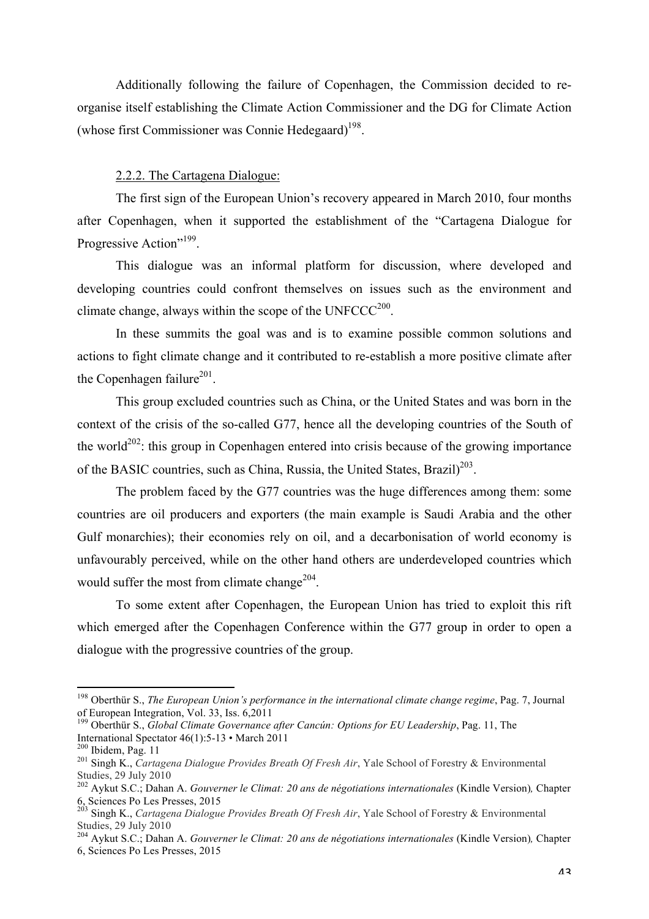Additionally following the failure of Copenhagen, the Commission decided to re-organise itself establishing the Climate Action Commissioner and the DG for Climate Action (whose first Commissioner was Connie Hedegaard)[198].

2.2.2. The Cartagena Dialogue:

The first sign of the European Union's recovery appeared in March 2010, four months after Copenhagen, when it supported the establishment of the "Cartagena Dialogue for Progressive Action"[199].

This dialogue was an informal platform for discussion, where developed and developing countries could confront themselves on issues such as the environment and climate change, always within the scope of the UNFCCC[200].

In these summits the goal was and is to examine possible common solutions and actions to fight climate change and it contributed to re-establish a more positive climate after the Copenhagen failure[201].

This group excluded countries such as China, or the United States and was born in the context of the crisis of the so-called G77, hence all the developing countries of the South of the world[202]: this group in Copenhagen entered into crisis because of the growing importance of the BASIC countries, such as China, Russia, the United States, Brazil)[203].

The problem faced by the G77 countries was the huge differences among them: some countries are oil producers and exporters (the main example is Saudi Arabia and the other Gulf monarchies); their economies rely on oil, and a decarbonisation of world economy is unfavourably perceived, while on the other hand others are underdeveloped countries which would suffer the most from climate change[204].

To some extent after Copenhagen, the European Union has tried to exploit this rift which emerged after the Copenhagen Conference within the G77 group in order to open a dialogue with the progressive countries of the group.

---

[198] Oberthür S., *The European Union's performance in the international climate change regime*, Pag. 7, Journal of European Integration, Vol. 33, Iss. 6,2011

[199] Oberthür S., *Global Climate Governance after Cancún: Options for EU Leadership*, Pag. 11, The International Spectator 46(1):5-13 • March 2011

[200] Ibidem, Pag. 11

[201] Singh K., *Cartagena Dialogue Provides Breath Of Fresh Air*, Yale School of Forestry & Environmental Studies, 29 July 2010

[202] Aykut S.C.; Dahan A. *Gouverner le Climat: 20 ans de négotiations internationales* (Kindle Version)*,* Chapter 6, Sciences Po Les Presses, 2015

[203] Singh K., *Cartagena Dialogue Provides Breath Of Fresh Air*, Yale School of Forestry & Environmental Studies, 29 July 2010

[204] Aykut S.C.; Dahan A. *Gouverner le Climat: 20 ans de négotiations internationales* (Kindle Version)*,* Chapter 6, Sciences Po Les Presses, 2015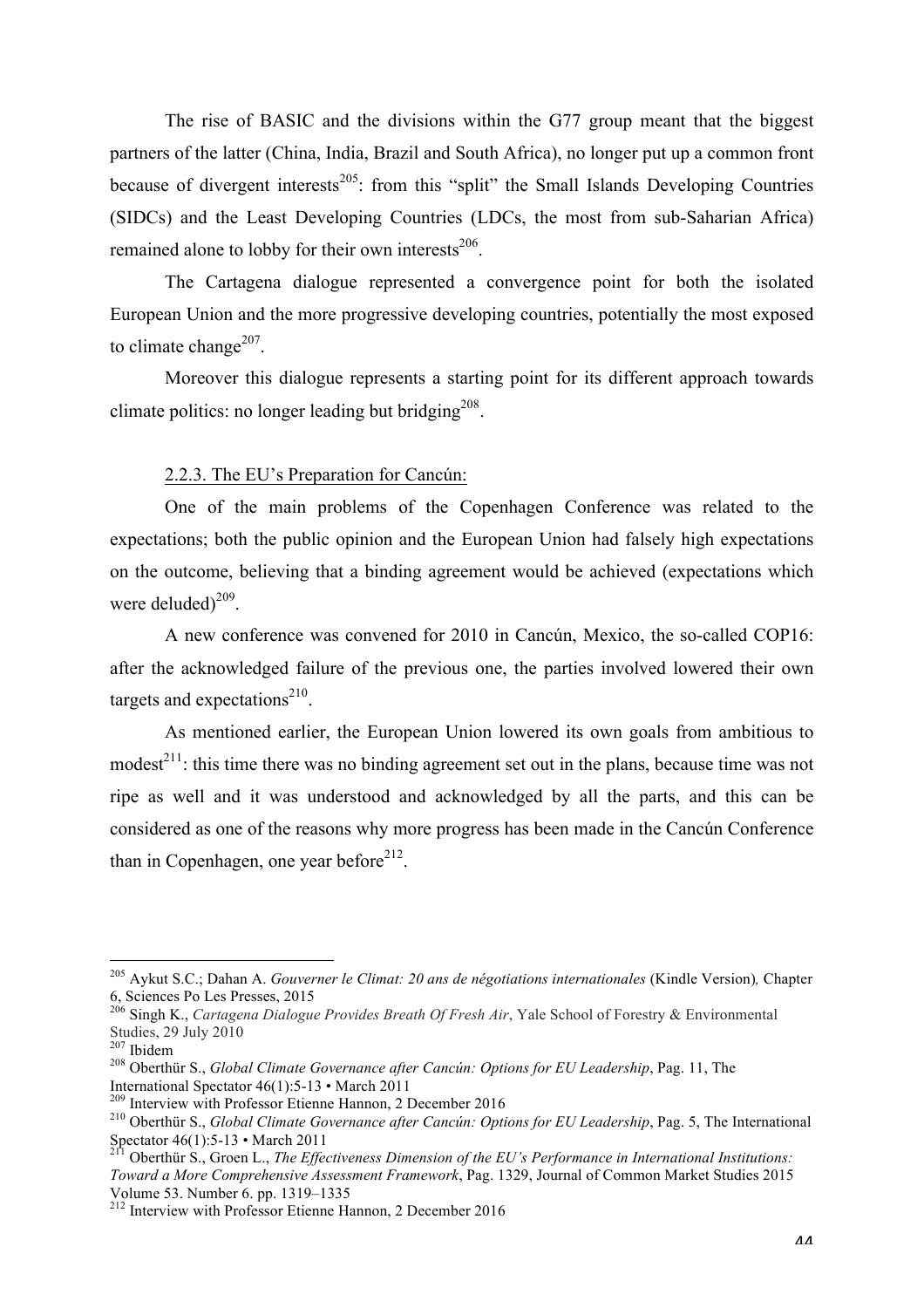The rise of BASIC and the divisions within the G77 group meant that the biggest partners of the latter (China, India, Brazil and South Africa), no longer put up a common front because of divergent interests[205]: from this "split" the Small Islands Developing Countries (SIDCs) and the Least Developing Countries (LDCs, the most from sub-Saharian Africa) remained alone to lobby for their own interests[206].

The Cartagena dialogue represented a convergence point for both the isolated European Union and the more progressive developing countries, potentially the most exposed to climate change[207].

Moreover this dialogue represents a starting point for its different approach towards climate politics: no longer leading but bridging[208].

### 2.2.3. The EU's Preparation for Cancún:

One of the main problems of the Copenhagen Conference was related to the expectations; both the public opinion and the European Union had falsely high expectations on the outcome, believing that a binding agreement would be achieved (expectations which were deluded)[209].

A new conference was convened for 2010 in Cancún, Mexico, the so-called COP16: after the acknowledged failure of the previous one, the parties involved lowered their own targets and expectations[210].

As mentioned earlier, the European Union lowered its own goals from ambitious to modest[211]: this time there was no binding agreement set out in the plans, because time was not ripe as well and it was understood and acknowledged by all the parts, and this can be considered as one of the reasons why more progress has been made in the Cancún Conference than in Copenhagen, one year before[212].

---

[205] Aykut S.C.; Dahan A. *Gouverner le Climat: 20 ans de négotiations internationales* (Kindle Version), Chapter 6, Sciences Po Les Presses, 2015

[206] Singh K., *Cartagena Dialogue Provides Breath Of Fresh Air*, Yale School of Forestry & Environmental Studies, 29 July 2010

[207] Ibidem

[208] Oberthür S., *Global Climate Governance after Cancún: Options for EU Leadership*, Pag. 11, The International Spectator 46(1):5-13 • March 2011

[209] Interview with Professor Etienne Hannon, 2 December 2016

[210] Oberthür S., *Global Climate Governance after Cancún: Options for EU Leadership*, Pag. 5, The International Spectator 46(1):5-13 • March 2011

[211] Oberthür S., Groen L., *The Effectiveness Dimension of the EU's Performance in International Institutions: Toward a More Comprehensive Assessment Framework*, Pag. 1329, Journal of Common Market Studies 2015 Volume 53. Number 6. pp. 1319–1335

[212] Interview with Professor Etienne Hannon, 2 December 2016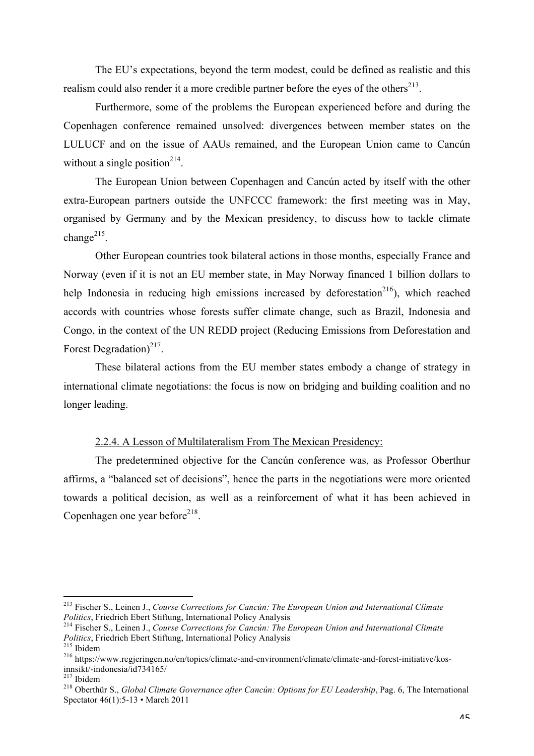The EU's expectations, beyond the term modest, could be defined as realistic and this realism could also render it a more credible partner before the eyes of the others[213].

Furthermore, some of the problems the European experienced before and during the Copenhagen conference remained unsolved: divergences between member states on the LULUCF and on the issue of AAUs remained, and the European Union came to Cancún without a single position[214].

The European Union between Copenhagen and Cancún acted by itself with the other extra-European partners outside the UNFCCC framework: the first meeting was in May, organised by Germany and by the Mexican presidency, to discuss how to tackle climate change[215].

Other European countries took bilateral actions in those months, especially France and Norway (even if it is not an EU member state, in May Norway financed 1 billion dollars to help Indonesia in reducing high emissions increased by deforestation[216]), which reached accords with countries whose forests suffer climate change, such as Brazil, Indonesia and Congo, in the context of the UN REDD project (Reducing Emissions from Deforestation and Forest Degradation)[217].

These bilateral actions from the EU member states embody a change of strategy in international climate negotiations: the focus is now on bridging and building coalition and no longer leading.

### 2.2.4. A Lesson of Multilateralism From The Mexican Presidency:

The predetermined objective for the Cancún conference was, as Professor Oberthur affirms, a "balanced set of decisions", hence the parts in the negotiations were more oriented towards a political decision, as well as a reinforcement of what it has been achieved in Copenhagen one year before[218].

---

[213] Fischer S., Leinen J., *Course Corrections for Cancún: The European Union and International Climate Politics*, Friedrich Ebert Stiftung, International Policy Analysis

[214] Fischer S., Leinen J., *Course Corrections for Cancún: The European Union and International Climate Politics*, Friedrich Ebert Stiftung, International Policy Analysis

[215] Ibidem

[216] https://www.regjeringen.no/en/topics/climate-and-environment/climate/climate-and-forest-initiative/kos-innsikt/-indonesia/id734165/

[217] Ibidem

[218] Oberthür S., *Global Climate Governance after Cancún: Options for EU Leadership*, Pag. 6, The International Spectator 46(1):5-13 • March 2011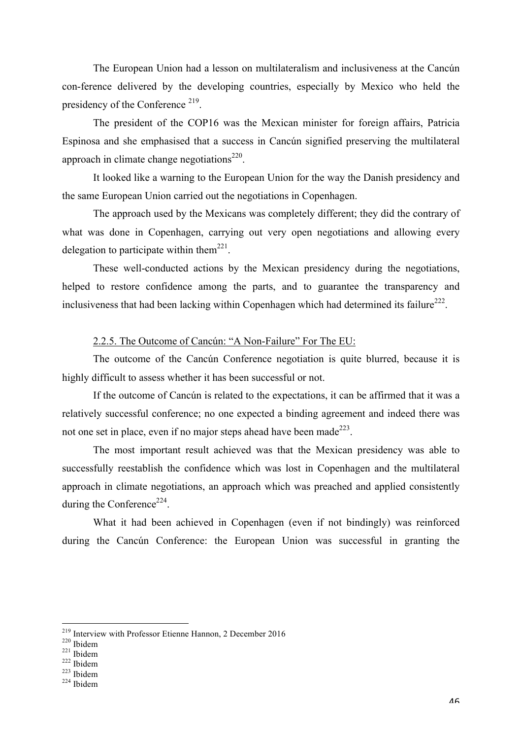The European Union had a lesson on multilateralism and inclusiveness at the Cancún con-ference delivered by the developing countries, especially by Mexico who held the presidency of the Conference [219].

The president of the COP16 was the Mexican minister for foreign affairs, Patricia Espinosa and she emphasised that a success in Cancún signified preserving the multilateral approach in climate change negotiations[220].

It looked like a warning to the European Union for the way the Danish presidency and the same European Union carried out the negotiations in Copenhagen.

The approach used by the Mexicans was completely different; they did the contrary of what was done in Copenhagen, carrying out very open negotiations and allowing every delegation to participate within them[221].

These well-conducted actions by the Mexican presidency during the negotiations, helped to restore confidence among the parts, and to guarantee the transparency and inclusiveness that had been lacking within Copenhagen which had determined its failure[222].

2.2.5. The Outcome of Cancún: "A Non-Failure" For The EU:

The outcome of the Cancún Conference negotiation is quite blurred, because it is highly difficult to assess whether it has been successful or not.

If the outcome of Cancún is related to the expectations, it can be affirmed that it was a relatively successful conference; no one expected a binding agreement and indeed there was not one set in place, even if no major steps ahead have been made[223].

The most important result achieved was that the Mexican presidency was able to successfully reestablish the confidence which was lost in Copenhagen and the multilateral approach in climate negotiations, an approach which was preached and applied consistently during the Conference[224].

What it had been achieved in Copenhagen (even if not bindingly) was reinforced during the Cancún Conference: the European Union was successful in granting the

[219] Interview with Professor Etienne Hannon, 2 December 2016
[220] Ibidem
[221] Ibidem
[222] Ibidem
[223] Ibidem
[224] Ibidem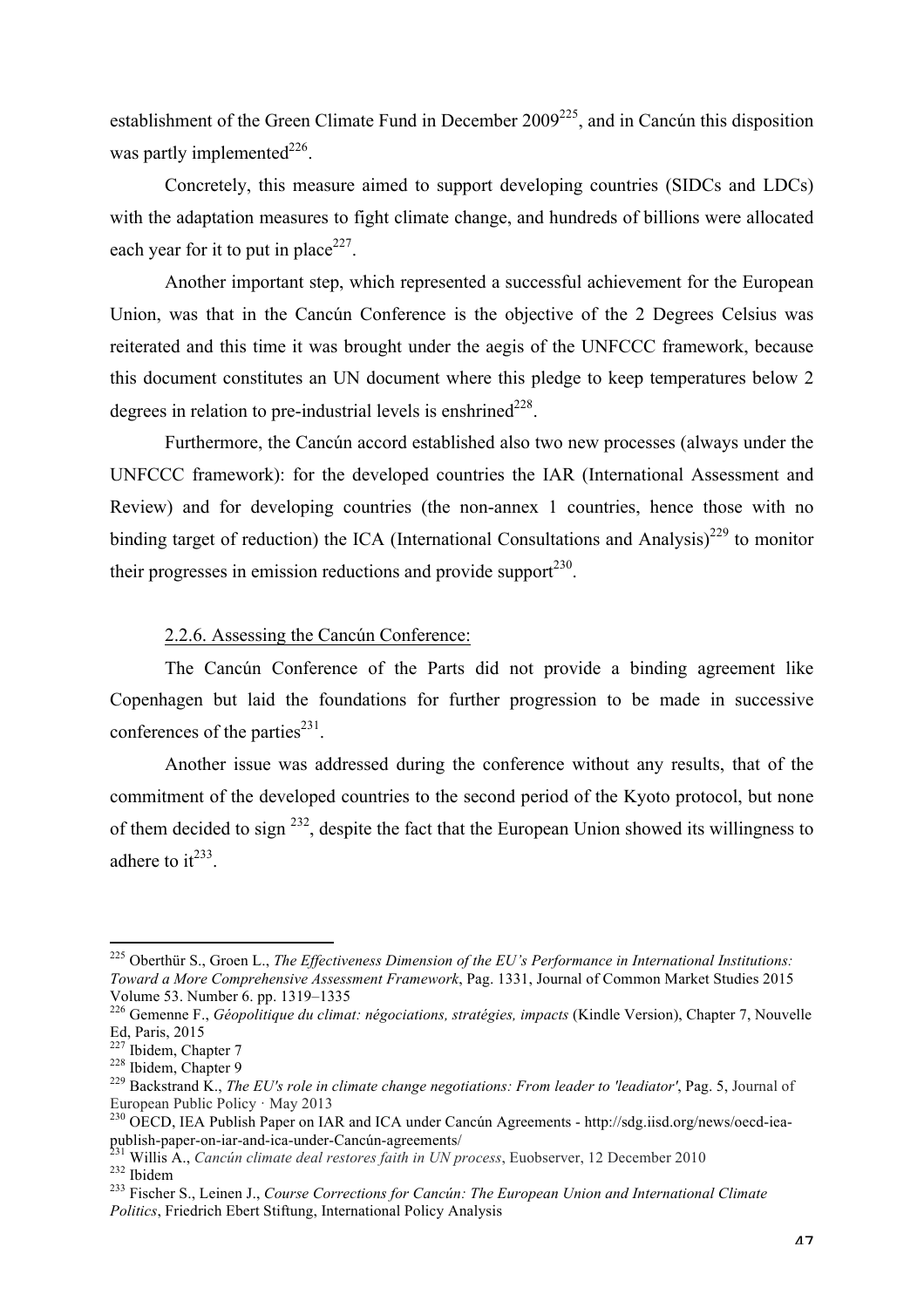establishment of the Green Climate Fund in December 2009[225], and in Cancún this disposition was partly implemented[226].

Concretely, this measure aimed to support developing countries (SIDCs and LDCs) with the adaptation measures to fight climate change, and hundreds of billions were allocated each year for it to put in place[227].

Another important step, which represented a successful achievement for the European Union, was that in the Cancún Conference is the objective of the 2 Degrees Celsius was reiterated and this time it was brought under the aegis of the UNFCCC framework, because this document constitutes an UN document where this pledge to keep temperatures below 2 degrees in relation to pre-industrial levels is enshrined[228].

Furthermore, the Cancún accord established also two new processes (always under the UNFCCC framework): for the developed countries the IAR (International Assessment and Review) and for developing countries (the non-annex 1 countries, hence those with no binding target of reduction) the ICA (International Consultations and Analysis)[229] to monitor their progresses in emission reductions and provide support[230].

2.2.6. Assessing the Cancún Conference:

The Cancún Conference of the Parts did not provide a binding agreement like Copenhagen but laid the foundations for further progression to be made in successive conferences of the parties[231].

Another issue was addressed during the conference without any results, that of the commitment of the developed countries to the second period of the Kyoto protocol, but none of them decided to sign [232], despite the fact that the European Union showed its willingness to adhere to it[233].

---

[225] Oberthür S., Groen L., *The Effectiveness Dimension of the EU's Performance in International Institutions: Toward a More Comprehensive Assessment Framework*, Pag. 1331, Journal of Common Market Studies 2015 Volume 53. Number 6. pp. 1319–1335

[226] Gemenne F., *Géopolitique du climat: négociations, stratégies, impacts* (Kindle Version), Chapter 7, Nouvelle Ed, Paris, 2015

[227] Ibidem, Chapter 7

[228] Ibidem, Chapter 9

[229] Backstrand K., *The EU's role in climate change negotiations: From leader to 'leadiator'*, Pag. 5, Journal of European Public Policy · May 2013

[230] OECD, IEA Publish Paper on IAR and ICA under Cancún Agreements - http://sdg.iisd.org/news/oecd-iea-publish-paper-on-iar-and-ica-under-Cancún-agreements/

[231] Willis A., *Cancún climate deal restores faith in UN process*, Euobserver, 12 December 2010

[232] Ibidem

[233] Fischer S., Leinen J., *Course Corrections for Cancún: The European Union and International Climate Politics*, Friedrich Ebert Stiftung, International Policy Analysis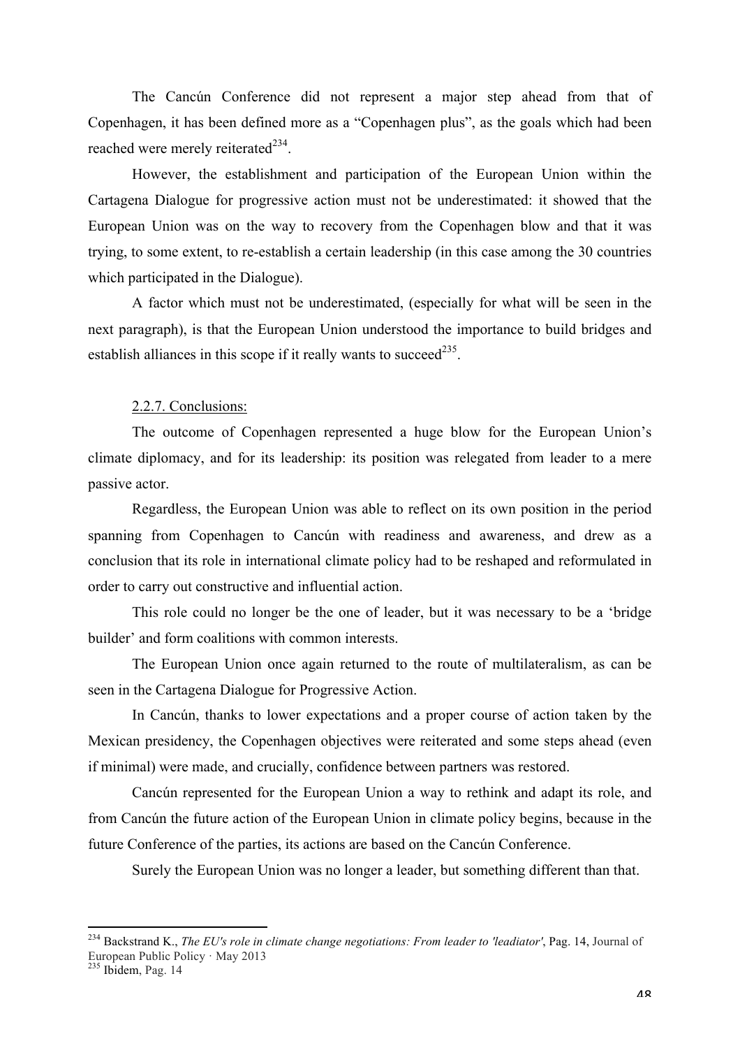The Cancún Conference did not represent a major step ahead from that of Copenhagen, it has been defined more as a "Copenhagen plus", as the goals which had been reached were merely reiterated[234].

However, the establishment and participation of the European Union within the Cartagena Dialogue for progressive action must not be underestimated: it showed that the European Union was on the way to recovery from the Copenhagen blow and that it was trying, to some extent, to re-establish a certain leadership (in this case among the 30 countries which participated in the Dialogue).

A factor which must not be underestimated, (especially for what will be seen in the next paragraph), is that the European Union understood the importance to build bridges and establish alliances in this scope if it really wants to succeed[235].

2.2.7. Conclusions:

The outcome of Copenhagen represented a huge blow for the European Union's climate diplomacy, and for its leadership: its position was relegated from leader to a mere passive actor.

Regardless, the European Union was able to reflect on its own position in the period spanning from Copenhagen to Cancún with readiness and awareness, and drew as a conclusion that its role in international climate policy had to be reshaped and reformulated in order to carry out constructive and influential action.

This role could no longer be the one of leader, but it was necessary to be a 'bridge builder' and form coalitions with common interests.

The European Union once again returned to the route of multilateralism, as can be seen in the Cartagena Dialogue for Progressive Action.

In Cancún, thanks to lower expectations and a proper course of action taken by the Mexican presidency, the Copenhagen objectives were reiterated and some steps ahead (even if minimal) were made, and crucially, confidence between partners was restored.

Cancún represented for the European Union a way to rethink and adapt its role, and from Cancún the future action of the European Union in climate policy begins, because in the future Conference of the parties, its actions are based on the Cancún Conference.

Surely the European Union was no longer a leader, but something different than that.

---

[234] Backstrand K., *The EU's role in climate change negotiations: From leader to 'leadiator'*, Pag. 14, Journal of European Public Policy · May 2013

[235] Ibidem, Pag. 14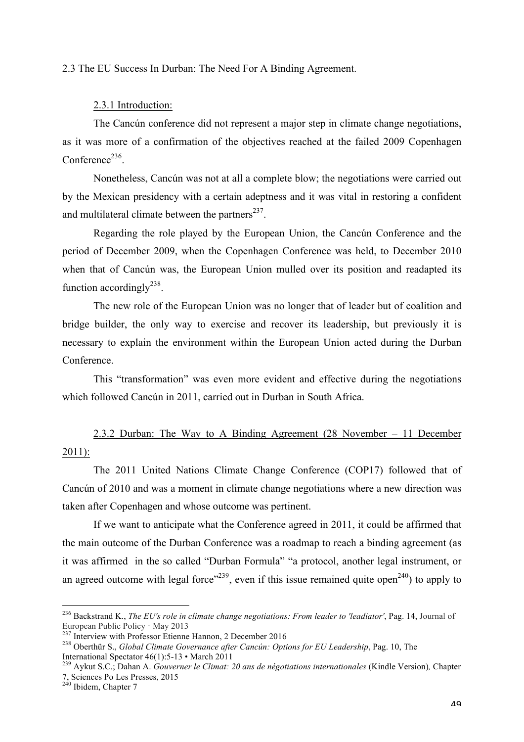## 2.3 The EU Success In Durban: The Need For A Binding Agreement.

### 2.3.1 Introduction:

The Cancún conference did not represent a major step in climate change negotiations, as it was more of a confirmation of the objectives reached at the failed 2009 Copenhagen Conference[236].

Nonetheless, Cancún was not at all a complete blow; the negotiations were carried out by the Mexican presidency with a certain adeptness and it was vital in restoring a confident and multilateral climate between the partners[237].

Regarding the role played by the European Union, the Cancún Conference and the period of December 2009, when the Copenhagen Conference was held, to December 2010 when that of Cancún was, the European Union mulled over its position and readapted its function accordingly[238].

The new role of the European Union was no longer that of leader but of coalition and bridge builder, the only way to exercise and recover its leadership, but previously it is necessary to explain the environment within the European Union acted during the Durban Conference.

This "transformation" was even more evident and effective during the negotiations which followed Cancún in 2011, carried out in Durban in South Africa.

### 2.3.2 Durban: The Way to A Binding Agreement (28 November – 11 December 2011):

The 2011 United Nations Climate Change Conference (COP17) followed that of Cancún of 2010 and was a moment in climate change negotiations where a new direction was taken after Copenhagen and whose outcome was pertinent.

If we want to anticipate what the Conference agreed in 2011, it could be affirmed that the main outcome of the Durban Conference was a roadmap to reach a binding agreement (as it was affirmed in the so called "Durban Formula" "a protocol, another legal instrument, or an agreed outcome with legal force"[239], even if this issue remained quite open[240]) to apply to

---

[236] Backstrand K., *The EU's role in climate change negotiations: From leader to 'leadiator'*, Pag. 14, Journal of European Public Policy · May 2013

[237] Interview with Professor Etienne Hannon, 2 December 2016

[238] Oberthür S., *Global Climate Governance after Cancún: Options for EU Leadership*, Pag. 10, The International Spectator 46(1):5-13 • March 2011

[239] Aykut S.C.; Dahan A. *Gouverner le Climat: 20 ans de négotiations internationales* (Kindle Version)*,* Chapter 7, Sciences Po Les Presses, 2015

[240] Ibidem, Chapter 7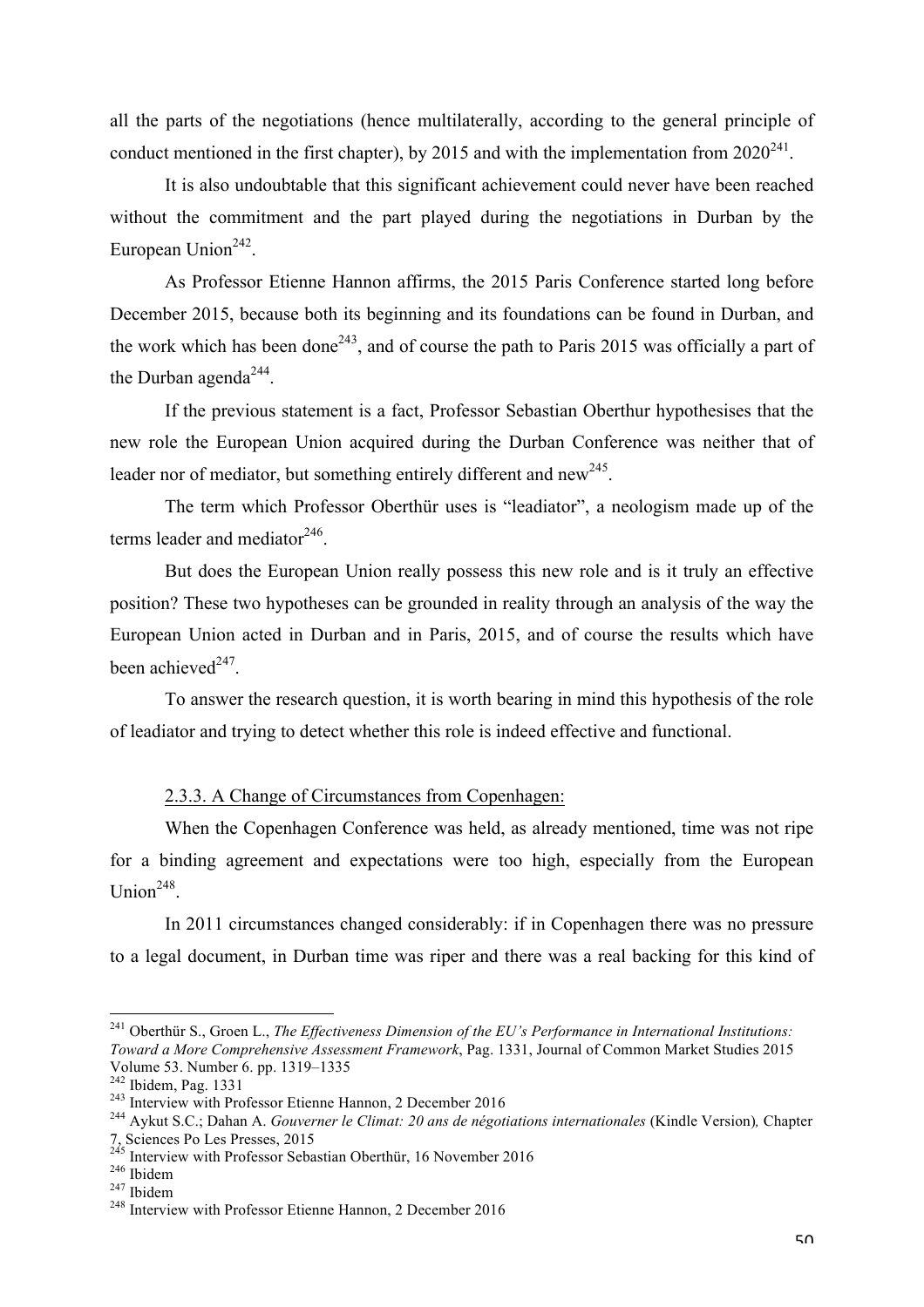all the parts of the negotiations (hence multilaterally, according to the general principle of conduct mentioned in the first chapter), by 2015 and with the implementation from 2020[241].

It is also undoubtable that this significant achievement could never have been reached without the commitment and the part played during the negotiations in Durban by the European Union[242].

As Professor Etienne Hannon affirms, the 2015 Paris Conference started long before December 2015, because both its beginning and its foundations can be found in Durban, and the work which has been done[243], and of course the path to Paris 2015 was officially a part of the Durban agenda[244].

If the previous statement is a fact, Professor Sebastian Oberthur hypothesises that the new role the European Union acquired during the Durban Conference was neither that of leader nor of mediator, but something entirely different and new[245].

The term which Professor Oberthür uses is "leadiator", a neologism made up of the terms leader and mediator[246].

But does the European Union really possess this new role and is it truly an effective position? These two hypotheses can be grounded in reality through an analysis of the way the European Union acted in Durban and in Paris, 2015, and of course the results which have been achieved[247].

To answer the research question, it is worth bearing in mind this hypothesis of the role of leadiator and trying to detect whether this role is indeed effective and functional.

### 2.3.3. A Change of Circumstances from Copenhagen:

When the Copenhagen Conference was held, as already mentioned, time was not ripe for a binding agreement and expectations were too high, especially from the European Union[248].

In 2011 circumstances changed considerably: if in Copenhagen there was no pressure to a legal document, in Durban time was riper and there was a real backing for this kind of

---

[241] Oberthür S., Groen L., *The Effectiveness Dimension of the EU's Performance in International Institutions: Toward a More Comprehensive Assessment Framework*, Pag. 1331, Journal of Common Market Studies 2015 Volume 53. Number 6. pp. 1319–1335

[242] Ibidem, Pag. 1331

[243] Interview with Professor Etienne Hannon, 2 December 2016

[244] Aykut S.C.; Dahan A. *Gouverner le Climat: 20 ans de négotiations internationales* (Kindle Version)*,* Chapter 7, Sciences Po Les Presses, 2015

[245] Interview with Professor Sebastian Oberthür, 16 November 2016

[246] Ibidem

[247] Ibidem

[248] Interview with Professor Etienne Hannon, 2 December 2016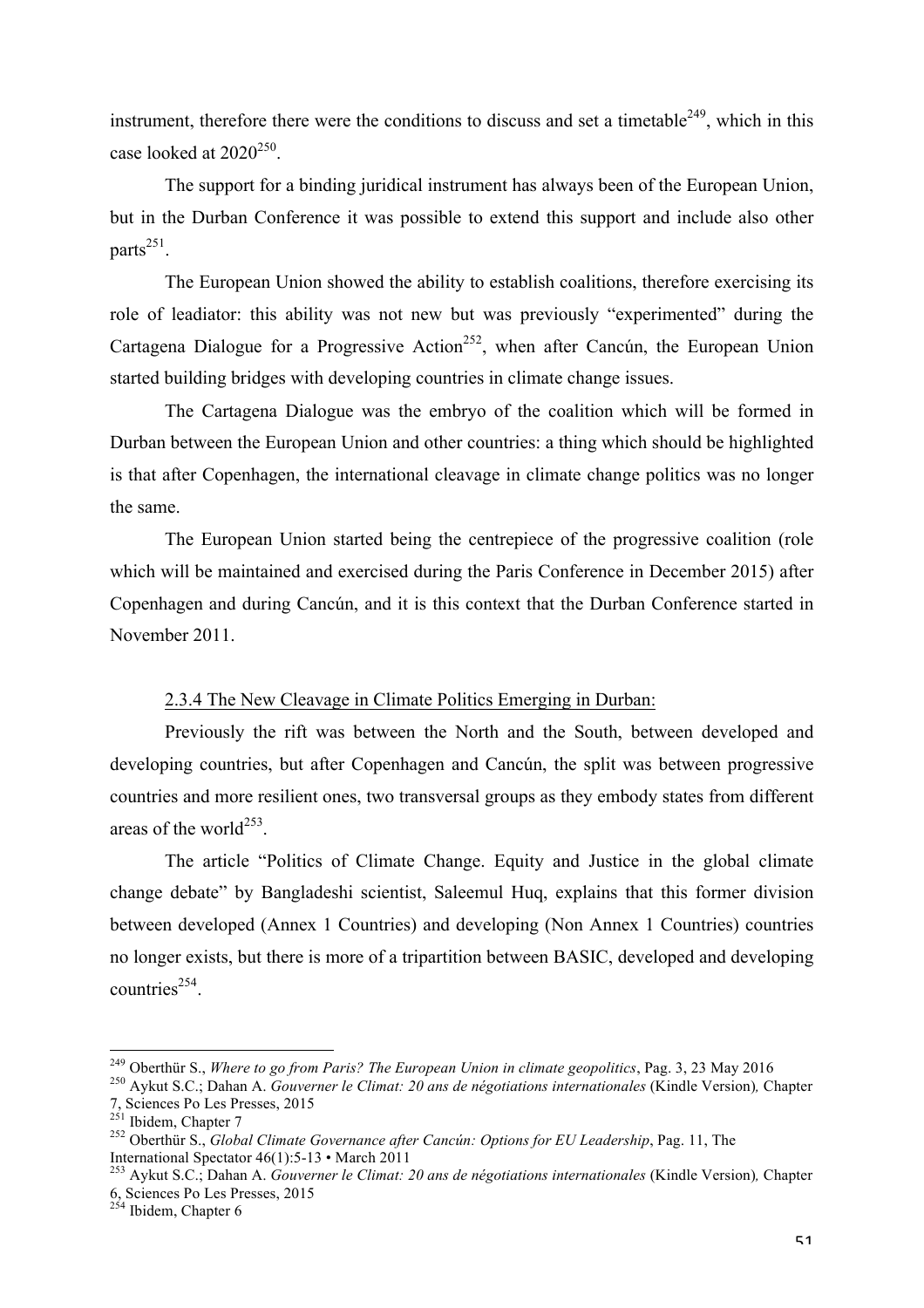instrument, therefore there were the conditions to discuss and set a timetable[249], which in this case looked at 2020[250].

The support for a binding juridical instrument has always been of the European Union, but in the Durban Conference it was possible to extend this support and include also other parts[251].

The European Union showed the ability to establish coalitions, therefore exercising its role of leadiator: this ability was not new but was previously "experimented" during the Cartagena Dialogue for a Progressive Action[252], when after Cancún, the European Union started building bridges with developing countries in climate change issues.

The Cartagena Dialogue was the embryo of the coalition which will be formed in Durban between the European Union and other countries: a thing which should be highlighted is that after Copenhagen, the international cleavage in climate change politics was no longer the same.

The European Union started being the centrepiece of the progressive coalition (role which will be maintained and exercised during the Paris Conference in December 2015) after Copenhagen and during Cancún, and it is this context that the Durban Conference started in November 2011.

#### 2.3.4 The New Cleavage in Climate Politics Emerging in Durban:

Previously the rift was between the North and the South, between developed and developing countries, but after Copenhagen and Cancún, the split was between progressive countries and more resilient ones, two transversal groups as they embody states from different areas of the world[253].

The article "Politics of Climate Change. Equity and Justice in the global climate change debate" by Bangladeshi scientist, Saleemul Huq, explains that this former division between developed (Annex 1 Countries) and developing (Non Annex 1 Countries) countries no longer exists, but there is more of a tripartition between BASIC, developed and developing countries[254].

---

[249] Oberthür S., *Where to go from Paris? The European Union in climate geopolitics*, Pag. 3, 23 May 2016

[250] Aykut S.C.; Dahan A. *Gouverner le Climat: 20 ans de négotiations internationales* (Kindle Version)*,* Chapter 7, Sciences Po Les Presses, 2015

[251] Ibidem, Chapter 7

[252] Oberthür S., *Global Climate Governance after Cancún: Options for EU Leadership*, Pag. 11, The International Spectator 46(1):5-13 • March 2011

[253] Aykut S.C.; Dahan A. *Gouverner le Climat: 20 ans de négotiations internationales* (Kindle Version)*,* Chapter 6, Sciences Po Les Presses, 2015

[254] Ibidem, Chapter 6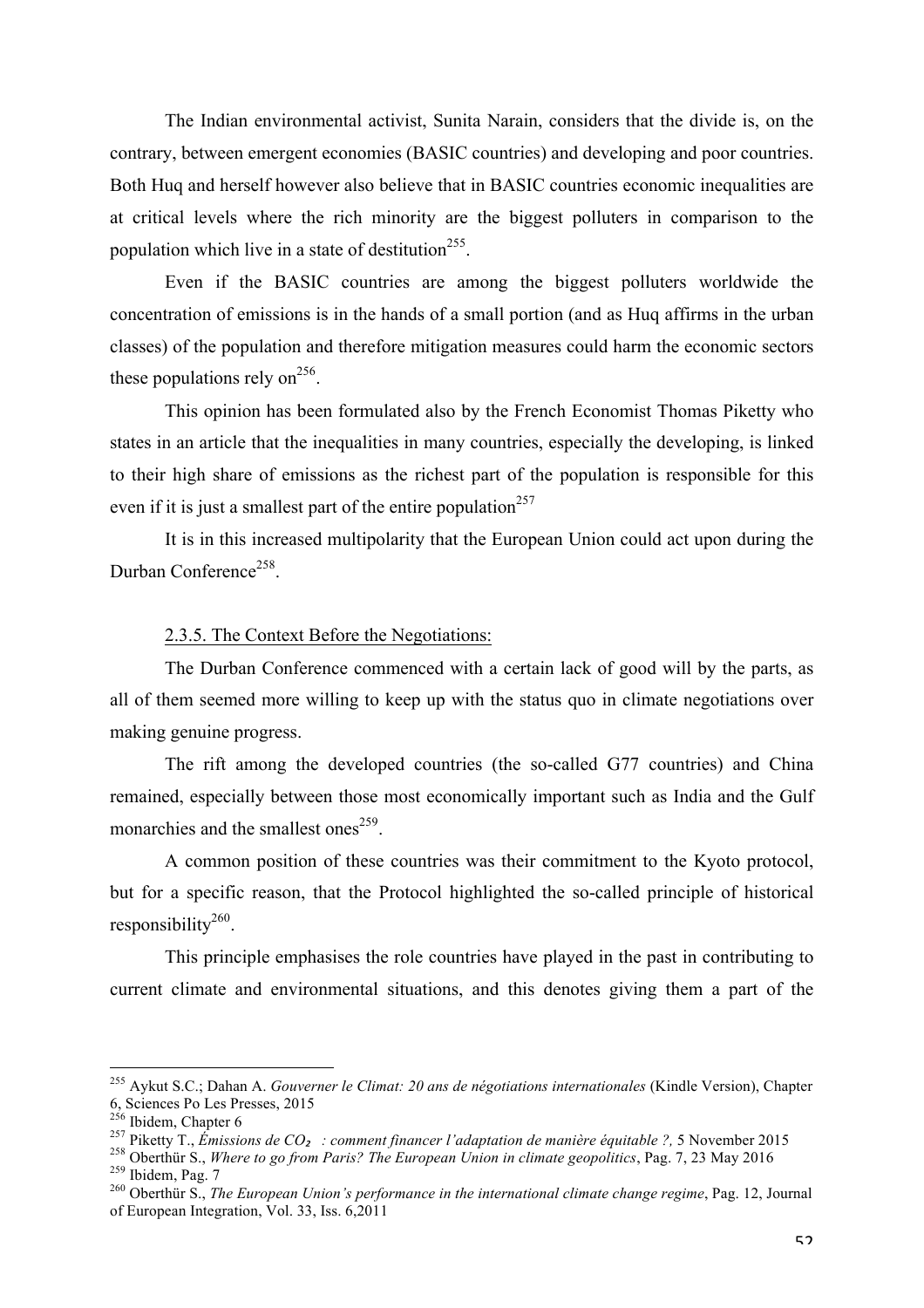The Indian environmental activist, Sunita Narain, considers that the divide is, on the contrary, between emergent economies (BASIC countries) and developing and poor countries. Both Huq and herself however also believe that in BASIC countries economic inequalities are at critical levels where the rich minority are the biggest polluters in comparison to the population which live in a state of destitution[255].

Even if the BASIC countries are among the biggest polluters worldwide the concentration of emissions is in the hands of a small portion (and as Huq affirms in the urban classes) of the population and therefore mitigation measures could harm the economic sectors these populations rely on[256].

This opinion has been formulated also by the French Economist Thomas Piketty who states in an article that the inequalities in many countries, especially the developing, is linked to their high share of emissions as the richest part of the population is responsible for this even if it is just a smallest part of the entire population[257]

It is in this increased multipolarity that the European Union could act upon during the Durban Conference[258].

2.3.5. The Context Before the Negotiations:

The Durban Conference commenced with a certain lack of good will by the parts, as all of them seemed more willing to keep up with the status quo in climate negotiations over making genuine progress.

The rift among the developed countries (the so-called G77 countries) and China remained, especially between those most economically important such as India and the Gulf monarchies and the smallest ones[259].

A common position of these countries was their commitment to the Kyoto protocol, but for a specific reason, that the Protocol highlighted the so-called principle of historical responsibility[260].

This principle emphasises the role countries have played in the past in contributing to current climate and environmental situations, and this denotes giving them a part of the

---

[255] Aykut S.C.; Dahan A. *Gouverner le Climat: 20 ans de négotiations internationales* (Kindle Version), Chapter 6, Sciences Po Les Presses, 2015

[256] Ibidem, Chapter 6

[257] Piketty T., *Émissions de $CO_2$ : comment financer l'adaptation de manière équitable ?,* 5 November 2015

[258] Oberthür S., *Where to go from Paris? The European Union in climate geopolitics*, Pag. 7, 23 May 2016

[259] Ibidem, Pag. 7

[260] Oberthür S., *The European Union's performance in the international climate change regime*, Pag. 12, Journal of European Integration, Vol. 33, Iss. 6,2011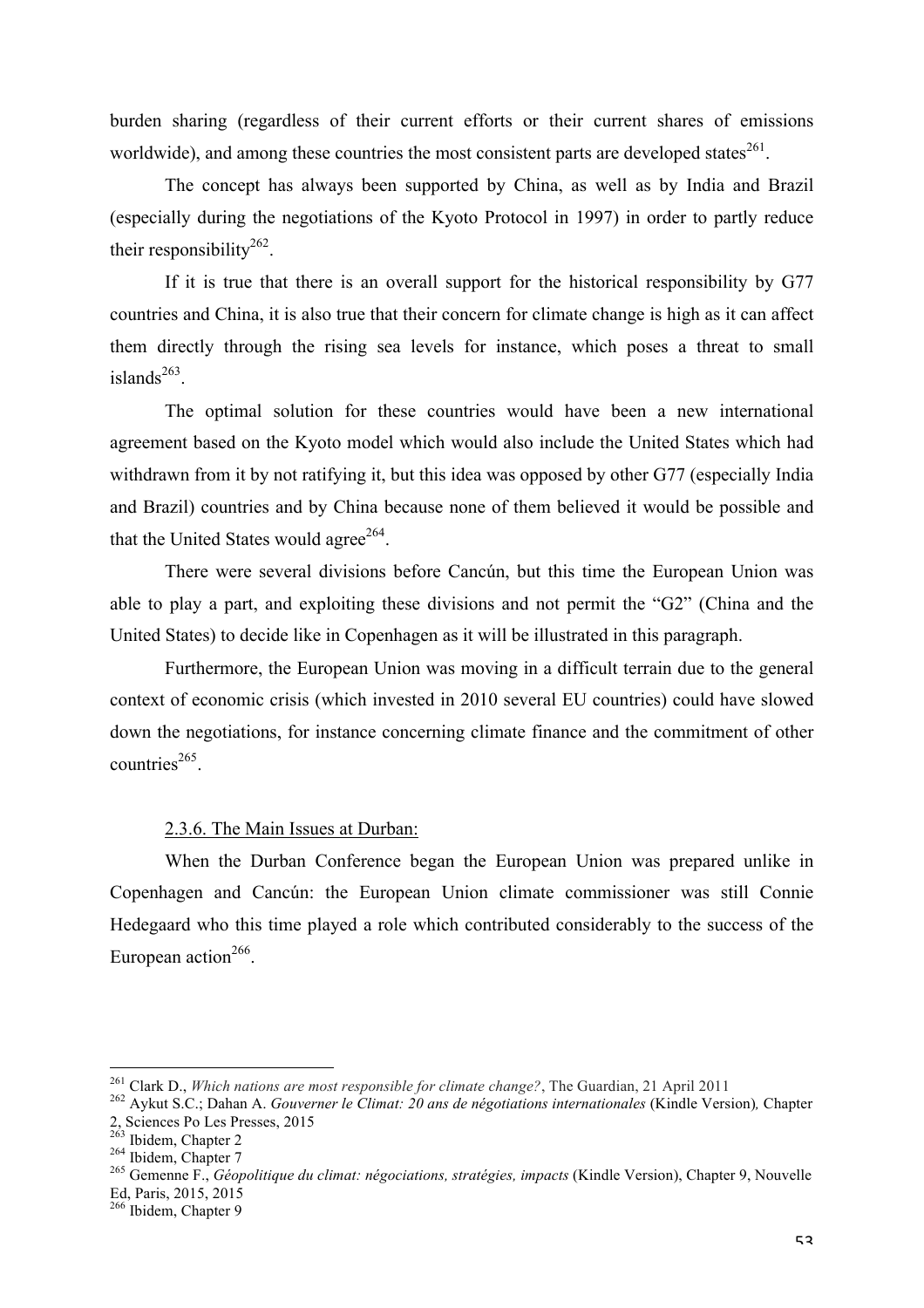burden sharing (regardless of their current efforts or their current shares of emissions worldwide), and among these countries the most consistent parts are developed states[261].

The concept has always been supported by China, as well as by India and Brazil (especially during the negotiations of the Kyoto Protocol in 1997) in order to partly reduce their responsibility[262].

If it is true that there is an overall support for the historical responsibility by G77 countries and China, it is also true that their concern for climate change is high as it can affect them directly through the rising sea levels for instance, which poses a threat to small islands[263].

The optimal solution for these countries would have been a new international agreement based on the Kyoto model which would also include the United States which had withdrawn from it by not ratifying it, but this idea was opposed by other G77 (especially India and Brazil) countries and by China because none of them believed it would be possible and that the United States would agree[264].

There were several divisions before Cancún, but this time the European Union was able to play a part, and exploiting these divisions and not permit the "G2" (China and the United States) to decide like in Copenhagen as it will be illustrated in this paragraph.

Furthermore, the European Union was moving in a difficult terrain due to the general context of economic crisis (which invested in 2010 several EU countries) could have slowed down the negotiations, for instance concerning climate finance and the commitment of other countries[265].

### 2.3.6. The Main Issues at Durban:

When the Durban Conference began the European Union was prepared unlike in Copenhagen and Cancún: the European Union climate commissioner was still Connie Hedegaard who this time played a role which contributed considerably to the success of the European action[266].

---

[261] Clark D., *Which nations are most responsible for climate change?*, The Guardian, 21 April 2011

[262] Aykut S.C.; Dahan A. *Gouverner le Climat: 20 ans de négotiations internationales* (Kindle Version)*,* Chapter 2, Sciences Po Les Presses, 2015

[263] Ibidem, Chapter 2

[264] Ibidem, Chapter 7

[265] Gemenne F., *Géopolitique du climat: négociations, stratégies, impacts* (Kindle Version), Chapter 9, Nouvelle Ed, Paris, 2015, 2015

[266] Ibidem, Chapter 9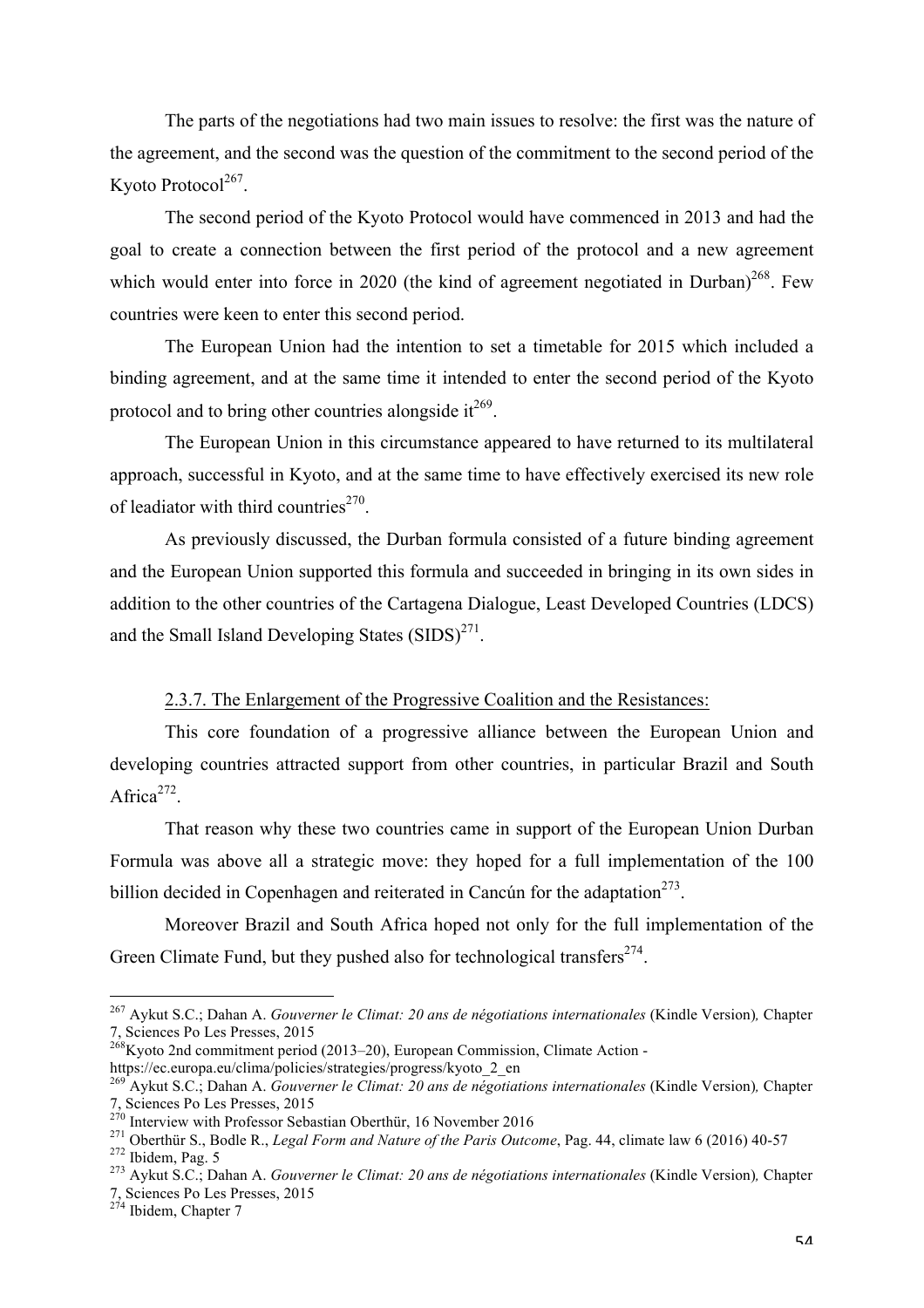The parts of the negotiations had two main issues to resolve: the first was the nature of the agreement, and the second was the question of the commitment to the second period of the Kyoto Protocol[267].

The second period of the Kyoto Protocol would have commenced in 2013 and had the goal to create a connection between the first period of the protocol and a new agreement which would enter into force in 2020 (the kind of agreement negotiated in Durban)[268]. Few countries were keen to enter this second period.

The European Union had the intention to set a timetable for 2015 which included a binding agreement, and at the same time it intended to enter the second period of the Kyoto protocol and to bring other countries alongside it[269].

The European Union in this circumstance appeared to have returned to its multilateral approach, successful in Kyoto, and at the same time to have effectively exercised its new role of leadiator with third countries[270].

As previously discussed, the Durban formula consisted of a future binding agreement and the European Union supported this formula and succeeded in bringing in its own sides in addition to the other countries of the Cartagena Dialogue, Least Developed Countries (LDCS) and the Small Island Developing States (SIDS)[271].

### 2.3.7. The Enlargement of the Progressive Coalition and the Resistances:

This core foundation of a progressive alliance between the European Union and developing countries attracted support from other countries, in particular Brazil and South Africa[272].

That reason why these two countries came in support of the European Union Durban Formula was above all a strategic move: they hoped for a full implementation of the 100 billion decided in Copenhagen and reiterated in Cancún for the adaptation[273].

Moreover Brazil and South Africa hoped not only for the full implementation of the Green Climate Fund, but they pushed also for technological transfers[274].

---

[267] Aykut S.C.; Dahan A. *Gouverner le Climat: 20 ans de négotiations internationales* (Kindle Version)*,* Chapter 7, Sciences Po Les Presses, 2015

[268] Kyoto 2nd commitment period (2013–20), European Commission, Climate Action - https://ec.europa.eu/clima/policies/strategies/progress/kyoto_2_en

[269] Aykut S.C.; Dahan A. *Gouverner le Climat: 20 ans de négotiations internationales* (Kindle Version)*,* Chapter 7, Sciences Po Les Presses, 2015

[270] Interview with Professor Sebastian Oberthür, 16 November 2016

[271] Oberthür S., Bodle R., *Legal Form and Nature of the Paris Outcome*, Pag. 44, climate law 6 (2016) 40-57

[272] Ibidem, Pag. 5

[273] Aykut S.C.; Dahan A. *Gouverner le Climat: 20 ans de négotiations internationales* (Kindle Version)*,* Chapter 7, Sciences Po Les Presses, 2015

[274] Ibidem, Chapter 7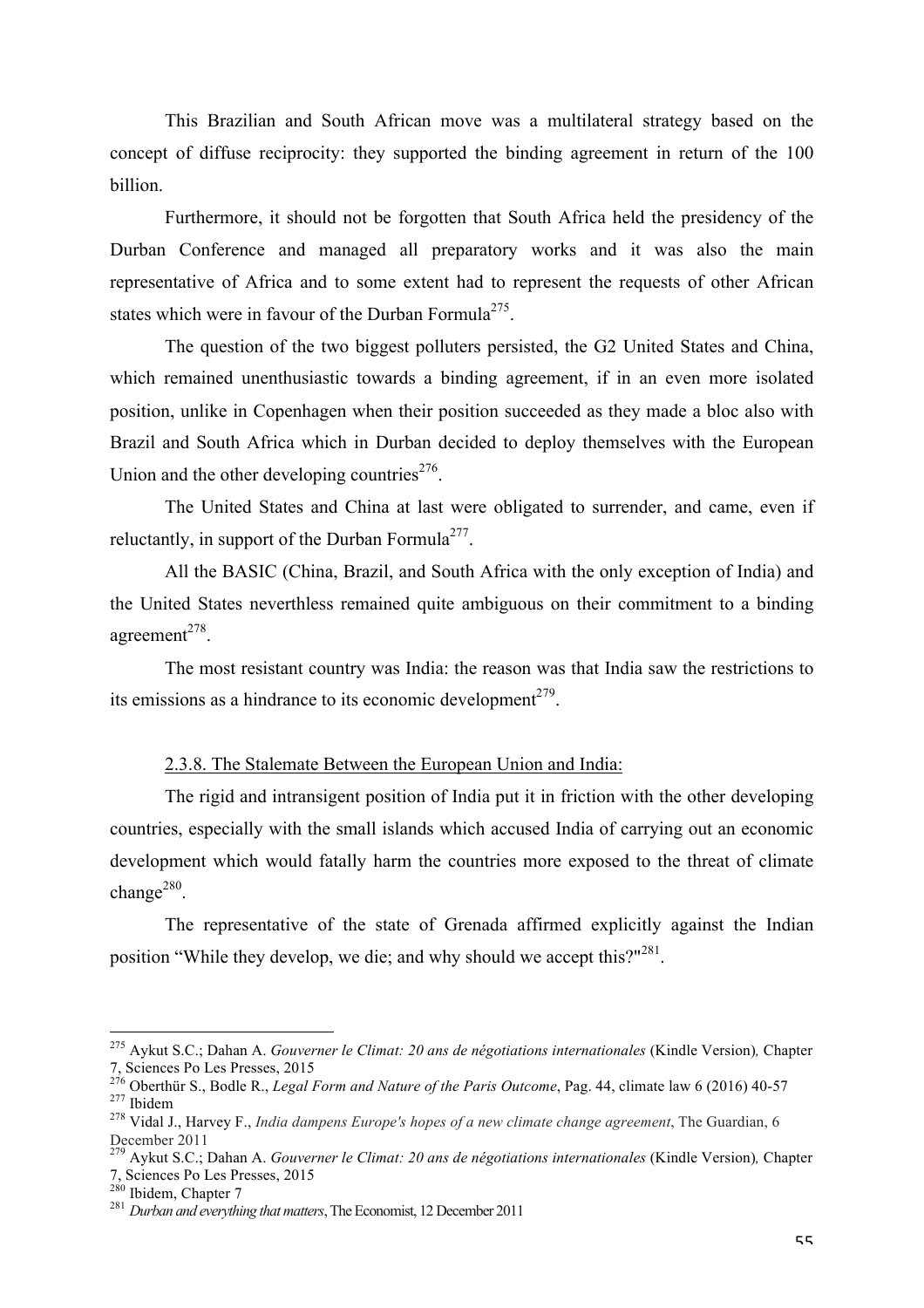This Brazilian and South African move was a multilateral strategy based on the concept of diffuse reciprocity: they supported the binding agreement in return of the 100 billion.

Furthermore, it should not be forgotten that South Africa held the presidency of the Durban Conference and managed all preparatory works and it was also the main representative of Africa and to some extent had to represent the requests of other African states which were in favour of the Durban Formula[275].

The question of the two biggest polluters persisted, the G2 United States and China, which remained unenthusiastic towards a binding agreement, if in an even more isolated position, unlike in Copenhagen when their position succeeded as they made a bloc also with Brazil and South Africa which in Durban decided to deploy themselves with the European Union and the other developing countries[276].

The United States and China at last were obligated to surrender, and came, even if reluctantly, in support of the Durban Formula[277].

All the BASIC (China, Brazil, and South Africa with the only exception of India) and the United States neverthless remained quite ambiguous on their commitment to a binding agreement[278].

The most resistant country was India: the reason was that India saw the restrictions to its emissions as a hindrance to its economic development[279].

2.3.8. The Stalemate Between the European Union and India:

The rigid and intransigent position of India put it in friction with the other developing countries, especially with the small islands which accused India of carrying out an economic development which would fatally harm the countries more exposed to the threat of climate change[280].

The representative of the state of Grenada affirmed explicitly against the Indian position “While they develop, we die; and why should we accept this?"[281].

---

[275] Aykut S.C.; Dahan A. *Gouverner le Climat: 20 ans de négotiations internationales* (Kindle Version)*,* Chapter 7, Sciences Po Les Presses, 2015

[276] Oberthür S., Bodle R., *Legal Form and Nature of the Paris Outcome*, Pag. 44, climate law 6 (2016) 40-57

[277] Ibidem

[278] Vidal J., Harvey F., *India dampens Europe's hopes of a new climate change agreement*, The Guardian, 6 December 2011

[279] Aykut S.C.; Dahan A. *Gouverner le Climat: 20 ans de négotiations internationales* (Kindle Version)*,* Chapter 7, Sciences Po Les Presses, 2015

[280] Ibidem, Chapter 7

[281] *Durban and everything that matters*, The Economist, 12 December 2011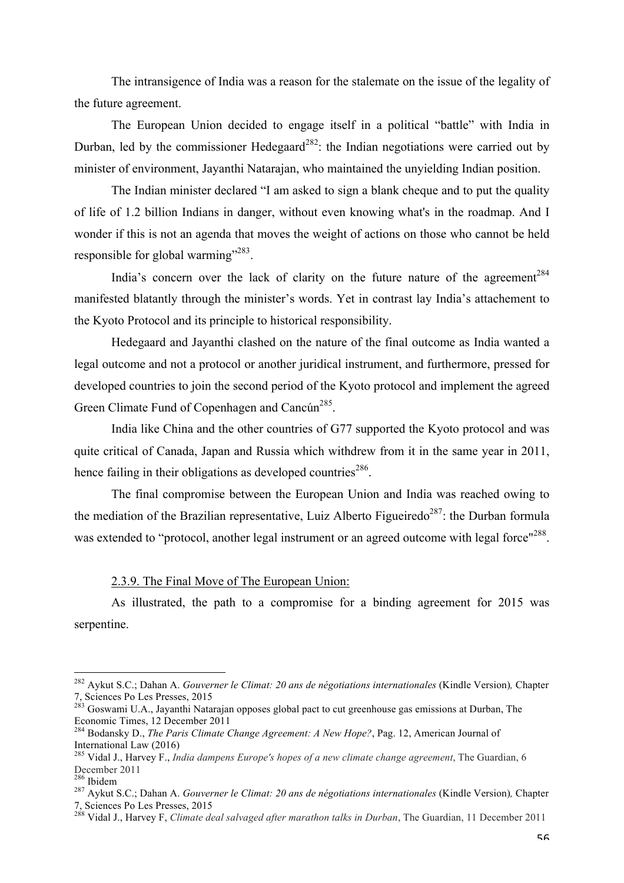The intransigence of India was a reason for the stalemate on the issue of the legality of the future agreement.

The European Union decided to engage itself in a political "battle" with India in Durban, led by the commissioner Hedegaard[282]: the Indian negotiations were carried out by minister of environment, Jayanthi Natarajan, who maintained the unyielding Indian position.

The Indian minister declared "I am asked to sign a blank cheque and to put the quality of life of 1.2 billion Indians in danger, without even knowing what's in the roadmap. And I wonder if this is not an agenda that moves the weight of actions on those who cannot be held responsible for global warming"[283].

India's concern over the lack of clarity on the future nature of the agreement[284] manifested blatantly through the minister's words. Yet in contrast lay India's attachement to the Kyoto Protocol and its principle to historical responsibility.

Hedegaard and Jayanthi clashed on the nature of the final outcome as India wanted a legal outcome and not a protocol or another juridical instrument, and furthermore, pressed for developed countries to join the second period of the Kyoto protocol and implement the agreed Green Climate Fund of Copenhagen and Cancún[285].

India like China and the other countries of G77 supported the Kyoto protocol and was quite critical of Canada, Japan and Russia which withdrew from it in the same year in 2011, hence failing in their obligations as developed countries[286].

The final compromise between the European Union and India was reached owing to the mediation of the Brazilian representative, Luiz Alberto Figueiredo[287]: the Durban formula was extended to "protocol, another legal instrument or an agreed outcome with legal force"[288].

### 2.3.9. The Final Move of The European Union:

As illustrated, the path to a compromise for a binding agreement for 2015 was serpentine.

---

[282] Aykut S.C.; Dahan A. *Gouverner le Climat: 20 ans de négotiations internationales* (Kindle Version), Chapter 7, Sciences Po Les Presses, 2015

[283] Goswami U.A., Jayanthi Natarajan opposes global pact to cut greenhouse gas emissions at Durban, The Economic Times, 12 December 2011

[284] Bodansky D., *The Paris Climate Change Agreement: A New Hope?*, Pag. 12, American Journal of International Law (2016)

[285] Vidal J., Harvey F., *India dampens Europe's hopes of a new climate change agreement*, The Guardian, 6 December 2011

[286] Ibidem

[287] Aykut S.C.; Dahan A. *Gouverner le Climat: 20 ans de négotiations internationales* (Kindle Version), Chapter 7, Sciences Po Les Presses, 2015

[288] Vidal J., Harvey F, *Climate deal salvaged after marathon talks in Durban*, The Guardian, 11 December 2011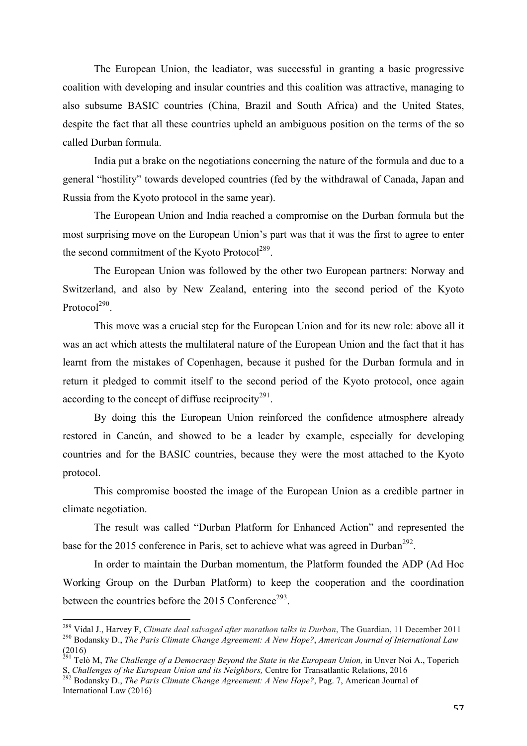The European Union, the leadiator, was successful in granting a basic progressive coalition with developing and insular countries and this coalition was attractive, managing to also subsume BASIC countries (China, Brazil and South Africa) and the United States, despite the fact that all these countries upheld an ambiguous position on the terms of the so called Durban formula.

India put a brake on the negotiations concerning the nature of the formula and due to a general "hostility" towards developed countries (fed by the withdrawal of Canada, Japan and Russia from the Kyoto protocol in the same year).

The European Union and India reached a compromise on the Durban formula but the most surprising move on the European Union's part was that it was the first to agree to enter the second commitment of the Kyoto Protocol[289].

The European Union was followed by the other two European partners: Norway and Switzerland, and also by New Zealand, entering into the second period of the Kyoto Protocol[290].

This move was a crucial step for the European Union and for its new role: above all it was an act which attests the multilateral nature of the European Union and the fact that it has learnt from the mistakes of Copenhagen, because it pushed for the Durban formula and in return it pledged to commit itself to the second period of the Kyoto protocol, once again according to the concept of diffuse reciprocity[291].

By doing this the European Union reinforced the confidence atmosphere already restored in Cancún, and showed to be a leader by example, especially for developing countries and for the BASIC countries, because they were the most attached to the Kyoto protocol.

This compromise boosted the image of the European Union as a credible partner in climate negotiation.

The result was called "Durban Platform for Enhanced Action" and represented the base for the 2015 conference in Paris, set to achieve what was agreed in Durban[292].

In order to maintain the Durban momentum, the Platform founded the ADP (Ad Hoc Working Group on the Durban Platform) to keep the cooperation and the coordination between the countries before the 2015 Conference[293].

---

[289] Vidal J., Harvey F, *Climate deal salvaged after marathon talks in Durban*, The Guardian, 11 December 2011

[290] Bodansky D., *The Paris Climate Change Agreement: A New Hope?*, *American Journal of International Law* (2016)

[291] Telò M, *The Challenge of a Democracy Beyond the State in the European Union,* in Unver Noi A., Toperich S, *Challenges of the European Union and its Neighbors,* Centre for Transatlantic Relations, 2016

[292] Bodansky D., *The Paris Climate Change Agreement: A New Hope?*, Pag. 7, American Journal of International Law (2016)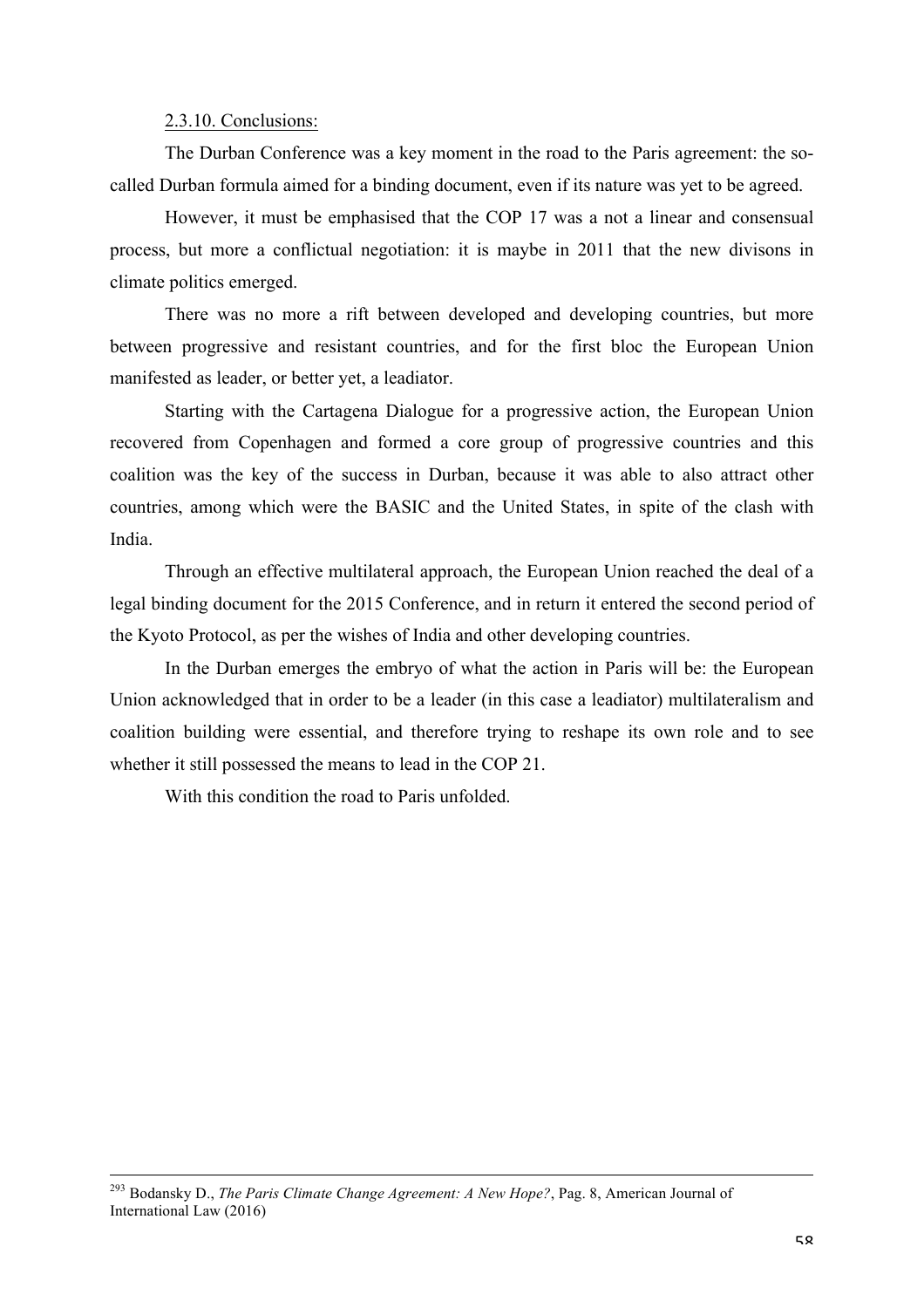2.3.10. Conclusions:

The Durban Conference was a key moment in the road to the Paris agreement: the so-called Durban formula aimed for a binding document, even if its nature was yet to be agreed.

However, it must be emphasised that the COP 17 was a not a linear and consensual process, but more a conflictual negotiation: it is maybe in 2011 that the new divisons in climate politics emerged.

There was no more a rift between developed and developing countries, but more between progressive and resistant countries, and for the first bloc the European Union manifested as leader, or better yet, a leadiator.

Starting with the Cartagena Dialogue for a progressive action, the European Union recovered from Copenhagen and formed a core group of progressive countries and this coalition was the key of the success in Durban, because it was able to also attract other countries, among which were the BASIC and the United States, in spite of the clash with India.

Through an effective multilateral approach, the European Union reached the deal of a legal binding document for the 2015 Conference, and in return it entered the second period of the Kyoto Protocol, as per the wishes of India and other developing countries.

In the Durban emerges the embryo of what the action in Paris will be: the European Union acknowledged that in order to be a leader (in this case a leadiator) multilateralism and coalition building were essential, and therefore trying to reshape its own role and to see whether it still possessed the means to lead in the COP 21.

With this condition the road to Paris unfolded.

[293] Bodansky D., *The Paris Climate Change Agreement: A New Hope?*, Pag. 8, American Journal of International Law (2016)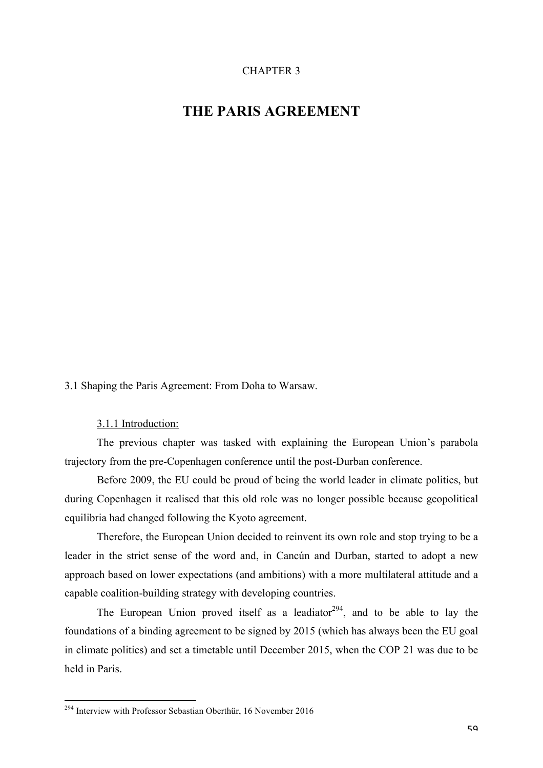CHAPTER 3

# THE PARIS AGREEMENT

## 3.1 Shaping the Paris Agreement: From Doha to Warsaw.

### 3.1.1 Introduction:

The previous chapter was tasked with explaining the European Union's parabola trajectory from the pre-Copenhagen conference until the post-Durban conference.

Before 2009, the EU could be proud of being the world leader in climate politics, but during Copenhagen it realised that this old role was no longer possible because geopolitical equilibria had changed following the Kyoto agreement.

Therefore, the European Union decided to reinvent its own role and stop trying to be a leader in the strict sense of the word and, in Cancún and Durban, started to adopt a new approach based on lower expectations (and ambitions) with a more multilateral attitude and a capable coalition-building strategy with developing countries.

The European Union proved itself as a leadiator[294], and to be able to lay the foundations of a binding agreement to be signed by 2015 (which has always been the EU goal in climate politics) and set a timetable until December 2015, when the COP 21 was due to be held in Paris.

[294] Interview with Professor Sebastian Oberthür, 16 November 2016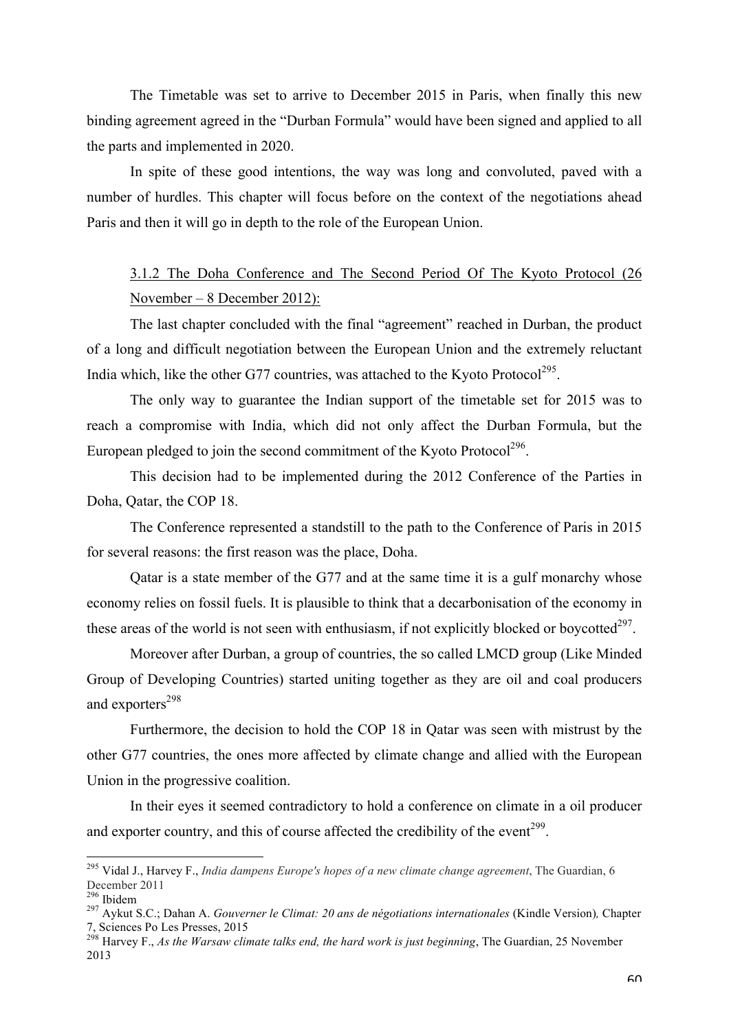The Timetable was set to arrive to December 2015 in Paris, when finally this new binding agreement agreed in the "Durban Formula" would have been signed and applied to all the parts and implemented in 2020.

In spite of these good intentions, the way was long and convoluted, paved with a number of hurdles. This chapter will focus before on the context of the negotiations ahead Paris and then it will go in depth to the role of the European Union.

### 3.1.2 The Doha Conference and The Second Period Of The Kyoto Protocol (26 November – 8 December 2012):

The last chapter concluded with the final "agreement" reached in Durban, the product of a long and difficult negotiation between the European Union and the extremely reluctant India which, like the other G77 countries, was attached to the Kyoto Protocol[295].

The only way to guarantee the Indian support of the timetable set for 2015 was to reach a compromise with India, which did not only affect the Durban Formula, but the European pledged to join the second commitment of the Kyoto Protocol[296].

This decision had to be implemented during the 2012 Conference of the Parties in Doha, Qatar, the COP 18.

The Conference represented a standstill to the path to the Conference of Paris in 2015 for several reasons: the first reason was the place, Doha.

Qatar is a state member of the G77 and at the same time it is a gulf monarchy whose economy relies on fossil fuels. It is plausible to think that a decarbonisation of the economy in these areas of the world is not seen with enthusiasm, if not explicitly blocked or boycotted[297].

Moreover after Durban, a group of countries, the so called LMCD group (Like Minded Group of Developing Countries) started uniting together as they are oil and coal producers and exporters[298]

Furthermore, the decision to hold the COP 18 in Qatar was seen with mistrust by the other G77 countries, the ones more affected by climate change and allied with the European Union in the progressive coalition.

In their eyes it seemed contradictory to hold a conference on climate in a oil producer and exporter country, and this of course affected the credibility of the event[299].

---

[295] Vidal J., Harvey F., *India dampens Europe's hopes of a new climate change agreement*, The Guardian, 6 December 2011

[296] Ibidem

[297] Aykut S.C.; Dahan A. *Gouverner le Climat: 20 ans de négotiations internationales* (Kindle Version)*,* Chapter 7, Sciences Po Les Presses, 2015

[298] Harvey F., *As the Warsaw climate talks end, the hard work is just beginning*, The Guardian, 25 November 2013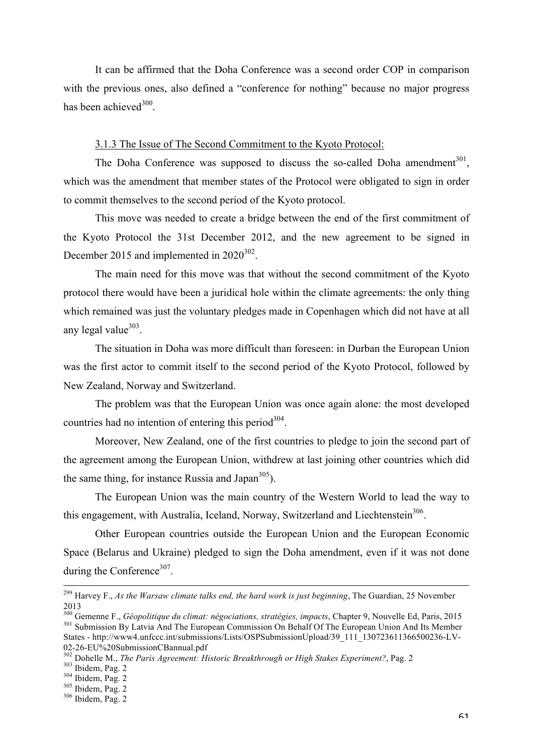It can be affirmed that the Doha Conference was a second order COP in comparison with the previous ones, also defined a "conference for nothing" because no major progress has been achieved[300].

3.1.3 The Issue of The Second Commitment to the Kyoto Protocol:

The Doha Conference was supposed to discuss the so-called Doha amendment[301], which was the amendment that member states of the Protocol were obligated to sign in order to commit themselves to the second period of the Kyoto protocol.

This move was needed to create a bridge between the end of the first commitment of the Kyoto Protocol the 31st December 2012, and the new agreement to be signed in December 2015 and implemented in 2020[302].

The main need for this move was that without the second commitment of the Kyoto protocol there would have been a juridical hole within the climate agreements: the only thing which remained was just the voluntary pledges made in Copenhagen which did not have at all any legal value[303].

The situation in Doha was more difficult than foreseen: in Durban the European Union was the first actor to commit itself to the second period of the Kyoto Protocol, followed by New Zealand, Norway and Switzerland.

The problem was that the European Union was once again alone: the most developed countries had no intention of entering this period[304].

Moreover, New Zealand, one of the first countries to pledge to join the second part of the agreement among the European Union, withdrew at last joining other countries which did the same thing, for instance Russia and Japan[305]).

The European Union was the main country of the Western World to lead the way to this engagement, with Australia, Iceland, Norway, Switzerland and Liechtenstein[306].

Other European countries outside the European Union and the European Economic Space (Belarus and Ukraine) pledged to sign the Doha amendment, even if it was not done during the Conference[307].

---

[299] Harvey F., *As the Warsaw climate talks end, the hard work is just beginning*, The Guardian, 25 November 2013

[300] Gemenne F., *Géopolitique du climat: négociations, stratégies, impacts*, Chapter 9, Nouvelle Ed, Paris, 2015

[301] Submission By Latvia And The European Commission On Behalf Of The European Union And Its Member States - http://www4.unfccc.int/submissions/Lists/OSPSubmissionUpload/39_111_130723611366500236-LV-02-26-EU%20SubmissionCBannual.pdf

[302] Dohelle M., *The Paris Agreement: Historic Breakthrough or High Stakes Experiment?*, Pag. 2

[303] Ibidem, Pag. 2

[304] Ibidem, Pag. 2

[305] Ibidem, Pag. 2

[306] Ibidem, Pag. 2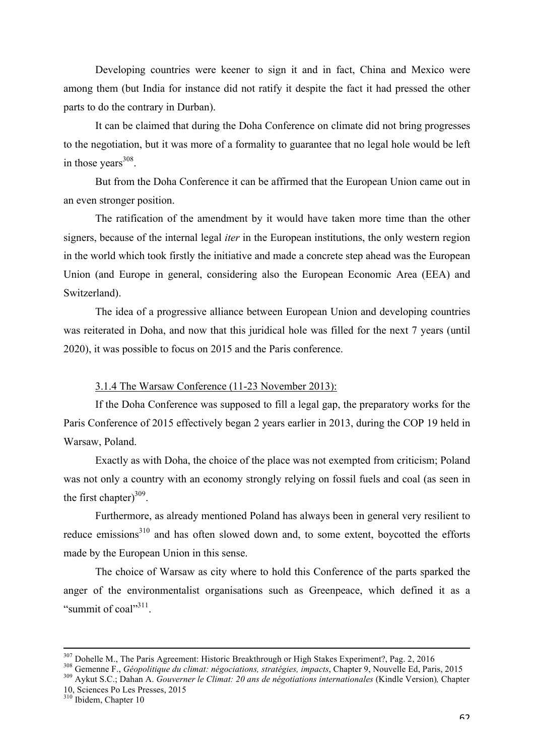Developing countries were keener to sign it and in fact, China and Mexico were among them (but India for instance did not ratify it despite the fact it had pressed the other parts to do the contrary in Durban).

It can be claimed that during the Doha Conference on climate did not bring progresses to the negotiation, but it was more of a formality to guarantee that no legal hole would be left in those years[308].

But from the Doha Conference it can be affirmed that the European Union came out in an even stronger position.

The ratification of the amendment by it would have taken more time than the other signers, because of the internal legal *iter* in the European institutions, the only western region in the world which took firstly the initiative and made a concrete step ahead was the European Union (and Europe in general, considering also the European Economic Area (EEA) and Switzerland).

The idea of a progressive alliance between European Union and developing countries was reiterated in Doha, and now that this juridical hole was filled for the next 7 years (until 2020), it was possible to focus on 2015 and the Paris conference.

### 3.1.4 The Warsaw Conference (11-23 November 2013):

If the Doha Conference was supposed to fill a legal gap, the preparatory works for the Paris Conference of 2015 effectively began 2 years earlier in 2013, during the COP 19 held in Warsaw, Poland.

Exactly as with Doha, the choice of the place was not exempted from criticism; Poland was not only a country with an economy strongly relying on fossil fuels and coal (as seen in the first chapter)[309].

Furthermore, as already mentioned Poland has always been in general very resilient to reduce emissions[310] and has often slowed down and, to some extent, boycotted the efforts made by the European Union in this sense.

The choice of Warsaw as city where to hold this Conference of the parts sparked the anger of the environmentalist organisations such as Greenpeace, which defined it as a "summit of coal"[311].

---

[307] Dohelle M., The Paris Agreement: Historic Breakthrough or High Stakes Experiment?, Pag. 2, 2016

[308] Gemenne F., *Géopolitique du climat: négociations, stratégies, impacts*, Chapter 9, Nouvelle Ed, Paris, 2015

[309] Aykut S.C.; Dahan A. *Gouverner le Climat: 20 ans de négotiations internationales* (Kindle Version)*,* Chapter 10, Sciences Po Les Presses, 2015

[310] Ibidem, Chapter 10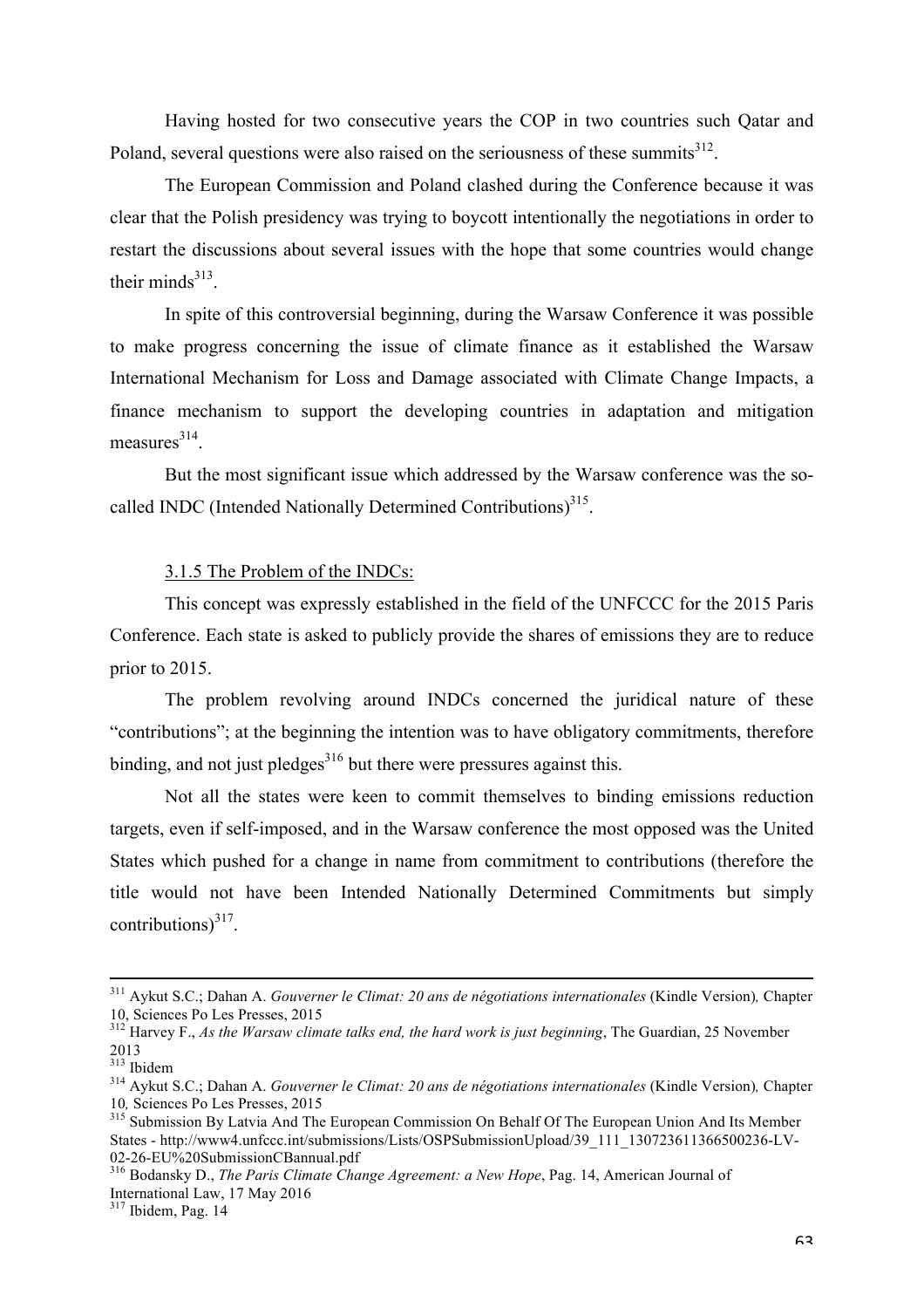Having hosted for two consecutive years the COP in two countries such Qatar and Poland, several questions were also raised on the seriousness of these summits[312].

The European Commission and Poland clashed during the Conference because it was clear that the Polish presidency was trying to boycott intentionally the negotiations in order to restart the discussions about several issues with the hope that some countries would change their minds[313].

In spite of this controversial beginning, during the Warsaw Conference it was possible to make progress concerning the issue of climate finance as it established the Warsaw International Mechanism for Loss and Damage associated with Climate Change Impacts, a finance mechanism to support the developing countries in adaptation and mitigation measures[314].

But the most significant issue which addressed by the Warsaw conference was the so-called INDC (Intended Nationally Determined Contributions)[315].

### 3.1.5 The Problem of the INDCs:

This concept was expressly established in the field of the UNFCCC for the 2015 Paris Conference. Each state is asked to publicly provide the shares of emissions they are to reduce prior to 2015.

The problem revolving around INDCs concerned the juridical nature of these "contributions"; at the beginning the intention was to have obligatory commitments, therefore binding, and not just pledges[316] but there were pressures against this.

Not all the states were keen to commit themselves to binding emissions reduction targets, even if self-imposed, and in the Warsaw conference the most opposed was the United States which pushed for a change in name from commitment to contributions (therefore the title would not have been Intended Nationally Determined Commitments but simply contributions)[317].

---

[311] Aykut S.C.; Dahan A. *Gouverner le Climat: 20 ans de négotiations internationales* (Kindle Version)*,* Chapter 10, Sciences Po Les Presses, 2015

[312] Harvey F., *As the Warsaw climate talks end, the hard work is just beginning*, The Guardian, 25 November 2013

[313] Ibidem

[314] Aykut S.C.; Dahan A. *Gouverner le Climat: 20 ans de négotiations internationales* (Kindle Version)*,* Chapter 10*,* Sciences Po Les Presses, 2015

[315] Submission By Latvia And The European Commission On Behalf Of The European Union And Its Member States - http://www4.unfccc.int/submissions/Lists/OSPSubmissionUpload/39_111_130723611366500236-LV-02-26-EU%20SubmissionCBannual.pdf

[316] Bodansky D., *The Paris Climate Change Agreement: a New Hope*, Pag. 14, American Journal of International Law, 17 May 2016

[317] Ibidem, Pag. 14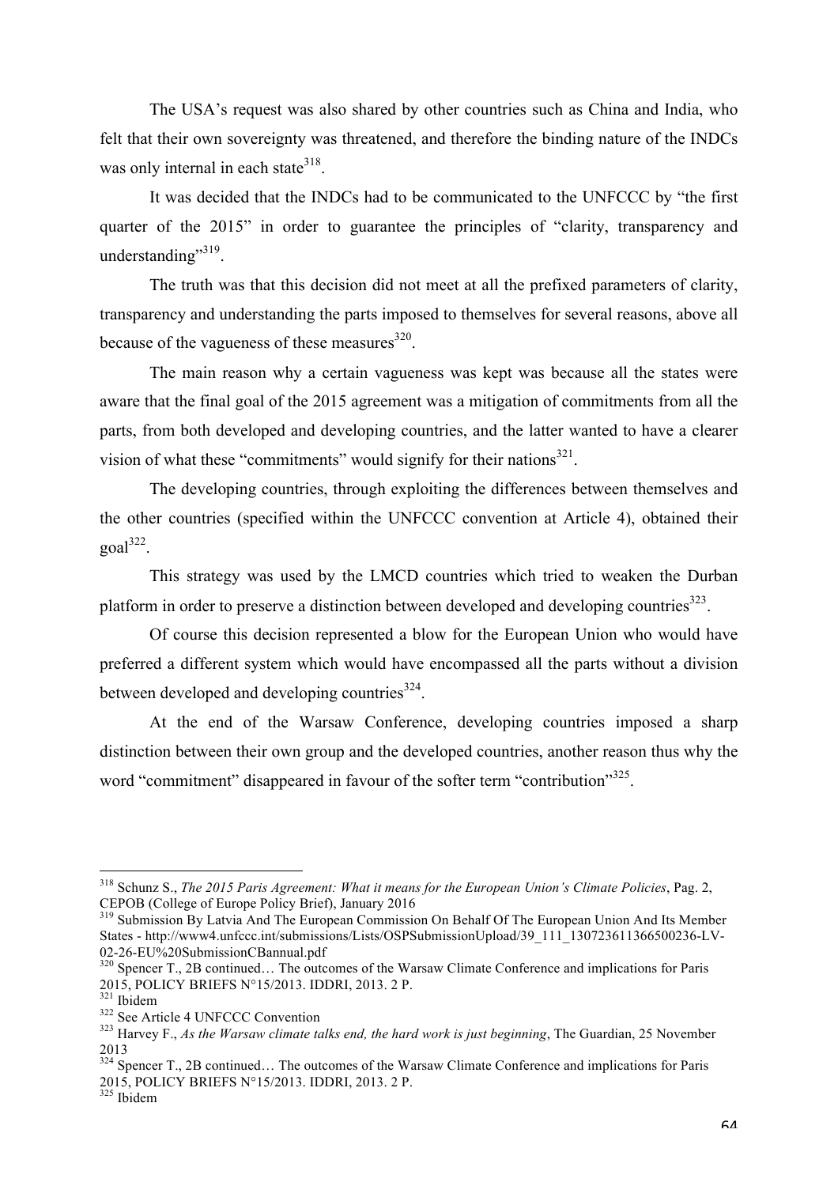The USA's request was also shared by other countries such as China and India, who felt that their own sovereignty was threatened, and therefore the binding nature of the INDCs was only internal in each state[318].

It was decided that the INDCs had to be communicated to the UNFCCC by "the first quarter of the 2015" in order to guarantee the principles of "clarity, transparency and understanding"[319].

The truth was that this decision did not meet at all the prefixed parameters of clarity, transparency and understanding the parts imposed to themselves for several reasons, above all because of the vagueness of these measures[320].

The main reason why a certain vagueness was kept was because all the states were aware that the final goal of the 2015 agreement was a mitigation of commitments from all the parts, from both developed and developing countries, and the latter wanted to have a clearer vision of what these "commitments" would signify for their nations[321].

The developing countries, through exploiting the differences between themselves and the other countries (specified within the UNFCCC convention at Article 4), obtained their goal[322].

This strategy was used by the LMCD countries which tried to weaken the Durban platform in order to preserve a distinction between developed and developing countries[323].

Of course this decision represented a blow for the European Union who would have preferred a different system which would have encompassed all the parts without a division between developed and developing countries[324].

At the end of the Warsaw Conference, developing countries imposed a sharp distinction between their own group and the developed countries, another reason thus why the word "commitment" disappeared in favour of the softer term "contribution"[325].

---

[318] Schunz S., *The 2015 Paris Agreement: What it means for the European Union's Climate Policies*, Pag. 2, CEPOB (College of Europe Policy Brief), January 2016

[319] Submission By Latvia And The European Commission On Behalf Of The European Union And Its Member States - http://www4.unfccc.int/submissions/Lists/OSPSubmissionUpload/39_111_130723611366500236-LV-02-26-EU%20SubmissionCBannual.pdf

[320] Spencer T., 2B continued… The outcomes of the Warsaw Climate Conference and implications for Paris 2015, POLICY BRIEFS N°15/2013. IDDRI, 2013. 2 P.

[321] Ibidem

[322] See Article 4 UNFCCC Convention

[323] Harvey F., *As the Warsaw climate talks end, the hard work is just beginning*, The Guardian, 25 November 2013

[324] Spencer T., 2B continued… The outcomes of the Warsaw Climate Conference and implications for Paris 2015, POLICY BRIEFS N°15/2013. IDDRI, 2013. 2 P.

[325] Ibidem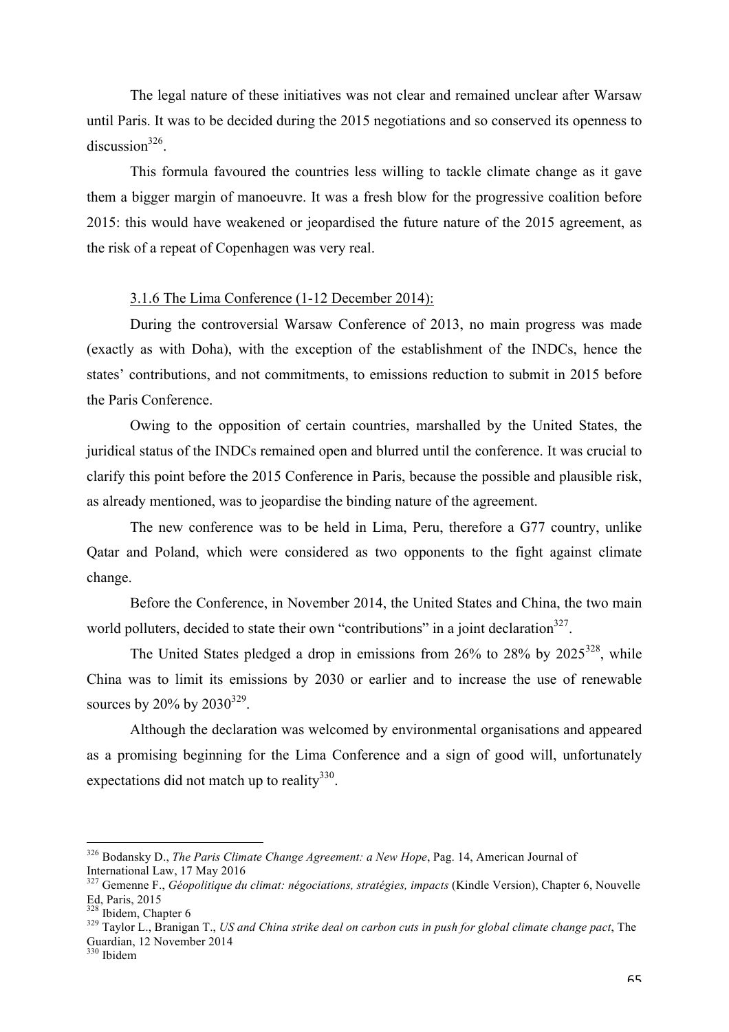The legal nature of these initiatives was not clear and remained unclear after Warsaw until Paris. It was to be decided during the 2015 negotiations and so conserved its openness to discussion[326].

This formula favoured the countries less willing to tackle climate change as it gave them a bigger margin of manoeuvre. It was a fresh blow for the progressive coalition before 2015: this would have weakened or jeopardised the future nature of the 2015 agreement, as the risk of a repeat of Copenhagen was very real.

### 3.1.6 The Lima Conference (1-12 December 2014):

During the controversial Warsaw Conference of 2013, no main progress was made (exactly as with Doha), with the exception of the establishment of the INDCs, hence the states' contributions, and not commitments, to emissions reduction to submit in 2015 before the Paris Conference.

Owing to the opposition of certain countries, marshalled by the United States, the juridical status of the INDCs remained open and blurred until the conference. It was crucial to clarify this point before the 2015 Conference in Paris, because the possible and plausible risk, as already mentioned, was to jeopardise the binding nature of the agreement.

The new conference was to be held in Lima, Peru, therefore a G77 country, unlike Qatar and Poland, which were considered as two opponents to the fight against climate change.

Before the Conference, in November 2014, the United States and China, the two main world polluters, decided to state their own "contributions" in a joint declaration[327].

The United States pledged a drop in emissions from 26% to 28% by 2025[328], while China was to limit its emissions by 2030 or earlier and to increase the use of renewable sources by 20% by 2030[329].

Although the declaration was welcomed by environmental organisations and appeared as a promising beginning for the Lima Conference and a sign of good will, unfortunately expectations did not match up to reality[330].

---

[326] Bodansky D., *The Paris Climate Change Agreement: a New Hope*, Pag. 14, American Journal of International Law, 17 May 2016

[327] Gemenne F., *Géopolitique du climat: négociations, stratégies, impacts* (Kindle Version), Chapter 6, Nouvelle Ed, Paris, 2015

[328] Ibidem, Chapter 6

[329] Taylor L., Branigan T., *US and China strike deal on carbon cuts in push for global climate change pact*, The Guardian, 12 November 2014

[330] Ibidem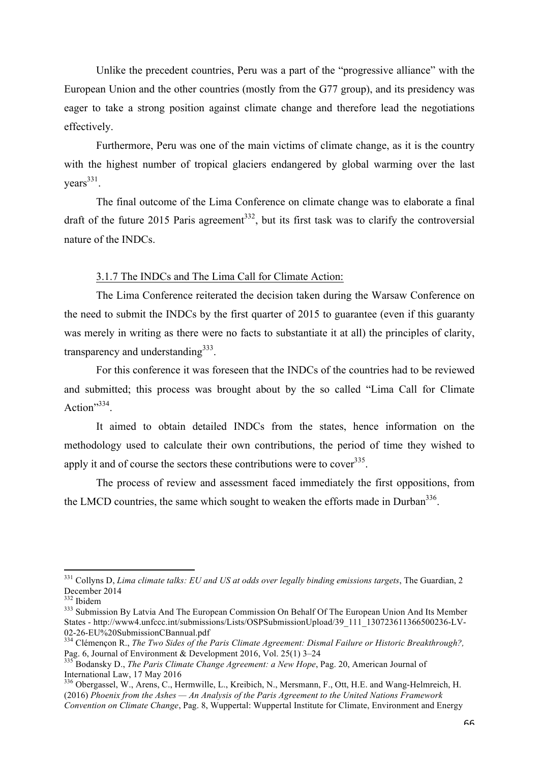Unlike the precedent countries, Peru was a part of the "progressive alliance" with the European Union and the other countries (mostly from the G77 group), and its presidency was eager to take a strong position against climate change and therefore lead the negotiations effectively.

Furthermore, Peru was one of the main victims of climate change, as it is the country with the highest number of tropical glaciers endangered by global warming over the last years[331].

The final outcome of the Lima Conference on climate change was to elaborate a final draft of the future 2015 Paris agreement[332], but its first task was to clarify the controversial nature of the INDCs.

### 3.1.7 The INDCs and The Lima Call for Climate Action:

The Lima Conference reiterated the decision taken during the Warsaw Conference on the need to submit the INDCs by the first quarter of 2015 to guarantee (even if this guaranty was merely in writing as there were no facts to substantiate it at all) the principles of clarity, transparency and understanding[333].

For this conference it was foreseen that the INDCs of the countries had to be reviewed and submitted; this process was brought about by the so called "Lima Call for Climate Action"[334].

It aimed to obtain detailed INDCs from the states, hence information on the methodology used to calculate their own contributions, the period of time they wished to apply it and of course the sectors these contributions were to cover[335].

The process of review and assessment faced immediately the first oppositions, from the LMCD countries, the same which sought to weaken the efforts made in Durban[336].

---

[331] Collyns D, *Lima climate talks: EU and US at odds over legally binding emissions targets*, The Guardian, 2 December 2014

[332] Ibidem

[333] Submission By Latvia And The European Commission On Behalf Of The European Union And Its Member States - http://www4.unfccc.int/submissions/Lists/OSPSubmissionUpload/39_111_130723611366500236-LV-02-26-EU%20SubmissionCBannual.pdf

[334] Clémençon R., *The Two Sides of the Paris Climate Agreement: Dismal Failure or Historic Breakthrough?,* Pag. 6, Journal of Environment & Development 2016, Vol. 25(1) 3–24

[335] Bodansky D., *The Paris Climate Change Agreement: a New Hope*, Pag. 20, American Journal of International Law, 17 May 2016

[336] Obergassel, W., Arens, C., Hermwille, L., Kreibich, N., Mersmann, F., Ott, H.E. and Wang-Helmreich, H. (2016) *Phoenix from the Ashes — An Analysis of the Paris Agreement to the United Nations Framework Convention on Climate Change*, Pag. 8, Wuppertal: Wuppertal Institute for Climate, Environment and Energy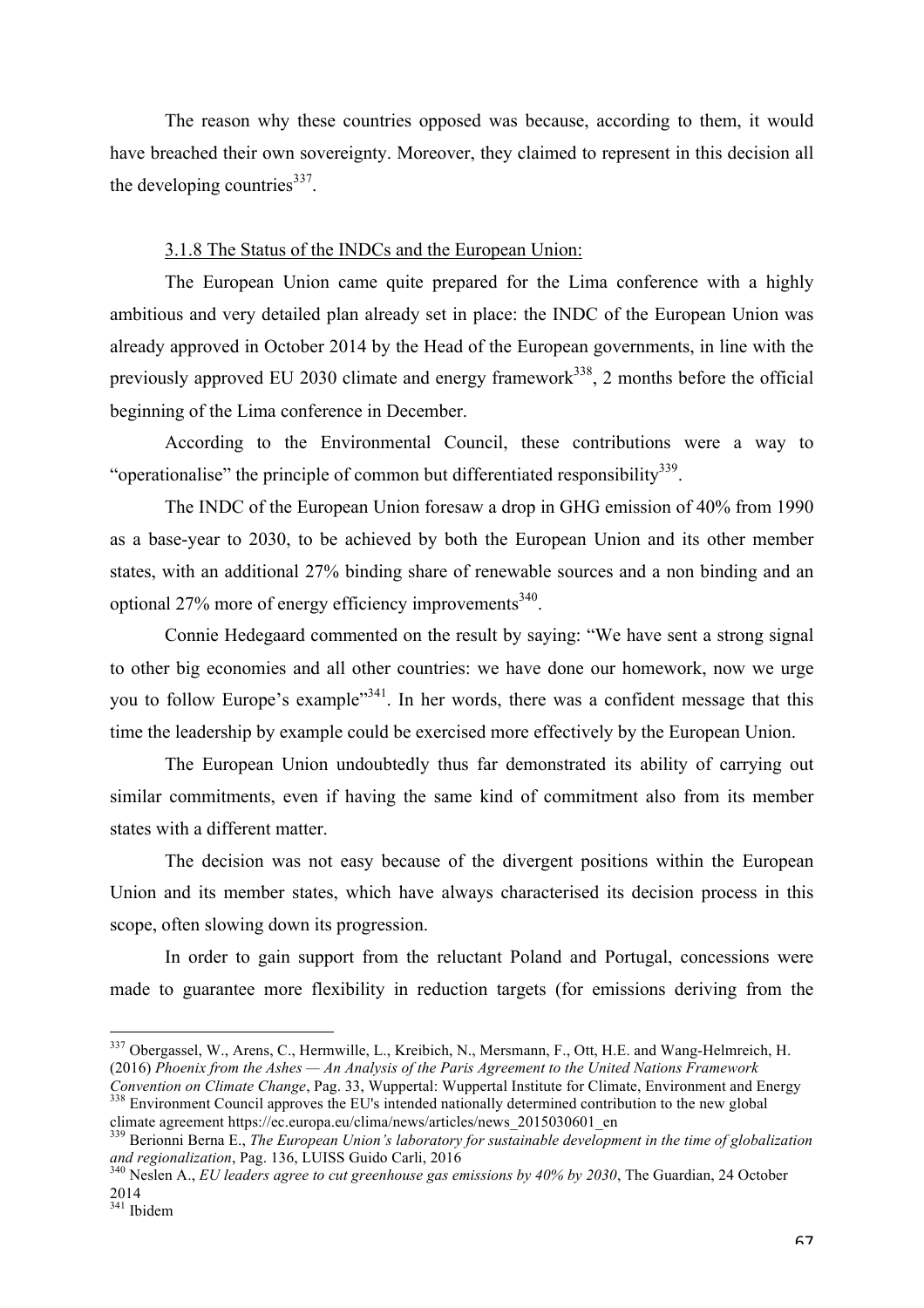The reason why these countries opposed was because, according to them, it would have breached their own sovereignty. Moreover, they claimed to represent in this decision all the developing countries[337].

### 3.1.8 The Status of the INDCs and the European Union:

The European Union came quite prepared for the Lima conference with a highly ambitious and very detailed plan already set in place: the INDC of the European Union was already approved in October 2014 by the Head of the European governments, in line with the previously approved EU 2030 climate and energy framework[338], 2 months before the official beginning of the Lima conference in December.

According to the Environmental Council, these contributions were a way to "operationalise" the principle of common but differentiated responsibility[339].

The INDC of the European Union foresaw a drop in GHG emission of 40% from 1990 as a base-year to 2030, to be achieved by both the European Union and its other member states, with an additional 27% binding share of renewable sources and a non binding and an optional 27% more of energy efficiency improvements[340].

Connie Hedegaard commented on the result by saying: "We have sent a strong signal to other big economies and all other countries: we have done our homework, now we urge you to follow Europe's example"[341]. In her words, there was a confident message that this time the leadership by example could be exercised more effectively by the European Union.

The European Union undoubtedly thus far demonstrated its ability of carrying out similar commitments, even if having the same kind of commitment also from its member states with a different matter.

The decision was not easy because of the divergent positions within the European Union and its member states, which have always characterised its decision process in this scope, often slowing down its progression.

In order to gain support from the reluctant Poland and Portugal, concessions were made to guarantee more flexibility in reduction targets (for emissions deriving from the

---

[337] Obergassel, W., Arens, C., Hermwille, L., Kreibich, N., Mersmann, F., Ott, H.E. and Wang-Helmreich, H. (2016) *Phoenix from the Ashes — An Analysis of the Paris Agreement to the United Nations Framework Convention on Climate Change*, Pag. 33, Wuppertal: Wuppertal Institute for Climate, Environment and Energy

[338] Environment Council approves the EU's intended nationally determined contribution to the new global climate agreement https://ec.europa.eu/clima/news/articles/news_2015030601_en

[339] Berionni Berna E., *The European Union's laboratory for sustainable development in the time of globalization and regionalization*, Pag. 136, LUISS Guido Carli, 2016

[340] Neslen A., *EU leaders agree to cut greenhouse gas emissions by 40% by 2030*, The Guardian, 24 October 2014

[341] Ibidem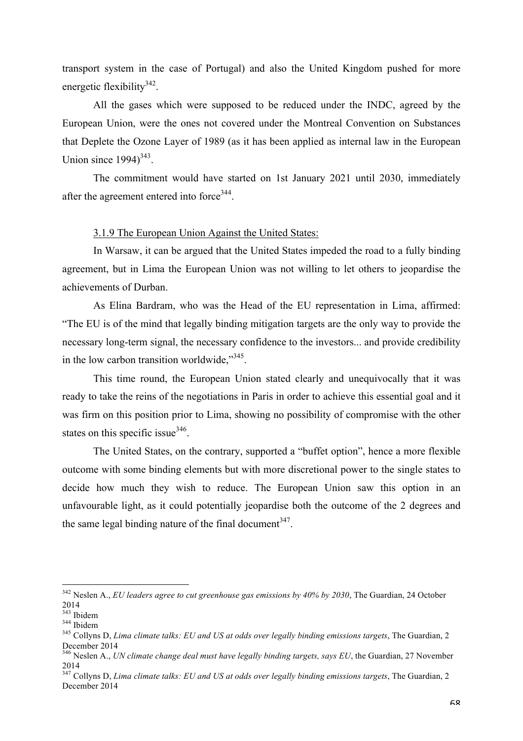transport system in the case of Portugal) and also the United Kingdom pushed for more energetic flexibility[342].

All the gases which were supposed to be reduced under the INDC, agreed by the European Union, were the ones not covered under the Montreal Convention on Substances that Deplete the Ozone Layer of 1989 (as it has been applied as internal law in the European Union since 1994)[343].

The commitment would have started on 1st January 2021 until 2030, immediately after the agreement entered into force[344].

### 3.1.9 The European Union Against the United States:

In Warsaw, it can be argued that the United States impeded the road to a fully binding agreement, but in Lima the European Union was not willing to let others to jeopardise the achievements of Durban.

As Elina Bardram, who was the Head of the EU representation in Lima, affirmed: "The EU is of the mind that legally binding mitigation targets are the only way to provide the necessary long-term signal, the necessary confidence to the investors... and provide credibility in the low carbon transition worldwide,"[345].

This time round, the European Union stated clearly and unequivocally that it was ready to take the reins of the negotiations in Paris in order to achieve this essential goal and it was firm on this position prior to Lima, showing no possibility of compromise with the other states on this specific issue[346].

The United States, on the contrary, supported a "buffet option", hence a more flexible outcome with some binding elements but with more discretional power to the single states to decide how much they wish to reduce. The European Union saw this option in an unfavourable light, as it could potentially jeopardise both the outcome of the 2 degrees and the same legal binding nature of the final document[347].

---

[342] Neslen A., *EU leaders agree to cut greenhouse gas emissions by 40% by 2030*, The Guardian, 24 October 2014

[343] Ibidem

[344] Ibidem

[345] Collyns D, *Lima climate talks: EU and US at odds over legally binding emissions targets*, The Guardian, 2 December 2014

[346] Neslen A., *UN climate change deal must have legally binding targets, says EU*, the Guardian, 27 November 2014

[347] Collyns D, *Lima climate talks: EU and US at odds over legally binding emissions targets*, The Guardian, 2 December 2014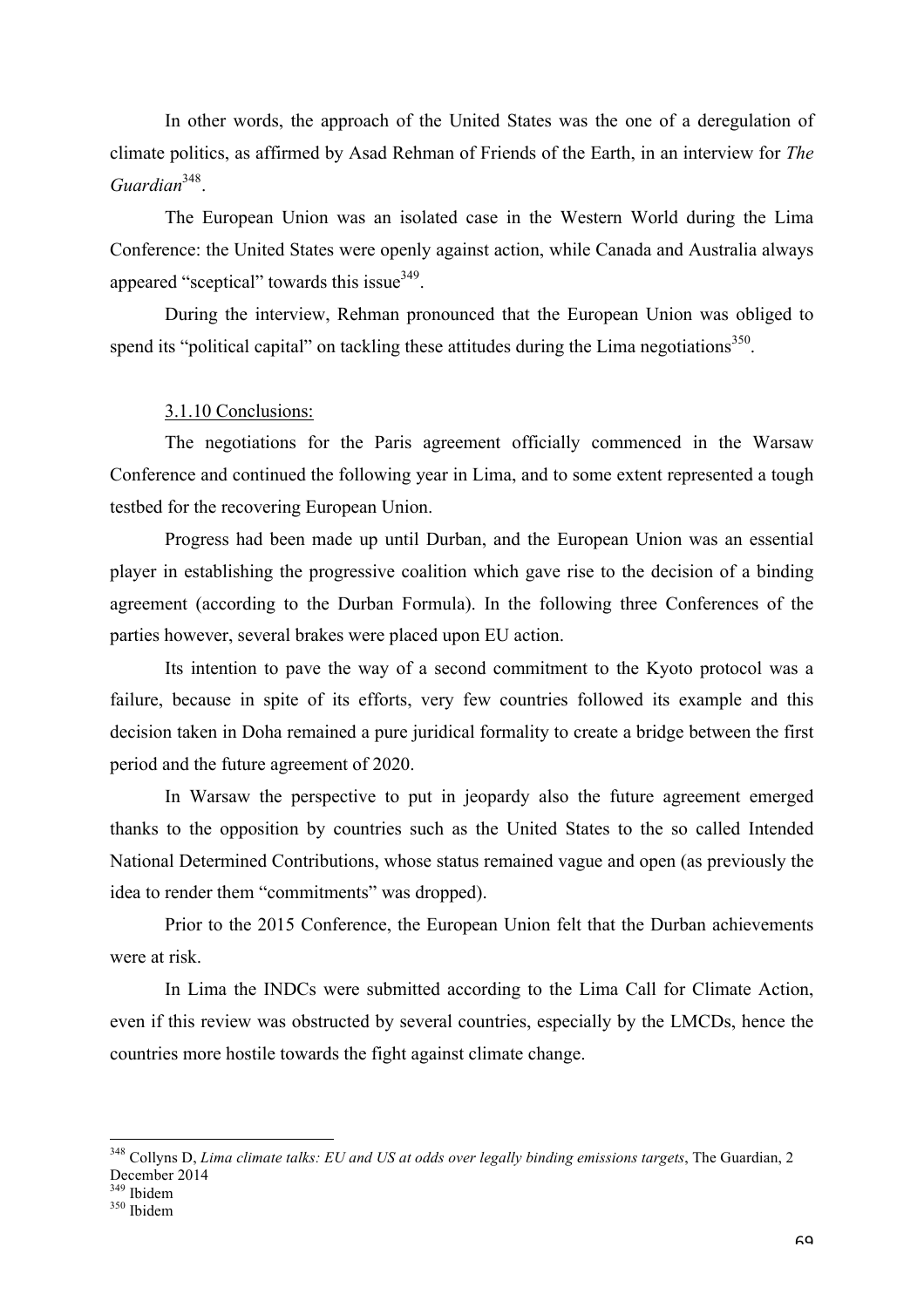In other words, the approach of the United States was the one of a deregulation of climate politics, as affirmed by Asad Rehman of Friends of the Earth, in an interview for *The Guardian*[348].

The European Union was an isolated case in the Western World during the Lima Conference: the United States were openly against action, while Canada and Australia always appeared "sceptical" towards this issue[349].

During the interview, Rehman pronounced that the European Union was obliged to spend its "political capital" on tackling these attitudes during the Lima negotiations[350].

#### 3.1.10 Conclusions:

The negotiations for the Paris agreement officially commenced in the Warsaw Conference and continued the following year in Lima, and to some extent represented a tough testbed for the recovering European Union.

Progress had been made up until Durban, and the European Union was an essential player in establishing the progressive coalition which gave rise to the decision of a binding agreement (according to the Durban Formula). In the following three Conferences of the parties however, several brakes were placed upon EU action.

Its intention to pave the way of a second commitment to the Kyoto protocol was a failure, because in spite of its efforts, very few countries followed its example and this decision taken in Doha remained a pure juridical formality to create a bridge between the first period and the future agreement of 2020.

In Warsaw the perspective to put in jeopardy also the future agreement emerged thanks to the opposition by countries such as the United States to the so called Intended National Determined Contributions, whose status remained vague and open (as previously the idea to render them "commitments" was dropped).

Prior to the 2015 Conference, the European Union felt that the Durban achievements were at risk.

In Lima the INDCs were submitted according to the Lima Call for Climate Action, even if this review was obstructed by several countries, especially by the LMCDs, hence the countries more hostile towards the fight against climate change.

---

[348] Collyns D, *Lima climate talks: EU and US at odds over legally binding emissions targets*, The Guardian, 2 December 2014

[349] Ibidem

[350] Ibidem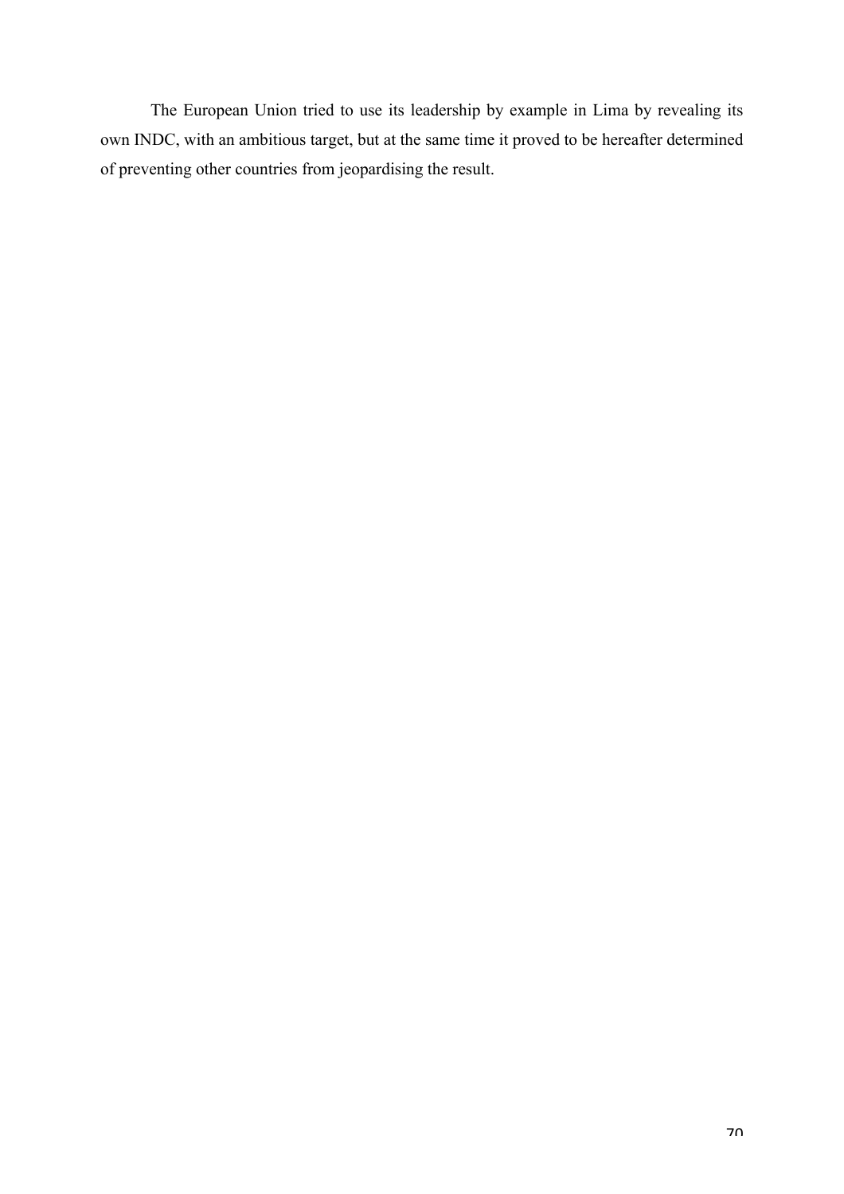The European Union tried to use its leadership by example in Lima by revealing its own INDC, with an ambitious target, but at the same time it proved to be hereafter determined of preventing other countries from jeopardising the result.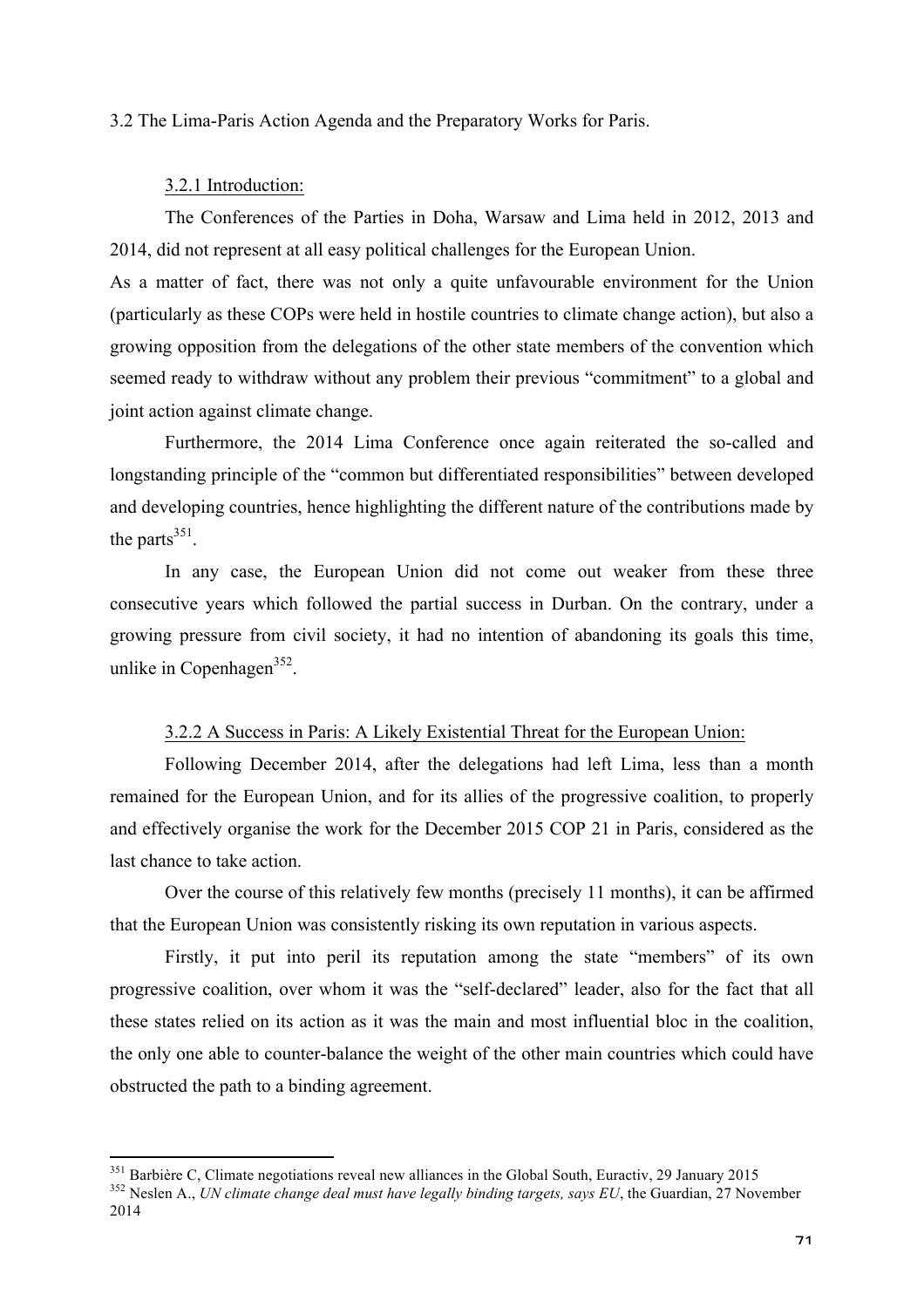### 3.2 The Lima-Paris Action Agenda and the Preparatory Works for Paris.

#### 3.2.1 Introduction:

The Conferences of the Parties in Doha, Warsaw and Lima held in 2012, 2013 and 2014, did not represent at all easy political challenges for the European Union.

As a matter of fact, there was not only a quite unfavourable environment for the Union (particularly as these COPs were held in hostile countries to climate change action), but also a growing opposition from the delegations of the other state members of the convention which seemed ready to withdraw without any problem their previous "commitment" to a global and joint action against climate change.

Furthermore, the 2014 Lima Conference once again reiterated the so-called and longstanding principle of the "common but differentiated responsibilities" between developed and developing countries, hence highlighting the different nature of the contributions made by the parts[351].

In any case, the European Union did not come out weaker from these three consecutive years which followed the partial success in Durban. On the contrary, under a growing pressure from civil society, it had no intention of abandoning its goals this time, unlike in Copenhagen[352].

#### 3.2.2 A Success in Paris: A Likely Existential Threat for the European Union:

Following December 2014, after the delegations had left Lima, less than a month remained for the European Union, and for its allies of the progressive coalition, to properly and effectively organise the work for the December 2015 COP 21 in Paris, considered as the last chance to take action.

Over the course of this relatively few months (precisely 11 months), it can be affirmed that the European Union was consistently risking its own reputation in various aspects.

Firstly, it put into peril its reputation among the state "members" of its own progressive coalition, over whom it was the "self-declared" leader, also for the fact that all these states relied on its action as it was the main and most influential bloc in the coalition, the only one able to counter-balance the weight of the other main countries which could have obstructed the path to a binding agreement.

---

[351] Barbière C, Climate negotiations reveal new alliances in the Global South, Euractiv, 29 January 2015

[352] Neslen A., *UN climate change deal must have legally binding targets, says EU*, the Guardian, 27 November 2014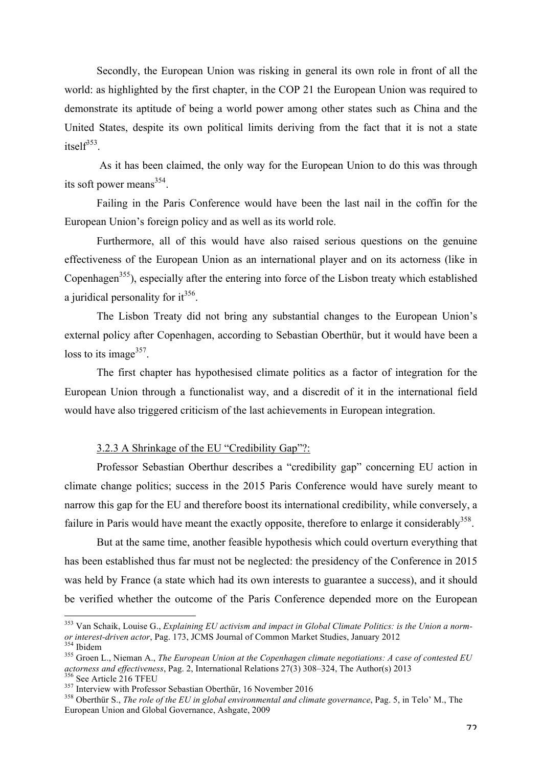Secondly, the European Union was risking in general its own role in front of all the world: as highlighted by the first chapter, in the COP 21 the European Union was required to demonstrate its aptitude of being a world power among other states such as China and the United States, despite its own political limits deriving from the fact that it is not a state itself[353].

As it has been claimed, the only way for the European Union to do this was through its soft power means[354].

Failing in the Paris Conference would have been the last nail in the coffin for the European Union's foreign policy and as well as its world role.

Furthermore, all of this would have also raised serious questions on the genuine effectiveness of the European Union as an international player and on its actorness (like in Copenhagen[355]), especially after the entering into force of the Lisbon treaty which established a juridical personality for it[356].

The Lisbon Treaty did not bring any substantial changes to the European Union's external policy after Copenhagen, according to Sebastian Oberthür, but it would have been a loss to its image[357].

The first chapter has hypothesised climate politics as a factor of integration for the European Union through a functionalist way, and a discredit of it in the international field would have also triggered criticism of the last achievements in European integration.

### 3.2.3 A Shrinkage of the EU "Credibility Gap"?:

Professor Sebastian Oberthur describes a "credibility gap" concerning EU action in climate change politics; success in the 2015 Paris Conference would have surely meant to narrow this gap for the EU and therefore boost its international credibility, while conversely, a failure in Paris would have meant the exactly opposite, therefore to enlarge it considerably[358].

But at the same time, another feasible hypothesis which could overturn everything that has been established thus far must not be neglected: the presidency of the Conference in 2015 was held by France (a state which had its own interests to guarantee a success), and it should be verified whether the outcome of the Paris Conference depended more on the European

---

[353] Van Schaik, Louise G., *Explaining EU activism and impact in Global Climate Politics: is the Union a norm- or interest-driven actor*, Pag. 173, JCMS Journal of Common Market Studies, January 2012

[354] Ibidem

[355] Groen L., Nieman A., *The European Union at the Copenhagen climate negotiations: A case of contested EU actorness and effectiveness*, Pag. 2, International Relations 27(3) 308–324, The Author(s) 2013

[356] See Article 216 TFEU

[357] Interview with Professor Sebastian Oberthür, 16 November 2016

[358] Oberthür S., *The role of the EU in global environmental and climate governance*, Pag. 5, in Telo' M., The European Union and Global Governance, Ashgate, 2009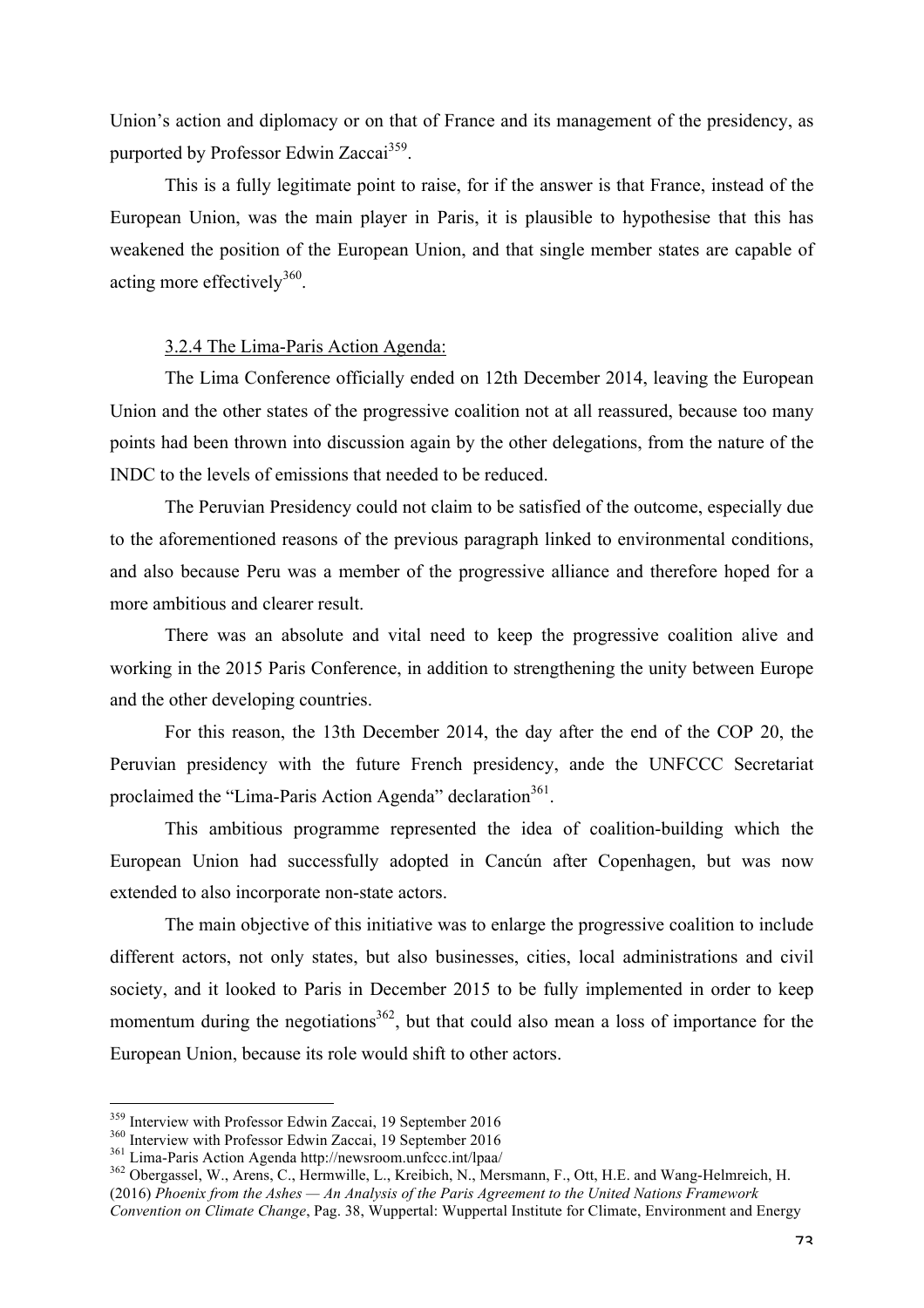Union's action and diplomacy or on that of France and its management of the presidency, as purported by Professor Edwin Zaccai[359].

This is a fully legitimate point to raise, for if the answer is that France, instead of the European Union, was the main player in Paris, it is plausible to hypothesise that this has weakened the position of the European Union, and that single member states are capable of acting more effectively[360].

### 3.2.4 The Lima-Paris Action Agenda:

The Lima Conference officially ended on 12th December 2014, leaving the European Union and the other states of the progressive coalition not at all reassured, because too many points had been thrown into discussion again by the other delegations, from the nature of the INDC to the levels of emissions that needed to be reduced.

The Peruvian Presidency could not claim to be satisfied of the outcome, especially due to the aforementioned reasons of the previous paragraph linked to environmental conditions, and also because Peru was a member of the progressive alliance and therefore hoped for a more ambitious and clearer result.

There was an absolute and vital need to keep the progressive coalition alive and working in the 2015 Paris Conference, in addition to strengthening the unity between Europe and the other developing countries.

For this reason, the 13th December 2014, the day after the end of the COP 20, the Peruvian presidency with the future French presidency, ande the UNFCCC Secretariat proclaimed the "Lima-Paris Action Agenda" declaration[361].

This ambitious programme represented the idea of coalition-building which the European Union had successfully adopted in Cancún after Copenhagen, but was now extended to also incorporate non-state actors.

The main objective of this initiative was to enlarge the progressive coalition to include different actors, not only states, but also businesses, cities, local administrations and civil society, and it looked to Paris in December 2015 to be fully implemented in order to keep momentum during the negotiations[362], but that could also mean a loss of importance for the European Union, because its role would shift to other actors.

---

[359] Interview with Professor Edwin Zaccai, 19 September 2016

[360] Interview with Professor Edwin Zaccai, 19 September 2016

[361] Lima-Paris Action Agenda http://newsroom.unfccc.int/lpaa/

[362] Obergassel, W., Arens, C., Hermwille, L., Kreibich, N., Mersmann, F., Ott, H.E. and Wang-Helmreich, H. (2016) *Phoenix from the Ashes — An Analysis of the Paris Agreement to the United Nations Framework Convention on Climate Change*, Pag. 38, Wuppertal: Wuppertal Institute for Climate, Environment and Energy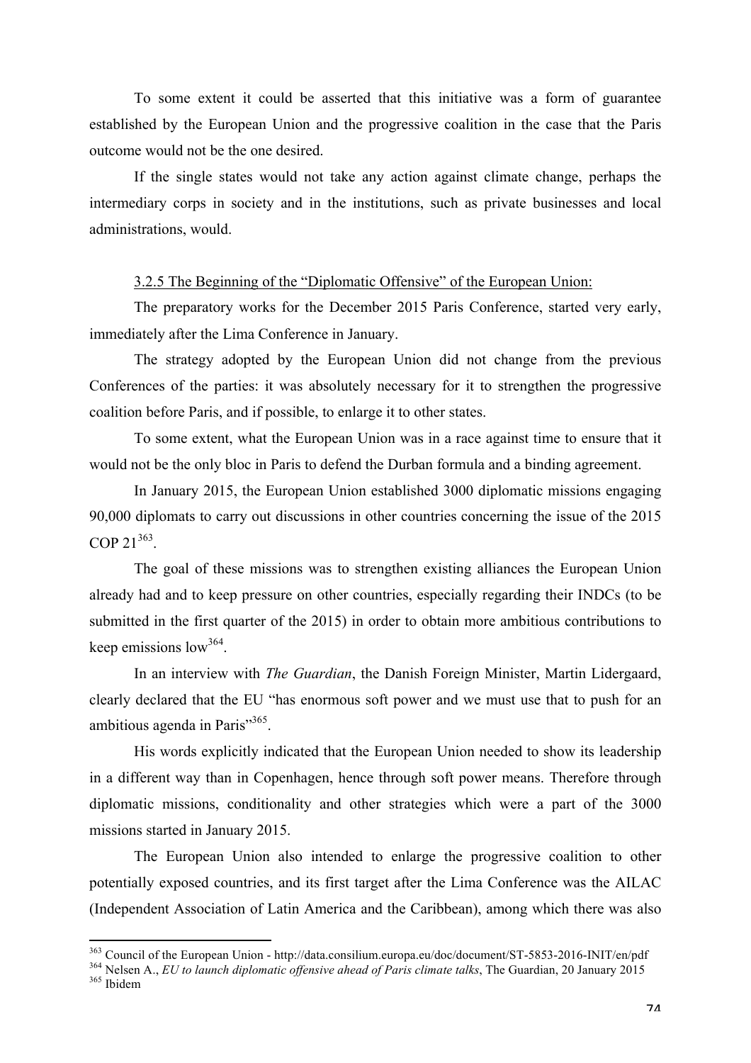To some extent it could be asserted that this initiative was a form of guarantee established by the European Union and the progressive coalition in the case that the Paris outcome would not be the one desired.

If the single states would not take any action against climate change, perhaps the intermediary corps in society and in the institutions, such as private businesses and local administrations, would.

### 3.2.5 The Beginning of the "Diplomatic Offensive" of the European Union:

The preparatory works for the December 2015 Paris Conference, started very early, immediately after the Lima Conference in January.

The strategy adopted by the European Union did not change from the previous Conferences of the parties: it was absolutely necessary for it to strengthen the progressive coalition before Paris, and if possible, to enlarge it to other states.

To some extent, what the European Union was in a race against time to ensure that it would not be the only bloc in Paris to defend the Durban formula and a binding agreement.

In January 2015, the European Union established 3000 diplomatic missions engaging 90,000 diplomats to carry out discussions in other countries concerning the issue of the 2015 COP 21[363].

The goal of these missions was to strengthen existing alliances the European Union already had and to keep pressure on other countries, especially regarding their INDCs (to be submitted in the first quarter of the 2015) in order to obtain more ambitious contributions to keep emissions low[364].

In an interview with *The Guardian*, the Danish Foreign Minister, Martin Lidergaard, clearly declared that the EU "has enormous soft power and we must use that to push for an ambitious agenda in Paris"[365].

His words explicitly indicated that the European Union needed to show its leadership in a different way than in Copenhagen, hence through soft power means. Therefore through diplomatic missions, conditionality and other strategies which were a part of the 3000 missions started in January 2015.

The European Union also intended to enlarge the progressive coalition to other potentially exposed countries, and its first target after the Lima Conference was the AILAC (Independent Association of Latin America and the Caribbean), among which there was also

---

[363] Council of the European Union - http://data.consilium.europa.eu/doc/document/ST-5853-2016-INIT/en/pdf

[364] Nelsen A., *EU to launch diplomatic offensive ahead of Paris climate talks*, The Guardian, 20 January 2015

[365] Ibidem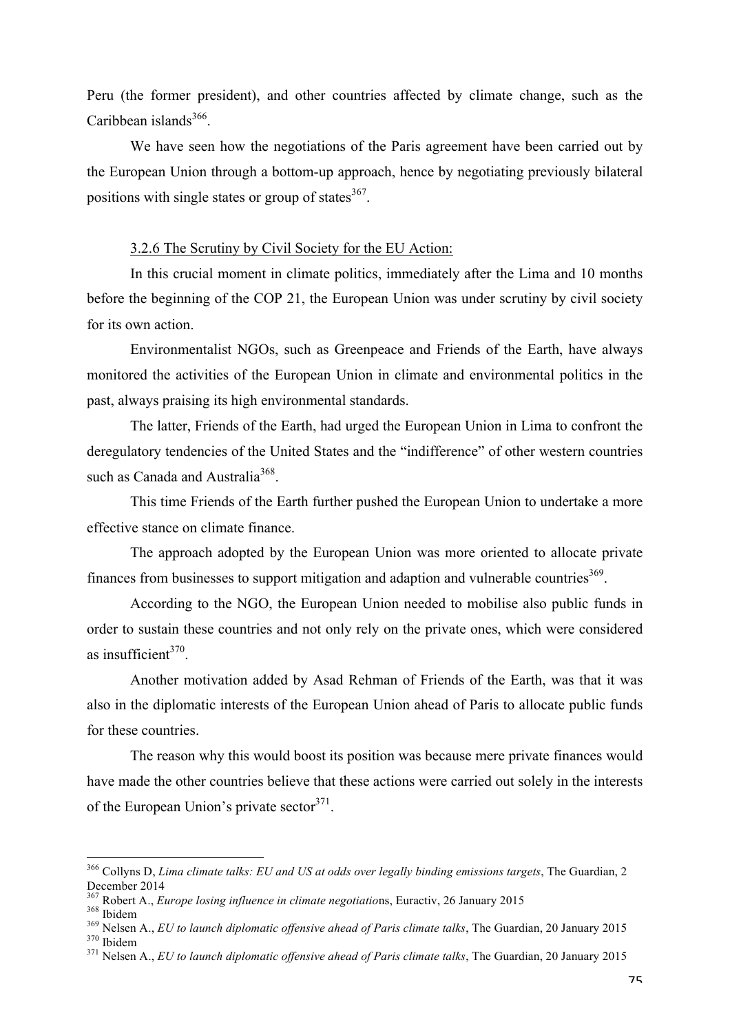Peru (the former president), and other countries affected by climate change, such as the Caribbean islands[366].

We have seen how the negotiations of the Paris agreement have been carried out by the European Union through a bottom-up approach, hence by negotiating previously bilateral positions with single states or group of states[367].

### 3.2.6 The Scrutiny by Civil Society for the EU Action:

In this crucial moment in climate politics, immediately after the Lima and 10 months before the beginning of the COP 21, the European Union was under scrutiny by civil society for its own action.

Environmentalist NGOs, such as Greenpeace and Friends of the Earth, have always monitored the activities of the European Union in climate and environmental politics in the past, always praising its high environmental standards.

The latter, Friends of the Earth, had urged the European Union in Lima to confront the deregulatory tendencies of the United States and the "indifference" of other western countries such as Canada and Australia[368].

This time Friends of the Earth further pushed the European Union to undertake a more effective stance on climate finance.

The approach adopted by the European Union was more oriented to allocate private finances from businesses to support mitigation and adaption and vulnerable countries[369].

According to the NGO, the European Union needed to mobilise also public funds in order to sustain these countries and not only rely on the private ones, which were considered as insufficient[370].

Another motivation added by Asad Rehman of Friends of the Earth, was that it was also in the diplomatic interests of the European Union ahead of Paris to allocate public funds for these countries.

The reason why this would boost its position was because mere private finances would have made the other countries believe that these actions were carried out solely in the interests of the European Union's private sector[371].

---

[366] Collyns D, *Lima climate talks: EU and US at odds over legally binding emissions targets*, The Guardian, 2 December 2014

[367] Robert A., *Europe losing influence in climate negotiations*, Euractiv, 26 January 2015

[368] Ibidem

[369] Nelsen A., *EU to launch diplomatic offensive ahead of Paris climate talks*, The Guardian, 20 January 2015

[370] Ibidem

[371] Nelsen A., *EU to launch diplomatic offensive ahead of Paris climate talks*, The Guardian, 20 January 2015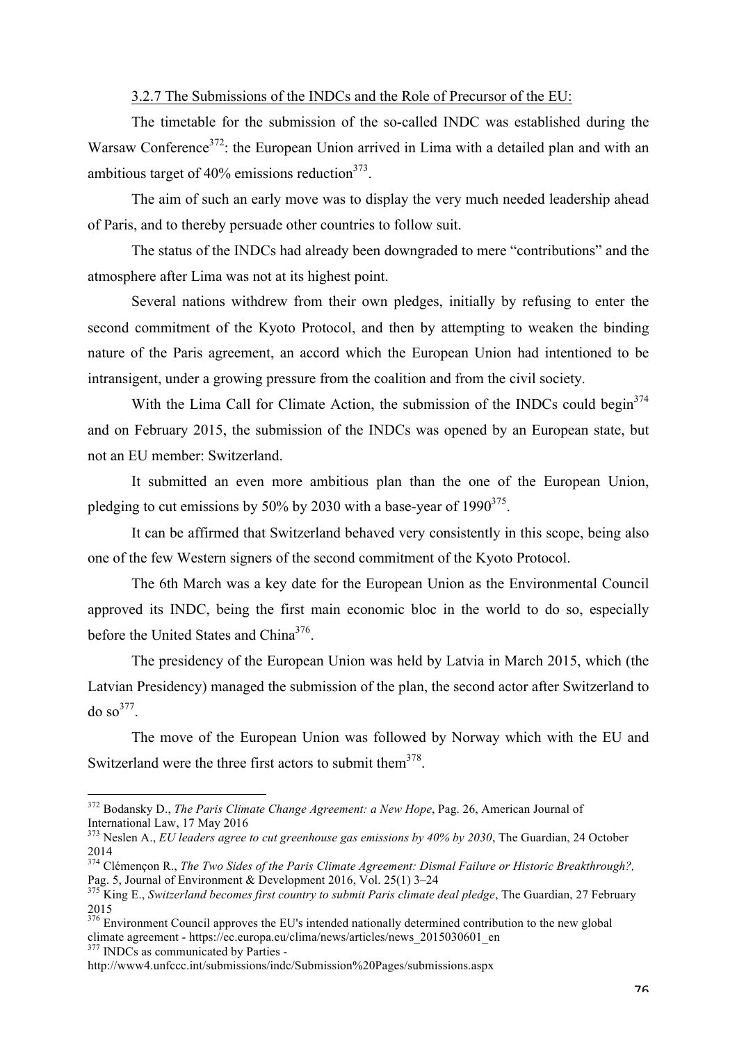3.2.7 The Submissions of the INDCs and the Role of Precursor of the EU:

The timetable for the submission of the so-called INDC was established during the Warsaw Conference[372]: the European Union arrived in Lima with a detailed plan and with an ambitious target of 40% emissions reduction[373].

The aim of such an early move was to display the very much needed leadership ahead of Paris, and to thereby persuade other countries to follow suit.

The status of the INDCs had already been downgraded to mere "contributions" and the atmosphere after Lima was not at its highest point.

Several nations withdrew from their own pledges, initially by refusing to enter the second commitment of the Kyoto Protocol, and then by attempting to weaken the binding nature of the Paris agreement, an accord which the European Union had intentioned to be intransigent, under a growing pressure from the coalition and from the civil society.

With the Lima Call for Climate Action, the submission of the INDCs could begin[374] and on February 2015, the submission of the INDCs was opened by an European state, but not an EU member: Switzerland.

It submitted an even more ambitious plan than the one of the European Union, pledging to cut emissions by 50% by 2030 with a base-year of 1990[375].

It can be affirmed that Switzerland behaved very consistently in this scope, being also one of the few Western signers of the second commitment of the Kyoto Protocol.

The 6th March was a key date for the European Union as the Environmental Council approved its INDC, being the first main economic bloc in the world to do so, especially before the United States and China[376].

The presidency of the European Union was held by Latvia in March 2015, which (the Latvian Presidency) managed the submission of the plan, the second actor after Switzerland to do so[377].

The move of the European Union was followed by Norway which with the EU and Switzerland were the three first actors to submit them[378].

---

[372] Bodansky D., *The Paris Climate Change Agreement: a New Hope*, Pag. 26, American Journal of International Law, 17 May 2016

[373] Neslen A., *EU leaders agree to cut greenhouse gas emissions by 40% by 2030*, The Guardian, 24 October 2014

[374] Clémençon R., *The Two Sides of the Paris Climate Agreement: Dismal Failure or Historic Breakthrough?,* Pag. 5, Journal of Environment & Development 2016, Vol. 25(1) 3–24

[375] King E., *Switzerland becomes first country to submit Paris climate deal pledge*, The Guardian, 27 February 2015

[376] Environment Council approves the EU's intended nationally determined contribution to the new global climate agreement - https://ec.europa.eu/clima/news/articles/news_2015030601_en

[377] INDCs as communicated by Parties - http://www4.unfccc.int/submissions/indc/Submission%20Pages/submissions.aspx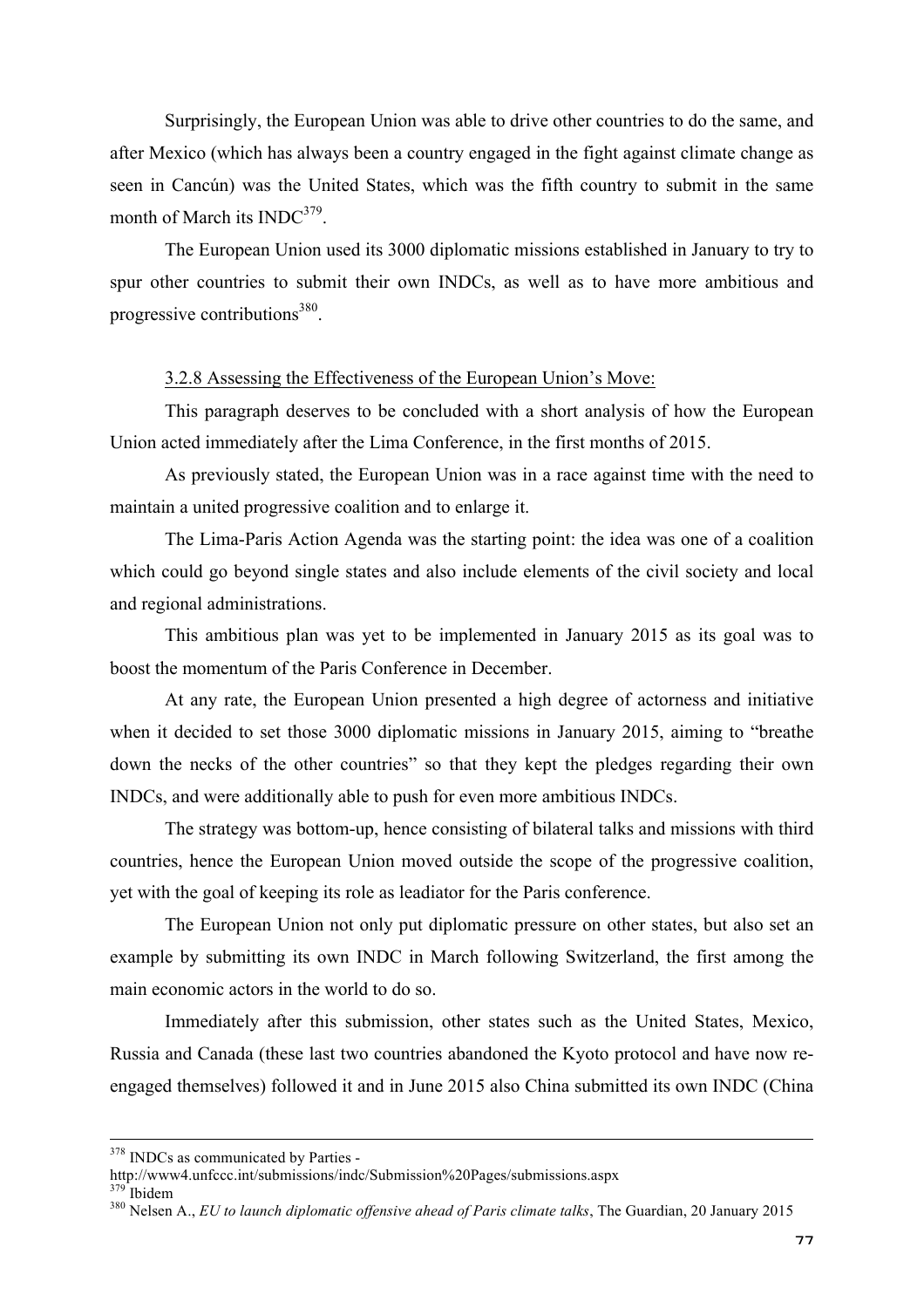Surprisingly, the European Union was able to drive other countries to do the same, and after Mexico (which has always been a country engaged in the fight against climate change as seen in Cancún) was the United States, which was the fifth country to submit in the same month of March its INDC[379].

The European Union used its 3000 diplomatic missions established in January to try to spur other countries to submit their own INDCs, as well as to have more ambitious and progressive contributions[380].

### 3.2.8 Assessing the Effectiveness of the European Union's Move:

This paragraph deserves to be concluded with a short analysis of how the European Union acted immediately after the Lima Conference, in the first months of 2015.

As previously stated, the European Union was in a race against time with the need to maintain a united progressive coalition and to enlarge it.

The Lima-Paris Action Agenda was the starting point: the idea was one of a coalition which could go beyond single states and also include elements of the civil society and local and regional administrations.

This ambitious plan was yet to be implemented in January 2015 as its goal was to boost the momentum of the Paris Conference in December.

At any rate, the European Union presented a high degree of actorness and initiative when it decided to set those 3000 diplomatic missions in January 2015, aiming to "breathe down the necks of the other countries" so that they kept the pledges regarding their own INDCs, and were additionally able to push for even more ambitious INDCs.

The strategy was bottom-up, hence consisting of bilateral talks and missions with third countries, hence the European Union moved outside the scope of the progressive coalition, yet with the goal of keeping its role as leadiator for the Paris conference.

The European Union not only put diplomatic pressure on other states, but also set an example by submitting its own INDC in March following Switzerland, the first among the main economic actors in the world to do so.

Immediately after this submission, other states such as the United States, Mexico, Russia and Canada (these last two countries abandoned the Kyoto protocol and have now re-engaged themselves) followed it and in June 2015 also China submitted its own INDC (China

---

[378] INDCs as communicated by Parties - http://www4.unfccc.int/submissions/indc/Submission%20Pages/submissions.aspx

[379] Ibidem

[380] Nelsen A., *EU to launch diplomatic offensive ahead of Paris climate talks*, The Guardian, 20 January 2015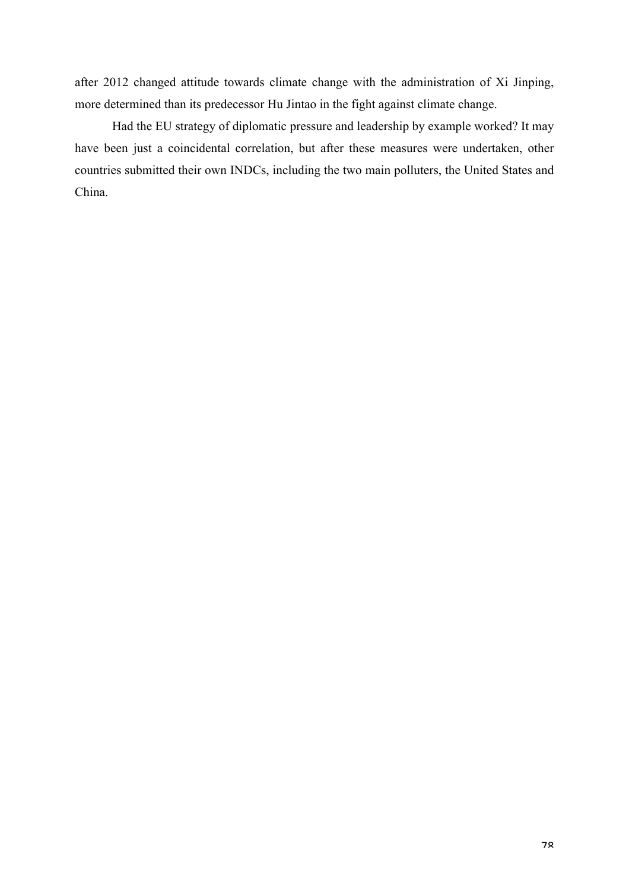after 2012 changed attitude towards climate change with the administration of Xi Jinping, more determined than its predecessor Hu Jintao in the fight against climate change.

Had the EU strategy of diplomatic pressure and leadership by example worked? It may have been just a coincidental correlation, but after these measures were undertaken, other countries submitted their own INDCs, including the two main polluters, the United States and China.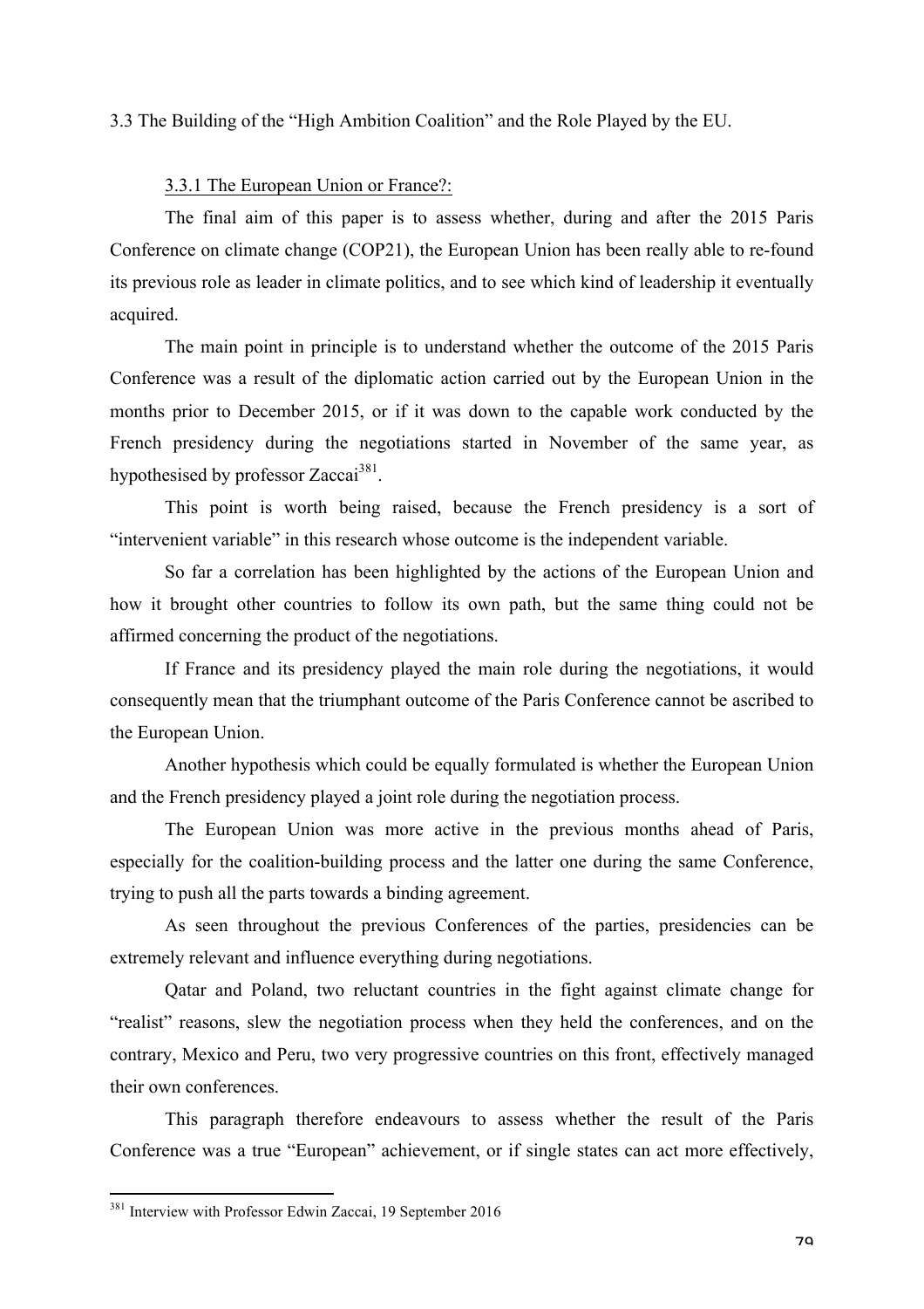### 3.3 The Building of the "High Ambition Coalition" and the Role Played by the EU.

#### 3.3.1 The European Union or France?:

The final aim of this paper is to assess whether, during and after the 2015 Paris Conference on climate change (COP21), the European Union has been really able to re-found its previous role as leader in climate politics, and to see which kind of leadership it eventually acquired.

The main point in principle is to understand whether the outcome of the 2015 Paris Conference was a result of the diplomatic action carried out by the European Union in the months prior to December 2015, or if it was down to the capable work conducted by the French presidency during the negotiations started in November of the same year, as hypothesised by professor Zaccai[381].

This point is worth being raised, because the French presidency is a sort of "intervenient variable" in this research whose outcome is the independent variable.

So far a correlation has been highlighted by the actions of the European Union and how it brought other countries to follow its own path, but the same thing could not be affirmed concerning the product of the negotiations.

If France and its presidency played the main role during the negotiations, it would consequently mean that the triumphant outcome of the Paris Conference cannot be ascribed to the European Union.

Another hypothesis which could be equally formulated is whether the European Union and the French presidency played a joint role during the negotiation process.

The European Union was more active in the previous months ahead of Paris, especially for the coalition-building process and the latter one during the same Conference, trying to push all the parts towards a binding agreement.

As seen throughout the previous Conferences of the parties, presidencies can be extremely relevant and influence everything during negotiations.

Qatar and Poland, two reluctant countries in the fight against climate change for "realist" reasons, slew the negotiation process when they held the conferences, and on the contrary, Mexico and Peru, two very progressive countries on this front, effectively managed their own conferences.

This paragraph therefore endeavours to assess whether the result of the Paris Conference was a true "European" achievement, or if single states can act more effectively,

---

[381] Interview with Professor Edwin Zaccai, 19 September 2016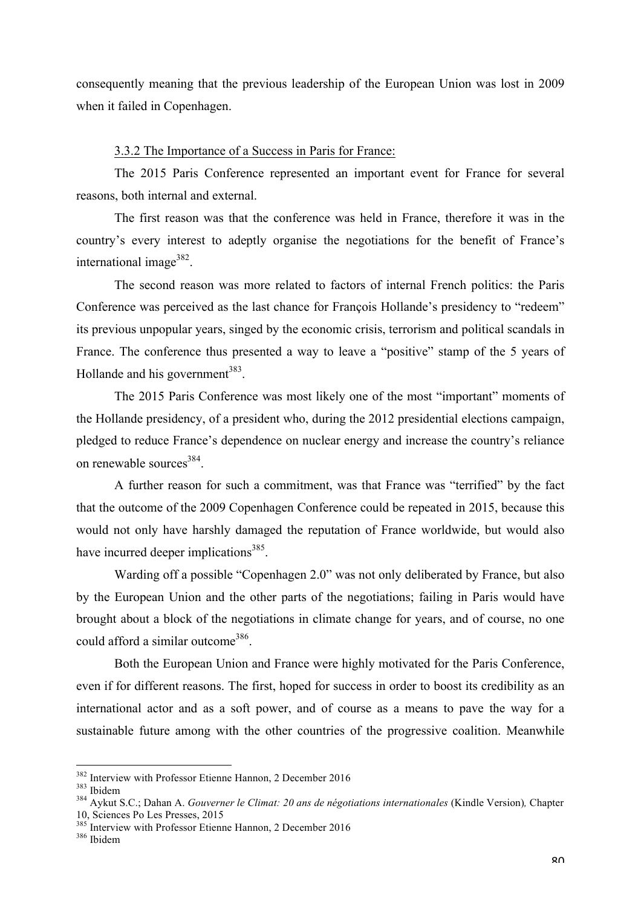consequently meaning that the previous leadership of the European Union was lost in 2009 when it failed in Copenhagen.

### 3.3.2 The Importance of a Success in Paris for France:

The 2015 Paris Conference represented an important event for France for several reasons, both internal and external.

The first reason was that the conference was held in France, therefore it was in the country's every interest to adeptly organise the negotiations for the benefit of France's international image[382].

The second reason was more related to factors of internal French politics: the Paris Conference was perceived as the last chance for François Hollande's presidency to "redeem" its previous unpopular years, singed by the economic crisis, terrorism and political scandals in France. The conference thus presented a way to leave a "positive" stamp of the 5 years of Hollande and his government[383].

The 2015 Paris Conference was most likely one of the most "important" moments of the Hollande presidency, of a president who, during the 2012 presidential elections campaign, pledged to reduce France's dependence on nuclear energy and increase the country's reliance on renewable sources[384].

A further reason for such a commitment, was that France was "terrified" by the fact that the outcome of the 2009 Copenhagen Conference could be repeated in 2015, because this would not only have harshly damaged the reputation of France worldwide, but would also have incurred deeper implications[385].

Warding off a possible "Copenhagen 2.0" was not only deliberated by France, but also by the European Union and the other parts of the negotiations; failing in Paris would have brought about a block of the negotiations in climate change for years, and of course, no one could afford a similar outcome[386].

Both the European Union and France were highly motivated for the Paris Conference, even if for different reasons. The first, hoped for success in order to boost its credibility as an international actor and as a soft power, and of course as a means to pave the way for a sustainable future among with the other countries of the progressive coalition. Meanwhile

---

[382] Interview with Professor Etienne Hannon, 2 December 2016

[383] Ibidem

[384] Aykut S.C.; Dahan A. *Gouverner le Climat: 20 ans de négotiations internationales* (Kindle Version)*,* Chapter 10, Sciences Po Les Presses, 2015

[385] Interview with Professor Etienne Hannon, 2 December 2016

[386] Ibidem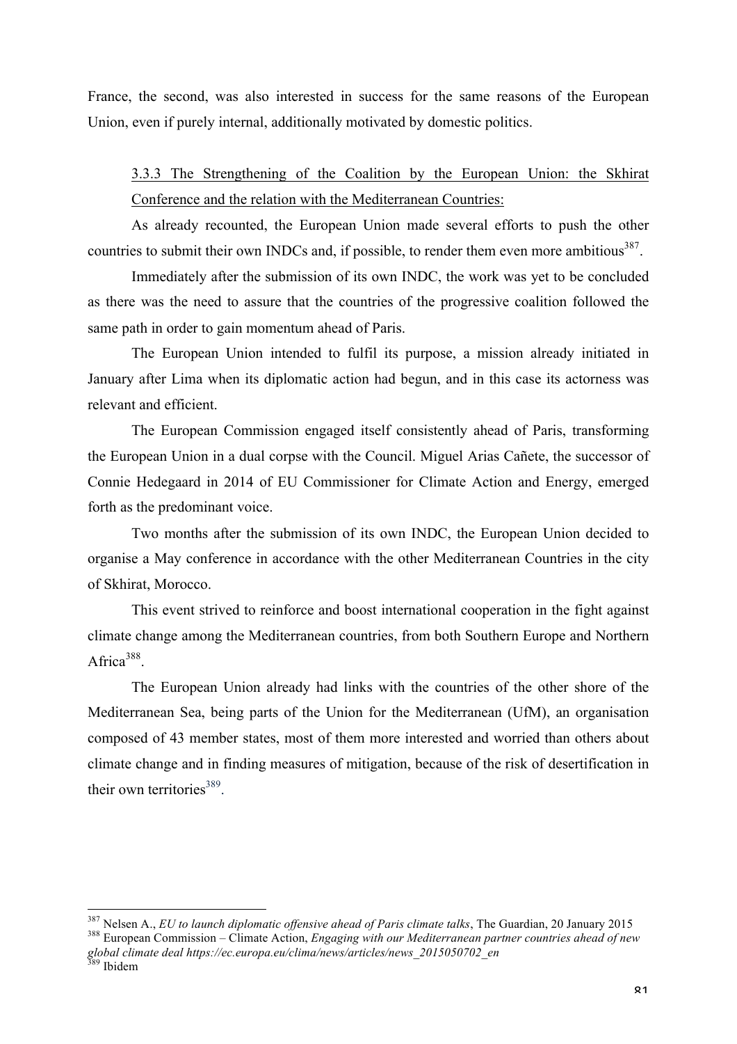France, the second, was also interested in success for the same reasons of the European Union, even if purely internal, additionally motivated by domestic politics.

### 3.3.3 The Strengthening of the Coalition by the European Union: the Skhirat Conference and the relation with the Mediterranean Countries:

As already recounted, the European Union made several efforts to push the other countries to submit their own INDCs and, if possible, to render them even more ambitious[387].

Immediately after the submission of its own INDC, the work was yet to be concluded as there was the need to assure that the countries of the progressive coalition followed the same path in order to gain momentum ahead of Paris.

The European Union intended to fulfil its purpose, a mission already initiated in January after Lima when its diplomatic action had begun, and in this case its actorness was relevant and efficient.

The European Commission engaged itself consistently ahead of Paris, transforming the European Union in a dual corpse with the Council. Miguel Arias Cañete, the successor of Connie Hedegaard in 2014 of EU Commissioner for Climate Action and Energy, emerged forth as the predominant voice.

Two months after the submission of its own INDC, the European Union decided to organise a May conference in accordance with the other Mediterranean Countries in the city of Skhirat, Morocco.

This event strived to reinforce and boost international cooperation in the fight against climate change among the Mediterranean countries, from both Southern Europe and Northern Africa[388].

The European Union already had links with the countries of the other shore of the Mediterranean Sea, being parts of the Union for the Mediterranean (UfM), an organisation composed of 43 member states, most of them more interested and worried than others about climate change and in finding measures of mitigation, because of the risk of desertification in their own territories[389].

---

[387] Nelsen A., *EU to launch diplomatic offensive ahead of Paris climate talks*, The Guardian, 20 January 2015

[388] European Commission – Climate Action, *Engaging with our Mediterranean partner countries ahead of new global climate deal https://ec.europa.eu/clima/news/articles/news_2015050702_en*

[389] Ibidem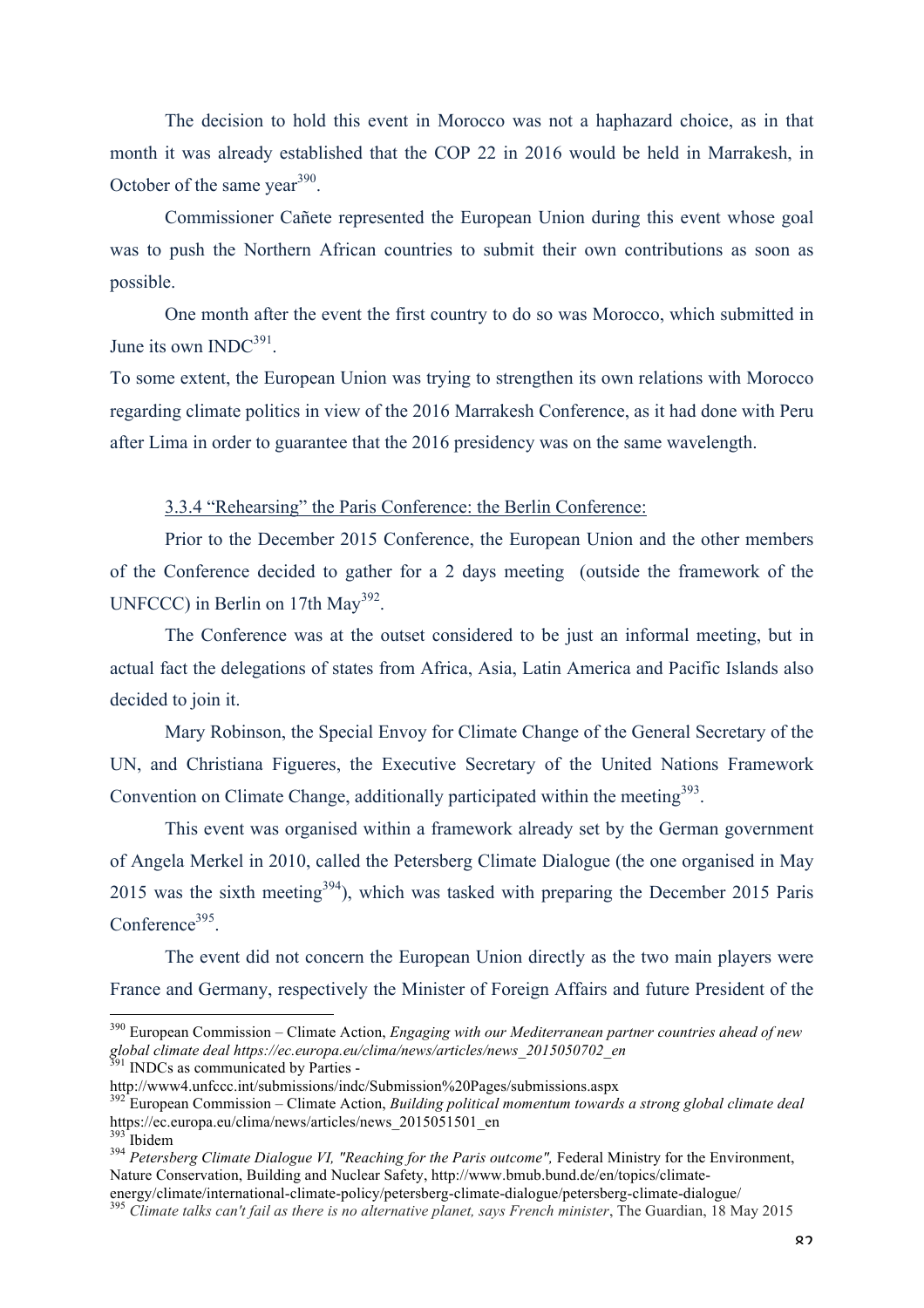The decision to hold this event in Morocco was not a haphazard choice, as in that month it was already established that the COP 22 in 2016 would be held in Marrakesh, in October of the same year[390].

Commissioner Cañete represented the European Union during this event whose goal was to push the Northern African countries to submit their own contributions as soon as possible.

One month after the event the first country to do so was Morocco, which submitted in June its own INDC[391].

To some extent, the European Union was trying to strengthen its own relations with Morocco regarding climate politics in view of the 2016 Marrakesh Conference, as it had done with Peru after Lima in order to guarantee that the 2016 presidency was on the same wavelength.

### 3.3.4 "Rehearsing" the Paris Conference: the Berlin Conference:

Prior to the December 2015 Conference, the European Union and the other members of the Conference decided to gather for a 2 days meeting (outside the framework of the UNFCCC) in Berlin on 17th May[392].

The Conference was at the outset considered to be just an informal meeting, but in actual fact the delegations of states from Africa, Asia, Latin America and Pacific Islands also decided to join it.

Mary Robinson, the Special Envoy for Climate Change of the General Secretary of the UN, and Christiana Figueres, the Executive Secretary of the United Nations Framework Convention on Climate Change, additionally participated within the meeting[393].

This event was organised within a framework already set by the German government of Angela Merkel in 2010, called the Petersberg Climate Dialogue (the one organised in May 2015 was the sixth meeting[394]), which was tasked with preparing the December 2015 Paris Conference[395].

The event did not concern the European Union directly as the two main players were France and Germany, respectively the Minister of Foreign Affairs and future President of the

---

[390] European Commission – Climate Action, *Engaging with our Mediterranean partner countries ahead of new global climate deal https://ec.europa.eu/clima/news/articles/news_2015050702_en*

[391] INDCs as communicated by Parties - http://www4.unfccc.int/submissions/indc/Submission%20Pages/submissions.aspx

[392] European Commission – Climate Action, *Building political momentum towards a strong global climate deal* https://ec.europa.eu/clima/news/articles/news_2015051501_en

[393] Ibidem

[394] *Petersberg Climate Dialogue VI, "Reaching for the Paris outcome",* Federal Ministry for the Environment, Nature Conservation, Building and Nuclear Safety, http://www.bmub.bund.de/en/topics/climate-energy/climate/international-climate-policy/petersberg-climate-dialogue/petersberg-climate-dialogue/

[395] *Climate talks can't fail as there is no alternative planet, says French minister*, The Guardian, 18 May 2015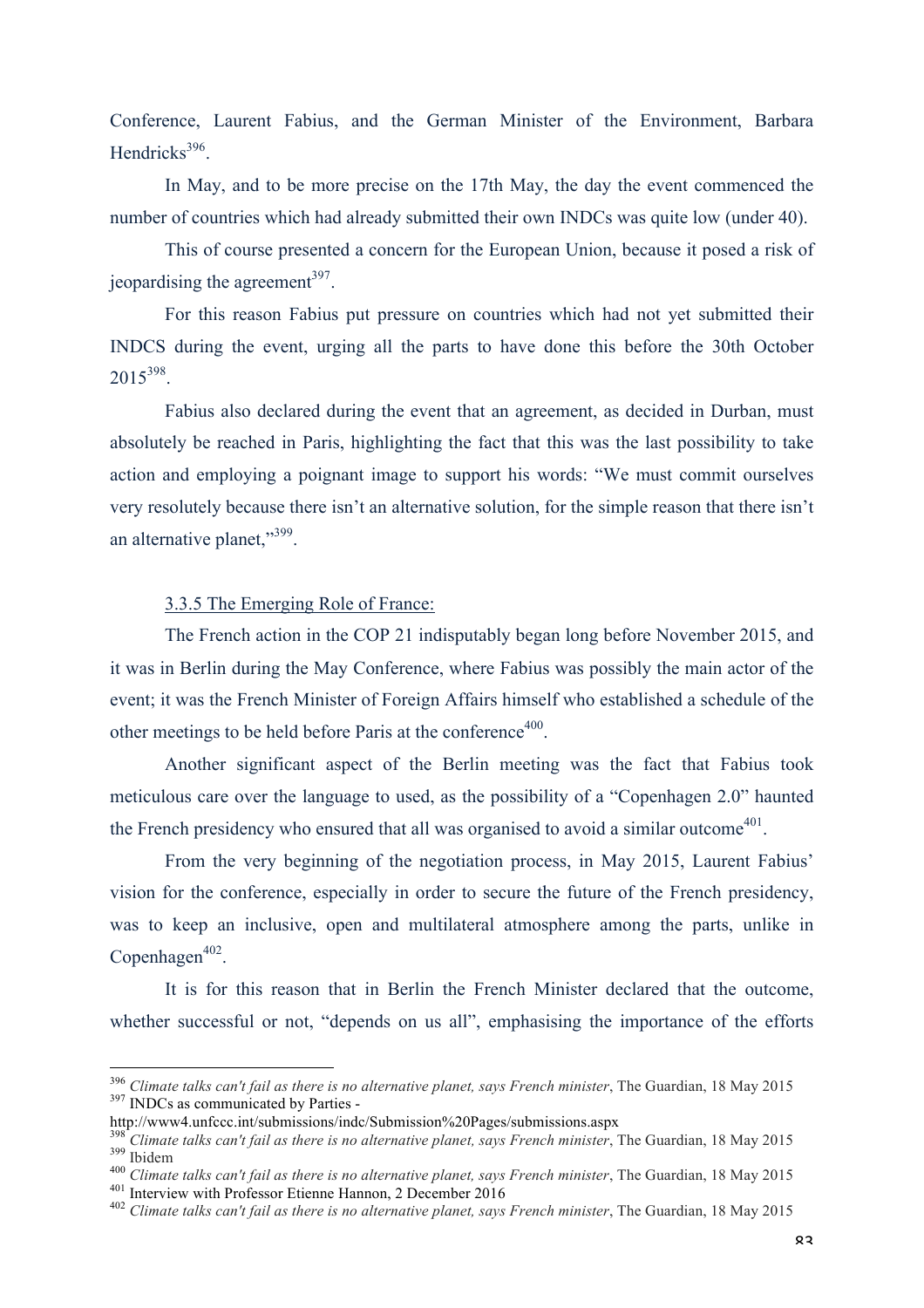Conference, Laurent Fabius, and the German Minister of the Environment, Barbara Hendricks[396].

In May, and to be more precise on the 17th May, the day the event commenced the number of countries which had already submitted their own INDCs was quite low (under 40).

This of course presented a concern for the European Union, because it posed a risk of jeopardising the agreement[397].

For this reason Fabius put pressure on countries which had not yet submitted their INDCS during the event, urging all the parts to have done this before the 30th October 2015[398].

Fabius also declared during the event that an agreement, as decided in Durban, must absolutely be reached in Paris, highlighting the fact that this was the last possibility to take action and employing a poignant image to support his words: "We must commit ourselves very resolutely because there isn't an alternative solution, for the simple reason that there isn't an alternative planet,"[399].

### 3.3.5 The Emerging Role of France:

The French action in the COP 21 indisputably began long before November 2015, and it was in Berlin during the May Conference, where Fabius was possibly the main actor of the event; it was the French Minister of Foreign Affairs himself who established a schedule of the other meetings to be held before Paris at the conference[400].

Another significant aspect of the Berlin meeting was the fact that Fabius took meticulous care over the language to used, as the possibility of a "Copenhagen 2.0" haunted the French presidency who ensured that all was organised to avoid a similar outcome[401].

From the very beginning of the negotiation process, in May 2015, Laurent Fabius' vision for the conference, especially in order to secure the future of the French presidency, was to keep an inclusive, open and multilateral atmosphere among the parts, unlike in Copenhagen[402].

It is for this reason that in Berlin the French Minister declared that the outcome, whether successful or not, "depends on us all", emphasising the importance of the efforts

---

[396] *Climate talks can't fail as there is no alternative planet, says French minister*, The Guardian, 18 May 2015

[397] INDCs as communicated by Parties - http://www4.unfccc.int/submissions/indc/Submission%20Pages/submissions.aspx

[398] *Climate talks can't fail as there is no alternative planet, says French minister*, The Guardian, 18 May 2015

[399] Ibidem

[400] *Climate talks can't fail as there is no alternative planet, says French minister*, The Guardian, 18 May 2015

[401] Interview with Professor Etienne Hannon, 2 December 2016

[402] *Climate talks can't fail as there is no alternative planet, says French minister*, The Guardian, 18 May 2015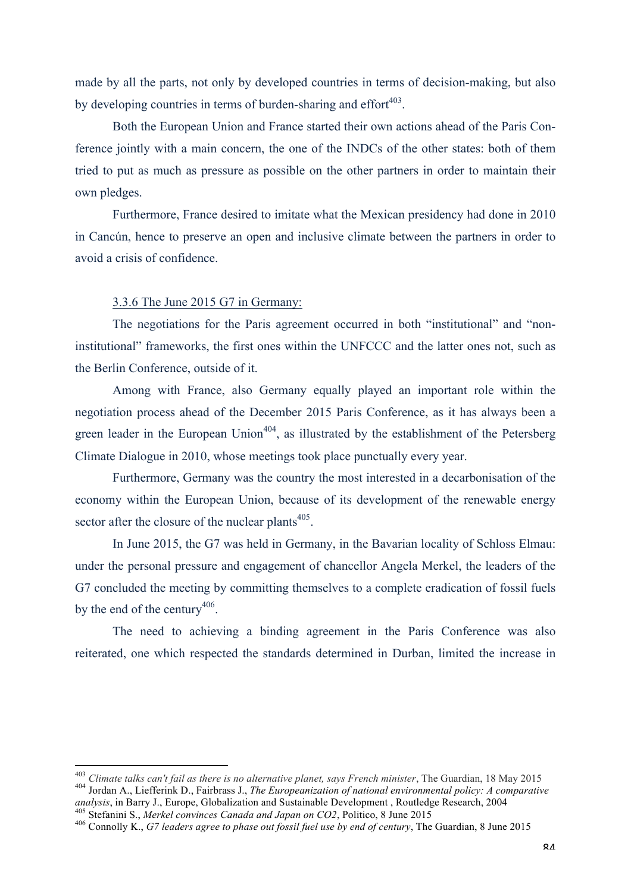made by all the parts, not only by developed countries in terms of decision-making, but also by developing countries in terms of burden-sharing and effort[403].

Both the European Union and France started their own actions ahead of the Paris Conference jointly with a main concern, the one of the INDCs of the other states: both of them tried to put as much as pressure as possible on the other partners in order to maintain their own pledges.

Furthermore, France desired to imitate what the Mexican presidency had done in 2010 in Cancún, hence to preserve an open and inclusive climate between the partners in order to avoid a crisis of confidence.

### 3.3.6 The June 2015 G7 in Germany:

The negotiations for the Paris agreement occurred in both "institutional" and "non-institutional" frameworks, the first ones within the UNFCCC and the latter ones not, such as the Berlin Conference, outside of it.

Among with France, also Germany equally played an important role within the negotiation process ahead of the December 2015 Paris Conference, as it has always been a green leader in the European Union[404], as illustrated by the establishment of the Petersberg Climate Dialogue in 2010, whose meetings took place punctually every year.

Furthermore, Germany was the country the most interested in a decarbonisation of the economy within the European Union, because of its development of the renewable energy sector after the closure of the nuclear plants[405].

In June 2015, the G7 was held in Germany, in the Bavarian locality of Schloss Elmau: under the personal pressure and engagement of chancellor Angela Merkel, the leaders of the G7 concluded the meeting by committing themselves to a complete eradication of fossil fuels by the end of the century[406].

The need to achieving a binding agreement in the Paris Conference was also reiterated, one which respected the standards determined in Durban, limited the increase in

---

[403] *Climate talks can't fail as there is no alternative planet, says French minister*, The Guardian, 18 May 2015

[404] Jordan A., Liefferink D., Fairbrass J., *The Europeanization of national environmental policy: A comparative analysis*, in Barry J., Europe, Globalization and Sustainable Development , Routledge Research, 2004

[405] Stefanini S., *Merkel convinces Canada and Japan on CO2*, Politico, 8 June 2015

[406] Connolly K., *G7 leaders agree to phase out fossil fuel use by end of century*, The Guardian, 8 June 2015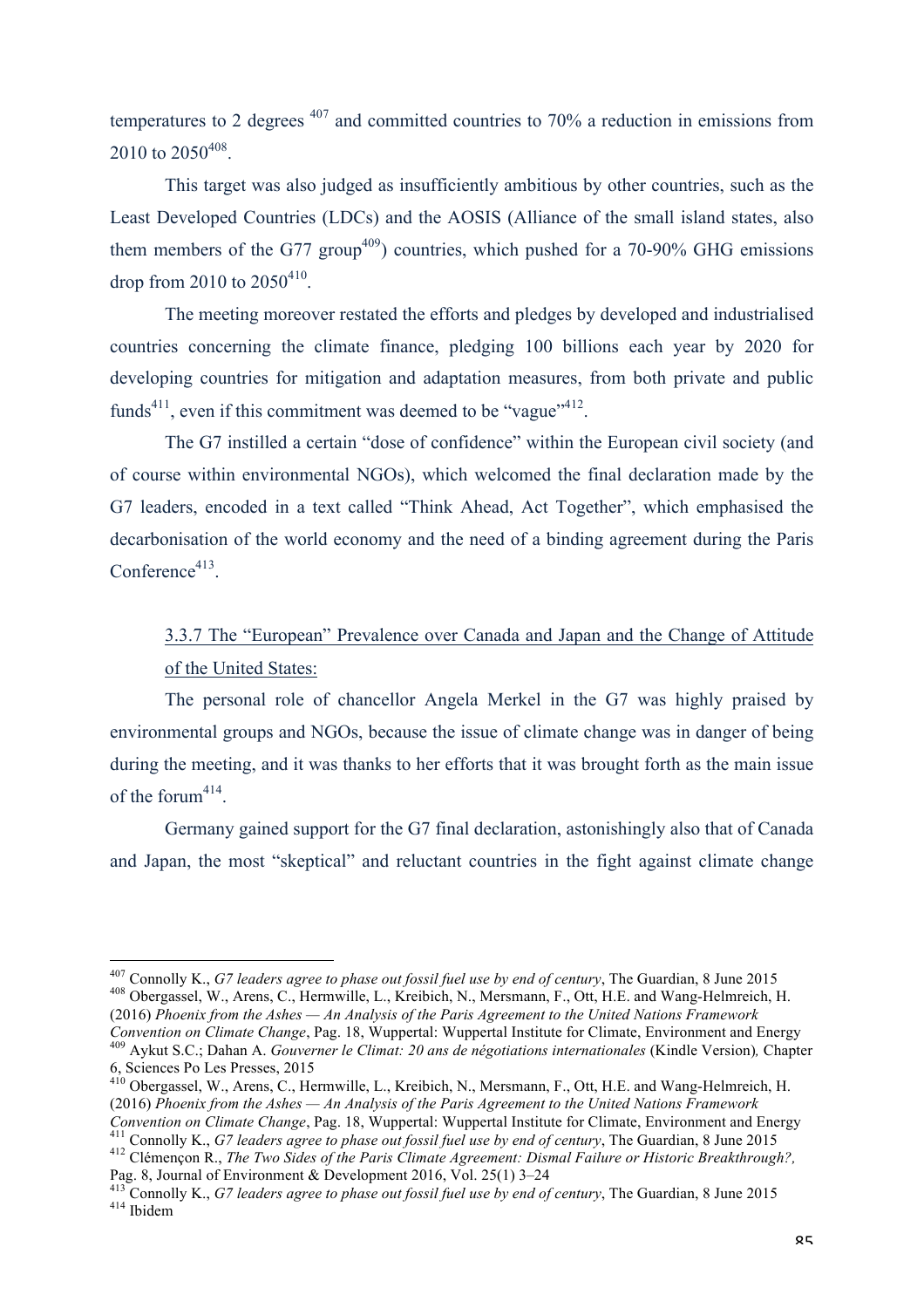temperatures to 2 degrees [407] and committed countries to 70% a reduction in emissions from 2010 to 2050[408].

This target was also judged as insufficiently ambitious by other countries, such as the Least Developed Countries (LDCs) and the AOSIS (Alliance of the small island states, also them members of the G77 group[409]) countries, which pushed for a 70-90% GHG emissions drop from 2010 to 2050[410].

The meeting moreover restated the efforts and pledges by developed and industrialised countries concerning the climate finance, pledging 100 billions each year by 2020 for developing countries for mitigation and adaptation measures, from both private and public funds[411], even if this commitment was deemed to be "vague"[412].

The G7 instilled a certain "dose of confidence" within the European civil society (and of course within environmental NGOs), which welcomed the final declaration made by the G7 leaders, encoded in a text called "Think Ahead, Act Together", which emphasised the decarbonisation of the world economy and the need of a binding agreement during the Paris Conference[413].

#### 3.3.7 The "European" Prevalence over Canada and Japan and the Change of Attitude of the United States:

The personal role of chancellor Angela Merkel in the G7 was highly praised by environmental groups and NGOs, because the issue of climate change was in danger of being during the meeting, and it was thanks to her efforts that it was brought forth as the main issue of the forum[414].

Germany gained support for the G7 final declaration, astonishingly also that of Canada and Japan, the most "skeptical" and reluctant countries in the fight against climate change

---

[407] Connolly K., *G7 leaders agree to phase out fossil fuel use by end of century*, The Guardian, 8 June 2015

[408] Obergassel, W., Arens, C., Hermwille, L., Kreibich, N., Mersmann, F., Ott, H.E. and Wang-Helmreich, H. (2016) *Phoenix from the Ashes — An Analysis of the Paris Agreement to the United Nations Framework Convention on Climate Change*, Pag. 18, Wuppertal: Wuppertal Institute for Climate, Environment and Energy

[409] Aykut S.C.; Dahan A. *Gouverner le Climat: 20 ans de négotiations internationales* (Kindle Version)*,* Chapter 6, Sciences Po Les Presses, 2015

[410] Obergassel, W., Arens, C., Hermwille, L., Kreibich, N., Mersmann, F., Ott, H.E. and Wang-Helmreich, H. (2016) *Phoenix from the Ashes — An Analysis of the Paris Agreement to the United Nations Framework Convention on Climate Change*, Pag. 18, Wuppertal: Wuppertal Institute for Climate, Environment and Energy

[411] Connolly K., *G7 leaders agree to phase out fossil fuel use by end of century*, The Guardian, 8 June 2015

[412] Clémençon R., *The Two Sides of the Paris Climate Agreement: Dismal Failure or Historic Breakthrough?,* Pag. 8, Journal of Environment & Development 2016, Vol. 25(1) 3–24

[413] Connolly K., *G7 leaders agree to phase out fossil fuel use by end of century*, The Guardian, 8 June 2015

[414] Ibidem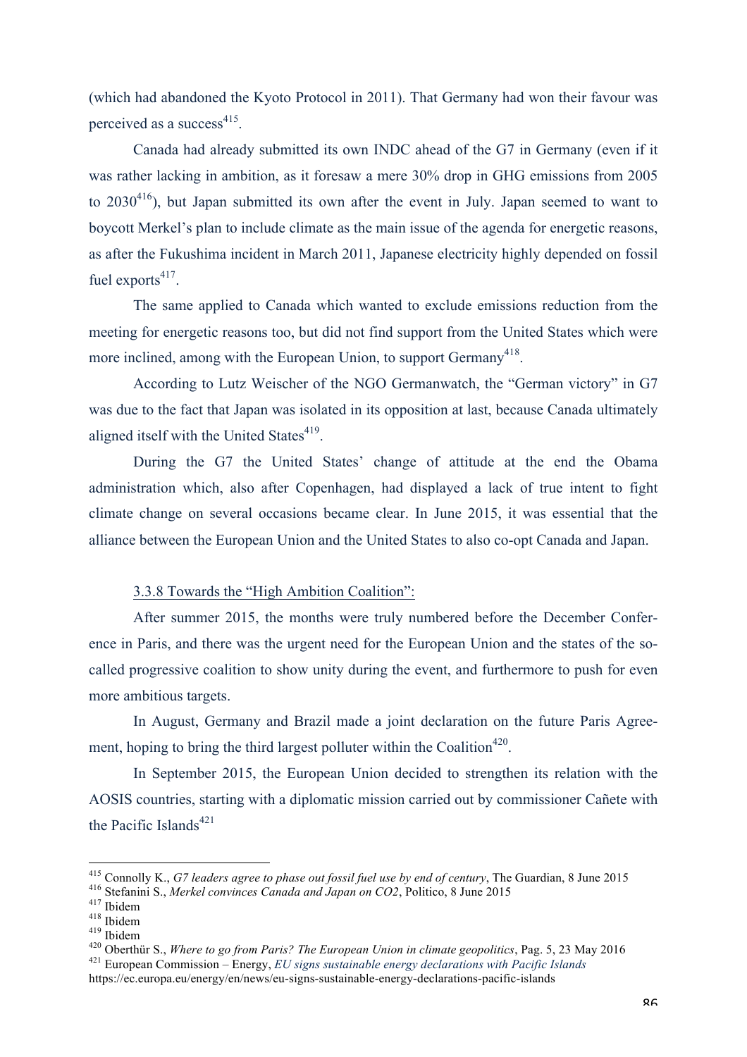(which had abandoned the Kyoto Protocol in 2011). That Germany had won their favour was perceived as a success[415].

Canada had already submitted its own INDC ahead of the G7 in Germany (even if it was rather lacking in ambition, as it foresaw a mere 30% drop in GHG emissions from 2005 to 2030[416]), but Japan submitted its own after the event in July. Japan seemed to want to boycott Merkel's plan to include climate as the main issue of the agenda for energetic reasons, as after the Fukushima incident in March 2011, Japanese electricity highly depended on fossil fuel exports[417].

The same applied to Canada which wanted to exclude emissions reduction from the meeting for energetic reasons too, but did not find support from the United States which were more inclined, among with the European Union, to support Germany[418].

According to Lutz Weischer of the NGO Germanwatch, the "German victory" in G7 was due to the fact that Japan was isolated in its opposition at last, because Canada ultimately aligned itself with the United States[419].

During the G7 the United States' change of attitude at the end the Obama administration which, also after Copenhagen, had displayed a lack of true intent to fight climate change on several occasions became clear. In June 2015, it was essential that the alliance between the European Union and the United States to also co-opt Canada and Japan.

### 3.3.8 Towards the "High Ambition Coalition":

After summer 2015, the months were truly numbered before the December Conference in Paris, and there was the urgent need for the European Union and the states of the so-called progressive coalition to show unity during the event, and furthermore to push for even more ambitious targets.

In August, Germany and Brazil made a joint declaration on the future Paris Agreement, hoping to bring the third largest polluter within the Coalition[420].

In September 2015, the European Union decided to strengthen its relation with the AOSIS countries, starting with a diplomatic mission carried out by commissioner Cañete with the Pacific Islands[421]

---

[415] Connolly K., *G7 leaders agree to phase out fossil fuel use by end of century*, The Guardian, 8 June 2015

[416] Stefanini S., *Merkel convinces Canada and Japan on CO2*, Politico, 8 June 2015

[417] Ibidem

[418] Ibidem

[419] Ibidem

[420] Oberthür S., *Where to go from Paris? The European Union in climate geopolitics*, Pag. 5, 23 May 2016

[421] European Commission – Energy, *EU signs sustainable energy declarations with Pacific Islands* https://ec.europa.eu/energy/en/news/eu-signs-sustainable-energy-declarations-pacific-islands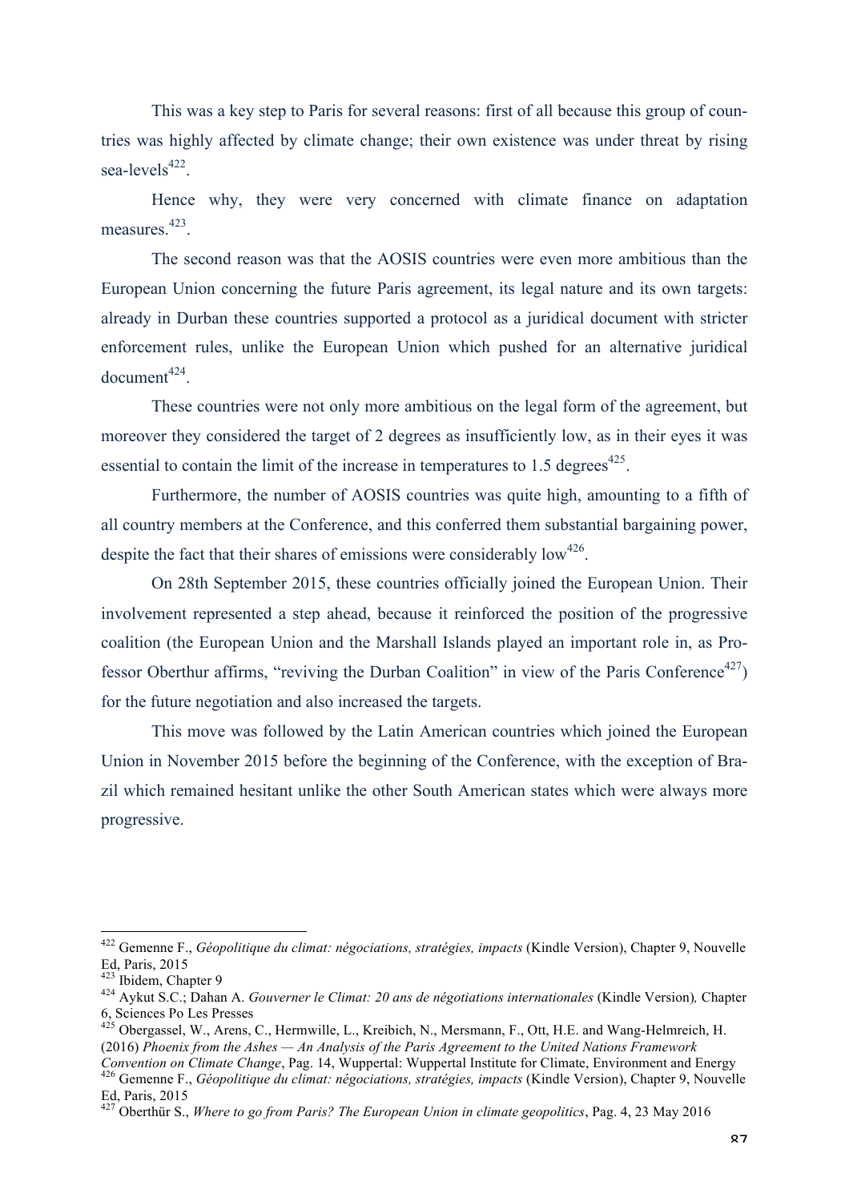This was a key step to Paris for several reasons: first of all because this group of countries was highly affected by climate change; their own existence was under threat by rising sea-levels[422].

Hence why, they were very concerned with climate finance on adaptation measures.[423].

The second reason was that the AOSIS countries were even more ambitious than the European Union concerning the future Paris agreement, its legal nature and its own targets: already in Durban these countries supported a protocol as a juridical document with stricter enforcement rules, unlike the European Union which pushed for an alternative juridical document[424].

These countries were not only more ambitious on the legal form of the agreement, but moreover they considered the target of 2 degrees as insufficiently low, as in their eyes it was essential to contain the limit of the increase in temperatures to 1.5 degrees[425].

Furthermore, the number of AOSIS countries was quite high, amounting to a fifth of all country members at the Conference, and this conferred them substantial bargaining power, despite the fact that their shares of emissions were considerably low[426].

On 28th September 2015, these countries officially joined the European Union. Their involvement represented a step ahead, because it reinforced the position of the progressive coalition (the European Union and the Marshall Islands played an important role in, as Professor Oberthur affirms, "reviving the Durban Coalition" in view of the Paris Conference[427]) for the future negotiation and also increased the targets.

This move was followed by the Latin American countries which joined the European Union in November 2015 before the beginning of the Conference, with the exception of Brazil which remained hesitant unlike the other South American states which were always more progressive.

---

[422] Gemenne F., *Géopolitique du climat: négociations, stratégies, impacts* (Kindle Version), Chapter 9, Nouvelle Ed, Paris, 2015

[423] Ibidem, Chapter 9

[424] Aykut S.C.; Dahan A. *Gouverner le Climat: 20 ans de négotiations internationales* (Kindle Version), Chapter 6, Sciences Po Les Presses

[425] Obergassel, W., Arens, C., Hermwille, L., Kreibich, N., Mersmann, F., Ott, H.E. and Wang-Helmreich, H. (2016) *Phoenix from the Ashes — An Analysis of the Paris Agreement to the United Nations Framework Convention on Climate Change*, Pag. 14, Wuppertal: Wuppertal Institute for Climate, Environment and Energy

[426] Gemenne F., *Géopolitique du climat: négociations, stratégies, impacts* (Kindle Version), Chapter 9, Nouvelle Ed, Paris, 2015

[427] Oberthür S., *Where to go from Paris? The European Union in climate geopolitics*, Pag. 4, 23 May 2016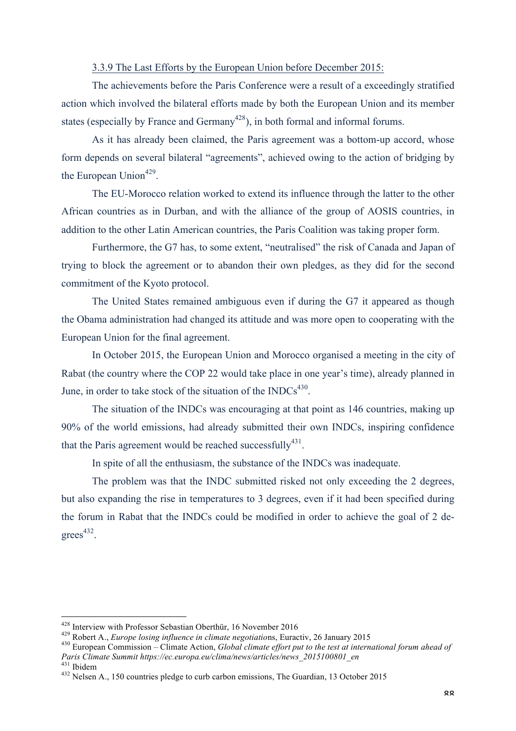3.3.9 The Last Efforts by the European Union before December 2015:

The achievements before the Paris Conference were a result of a exceedingly stratified action which involved the bilateral efforts made by both the European Union and its member states (especially by France and Germany[428]), in both formal and informal forums.

As it has already been claimed, the Paris agreement was a bottom-up accord, whose form depends on several bilateral "agreements", achieved owing to the action of bridging by the European Union[429].

The EU-Morocco relation worked to extend its influence through the latter to the other African countries as in Durban, and with the alliance of the group of AOSIS countries, in addition to the other Latin American countries, the Paris Coalition was taking proper form.

Furthermore, the G7 has, to some extent, "neutralised" the risk of Canada and Japan of trying to block the agreement or to abandon their own pledges, as they did for the second commitment of the Kyoto protocol.

The United States remained ambiguous even if during the G7 it appeared as though the Obama administration had changed its attitude and was more open to cooperating with the European Union for the final agreement.

In October 2015, the European Union and Morocco organised a meeting in the city of Rabat (the country where the COP 22 would take place in one year's time), already planned in June, in order to take stock of the situation of the INDCs[430].

The situation of the INDCs was encouraging at that point as 146 countries, making up 90% of the world emissions, had already submitted their own INDCs, inspiring confidence that the Paris agreement would be reached successfully[431].

In spite of all the enthusiasm, the substance of the INDCs was inadequate.

The problem was that the INDC submitted risked not only exceeding the 2 degrees, but also expanding the rise in temperatures to 3 degrees, even if it had been specified during the forum in Rabat that the INDCs could be modified in order to achieve the goal of 2 degrees[432].

---

[428] Interview with Professor Sebastian Oberthür, 16 November 2016

[429] Robert A., *Europe losing influence in climate negotiations*, Euractiv, 26 January 2015

[430] European Commission – Climate Action, *Global climate effort put to the test at international forum ahead of Paris Climate Summit https://ec.europa.eu/clima/news/articles/news_2015100801_en*

[431] Ibidem

[432] Nelsen A., 150 countries pledge to curb carbon emissions, The Guardian, 13 October 2015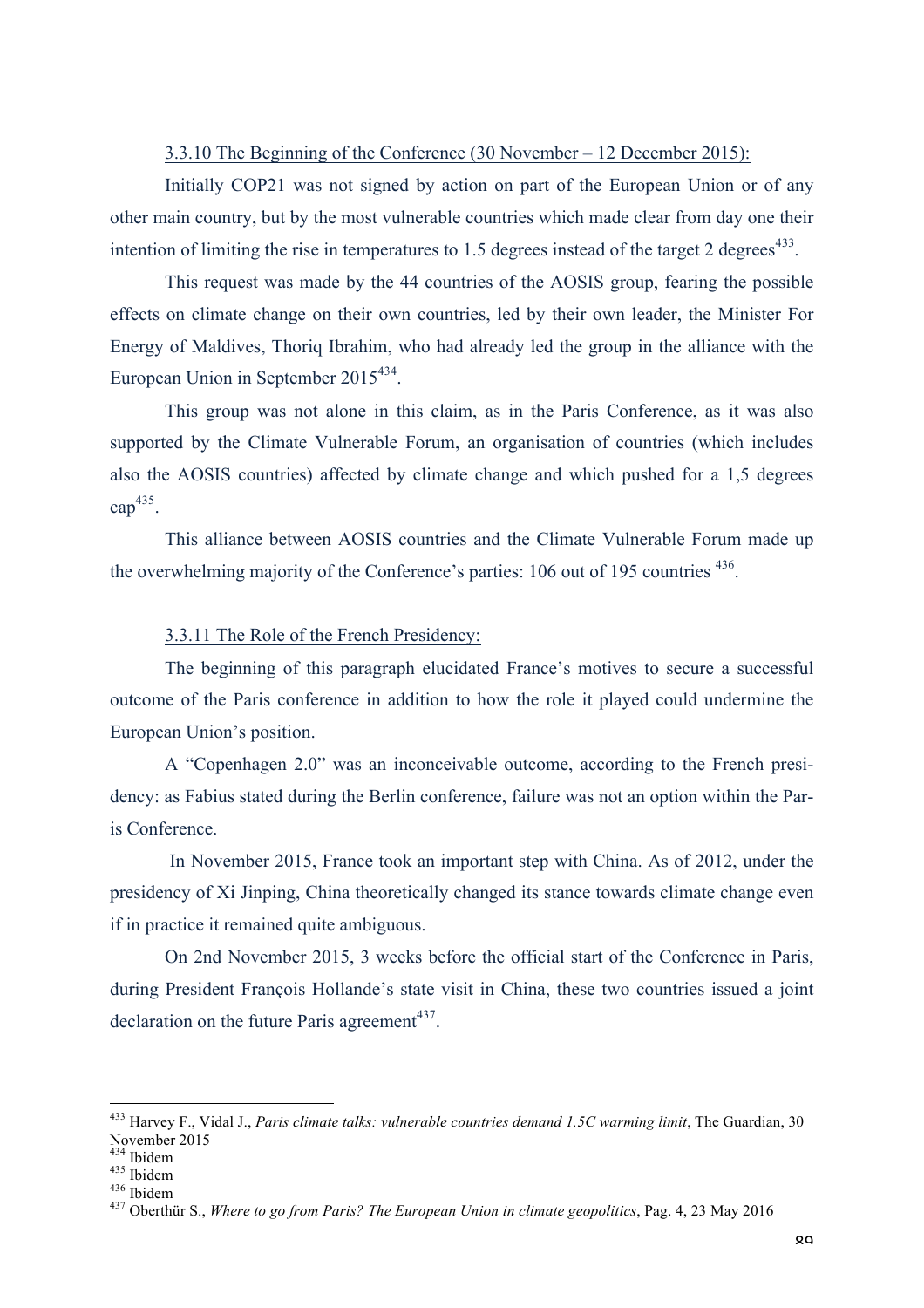### 3.3.10 The Beginning of the Conference (30 November – 12 December 2015):

Initially COP21 was not signed by action on part of the European Union or of any other main country, but by the most vulnerable countries which made clear from day one their intention of limiting the rise in temperatures to 1.5 degrees instead of the target 2 degrees[433].

This request was made by the 44 countries of the AOSIS group, fearing the possible effects on climate change on their own countries, led by their own leader, the Minister For Energy of Maldives, Thoriq Ibrahim, who had already led the group in the alliance with the European Union in September 2015[434].

This group was not alone in this claim, as in the Paris Conference, as it was also supported by the Climate Vulnerable Forum, an organisation of countries (which includes also the AOSIS countries) affected by climate change and which pushed for a 1,5 degrees cap[435].

This alliance between AOSIS countries and the Climate Vulnerable Forum made up the overwhelming majority of the Conference's parties: 106 out of 195 countries [436].

### 3.3.11 The Role of the French Presidency:

The beginning of this paragraph elucidated France's motives to secure a successful outcome of the Paris conference in addition to how the role it played could undermine the European Union's position.

A "Copenhagen 2.0" was an inconceivable outcome, according to the French presidency: as Fabius stated during the Berlin conference, failure was not an option within the Paris Conference.

In November 2015, France took an important step with China. As of 2012, under the presidency of Xi Jinping, China theoretically changed its stance towards climate change even if in practice it remained quite ambiguous.

On 2nd November 2015, 3 weeks before the official start of the Conference in Paris, during President François Hollande's state visit in China, these two countries issued a joint declaration on the future Paris agreement[437].

---

[433] Harvey F., Vidal J., *Paris climate talks: vulnerable countries demand 1.5C warming limit*, The Guardian, 30 November 2015

[434] Ibidem

[435] Ibidem

[436] Ibidem

[437] Oberthür S., *Where to go from Paris? The European Union in climate geopolitics*, Pag. 4, 23 May 2016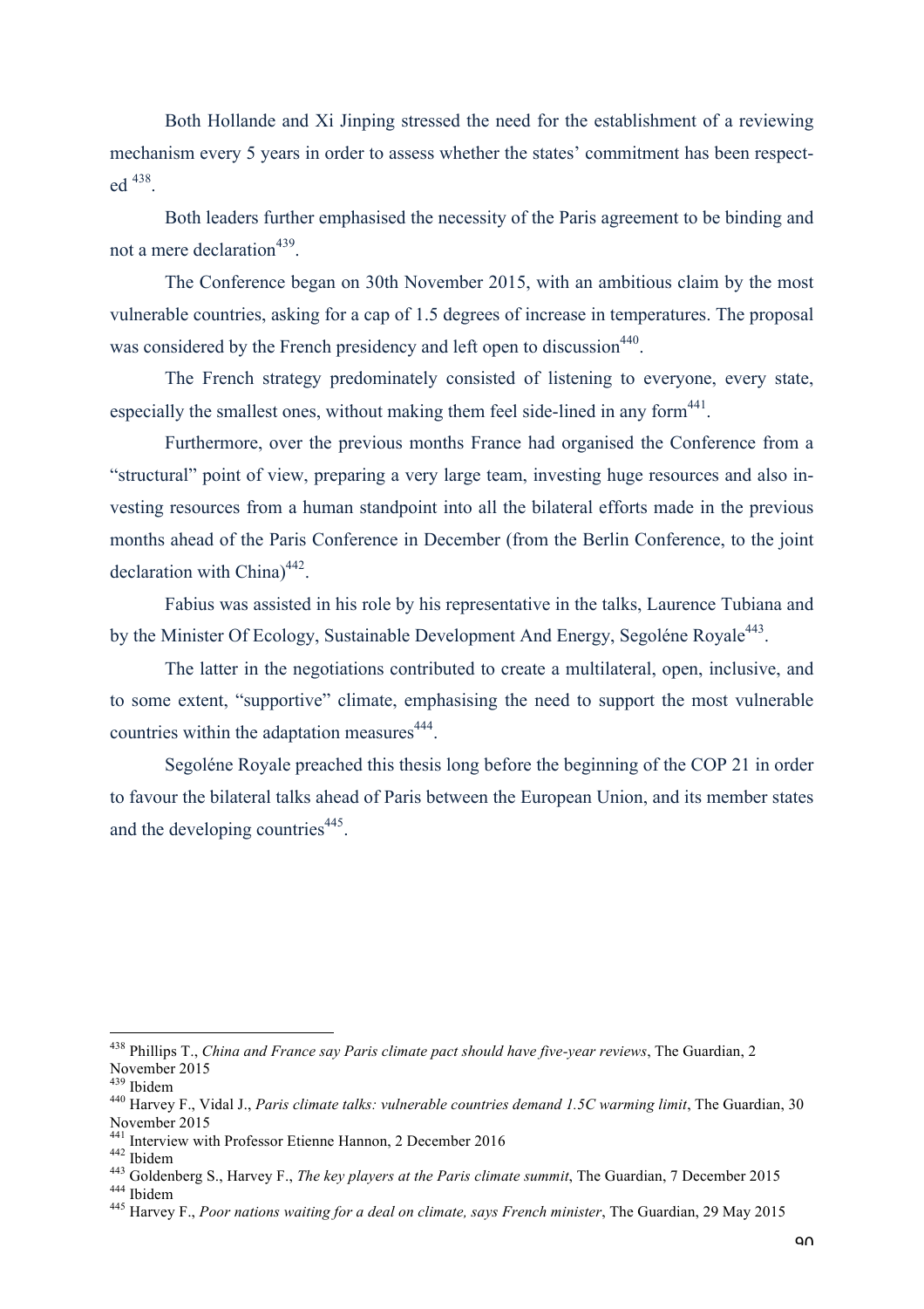Both Hollande and Xi Jinping stressed the need for the establishment of a reviewing mechanism every 5 years in order to assess whether the states' commitment has been respected [438].

Both leaders further emphasised the necessity of the Paris agreement to be binding and not a mere declaration[439].

The Conference began on 30th November 2015, with an ambitious claim by the most vulnerable countries, asking for a cap of 1.5 degrees of increase in temperatures. The proposal was considered by the French presidency and left open to discussion[440].

The French strategy predominately consisted of listening to everyone, every state, especially the smallest ones, without making them feel side-lined in any form[441].

Furthermore, over the previous months France had organised the Conference from a "structural" point of view, preparing a very large team, investing huge resources and also investing resources from a human standpoint into all the bilateral efforts made in the previous months ahead of the Paris Conference in December (from the Berlin Conference, to the joint declaration with China)[442].

Fabius was assisted in his role by his representative in the talks, Laurence Tubiana and by the Minister Of Ecology, Sustainable Development And Energy, Segoléne Royale[443].

The latter in the negotiations contributed to create a multilateral, open, inclusive, and to some extent, "supportive" climate, emphasising the need to support the most vulnerable countries within the adaptation measures[444].

Segoléne Royale preached this thesis long before the beginning of the COP 21 in order to favour the bilateral talks ahead of Paris between the European Union, and its member states and the developing countries[445].

---

[438] Phillips T., *China and France say Paris climate pact should have five-year reviews*, The Guardian, 2 November 2015

[439] Ibidem

[440] Harvey F., Vidal J., *Paris climate talks: vulnerable countries demand 1.5C warming limit*, The Guardian, 30 November 2015

[441] Interview with Professor Etienne Hannon, 2 December 2016

[442] Ibidem

[443] Goldenberg S., Harvey F., *The key players at the Paris climate summit*, The Guardian, 7 December 2015

[444] Ibidem

[445] Harvey F., *Poor nations waiting for a deal on climate, says French minister*, The Guardian, 29 May 2015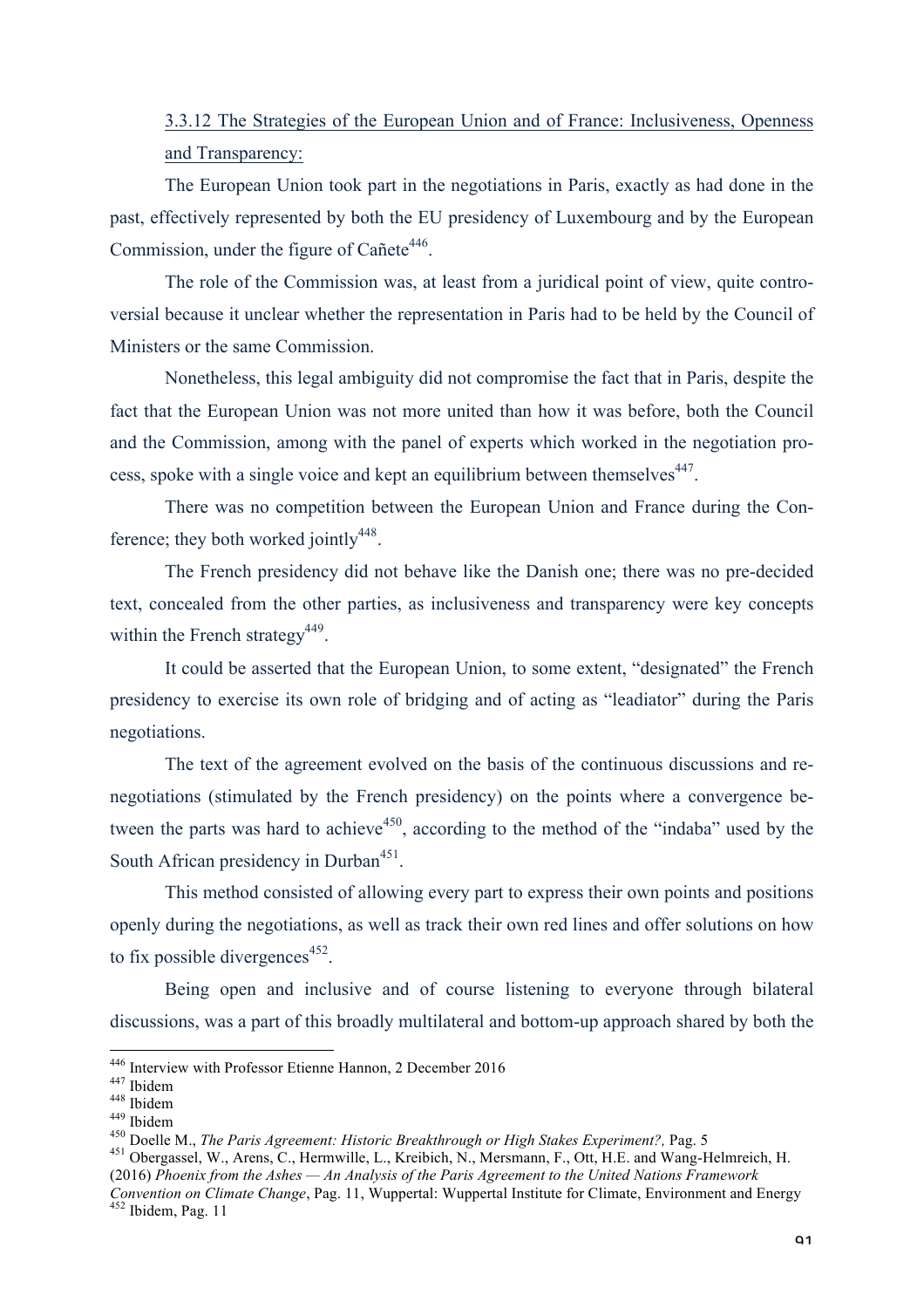### 3.3.12 The Strategies of the European Union and of France: Inclusiveness, Openness and Transparency:

The European Union took part in the negotiations in Paris, exactly as had done in the past, effectively represented by both the EU presidency of Luxembourg and by the European Commission, under the figure of Cañete[446].

The role of the Commission was, at least from a juridical point of view, quite controversial because it unclear whether the representation in Paris had to be held by the Council of Ministers or the same Commission.

Nonetheless, this legal ambiguity did not compromise the fact that in Paris, despite the fact that the European Union was not more united than how it was before, both the Council and the Commission, among with the panel of experts which worked in the negotiation process, spoke with a single voice and kept an equilibrium between themselves[447].

There was no competition between the European Union and France during the Conference; they both worked jointly[448].

The French presidency did not behave like the Danish one; there was no pre-decided text, concealed from the other parties, as inclusiveness and transparency were key concepts within the French strategy[449].

It could be asserted that the European Union, to some extent, "designated" the French presidency to exercise its own role of bridging and of acting as "leadiator" during the Paris negotiations.

The text of the agreement evolved on the basis of the continuous discussions and renegotiations (stimulated by the French presidency) on the points where a convergence between the parts was hard to achieve[450], according to the method of the "indaba" used by the South African presidency in Durban[451].

This method consisted of allowing every part to express their own points and positions openly during the negotiations, as well as track their own red lines and offer solutions on how to fix possible divergences[452].

Being open and inclusive and of course listening to everyone through bilateral discussions, was a part of this broadly multilateral and bottom-up approach shared by both the

---

[446] Interview with Professor Etienne Hannon, 2 December 2016
[447] Ibidem
[448] Ibidem
[449] Ibidem
[450] Doelle M., *The Paris Agreement: Historic Breakthrough or High Stakes Experiment?,* Pag. 5
[451] Obergassel, W., Arens, C., Hermwille, L., Kreibich, N., Mersmann, F., Ott, H.E. and Wang-Helmreich, H. (2016) *Phoenix from the Ashes — An Analysis of the Paris Agreement to the United Nations Framework Convention on Climate Change*, Pag. 11, Wuppertal: Wuppertal Institute for Climate, Environment and Energy
[452] Ibidem, Pag. 11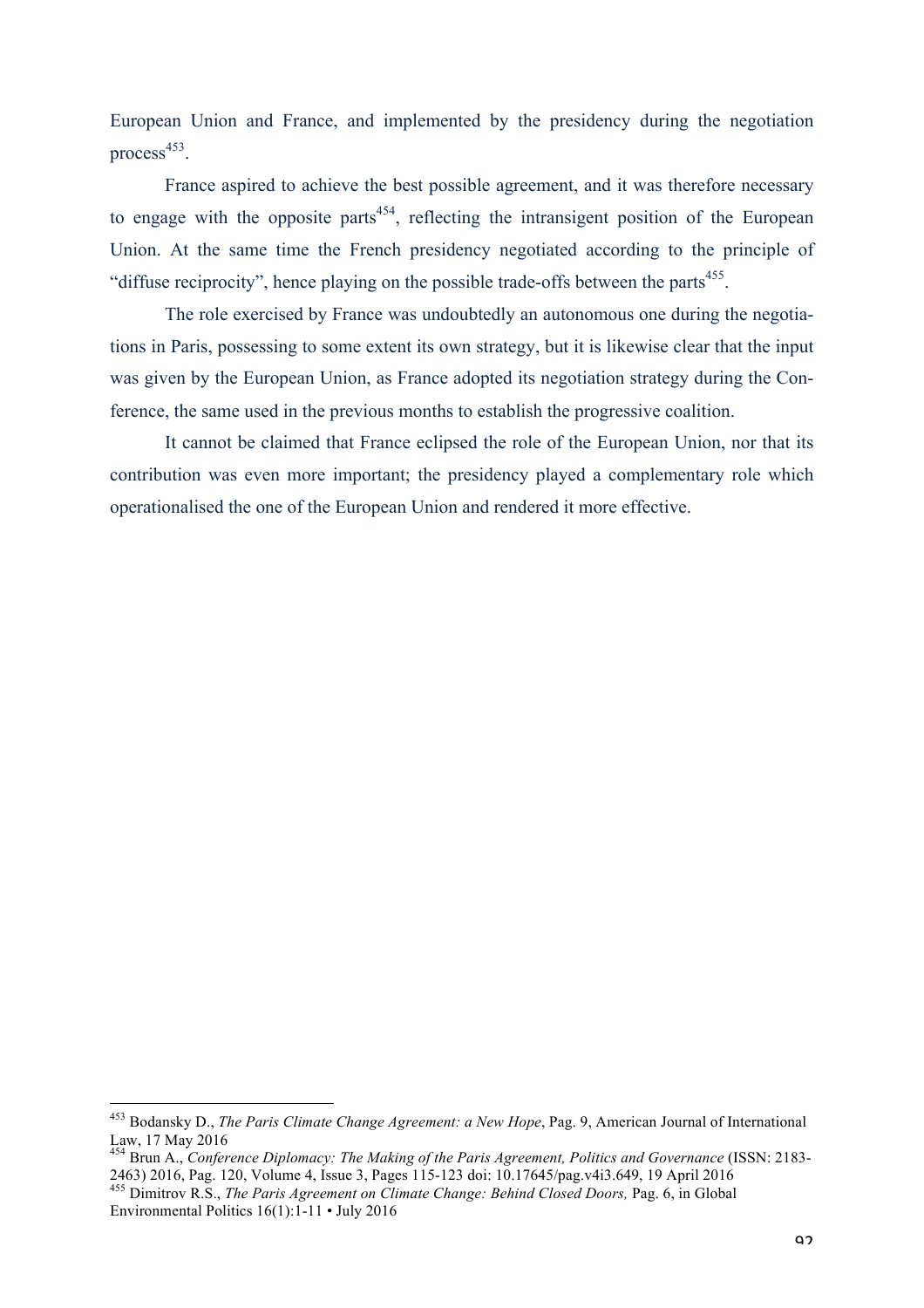European Union and France, and implemented by the presidency during the negotiation process[453].

France aspired to achieve the best possible agreement, and it was therefore necessary to engage with the opposite parts[454], reflecting the intransigent position of the European Union. At the same time the French presidency negotiated according to the principle of "diffuse reciprocity", hence playing on the possible trade-offs between the parts[455].

The role exercised by France was undoubtedly an autonomous one during the negotiations in Paris, possessing to some extent its own strategy, but it is likewise clear that the input was given by the European Union, as France adopted its negotiation strategy during the Conference, the same used in the previous months to establish the progressive coalition.

It cannot be claimed that France eclipsed the role of the European Union, nor that its contribution was even more important; the presidency played a complementary role which operationalised the one of the European Union and rendered it more effective.

---

[453] Bodansky D., *The Paris Climate Change Agreement: a New Hope*, Pag. 9, American Journal of International Law, 17 May 2016

[454] Brun A., *Conference Diplomacy: The Making of the Paris Agreement, Politics and Governance* (ISSN: 2183-2463) 2016, Pag. 120, Volume 4, Issue 3, Pages 115-123 doi: 10.17645/pag.v4i3.649, 19 April 2016

[455] Dimitrov R.S., *The Paris Agreement on Climate Change: Behind Closed Doors,* Pag. 6, in Global Environmental Politics 16(1):1-11 • July 2016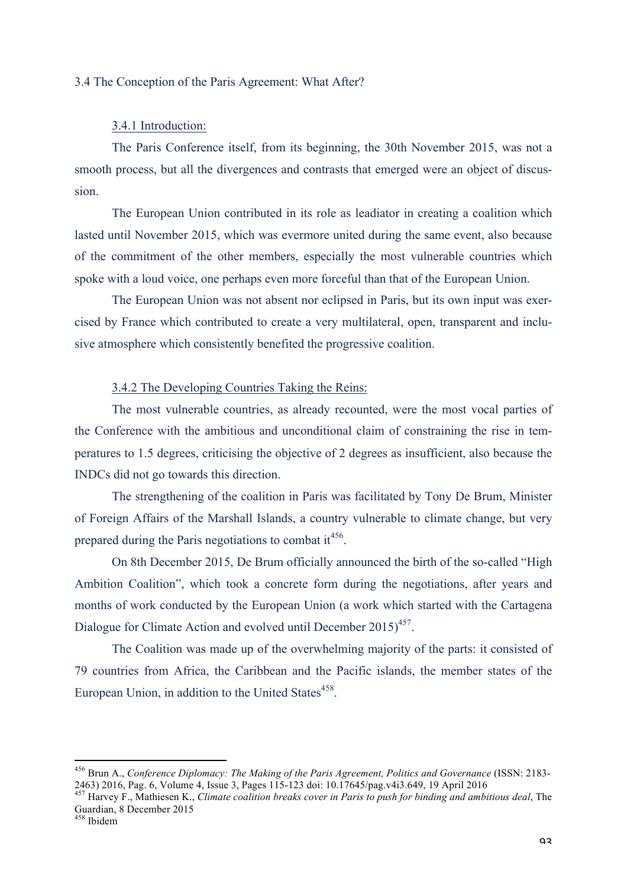### 3.4 The Conception of the Paris Agreement: What After?

#### 3.4.1 Introduction:

The Paris Conference itself, from its beginning, the 30th November 2015, was not a smooth process, but all the divergences and contrasts that emerged were an object of discussion.

The European Union contributed in its role as leadiator in creating a coalition which lasted until November 2015, which was evermore united during the same event, also because of the commitment of the other members, especially the most vulnerable countries which spoke with a loud voice, one perhaps even more forceful than that of the European Union.

The European Union was not absent nor eclipsed in Paris, but its own input was exercised by France which contributed to create a very multilateral, open, transparent and inclusive atmosphere which consistently benefited the progressive coalition.

#### 3.4.2 The Developing Countries Taking the Reins:

The most vulnerable countries, as already recounted, were the most vocal parties of the Conference with the ambitious and unconditional claim of constraining the rise in temperatures to 1.5 degrees, criticising the objective of 2 degrees as insufficient, also because the INDCs did not go towards this direction.

The strengthening of the coalition in Paris was facilitated by Tony De Brum, Minister of Foreign Affairs of the Marshall Islands, a country vulnerable to climate change, but very prepared during the Paris negotiations to combat it[456].

On 8th December 2015, De Brum officially announced the birth of the so-called "High Ambition Coalition", which took a concrete form during the negotiations, after years and months of work conducted by the European Union (a work which started with the Cartagena Dialogue for Climate Action and evolved until December 2015)[457].

The Coalition was made up of the overwhelming majority of the parts: it consisted of 79 countries from Africa, the Caribbean and the Pacific islands, the member states of the European Union, in addition to the United States[458].

---

[456] Brun A., *Conference Diplomacy: The Making of the Paris Agreement, Politics and Governance* (ISSN: 2183-2463) 2016, Pag. 6, Volume 4, Issue 3, Pages 115-123 doi: 10.17645/pag.v4i3.649, 19 April 2016

[457] Harvey F., Mathiesen K., *Climate coalition breaks cover in Paris to push for binding and ambitious deal*, The Guardian, 8 December 2015

[458] Ibidem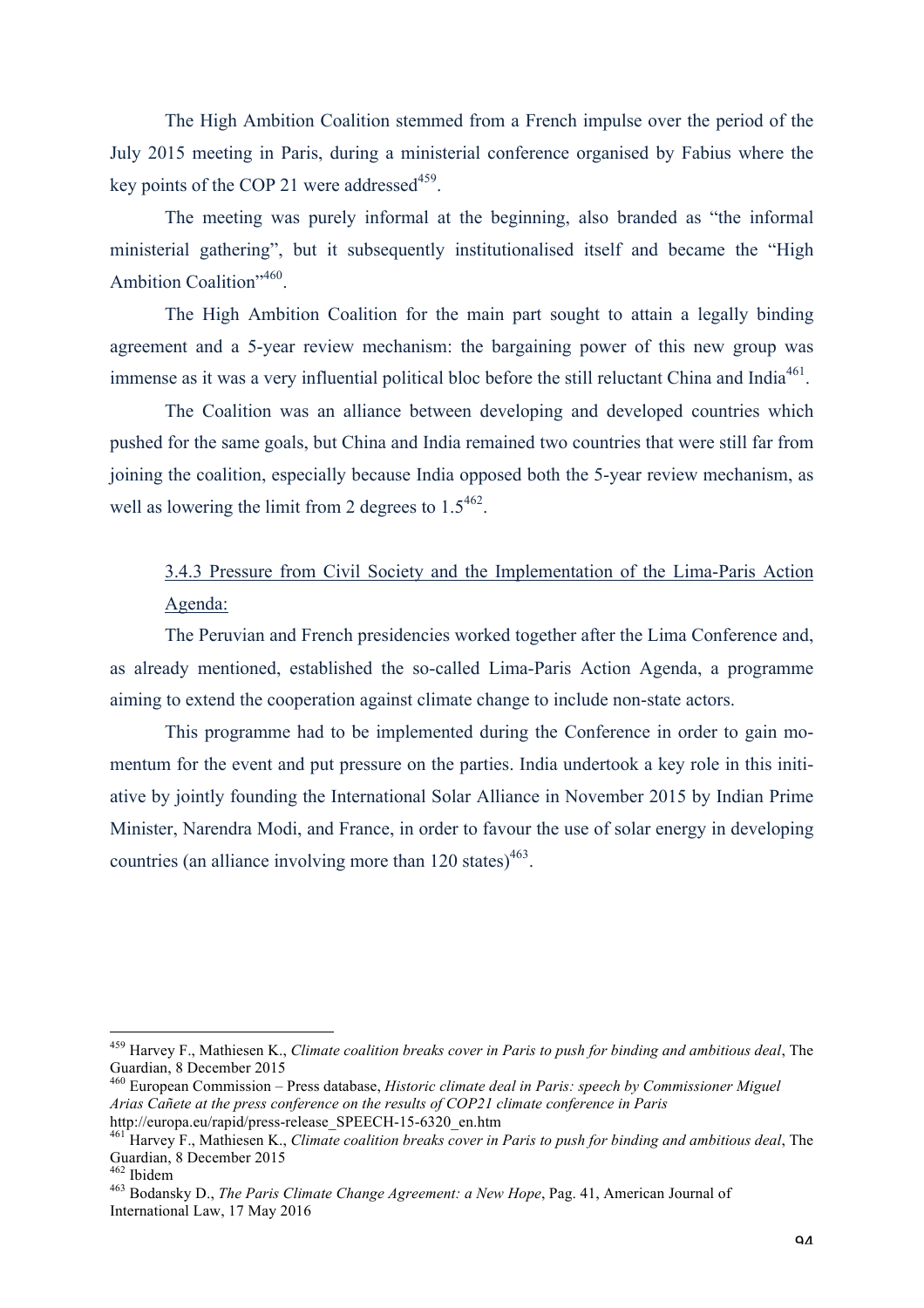The High Ambition Coalition stemmed from a French impulse over the period of the July 2015 meeting in Paris, during a ministerial conference organised by Fabius where the key points of the COP 21 were addressed[459].

The meeting was purely informal at the beginning, also branded as "the informal ministerial gathering", but it subsequently institutionalised itself and became the "High Ambition Coalition"[460].

The High Ambition Coalition for the main part sought to attain a legally binding agreement and a 5-year review mechanism: the bargaining power of this new group was immense as it was a very influential political bloc before the still reluctant China and India[461].

The Coalition was an alliance between developing and developed countries which pushed for the same goals, but China and India remained two countries that were still far from joining the coalition, especially because India opposed both the 5-year review mechanism, as well as lowering the limit from 2 degrees to 1.5[462].

### 3.4.3 Pressure from Civil Society and the Implementation of the Lima-Paris Action Agenda:

The Peruvian and French presidencies worked together after the Lima Conference and, as already mentioned, established the so-called Lima-Paris Action Agenda, a programme aiming to extend the cooperation against climate change to include non-state actors.

This programme had to be implemented during the Conference in order to gain momentum for the event and put pressure on the parties. India undertook a key role in this initiative by jointly founding the International Solar Alliance in November 2015 by Indian Prime Minister, Narendra Modi, and France, in order to favour the use of solar energy in developing countries (an alliance involving more than 120 states)[463].

---

[459] Harvey F., Mathiesen K., *Climate coalition breaks cover in Paris to push for binding and ambitious deal*, The Guardian, 8 December 2015

[460] European Commission – Press database, *Historic climate deal in Paris: speech by Commissioner Miguel Arias Cañete at the press conference on the results of COP21 climate conference in Paris* http://europa.eu/rapid/press-release_SPEECH-15-6320_en.htm

[461] Harvey F., Mathiesen K., *Climate coalition breaks cover in Paris to push for binding and ambitious deal*, The Guardian, 8 December 2015

[462] Ibidem

[463] Bodansky D., *The Paris Climate Change Agreement: a New Hope*, Pag. 41, American Journal of International Law, 17 May 2016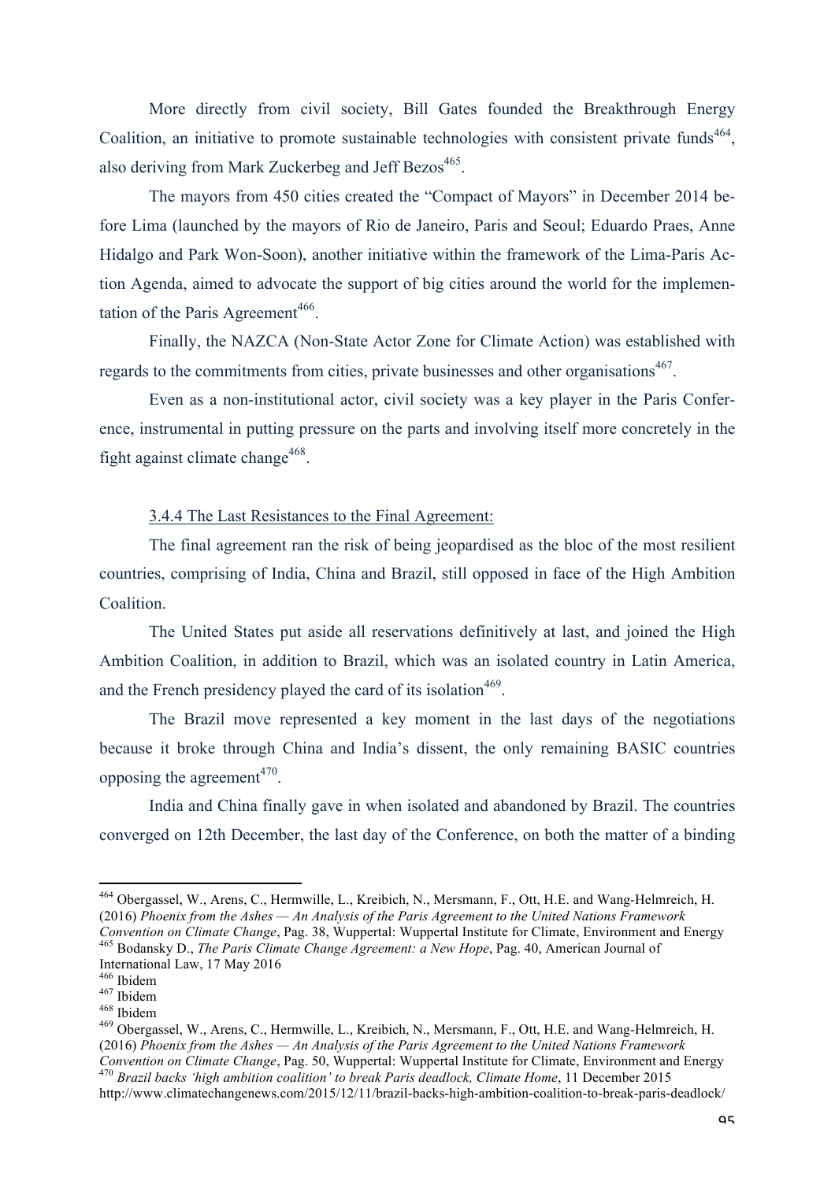More directly from civil society, Bill Gates founded the Breakthrough Energy Coalition, an initiative to promote sustainable technologies with consistent private funds[464], also deriving from Mark Zuckerbeg and Jeff Bezos[465].

The mayors from 450 cities created the "Compact of Mayors" in December 2014 before Lima (launched by the mayors of Rio de Janeiro, Paris and Seoul; Eduardo Praes, Anne Hidalgo and Park Won-Soon), another initiative within the framework of the Lima-Paris Action Agenda, aimed to advocate the support of big cities around the world for the implementation of the Paris Agreement[466].

Finally, the NAZCA (Non-State Actor Zone for Climate Action) was established with regards to the commitments from cities, private businesses and other organisations[467].

Even as a non-institutional actor, civil society was a key player in the Paris Conference, instrumental in putting pressure on the parts and involving itself more concretely in the fight against climate change[468].

#### 3.4.4 The Last Resistances to the Final Agreement:

The final agreement ran the risk of being jeopardised as the bloc of the most resilient countries, comprising of India, China and Brazil, still opposed in face of the High Ambition Coalition.

The United States put aside all reservations definitively at last, and joined the High Ambition Coalition, in addition to Brazil, which was an isolated country in Latin America, and the French presidency played the card of its isolation[469].

The Brazil move represented a key moment in the last days of the negotiations because it broke through China and India's dissent, the only remaining BASIC countries opposing the agreement[470].

India and China finally gave in when isolated and abandoned by Brazil. The countries converged on 12th December, the last day of the Conference, on both the matter of a binding

---

[464] Obergassel, W., Arens, C., Hermwille, L., Kreibich, N., Mersmann, F., Ott, H.E. and Wang-Helmreich, H. (2016) *Phoenix from the Ashes — An Analysis of the Paris Agreement to the United Nations Framework Convention on Climate Change*, Pag. 38, Wuppertal: Wuppertal Institute for Climate, Environment and Energy

[465] Bodansky D., *The Paris Climate Change Agreement: a New Hope*, Pag. 40, American Journal of International Law, 17 May 2016

[466] Ibidem

[467] Ibidem

[468] Ibidem

[469] Obergassel, W., Arens, C., Hermwille, L., Kreibich, N., Mersmann, F., Ott, H.E. and Wang-Helmreich, H. (2016) *Phoenix from the Ashes — An Analysis of the Paris Agreement to the United Nations Framework Convention on Climate Change*, Pag. 50, Wuppertal: Wuppertal Institute for Climate, Environment and Energy

[470] *Brazil backs 'high ambition coalition' to break Paris deadlock, Climate Home*, 11 December 2015 http://www.climatechangenews.com/2015/12/11/brazil-backs-high-ambition-coalition-to-break-paris-deadlock/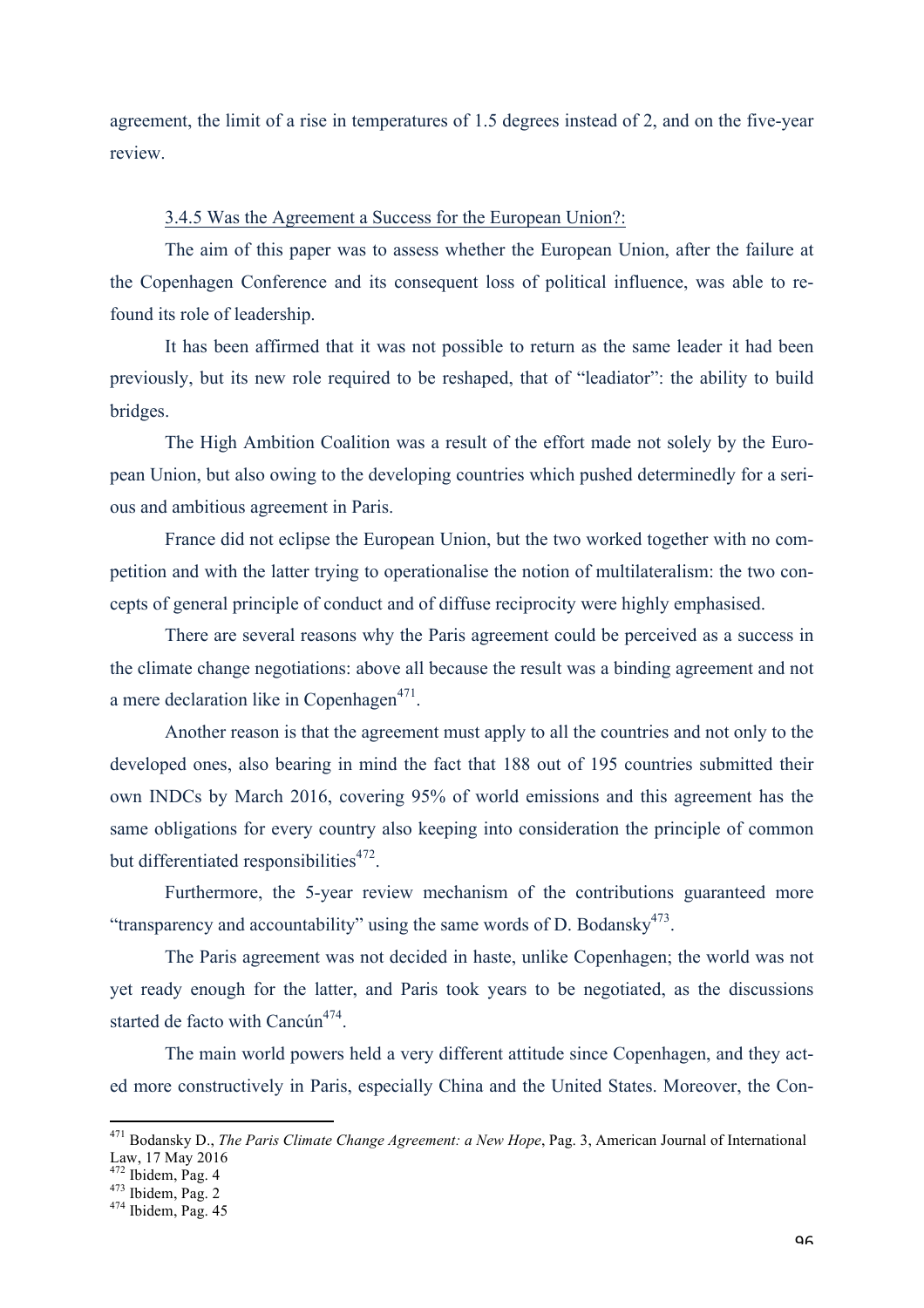agreement, the limit of a rise in temperatures of 1.5 degrees instead of 2, and on the five-year review.

### 3.4.5 Was the Agreement a Success for the European Union?:

The aim of this paper was to assess whether the European Union, after the failure at the Copenhagen Conference and its consequent loss of political influence, was able to re-found its role of leadership.

It has been affirmed that it was not possible to return as the same leader it had been previously, but its new role required to be reshaped, that of "leadiator": the ability to build bridges.

The High Ambition Coalition was a result of the effort made not solely by the European Union, but also owing to the developing countries which pushed determinedly for a serious and ambitious agreement in Paris.

France did not eclipse the European Union, but the two worked together with no competition and with the latter trying to operationalise the notion of multilateralism: the two concepts of general principle of conduct and of diffuse reciprocity were highly emphasised.

There are several reasons why the Paris agreement could be perceived as a success in the climate change negotiations: above all because the result was a binding agreement and not a mere declaration like in Copenhagen[471].

Another reason is that the agreement must apply to all the countries and not only to the developed ones, also bearing in mind the fact that 188 out of 195 countries submitted their own INDCs by March 2016, covering 95% of world emissions and this agreement has the same obligations for every country also keeping into consideration the principle of common but differentiated responsibilities[472].

Furthermore, the 5-year review mechanism of the contributions guaranteed more "transparency and accountability" using the same words of D. Bodansky[473].

The Paris agreement was not decided in haste, unlike Copenhagen; the world was not yet ready enough for the latter, and Paris took years to be negotiated, as the discussions started de facto with Cancún[474].

The main world powers held a very different attitude since Copenhagen, and they acted more constructively in Paris, especially China and the United States. Moreover, the Con-

---

[471] Bodansky D., *The Paris Climate Change Agreement: a New Hope*, Pag. 3, American Journal of International Law, 17 May 2016

[472] Ibidem, Pag. 4

[473] Ibidem, Pag. 2

[474] Ibidem, Pag. 45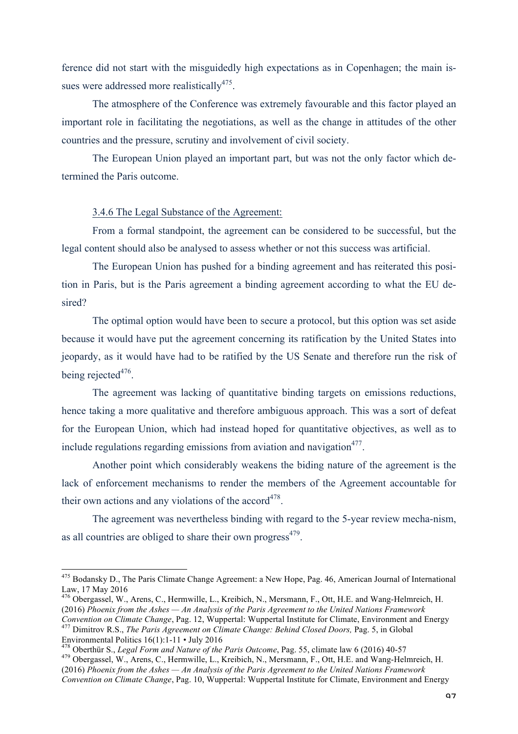ference did not start with the misguidedly high expectations as in Copenhagen; the main issues were addressed more realistically[475].

The atmosphere of the Conference was extremely favourable and this factor played an important role in facilitating the negotiations, as well as the change in attitudes of the other countries and the pressure, scrutiny and involvement of civil society.

The European Union played an important part, but was not the only factor which determined the Paris outcome.

### 3.4.6 The Legal Substance of the Agreement:

From a formal standpoint, the agreement can be considered to be successful, but the legal content should also be analysed to assess whether or not this success was artificial.

The European Union has pushed for a binding agreement and has reiterated this position in Paris, but is the Paris agreement a binding agreement according to what the EU desired?

The optimal option would have been to secure a protocol, but this option was set aside because it would have put the agreement concerning its ratification by the United States into jeopardy, as it would have had to be ratified by the US Senate and therefore run the risk of being rejected[476].

The agreement was lacking of quantitative binding targets on emissions reductions, hence taking a more qualitative and therefore ambiguous approach. This was a sort of defeat for the European Union, which had instead hoped for quantitative objectives, as well as to include regulations regarding emissions from aviation and navigation[477].

Another point which considerably weakens the biding nature of the agreement is the lack of enforcement mechanisms to render the members of the Agreement accountable for their own actions and any violations of the accord[478].

The agreement was nevertheless binding with regard to the 5-year review mecha-nism, as all countries are obliged to share their own progress[479].

---

[475] Bodansky D., The Paris Climate Change Agreement: a New Hope, Pag. 46, American Journal of International Law, 17 May 2016

[476] Obergassel, W., Arens, C., Hermwille, L., Kreibich, N., Mersmann, F., Ott, H.E. and Wang-Helmreich, H. (2016) *Phoenix from the Ashes — An Analysis of the Paris Agreement to the United Nations Framework Convention on Climate Change*, Pag. 12, Wuppertal: Wuppertal Institute for Climate, Environment and Energy

[477] Dimitrov R.S., *The Paris Agreement on Climate Change: Behind Closed Doors,* Pag. 5, in Global Environmental Politics 16(1):1-11 • July 2016

[478] Oberthür S., *Legal Form and Nature of the Paris Outcome*, Pag. 55, climate law 6 (2016) 40-57

[479] Obergassel, W., Arens, C., Hermwille, L., Kreibich, N., Mersmann, F., Ott, H.E. and Wang-Helmreich, H. (2016) *Phoenix from the Ashes — An Analysis of the Paris Agreement to the United Nations Framework Convention on Climate Change*, Pag. 10, Wuppertal: Wuppertal Institute for Climate, Environment and Energy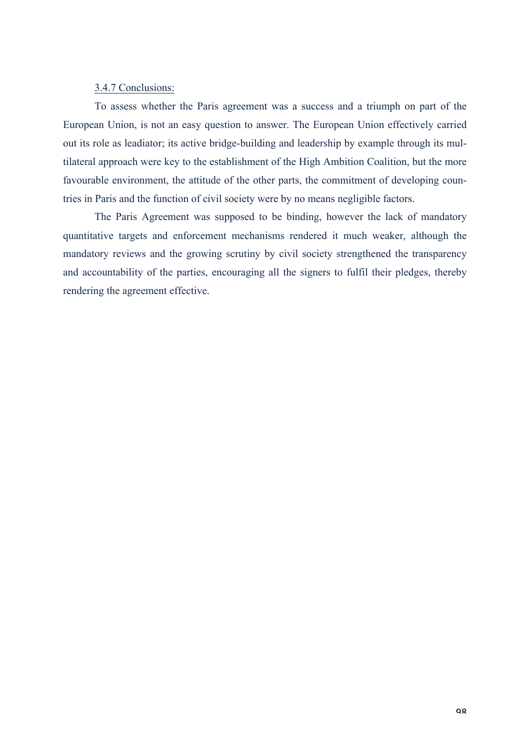### 3.4.7 Conclusions:

To assess whether the Paris agreement was a success and a triumph on part of the European Union, is not an easy question to answer. The European Union effectively carried out its role as leadiator; its active bridge-building and leadership by example through its multilateral approach were key to the establishment of the High Ambition Coalition, but the more favourable environment, the attitude of the other parts, the commitment of developing countries in Paris and the function of civil society were by no means negligible factors.

The Paris Agreement was supposed to be binding, however the lack of mandatory quantitative targets and enforcement mechanisms rendered it much weaker, although the mandatory reviews and the growing scrutiny by civil society strengthened the transparency and accountability of the parties, encouraging all the signers to fulfil their pledges, thereby rendering the agreement effective.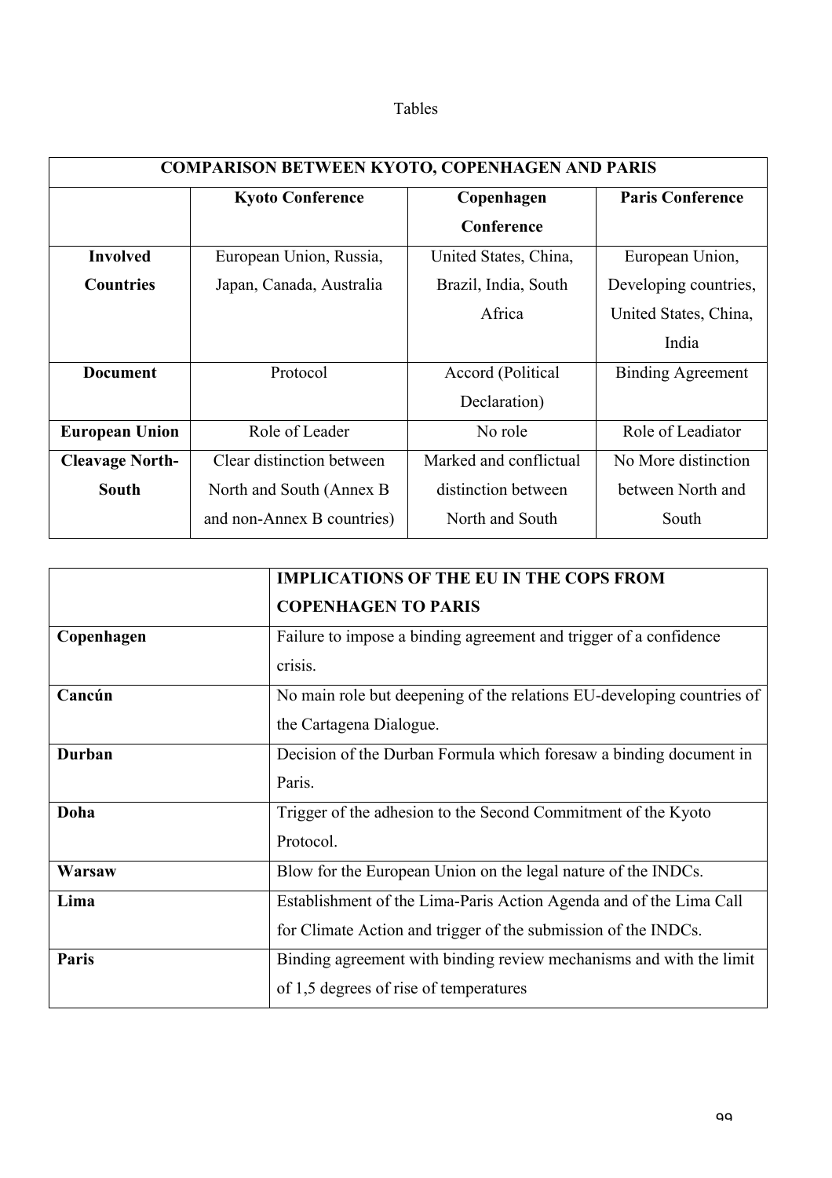Tables

| COMPARISON BETWEEN KYOTO, COPENHAGEN AND PARIS | | | |
|---|---|---|---|
| | **Kyoto Conference** | **Copenhagen Conference** | **Paris Conference** |
| **Involved Countries** | European Union, Russia, Japan, Canada, Australia | United States, China, Brazil, India, South Africa | European Union, Developing countries, United States, China, India |
| **Document** | Protocol | Accord (Political Declaration) | Binding Agreement |
| **European Union** | Role of Leader | No role | Role of Leadiator |
| **Cleavage North-South** | Clear distinction between North and South (Annex B and non-Annex B countries) | Marked and conflictual distinction between North and South | No More distinction between North and South |

| | IMPLICATIONS OF THE EU IN THE COPS FROM COPENHAGEN TO PARIS |
|---|---|
| **Copenhagen** | Failure to impose a binding agreement and trigger of a confidence crisis. |
| **Cancún** | No main role but deepening of the relations EU-developing countries of the Cartagena Dialogue. |
| **Durban** | Decision of the Durban Formula which foresaw a binding document in Paris. |
| **Doha** | Trigger of the adhesion to the Second Commitment of the Kyoto Protocol. |
| **Warsaw** | Blow for the European Union on the legal nature of the INDCs. |
| **Lima** | Establishment of the Lima-Paris Action Agenda and of the Lima Call for Climate Action and trigger of the submission of the INDCs. |
| **Paris** | Binding agreement with binding review mechanisms and with the limit of 1,5 degrees of rise of temperatures |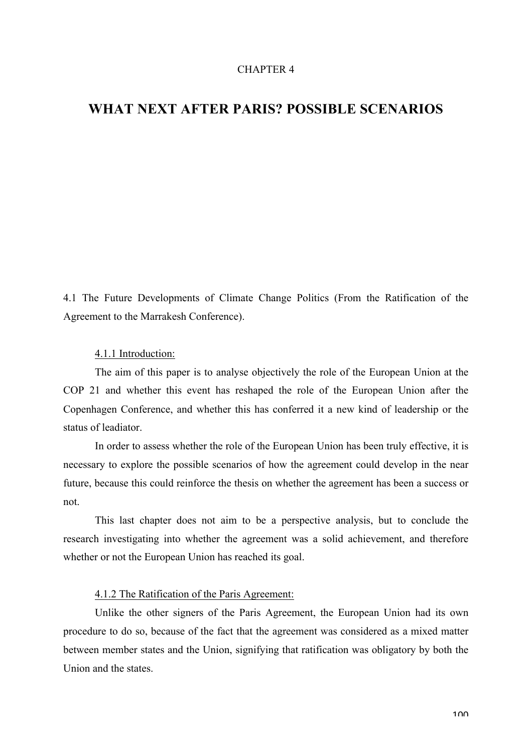CHAPTER 4

# WHAT NEXT AFTER PARIS? POSSIBLE SCENARIOS

## 4.1 The Future Developments of Climate Change Politics (From the Ratification of the Agreement to the Marrakesh Conference).

### 4.1.1 Introduction:

The aim of this paper is to analyse objectively the role of the European Union at the COP 21 and whether this event has reshaped the role of the European Union after the Copenhagen Conference, and whether this has conferred it a new kind of leadership or the status of leadiator.

In order to assess whether the role of the European Union has been truly effective, it is necessary to explore the possible scenarios of how the agreement could develop in the near future, because this could reinforce the thesis on whether the agreement has been a success or not.

This last chapter does not aim to be a perspective analysis, but to conclude the research investigating into whether the agreement was a solid achievement, and therefore whether or not the European Union has reached its goal.

### 4.1.2 The Ratification of the Paris Agreement:

Unlike the other signers of the Paris Agreement, the European Union had its own procedure to do so, because of the fact that the agreement was considered as a mixed matter between member states and the Union, signifying that ratification was obligatory by both the Union and the states.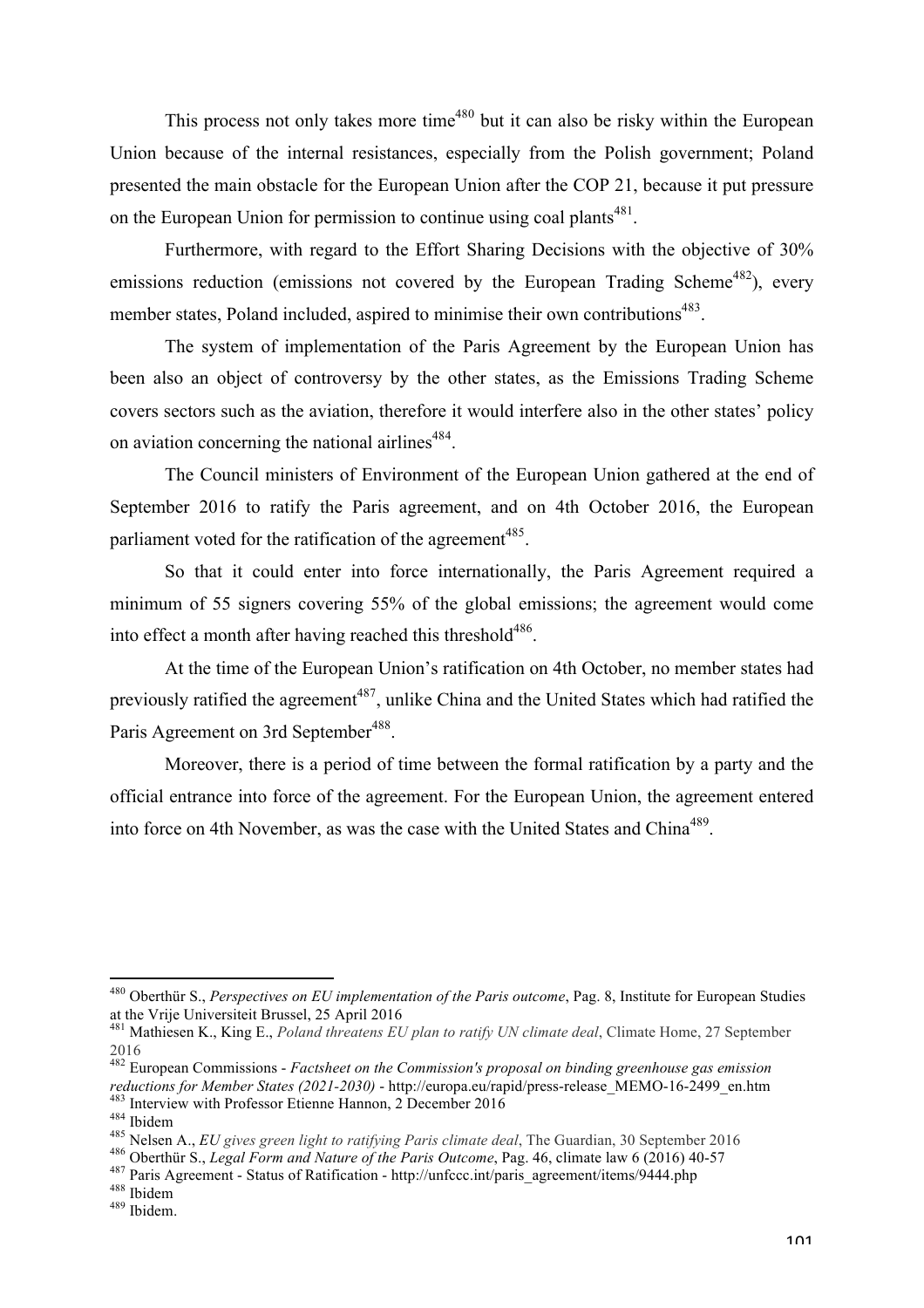This process not only takes more time[480] but it can also be risky within the European Union because of the internal resistances, especially from the Polish government; Poland presented the main obstacle for the European Union after the COP 21, because it put pressure on the European Union for permission to continue using coal plants[481].

Furthermore, with regard to the Effort Sharing Decisions with the objective of 30% emissions reduction (emissions not covered by the European Trading Scheme[482]), every member states, Poland included, aspired to minimise their own contributions[483].

The system of implementation of the Paris Agreement by the European Union has been also an object of controversy by the other states, as the Emissions Trading Scheme covers sectors such as the aviation, therefore it would interfere also in the other states' policy on aviation concerning the national airlines[484].

The Council ministers of Environment of the European Union gathered at the end of September 2016 to ratify the Paris agreement, and on 4th October 2016, the European parliament voted for the ratification of the agreement[485].

So that it could enter into force internationally, the Paris Agreement required a minimum of 55 signers covering 55% of the global emissions; the agreement would come into effect a month after having reached this threshold[486].

At the time of the European Union's ratification on 4th October, no member states had previously ratified the agreement[487], unlike China and the United States which had ratified the Paris Agreement on 3rd September[488].

Moreover, there is a period of time between the formal ratification by a party and the official entrance into force of the agreement. For the European Union, the agreement entered into force on 4th November, as was the case with the United States and China[489].

---

[480] Oberthür S., *Perspectives on EU implementation of the Paris outcome*, Pag. 8, Institute for European Studies at the Vrije Universiteit Brussel, 25 April 2016

[481] Mathiesen K., King E., *Poland threatens EU plan to ratify UN climate deal*, Climate Home, 27 September 2016

[482] European Commissions - ***Factsheet on the Commission's proposal on binding greenhouse gas emission reductions for Member States (2021-2030)*** - http://europa.eu/rapid/press-release_MEMO-16-2499_en.htm

[483] Interview with Professor Etienne Hannon, 2 December 2016

[484] Ibidem

[485] Nelsen A., *EU gives green light to ratifying Paris climate deal*, The Guardian, 30 September 2016

[486] Oberthür S., *Legal Form and Nature of the Paris Outcome*, Pag. 46, climate law 6 (2016) 40-57

[487] Paris Agreement - Status of Ratification - http://unfccc.int/paris_agreement/items/9444.php

[488] Ibidem

[489] Ibidem.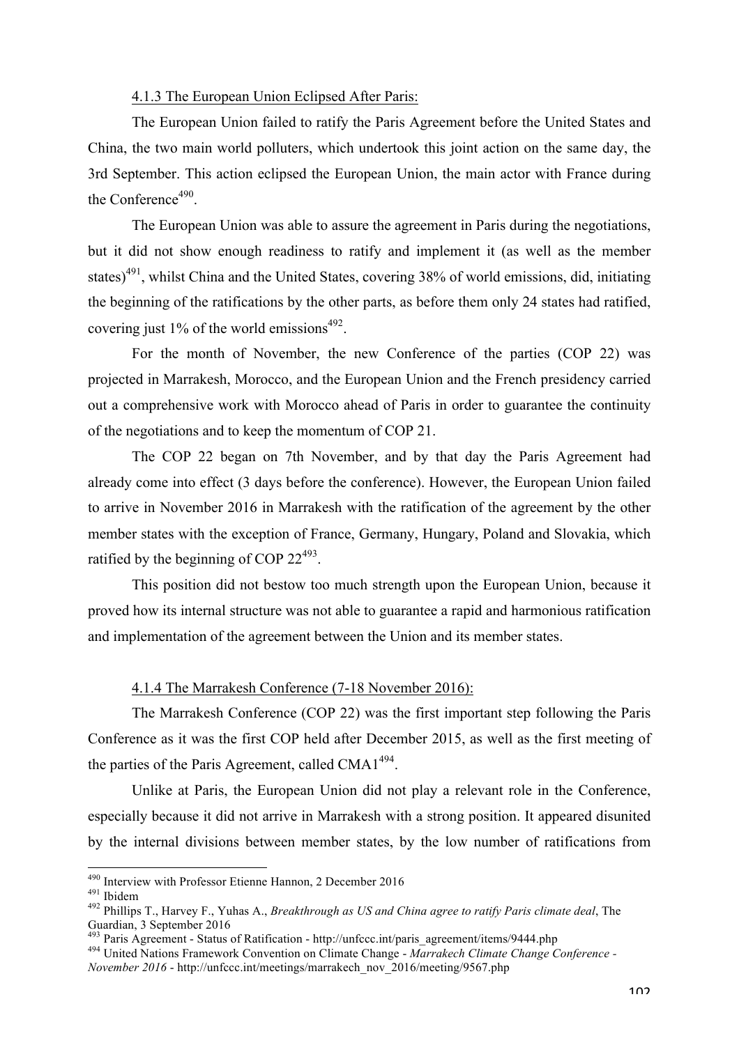4.1.3 The European Union Eclipsed After Paris:

The European Union failed to ratify the Paris Agreement before the United States and China, the two main world polluters, which undertook this joint action on the same day, the 3rd September. This action eclipsed the European Union, the main actor with France during the Conference[490].

The European Union was able to assure the agreement in Paris during the negotiations, but it did not show enough readiness to ratify and implement it (as well as the member states)[491], whilst China and the United States, covering 38% of world emissions, did, initiating the beginning of the ratifications by the other parts, as before them only 24 states had ratified, covering just 1% of the world emissions[492].

For the month of November, the new Conference of the parties (COP 22) was projected in Marrakesh, Morocco, and the European Union and the French presidency carried out a comprehensive work with Morocco ahead of Paris in order to guarantee the continuity of the negotiations and to keep the momentum of COP 21.

The COP 22 began on 7th November, and by that day the Paris Agreement had already come into effect (3 days before the conference). However, the European Union failed to arrive in November 2016 in Marrakesh with the ratification of the agreement by the other member states with the exception of France, Germany, Hungary, Poland and Slovakia, which ratified by the beginning of COP 22[493].

This position did not bestow too much strength upon the European Union, because it proved how its internal structure was not able to guarantee a rapid and harmonious ratification and implementation of the agreement between the Union and its member states.

4.1.4 The Marrakesh Conference (7-18 November 2016):

The Marrakesh Conference (COP 22) was the first important step following the Paris Conference as it was the first COP held after December 2015, as well as the first meeting of the parties of the Paris Agreement, called CMA1[494].

Unlike at Paris, the European Union did not play a relevant role in the Conference, especially because it did not arrive in Marrakesh with a strong position. It appeared disunited by the internal divisions between member states, by the low number of ratifications from

---

[490] Interview with Professor Etienne Hannon, 2 December 2016

[491] Ibidem

[492] Phillips T., Harvey F., Yuhas A., *Breakthrough as US and China agree to ratify Paris climate deal*, The Guardian, 3 September 2016

[493] Paris Agreement - Status of Ratification - http://unfccc.int/paris_agreement/items/9444.php

[494] United Nations Framework Convention on Climate Change - *Marrakech Climate Change Conference - November 2016* - http://unfccc.int/meetings/marrakech_nov_2016/meeting/9567.php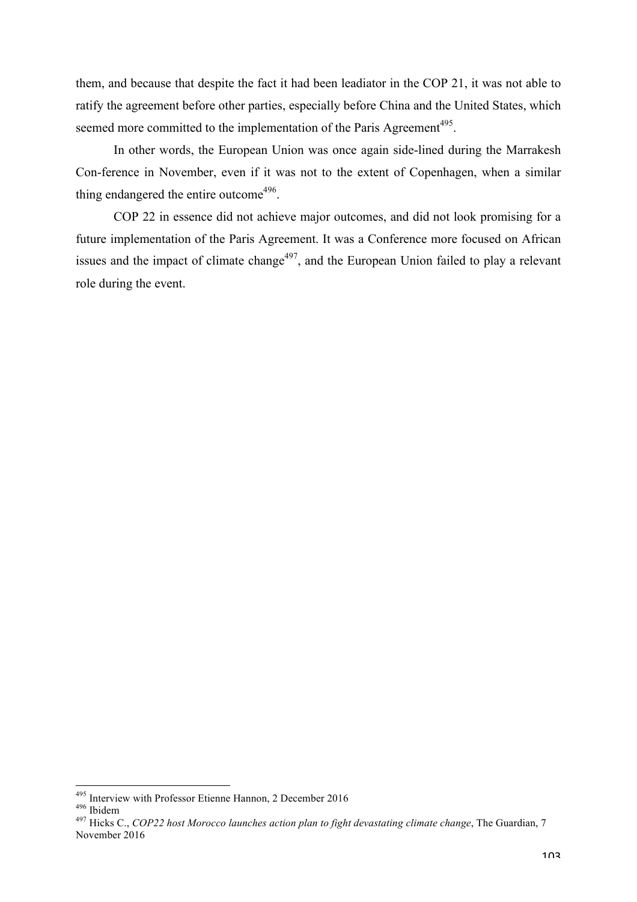them, and because that despite the fact it had been leadiator in the COP 21, it was not able to ratify the agreement before other parties, especially before China and the United States, which seemed more committed to the implementation of the Paris Agreement[495].

In other words, the European Union was once again side-lined during the Marrakesh Con-ference in November, even if it was not to the extent of Copenhagen, when a similar thing endangered the entire outcome[496].

COP 22 in essence did not achieve major outcomes, and did not look promising for a future implementation of the Paris Agreement. It was a Conference more focused on African issues and the impact of climate change[497], and the European Union failed to play a relevant role during the event.

---

[495] Interview with Professor Etienne Hannon, 2 December 2016

[496] Ibidem

[497] Hicks C., *COP22 host Morocco launches action plan to fight devastating climate change*, The Guardian, 7 November 2016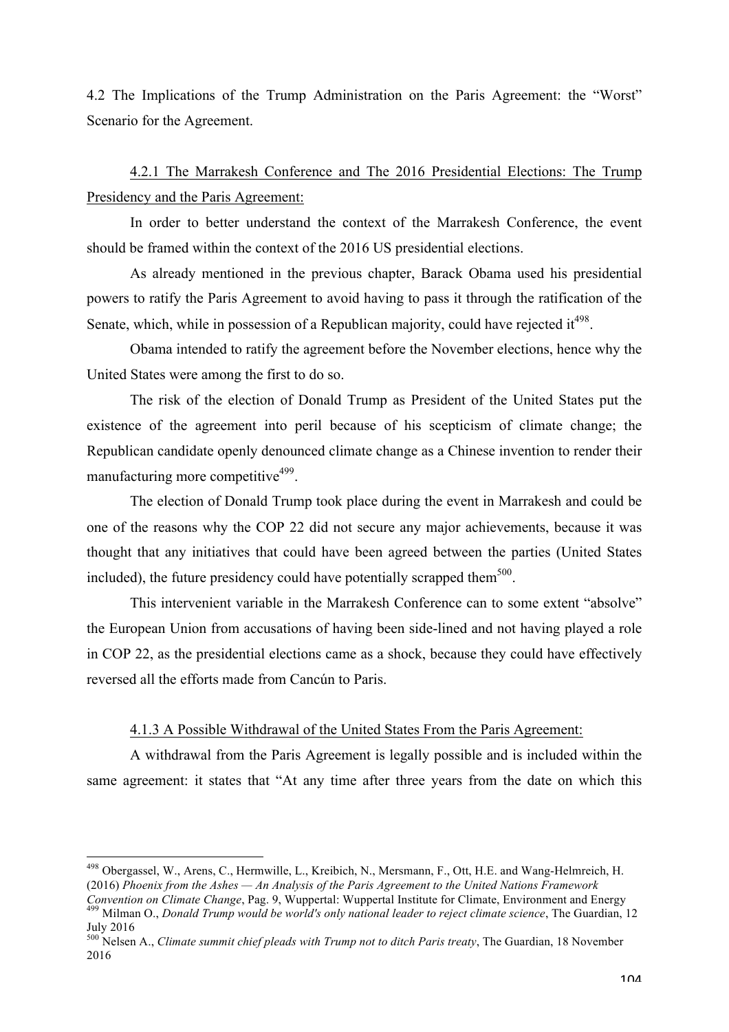## 4.2 The Implications of the Trump Administration on the Paris Agreement: the "Worst" Scenario for the Agreement.

### 4.2.1 The Marrakesh Conference and The 2016 Presidential Elections: The Trump Presidency and the Paris Agreement:

In order to better understand the context of the Marrakesh Conference, the event should be framed within the context of the 2016 US presidential elections.

As already mentioned in the previous chapter, Barack Obama used his presidential powers to ratify the Paris Agreement to avoid having to pass it through the ratification of the Senate, which, while in possession of a Republican majority, could have rejected it[498].

Obama intended to ratify the agreement before the November elections, hence why the United States were among the first to do so.

The risk of the election of Donald Trump as President of the United States put the existence of the agreement into peril because of his scepticism of climate change; the Republican candidate openly denounced climate change as a Chinese invention to render their manufacturing more competitive[499].

The election of Donald Trump took place during the event in Marrakesh and could be one of the reasons why the COP 22 did not secure any major achievements, because it was thought that any initiatives that could have been agreed between the parties (United States included), the future presidency could have potentially scrapped them[500].

This intervenient variable in the Marrakesh Conference can to some extent "absolve" the European Union from accusations of having been side-lined and not having played a role in COP 22, as the presidential elections came as a shock, because they could have effectively reversed all the efforts made from Cancún to Paris.

### 4.1.3 A Possible Withdrawal of the United States From the Paris Agreement:

A withdrawal from the Paris Agreement is legally possible and is included within the same agreement: it states that "At any time after three years from the date on which this

---

[498] Obergassel, W., Arens, C., Hermwille, L., Kreibich, N., Mersmann, F., Ott, H.E. and Wang-Helmreich, H. (2016) *Phoenix from the Ashes — An Analysis of the Paris Agreement to the United Nations Framework Convention on Climate Change*, Pag. 9, Wuppertal: Wuppertal Institute for Climate, Environment and Energy

[499] Milman O., *Donald Trump would be world's only national leader to reject climate science*, The Guardian, 12 July 2016

[500] Nelsen A., *Climate summit chief pleads with Trump not to ditch Paris treaty*, The Guardian, 18 November 2016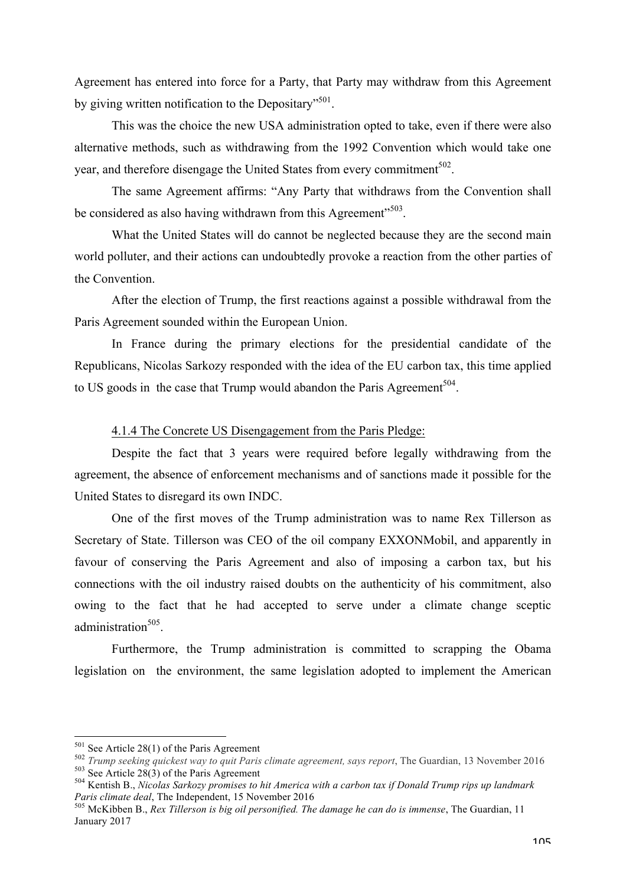Agreement has entered into force for a Party, that Party may withdraw from this Agreement by giving written notification to the Depositary"[501].

This was the choice the new USA administration opted to take, even if there were also alternative methods, such as withdrawing from the 1992 Convention which would take one year, and therefore disengage the United States from every commitment[502].

The same Agreement affirms: "Any Party that withdraws from the Convention shall be considered as also having withdrawn from this Agreement"[503].

What the United States will do cannot be neglected because they are the second main world polluter, and their actions can undoubtedly provoke a reaction from the other parties of the Convention.

After the election of Trump, the first reactions against a possible withdrawal from the Paris Agreement sounded within the European Union.

In France during the primary elections for the presidential candidate of the Republicans, Nicolas Sarkozy responded with the idea of the EU carbon tax, this time applied to US goods in the case that Trump would abandon the Paris Agreement[504].

#### 4.1.4 The Concrete US Disengagement from the Paris Pledge:

Despite the fact that 3 years were required before legally withdrawing from the agreement, the absence of enforcement mechanisms and of sanctions made it possible for the United States to disregard its own INDC.

One of the first moves of the Trump administration was to name Rex Tillerson as Secretary of State. Tillerson was CEO of the oil company EXXONMobil, and apparently in favour of conserving the Paris Agreement and also of imposing a carbon tax, but his connections with the oil industry raised doubts on the authenticity of his commitment, also owing to the fact that he had accepted to serve under a climate change sceptic administration[505].

Furthermore, the Trump administration is committed to scrapping the Obama legislation on the environment, the same legislation adopted to implement the American

---

[501] See Article 28(1) of the Paris Agreement

[502] *Trump seeking quickest way to quit Paris climate agreement, says report*, The Guardian, 13 November 2016

[503] See Article 28(3) of the Paris Agreement

[504] Kentish B., *Nicolas Sarkozy promises to hit America with a carbon tax if Donald Trump rips up landmark Paris climate deal*, The Independent, 15 November 2016

[505] McKibben B., *Rex Tillerson is big oil personified. The damage he can do is immense*, The Guardian, 11 January 2017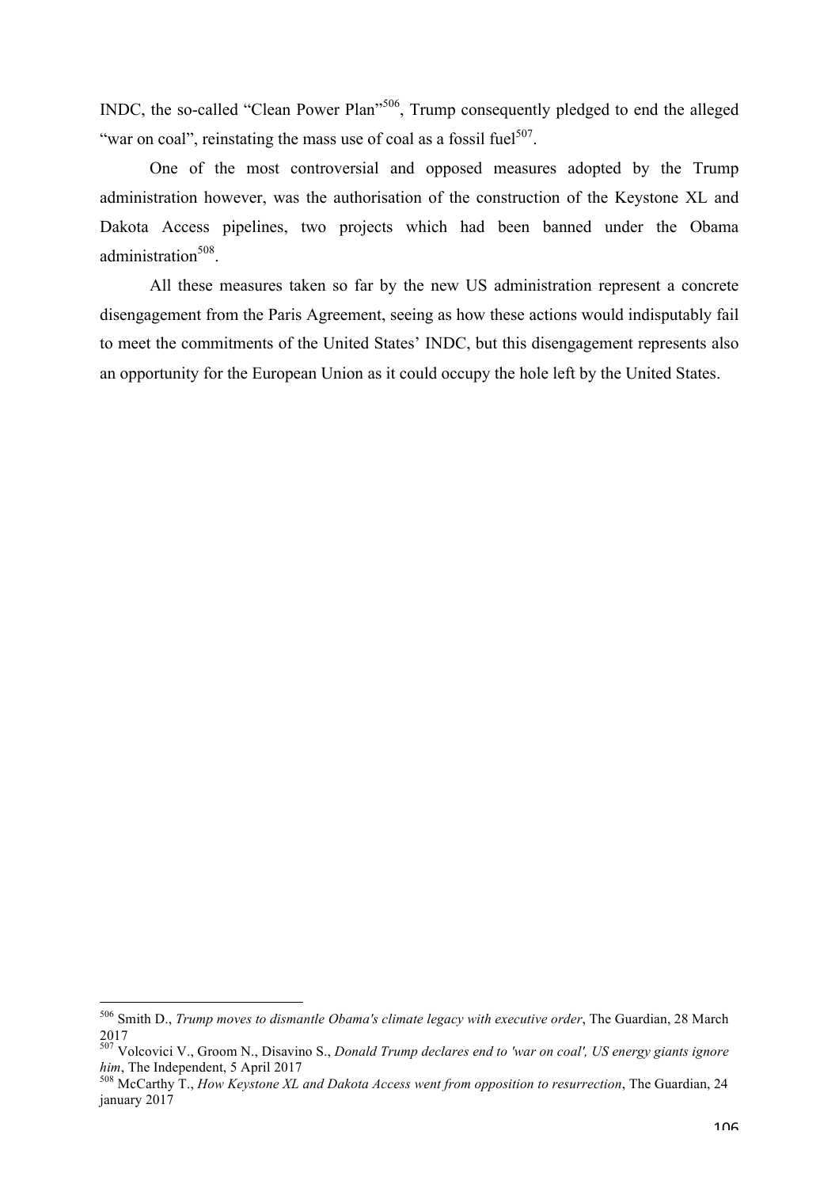INDC, the so-called “Clean Power Plan”[506], Trump consequently pledged to end the alleged “war on coal”, reinstating the mass use of coal as a fossil fuel[507].

One of the most controversial and opposed measures adopted by the Trump administration however, was the authorisation of the construction of the Keystone XL and Dakota Access pipelines, two projects which had been banned under the Obama administration[508].

All these measures taken so far by the new US administration represent a concrete disengagement from the Paris Agreement, seeing as how these actions would indisputably fail to meet the commitments of the United States’ INDC, but this disengagement represents also an opportunity for the European Union as it could occupy the hole left by the United States.

---

[506] Smith D., *Trump moves to dismantle Obama's climate legacy with executive order*, The Guardian, 28 March 2017

[507] Volcovici V., Groom N., Disavino S., *Donald Trump declares end to 'war on coal', US energy giants ignore him*, The Independent, 5 April 2017

[508] McCarthy T., *How Keystone XL and Dakota Access went from opposition to resurrection*, The Guardian, 24 january 2017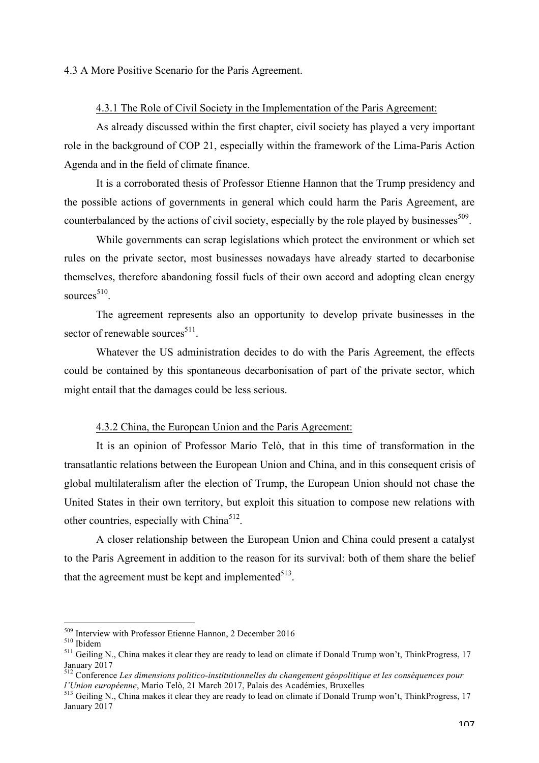### 4.3 A More Positive Scenario for the Paris Agreement.

#### 4.3.1 The Role of Civil Society in the Implementation of the Paris Agreement:

As already discussed within the first chapter, civil society has played a very important role in the background of COP 21, especially within the framework of the Lima-Paris Action Agenda and in the field of climate finance.

It is a corroborated thesis of Professor Etienne Hannon that the Trump presidency and the possible actions of governments in general which could harm the Paris Agreement, are counterbalanced by the actions of civil society, especially by the role played by businesses[509].

While governments can scrap legislations which protect the environment or which set rules on the private sector, most businesses nowadays have already started to decarbonise themselves, therefore abandoning fossil fuels of their own accord and adopting clean energy sources[510].

The agreement represents also an opportunity to develop private businesses in the sector of renewable sources[511].

Whatever the US administration decides to do with the Paris Agreement, the effects could be contained by this spontaneous decarbonisation of part of the private sector, which might entail that the damages could be less serious.

#### 4.3.2 China, the European Union and the Paris Agreement:

It is an opinion of Professor Mario Telò, that in this time of transformation in the transatlantic relations between the European Union and China, and in this consequent crisis of global multilateralism after the election of Trump, the European Union should not chase the United States in their own territory, but exploit this situation to compose new relations with other countries, especially with China[512].

A closer relationship between the European Union and China could present a catalyst to the Paris Agreement in addition to the reason for its survival: both of them share the belief that the agreement must be kept and implemented[513].

---

[509] Interview with Professor Etienne Hannon, 2 December 2016

[510] Ibidem

[511] Geiling N., China makes it clear they are ready to lead on climate if Donald Trump won't, ThinkProgress, 17 January 2017

[512] Conference *Les dimensions politico-institutionnelles du changement géopolitique et les conséquences pour l'Union européenne*, Mario Telò, 21 March 2017, Palais des Académies, Bruxelles

[513] Geiling N., China makes it clear they are ready to lead on climate if Donald Trump won't, ThinkProgress, 17 January 2017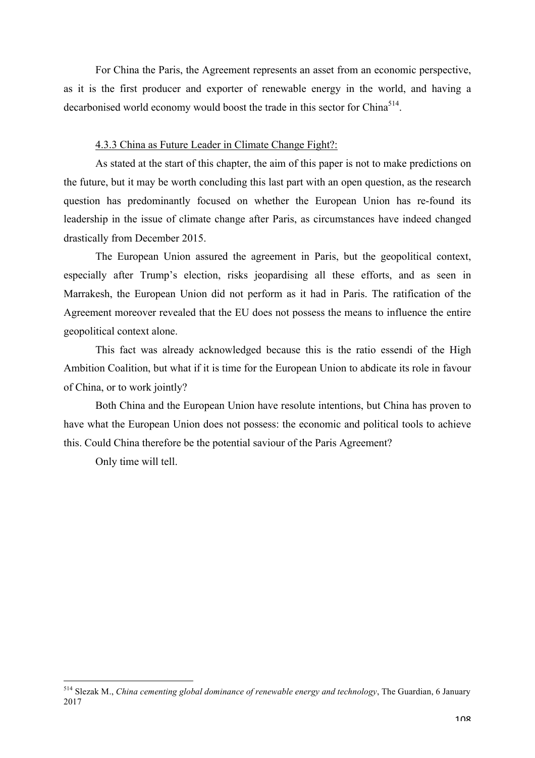For China the Paris, the Agreement represents an asset from an economic perspective, as it is the first producer and exporter of renewable energy in the world, and having a decarbonised world economy would boost the trade in this sector for China[514].

#### 4.3.3 China as Future Leader in Climate Change Fight?:

As stated at the start of this chapter, the aim of this paper is not to make predictions on the future, but it may be worth concluding this last part with an open question, as the research question has predominantly focused on whether the European Union has re-found its leadership in the issue of climate change after Paris, as circumstances have indeed changed drastically from December 2015.

The European Union assured the agreement in Paris, but the geopolitical context, especially after Trump's election, risks jeopardising all these efforts, and as seen in Marrakesh, the European Union did not perform as it had in Paris. The ratification of the Agreement moreover revealed that the EU does not possess the means to influence the entire geopolitical context alone.

This fact was already acknowledged because this is the ratio essendi of the High Ambition Coalition, but what if it is time for the European Union to abdicate its role in favour of China, or to work jointly?

Both China and the European Union have resolute intentions, but China has proven to have what the European Union does not possess: the economic and political tools to achieve this. Could China therefore be the potential saviour of the Paris Agreement?

Only time will tell.

---

[514] Slezak M., *China cementing global dominance of renewable energy and technology*, The Guardian, 6 January 2017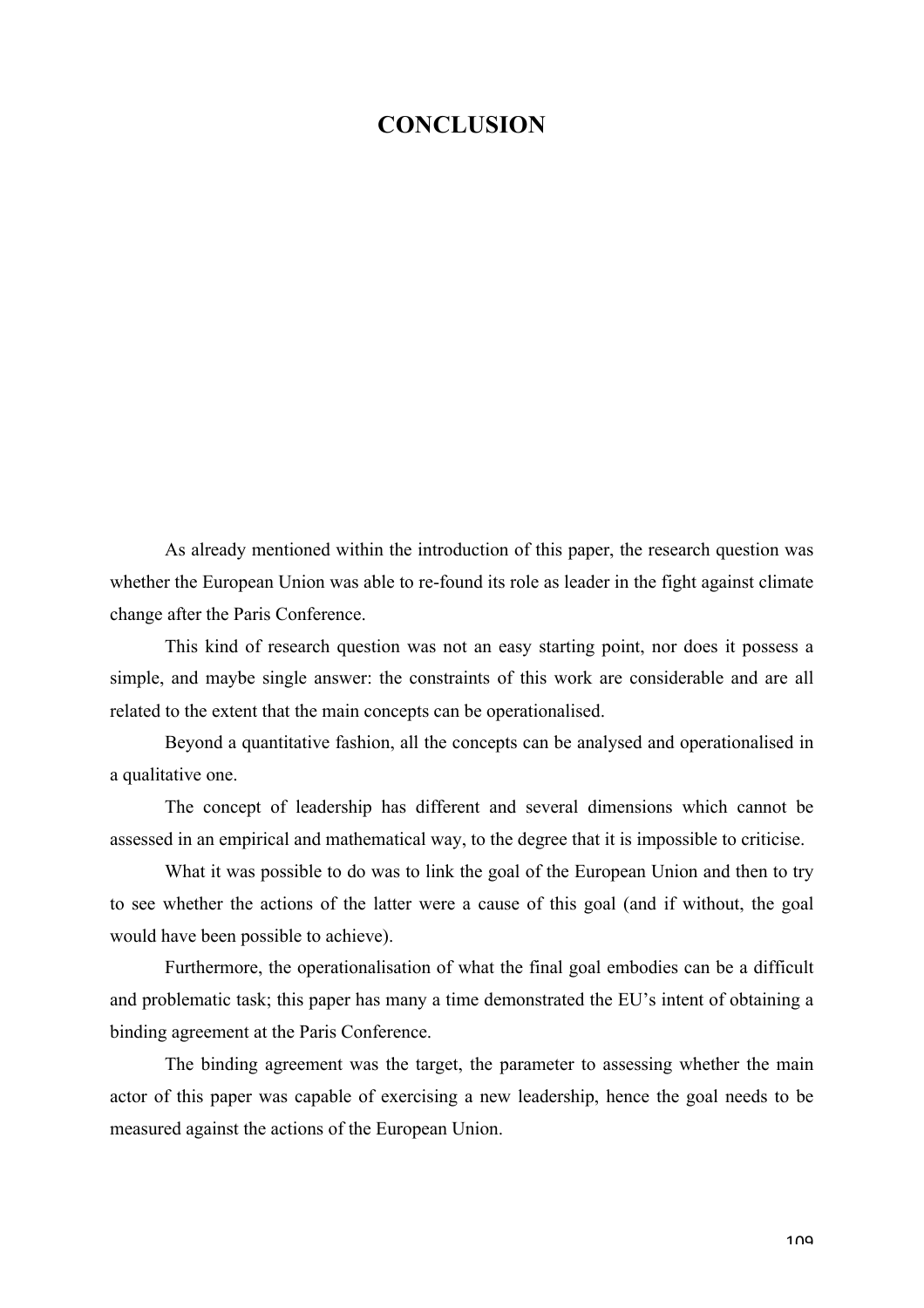# CONCLUSION

As already mentioned within the introduction of this paper, the research question was whether the European Union was able to re-found its role as leader in the fight against climate change after the Paris Conference.

This kind of research question was not an easy starting point, nor does it possess a simple, and maybe single answer: the constraints of this work are considerable and are all related to the extent that the main concepts can be operationalised.

Beyond a quantitative fashion, all the concepts can be analysed and operationalised in a qualitative one.

The concept of leadership has different and several dimensions which cannot be assessed in an empirical and mathematical way, to the degree that it is impossible to criticise.

What it was possible to do was to link the goal of the European Union and then to try to see whether the actions of the latter were a cause of this goal (and if without, the goal would have been possible to achieve).

Furthermore, the operationalisation of what the final goal embodies can be a difficult and problematic task; this paper has many a time demonstrated the EU's intent of obtaining a binding agreement at the Paris Conference.

The binding agreement was the target, the parameter to assessing whether the main actor of this paper was capable of exercising a new leadership, hence the goal needs to be measured against the actions of the European Union.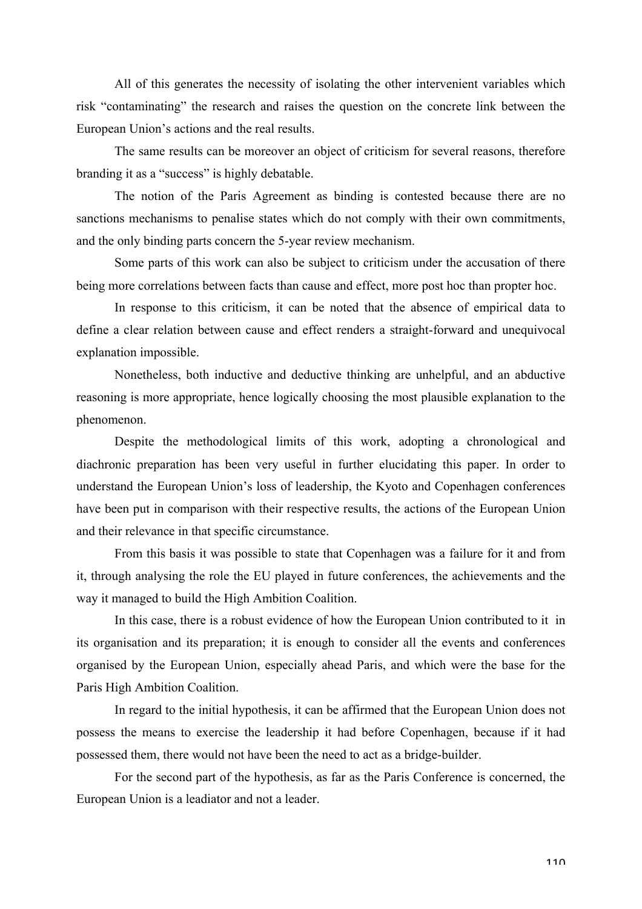All of this generates the necessity of isolating the other intervenient variables which risk "contaminating" the research and raises the question on the concrete link between the European Union's actions and the real results.

The same results can be moreover an object of criticism for several reasons, therefore branding it as a "success" is highly debatable.

The notion of the Paris Agreement as binding is contested because there are no sanctions mechanisms to penalise states which do not comply with their own commitments, and the only binding parts concern the 5-year review mechanism.

Some parts of this work can also be subject to criticism under the accusation of there being more correlations between facts than cause and effect, more post hoc than propter hoc.

In response to this criticism, it can be noted that the absence of empirical data to define a clear relation between cause and effect renders a straight-forward and unequivocal explanation impossible.

Nonetheless, both inductive and deductive thinking are unhelpful, and an abductive reasoning is more appropriate, hence logically choosing the most plausible explanation to the phenomenon.

Despite the methodological limits of this work, adopting a chronological and diachronic preparation has been very useful in further elucidating this paper. In order to understand the European Union's loss of leadership, the Kyoto and Copenhagen conferences have been put in comparison with their respective results, the actions of the European Union and their relevance in that specific circumstance.

From this basis it was possible to state that Copenhagen was a failure for it and from it, through analysing the role the EU played in future conferences, the achievements and the way it managed to build the High Ambition Coalition.

In this case, there is a robust evidence of how the European Union contributed to it in its organisation and its preparation; it is enough to consider all the events and conferences organised by the European Union, especially ahead Paris, and which were the base for the Paris High Ambition Coalition.

In regard to the initial hypothesis, it can be affirmed that the European Union does not possess the means to exercise the leadership it had before Copenhagen, because if it had possessed them, there would not have been the need to act as a bridge-builder.

For the second part of the hypothesis, as far as the Paris Conference is concerned, the European Union is a leadiator and not a leader.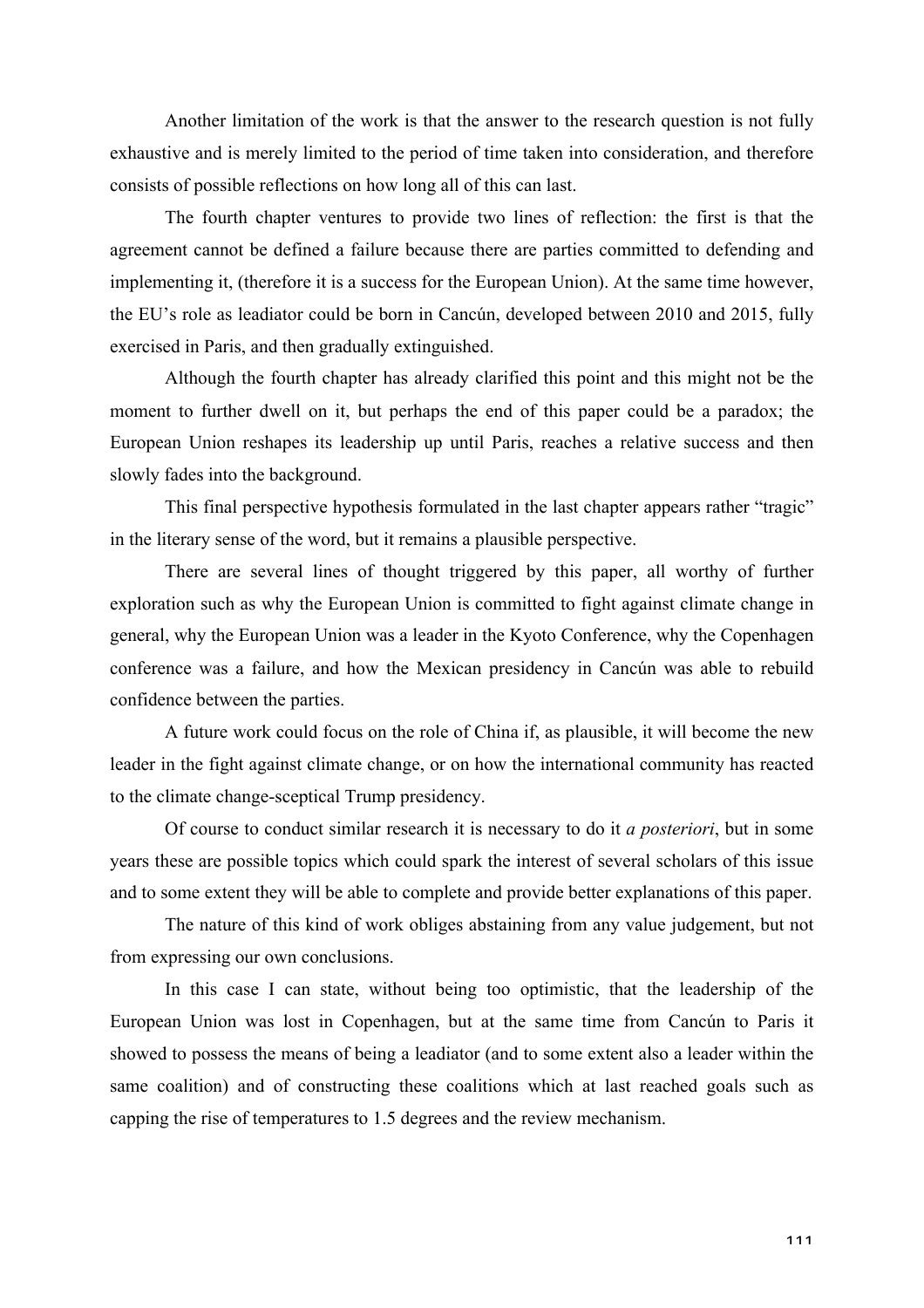Another limitation of the work is that the answer to the research question is not fully exhaustive and is merely limited to the period of time taken into consideration, and therefore consists of possible reflections on how long all of this can last.

The fourth chapter ventures to provide two lines of reflection: the first is that the agreement cannot be defined a failure because there are parties committed to defending and implementing it, (therefore it is a success for the European Union). At the same time however, the EU's role as leadiator could be born in Cancún, developed between 2010 and 2015, fully exercised in Paris, and then gradually extinguished.

Although the fourth chapter has already clarified this point and this might not be the moment to further dwell on it, but perhaps the end of this paper could be a paradox; the European Union reshapes its leadership up until Paris, reaches a relative success and then slowly fades into the background.

This final perspective hypothesis formulated in the last chapter appears rather "tragic" in the literary sense of the word, but it remains a plausible perspective.

There are several lines of thought triggered by this paper, all worthy of further exploration such as why the European Union is committed to fight against climate change in general, why the European Union was a leader in the Kyoto Conference, why the Copenhagen conference was a failure, and how the Mexican presidency in Cancún was able to rebuild confidence between the parties.

A future work could focus on the role of China if, as plausible, it will become the new leader in the fight against climate change, or on how the international community has reacted to the climate change-sceptical Trump presidency.

Of course to conduct similar research it is necessary to do it *a posteriori*, but in some years these are possible topics which could spark the interest of several scholars of this issue and to some extent they will be able to complete and provide better explanations of this paper.

The nature of this kind of work obliges abstaining from any value judgement, but not from expressing our own conclusions.

In this case I can state, without being too optimistic, that the leadership of the European Union was lost in Copenhagen, but at the same time from Cancún to Paris it showed to possess the means of being a leadiator (and to some extent also a leader within the same coalition) and of constructing these coalitions which at last reached goals such as capping the rise of temperatures to 1.5 degrees and the review mechanism.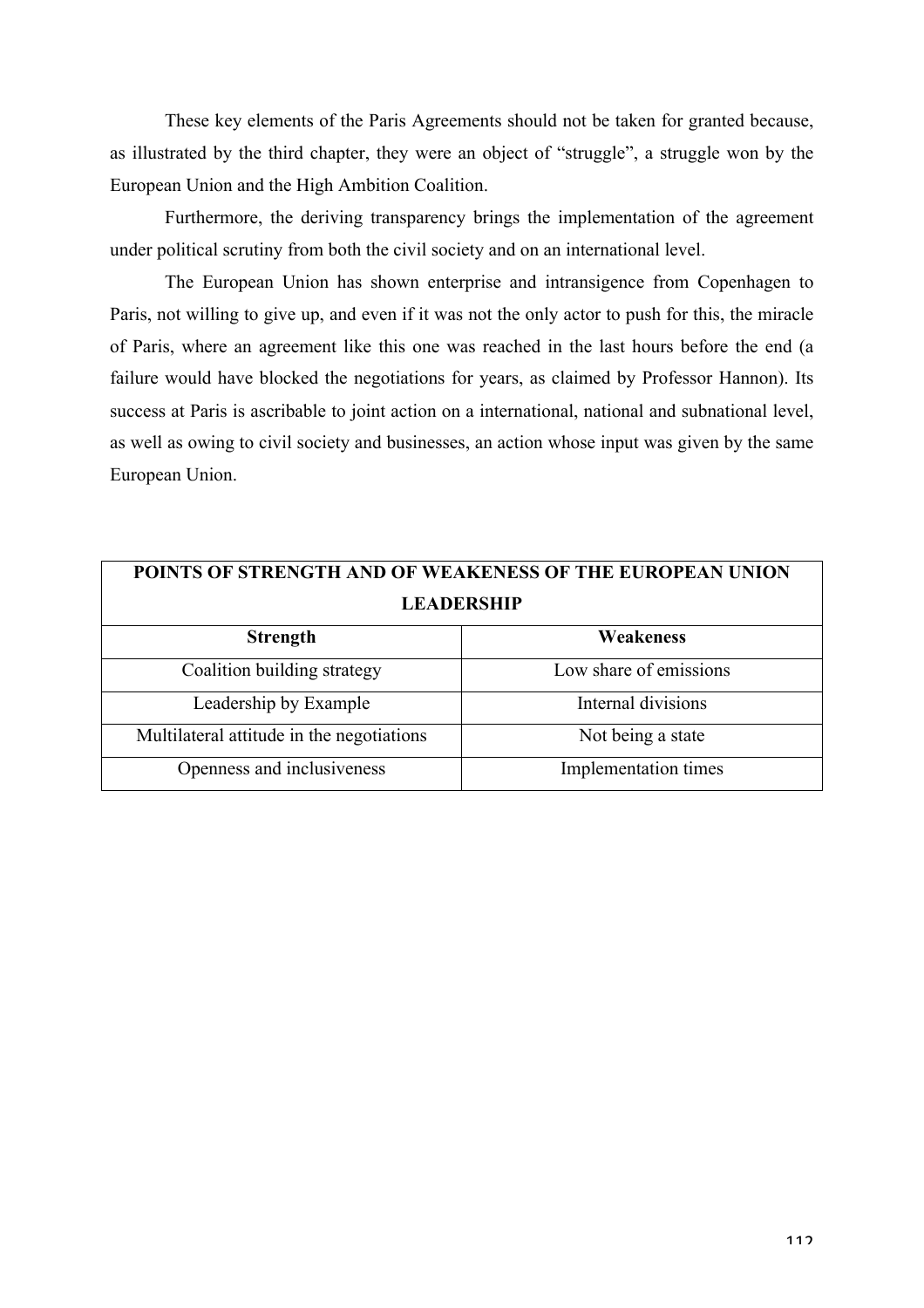These key elements of the Paris Agreements should not be taken for granted because, as illustrated by the third chapter, they were an object of "struggle", a struggle won by the European Union and the High Ambition Coalition.

Furthermore, the deriving transparency brings the implementation of the agreement under political scrutiny from both the civil society and on an international level.

The European Union has shown enterprise and intransigence from Copenhagen to Paris, not willing to give up, and even if it was not the only actor to push for this, the miracle of Paris, where an agreement like this one was reached in the last hours before the end (a failure would have blocked the negotiations for years, as claimed by Professor Hannon). Its success at Paris is ascribable to joint action on a international, national and subnational level, as well as owing to civil society and businesses, an action whose input was given by the same European Union.

| POINTS OF STRENGTH AND OF WEAKENESS OF THE EUROPEAN UNION LEADERSHIP | |
|---|---|
| **Strength** | **Weakeness** |
| Coalition building strategy | Low share of emissions |
| Leadership by Example | Internal divisions |
| Multilateral attitude in the negotiations | Not being a state |
| Openness and inclusiveness | Implementation times |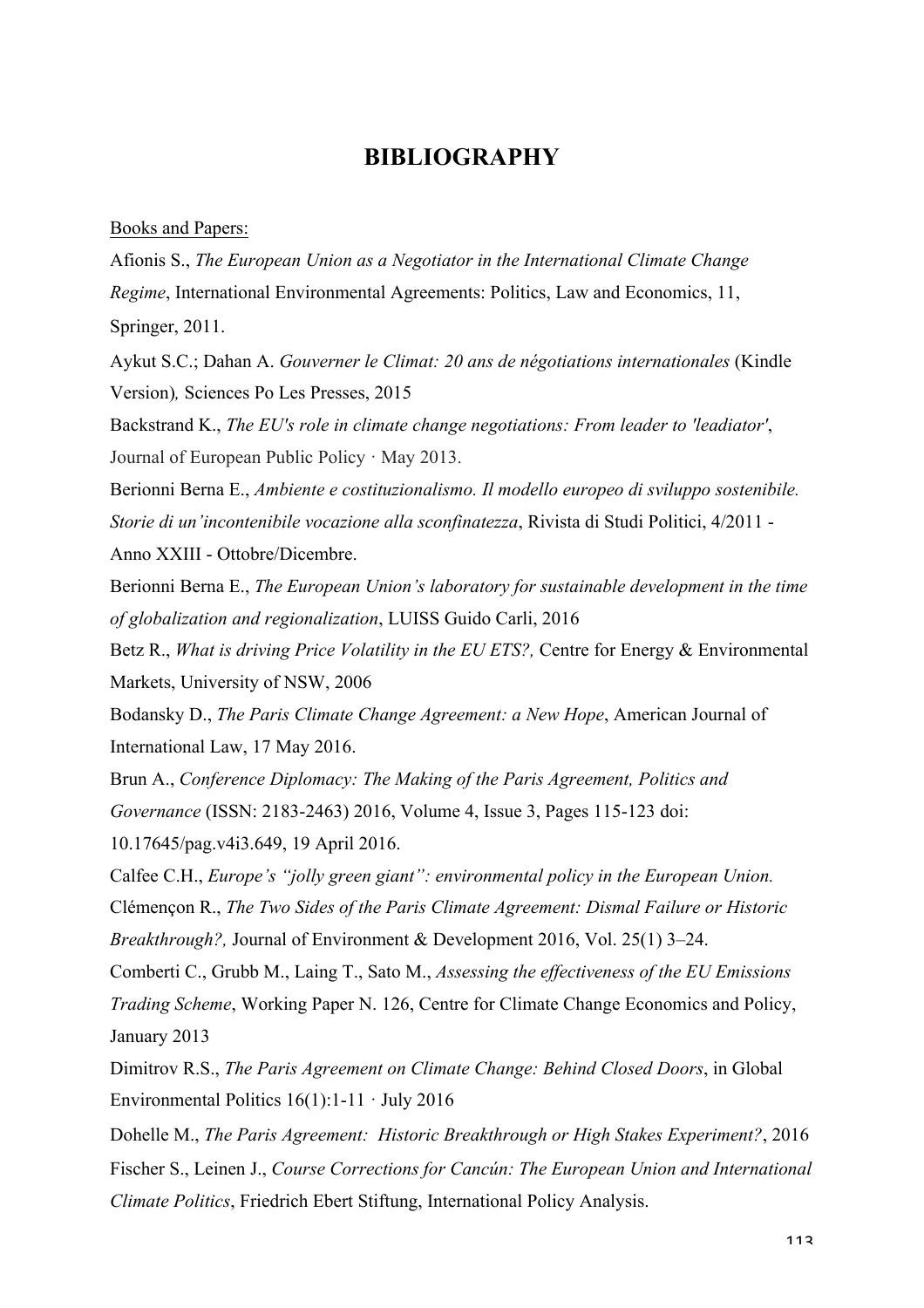# BIBLIOGRAPHY

Books and Papers:

Afionis S., *The European Union as a Negotiator in the International Climate Change Regime*, International Environmental Agreements: Politics, Law and Economics, 11, Springer, 2011.

Aykut S.C.; Dahan A. *Gouverner le Climat: 20 ans de négotiations internationales* (Kindle Version)*,* Sciences Po Les Presses, 2015

Backstrand K., *The EU's role in climate change negotiations: From leader to 'leadiator'*, Journal of European Public Policy · May 2013.

Berionni Berna E., *Ambiente e costituzionalismo. Il modello europeo di sviluppo sostenibile. Storie di un'incontenibile vocazione alla sconfinatezza*, Rivista di Studi Politici, 4/2011 - Anno XXIII - Ottobre/Dicembre.

Berionni Berna E., *The European Union's laboratory for sustainable development in the time of globalization and regionalization*, LUISS Guido Carli, 2016

Betz R., *What is driving Price Volatility in the EU ETS?,* Centre for Energy & Environmental Markets, University of NSW, 2006

Bodansky D., *The Paris Climate Change Agreement: a New Hope*, American Journal of International Law, 17 May 2016.

Brun A., *Conference Diplomacy: The Making of the Paris Agreement, Politics and Governance* (ISSN: 2183-2463) 2016, Volume 4, Issue 3, Pages 115-123 doi: 10.17645/pag.v4i3.649, 19 April 2016.

Calfee C.H., *Europe's "jolly green giant": environmental policy in the European Union.*

Clémençon R., *The Two Sides of the Paris Climate Agreement: Dismal Failure or Historic Breakthrough?,* Journal of Environment & Development 2016, Vol. 25(1) 3–24.

Comberti C., Grubb M., Laing T., Sato M., *Assessing the effectiveness of the EU Emissions Trading Scheme*, Working Paper N. 126, Centre for Climate Change Economics and Policy, January 2013

Dimitrov R.S., *The Paris Agreement on Climate Change: Behind Closed Doors*, in Global Environmental Politics 16(1):1-11 · July 2016

Dohelle M., *The Paris Agreement: Historic Breakthrough or High Stakes Experiment?*, 2016

Fischer S., Leinen J., *Course Corrections for Cancún: The European Union and International Climate Politics*, Friedrich Ebert Stiftung, International Policy Analysis.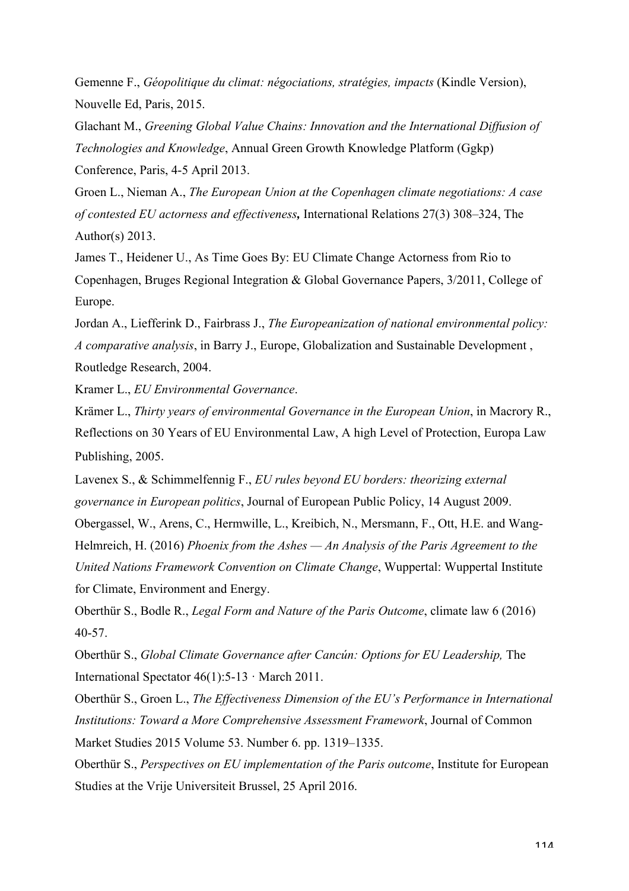Gemenne F., *Géopolitique du climat: négociations, stratégies, impacts* (Kindle Version), Nouvelle Ed, Paris, 2015.

Glachant M., *Greening Global Value Chains: Innovation and the International Diffusion of Technologies and Knowledge*, Annual Green Growth Knowledge Platform (Ggkp) Conference, Paris, 4-5 April 2013.

Groen L., Nieman A., *The European Union at the Copenhagen climate negotiations: A case of contested EU actorness and effectiveness***,** International Relations 27(3) 308–324, The Author(s) 2013.

James T., Heidener U., As Time Goes By: EU Climate Change Actorness from Rio to Copenhagen, Bruges Regional Integration & Global Governance Papers, 3/2011, College of Europe.

Jordan A., Liefferink D., Fairbrass J., *The Europeanization of national environmental policy: A comparative analysis*, in Barry J., Europe, Globalization and Sustainable Development , Routledge Research, 2004.

Kramer L., *EU Environmental Governance*.

Krämer L., *Thirty years of environmental Governance in the European Union*, in Macrory R., Reflections on 30 Years of EU Environmental Law, A high Level of Protection, Europa Law Publishing, 2005.

Lavenex S., & Schimmelfennig F., *EU rules beyond EU borders: theorizing external governance in European politics*, Journal of European Public Policy, 14 August 2009.

Obergassel, W., Arens, C., Hermwille, L., Kreibich, N., Mersmann, F., Ott, H.E. and Wang-Helmreich, H. (2016) *Phoenix from the Ashes — An Analysis of the Paris Agreement to the United Nations Framework Convention on Climate Change*, Wuppertal: Wuppertal Institute for Climate, Environment and Energy.

Oberthür S., Bodle R., *Legal Form and Nature of the Paris Outcome*, climate law 6 (2016) 40-57.

Oberthür S., *Global Climate Governance after Cancún: Options for EU Leadership,* The International Spectator 46(1):5-13 · March 2011.

Oberthür S., Groen L., *The Effectiveness Dimension of the EU's Performance in International Institutions: Toward a More Comprehensive Assessment Framework*, Journal of Common Market Studies 2015 Volume 53. Number 6. pp. 1319–1335.

Oberthür S., *Perspectives on EU implementation of the Paris outcome*, Institute for European Studies at the Vrije Universiteit Brussel, 25 April 2016.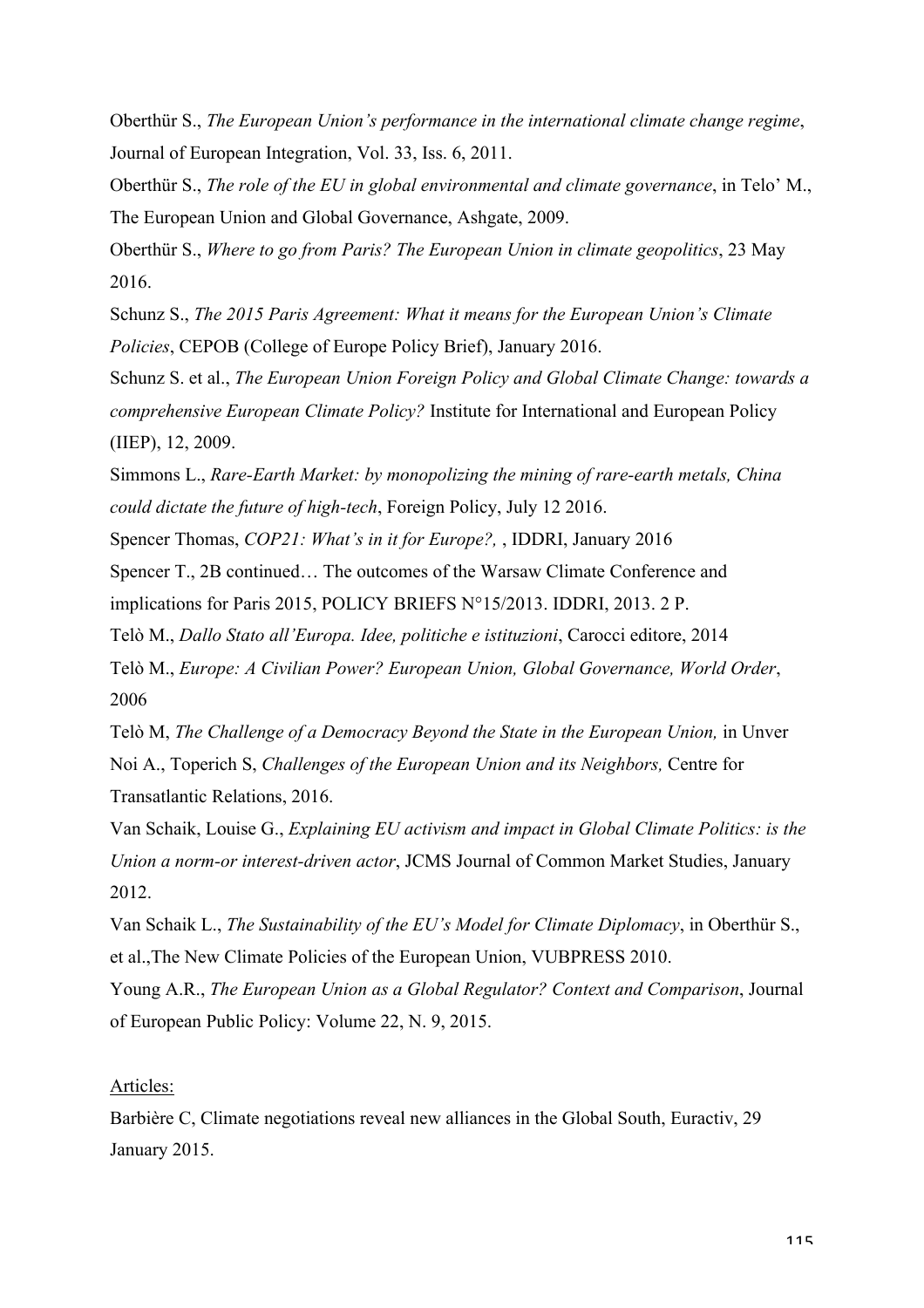Oberthür S., *The European Union's performance in the international climate change regime*, Journal of European Integration, Vol. 33, Iss. 6, 2011.

Oberthür S., *The role of the EU in global environmental and climate governance*, in Telo' M., The European Union and Global Governance, Ashgate, 2009.

Oberthür S., *Where to go from Paris? The European Union in climate geopolitics*, 23 May 2016.

Schunz S., *The 2015 Paris Agreement: What it means for the European Union's Climate Policies*, CEPOB (College of Europe Policy Brief), January 2016.

Schunz S. et al., *The European Union Foreign Policy and Global Climate Change: towards a comprehensive European Climate Policy?* Institute for International and European Policy (IIEP), 12, 2009.

Simmons L., *Rare-Earth Market: by monopolizing the mining of rare-earth metals, China could dictate the future of high-tech*, Foreign Policy, July 12 2016.

Spencer Thomas, *COP21: What's in it for Europe?,* , IDDRI, January 2016

Spencer T., 2B continued… The outcomes of the Warsaw Climate Conference and implications for Paris 2015, POLICY BRIEFS N°15/2013. IDDRI, 2013. 2 P.

Telò M., *Dallo Stato all'Europa. Idee, politiche e istituzioni*, Carocci editore, 2014

Telò M., *Europe: A Civilian Power? European Union, Global Governance, World Order*, 2006

Telò M, *The Challenge of a Democracy Beyond the State in the European Union,* in Unver Noi A., Toperich S, *Challenges of the European Union and its Neighbors,* Centre for Transatlantic Relations, 2016.

Van Schaik, Louise G., *Explaining EU activism and impact in Global Climate Politics: is the Union a norm-or interest-driven actor*, JCMS Journal of Common Market Studies, January 2012.

Van Schaik L., *The Sustainability of the EU's Model for Climate Diplomacy*, in Oberthür S., et al.,The New Climate Policies of the European Union, VUBPRESS 2010.

Young A.R., *The European Union as a Global Regulator? Context and Comparison*, Journal of European Public Policy: Volume 22, N. 9, 2015.

Articles:

Barbière C, Climate negotiations reveal new alliances in the Global South, Euractiv, 29 January 2015.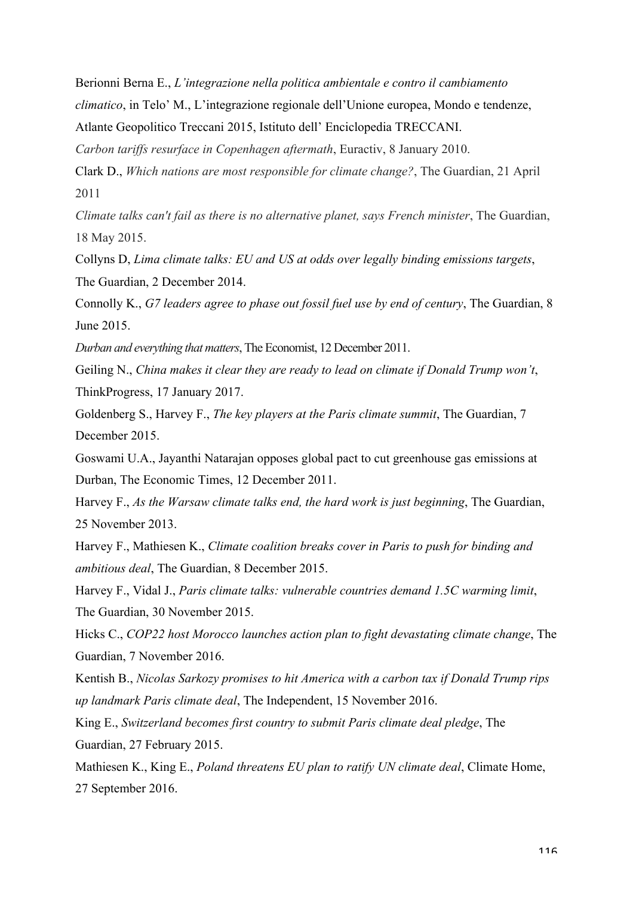Berionni Berna E., *L'integrazione nella politica ambientale e contro il cambiamento climatico*, in Telo' M., L'integrazione regionale dell'Unione europea, Mondo e tendenze, Atlante Geopolitico Treccani 2015, Istituto dell' Enciclopedia TRECCANI.

*Carbon tariffs resurface in Copenhagen aftermath*, Euractiv, 8 January 2010.

Clark D., *Which nations are most responsible for climate change?*, The Guardian, 21 April 2011

*Climate talks can't fail as there is no alternative planet, says French minister*, The Guardian, 18 May 2015.

Collyns D, *Lima climate talks: EU and US at odds over legally binding emissions targets*, The Guardian, 2 December 2014.

Connolly K., *G7 leaders agree to phase out fossil fuel use by end of century*, The Guardian, 8 June 2015.

*Durban and everything that matters*, The Economist, 12 December 2011.

Geiling N., *China makes it clear they are ready to lead on climate if Donald Trump won't*, ThinkProgress, 17 January 2017.

Goldenberg S., Harvey F., *The key players at the Paris climate summit*, The Guardian, 7 December 2015.

Goswami U.A., Jayanthi Natarajan opposes global pact to cut greenhouse gas emissions at Durban, The Economic Times, 12 December 2011.

Harvey F., *As the Warsaw climate talks end, the hard work is just beginning*, The Guardian, 25 November 2013.

Harvey F., Mathiesen K., *Climate coalition breaks cover in Paris to push for binding and ambitious deal*, The Guardian, 8 December 2015.

Harvey F., Vidal J., *Paris climate talks: vulnerable countries demand 1.5C warming limit*, The Guardian, 30 November 2015.

Hicks C., *COP22 host Morocco launches action plan to fight devastating climate change*, The Guardian, 7 November 2016.

Kentish B., *Nicolas Sarkozy promises to hit America with a carbon tax if Donald Trump rips up landmark Paris climate deal*, The Independent, 15 November 2016.

King E., *Switzerland becomes first country to submit Paris climate deal pledge*, The Guardian, 27 February 2015.

Mathiesen K., King E., *Poland threatens EU plan to ratify UN climate deal*, Climate Home, 27 September 2016.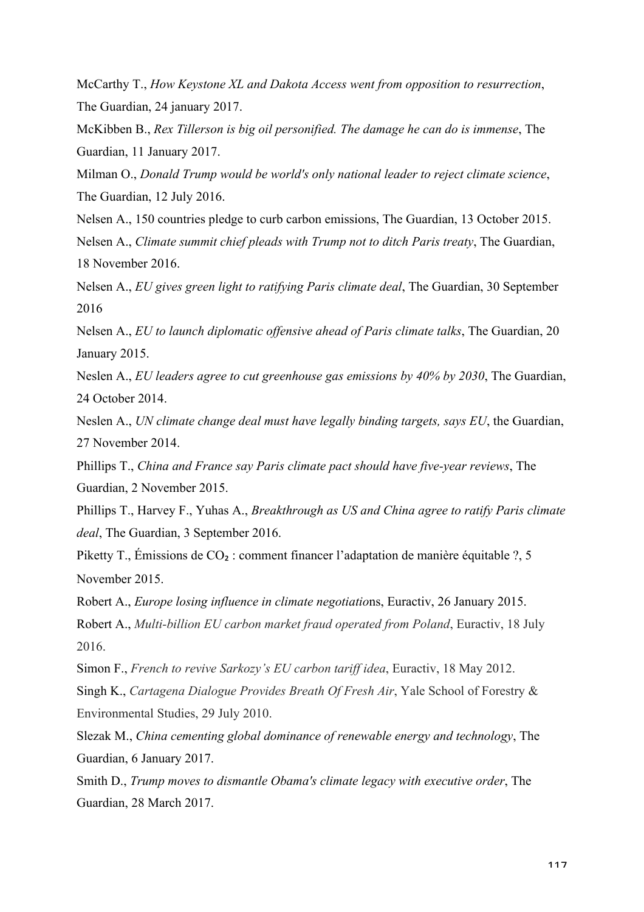McCarthy T., *How Keystone XL and Dakota Access went from opposition to resurrection*, The Guardian, 24 january 2017.

McKibben B., *Rex Tillerson is big oil personified. The damage he can do is immense*, The Guardian, 11 January 2017.

Milman O., *Donald Trump would be world's only national leader to reject climate science*, The Guardian, 12 July 2016.

Nelsen A., 150 countries pledge to curb carbon emissions, The Guardian, 13 October 2015.

Nelsen A., *Climate summit chief pleads with Trump not to ditch Paris treaty*, The Guardian, 18 November 2016.

Nelsen A., *EU gives green light to ratifying Paris climate deal*, The Guardian, 30 September 2016

Nelsen A., *EU to launch diplomatic offensive ahead of Paris climate talks*, The Guardian, 20 January 2015.

Neslen A., *EU leaders agree to cut greenhouse gas emissions by 40% by 2030*, The Guardian, 24 October 2014.

Neslen A., *UN climate change deal must have legally binding targets, says EU*, the Guardian, 27 November 2014.

Phillips T., *China and France say Paris climate pact should have five-year reviews*, The Guardian, 2 November 2015.

Phillips T., Harvey F., Yuhas A., *Breakthrough as US and China agree to ratify Paris climate deal*, The Guardian, 3 September 2016.

Piketty T., Émissions de $CO_2$ : comment financer l'adaptation de manière équitable ?, 5 November 2015.

Robert A., *Europe losing influence in climate negotiatio*ns, Euractiv, 26 January 2015.

Robert A., *Multi-billion EU carbon market fraud operated from Poland*, Euractiv, 18 July 2016.

Simon F., *French to revive Sarkozy's EU carbon tariff idea*, Euractiv, 18 May 2012.

Singh K., *Cartagena Dialogue Provides Breath Of Fresh Air*, Yale School of Forestry & Environmental Studies, 29 July 2010.

Slezak M., *China cementing global dominance of renewable energy and technology*, The Guardian, 6 January 2017.

Smith D., *Trump moves to dismantle Obama's climate legacy with executive order*, The Guardian, 28 March 2017.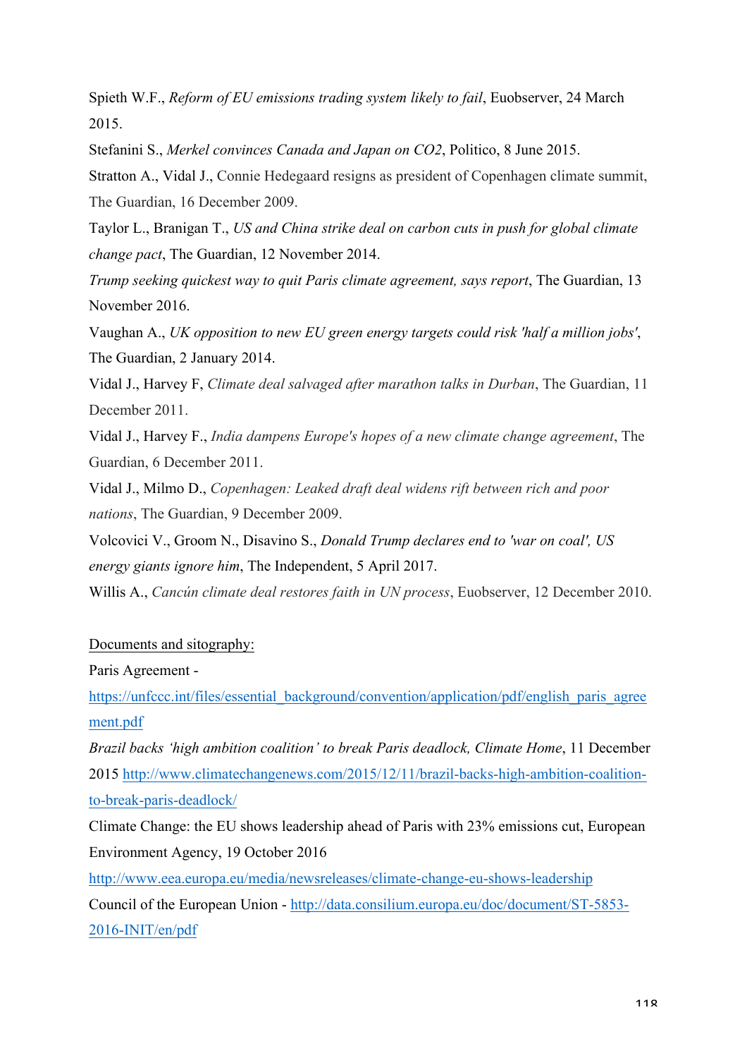Spieth W.F., *Reform of EU emissions trading system likely to fail*, Euobserver, 24 March 2015.

Stefanini S., *Merkel convinces Canada and Japan on CO2*, Politico, 8 June 2015.

Stratton A., Vidal J., Connie Hedegaard resigns as president of Copenhagen climate summit, The Guardian, 16 December 2009.

Taylor L., Branigan T., *US and China strike deal on carbon cuts in push for global climate change pact*, The Guardian, 12 November 2014.

*Trump seeking quickest way to quit Paris climate agreement, says report*, The Guardian, 13 November 2016.

Vaughan A., *UK opposition to new EU green energy targets could risk 'half a million jobs'*, The Guardian, 2 January 2014.

Vidal J., Harvey F, *Climate deal salvaged after marathon talks in Durban*, The Guardian, 11 December 2011.

Vidal J., Harvey F., *India dampens Europe's hopes of a new climate change agreement*, The Guardian, 6 December 2011.

Vidal J., Milmo D., *Copenhagen: Leaked draft deal widens rift between rich and poor nations*, The Guardian, 9 December 2009.

Volcovici V., Groom N., Disavino S., *Donald Trump declares end to 'war on coal', US energy giants ignore him*, The Independent, 5 April 2017.

Willis A., *Cancún climate deal restores faith in UN process*, Euobserver, 12 December 2010.

<u>Documents and sitography:</u>

Paris Agreement - https://unfccc.int/files/essential_background/convention/application/pdf/english_paris_agreement.pdf

*Brazil backs 'high ambition coalition' to break Paris deadlock, Climate Home*, 11 December 2015 http://www.climatechangenews.com/2015/12/11/brazil-backs-high-ambition-coalition-to-break-paris-deadlock/

Climate Change: the EU shows leadership ahead of Paris with 23% emissions cut, European Environment Agency, 19 October 2016 http://www.eea.europa.eu/media/newsreleases/climate-change-eu-shows-leadership

Council of the European Union - http://data.consilium.europa.eu/doc/document/ST-5853-2016-INIT/en/pdf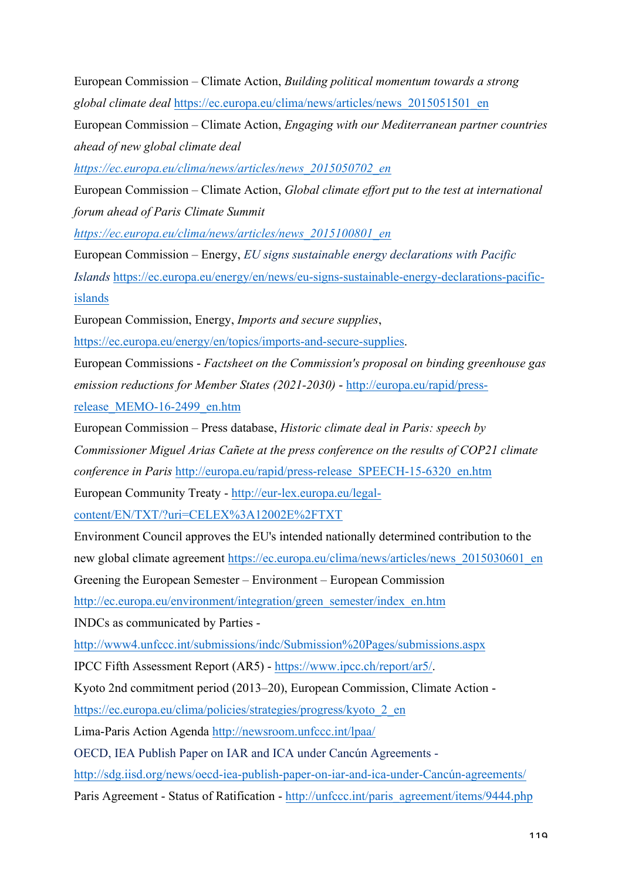European Commission – Climate Action, *Building political momentum towards a strong global climate deal* https://ec.europa.eu/clima/news/articles/news_2015051501_en

European Commission – Climate Action, *Engaging with our Mediterranean partner countries ahead of new global climate deal* *https://ec.europa.eu/clima/news/articles/news_2015050702_en*

European Commission – Climate Action, *Global climate effort put to the test at international forum ahead of Paris Climate Summit* *https://ec.europa.eu/clima/news/articles/news_2015100801_en*

European Commission – Energy, *EU signs sustainable energy declarations with Pacific Islands* https://ec.europa.eu/energy/en/news/eu-signs-sustainable-energy-declarations-pacific-islands

European Commission, Energy, *Imports and secure supplies*, https://ec.europa.eu/energy/en/topics/imports-and-secure-supplies.

European Commissions - *Factsheet on the Commission's proposal on binding greenhouse gas emission reductions for Member States (2021-2030)* - http://europa.eu/rapid/press-release_MEMO-16-2499_en.htm

European Commission – Press database, *Historic climate deal in Paris: speech by Commissioner Miguel Arias Cañete at the press conference on the results of COP21 climate conference in Paris* http://europa.eu/rapid/press-release_SPEECH-15-6320_en.htm

European Community Treaty - http://eur-lex.europa.eu/legal-content/EN/TXT/?uri=CELEX%3A12002E%2FTXT

Environment Council approves the EU's intended nationally determined contribution to the new global climate agreement https://ec.europa.eu/clima/news/articles/news_2015030601_en

Greening the European Semester – Environment – European Commission http://ec.europa.eu/environment/integration/green_semester/index_en.htm

INDCs as communicated by Parties - http://www4.unfccc.int/submissions/indc/Submission%20Pages/submissions.aspx

IPCC Fifth Assessment Report (AR5) - https://www.ipcc.ch/report/ar5/.

Kyoto 2nd commitment period (2013–20), European Commission, Climate Action - https://ec.europa.eu/clima/policies/strategies/progress/kyoto_2_en

Lima-Paris Action Agenda http://newsroom.unfccc.int/lpaa/

OECD, IEA Publish Paper on IAR and ICA under Cancún Agreements - http://sdg.iisd.org/news/oecd-iea-publish-paper-on-iar-and-ica-under-Cancún-agreements/

Paris Agreement - Status of Ratification - http://unfccc.int/paris_agreement/items/9444.php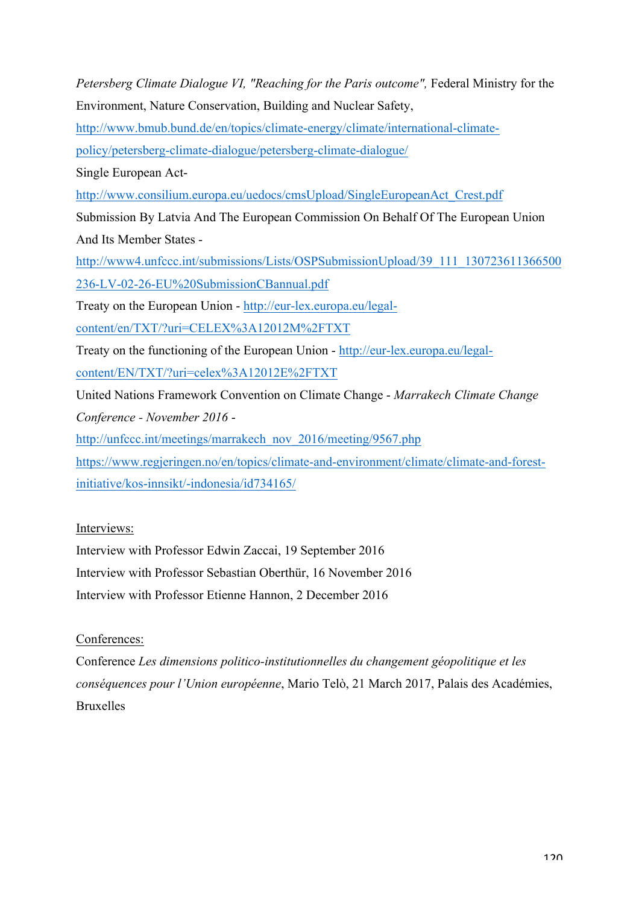*Petersberg Climate Dialogue VI, "Reaching for the Paris outcome",* Federal Ministry for the Environment, Nature Conservation, Building and Nuclear Safety, http://www.bmub.bund.de/en/topics/climate-energy/climate/international-climate-policy/petersberg-climate-dialogue/petersberg-climate-dialogue/

Single European Act- http://www.consilium.europa.eu/uedocs/cmsUpload/SingleEuropeanAct_Crest.pdf

Submission By Latvia And The European Commission On Behalf Of The European Union And Its Member States - http://www4.unfccc.int/submissions/Lists/OSPSubmissionUpload/39_111_130723611366500236-LV-02-26-EU%20SubmissionCBannual.pdf

Treaty on the European Union - http://eur-lex.europa.eu/legal-content/en/TXT/?uri=CELEX%3A12012M%2FTXT

Treaty on the functioning of the European Union - http://eur-lex.europa.eu/legal-content/EN/TXT/?uri=celex%3A12012E%2FTXT

United Nations Framework Convention on Climate Change - *Marrakech Climate Change Conference - November 2016 -* http://unfccc.int/meetings/marrakech_nov_2016/meeting/9567.php

https://www.regjeringen.no/en/topics/climate-and-environment/climate/climate-and-forest-initiative/kos-innsikt/-indonesia/id734165/

Interviews:

Interview with Professor Edwin Zaccai, 19 September 2016

Interview with Professor Sebastian Oberthür, 16 November 2016

Interview with Professor Etienne Hannon, 2 December 2016

Conferences:

Conference *Les dimensions politico-institutionnelles du changement géopolitique et les conséquences pour l'Union européenne*, Mario Telò, 21 March 2017, Palais des Académies, Bruxelles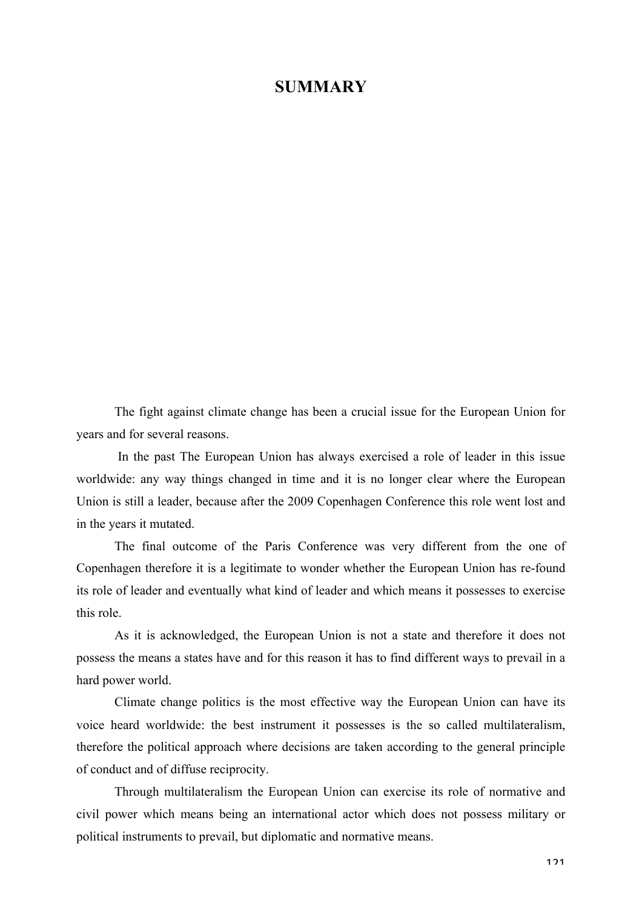# SUMMARY

The fight against climate change has been a crucial issue for the European Union for years and for several reasons.

In the past The European Union has always exercised a role of leader in this issue worldwide: any way things changed in time and it is no longer clear where the European Union is still a leader, because after the 2009 Copenhagen Conference this role went lost and in the years it mutated.

The final outcome of the Paris Conference was very different from the one of Copenhagen therefore it is a legitimate to wonder whether the European Union has re-found its role of leader and eventually what kind of leader and which means it possesses to exercise this role.

As it is acknowledged, the European Union is not a state and therefore it does not possess the means a states have and for this reason it has to find different ways to prevail in a hard power world.

Climate change politics is the most effective way the European Union can have its voice heard worldwide: the best instrument it possesses is the so called multilateralism, therefore the political approach where decisions are taken according to the general principle of conduct and of diffuse reciprocity.

Through multilateralism the European Union can exercise its role of normative and civil power which means being an international actor which does not possess military or political instruments to prevail, but diplomatic and normative means.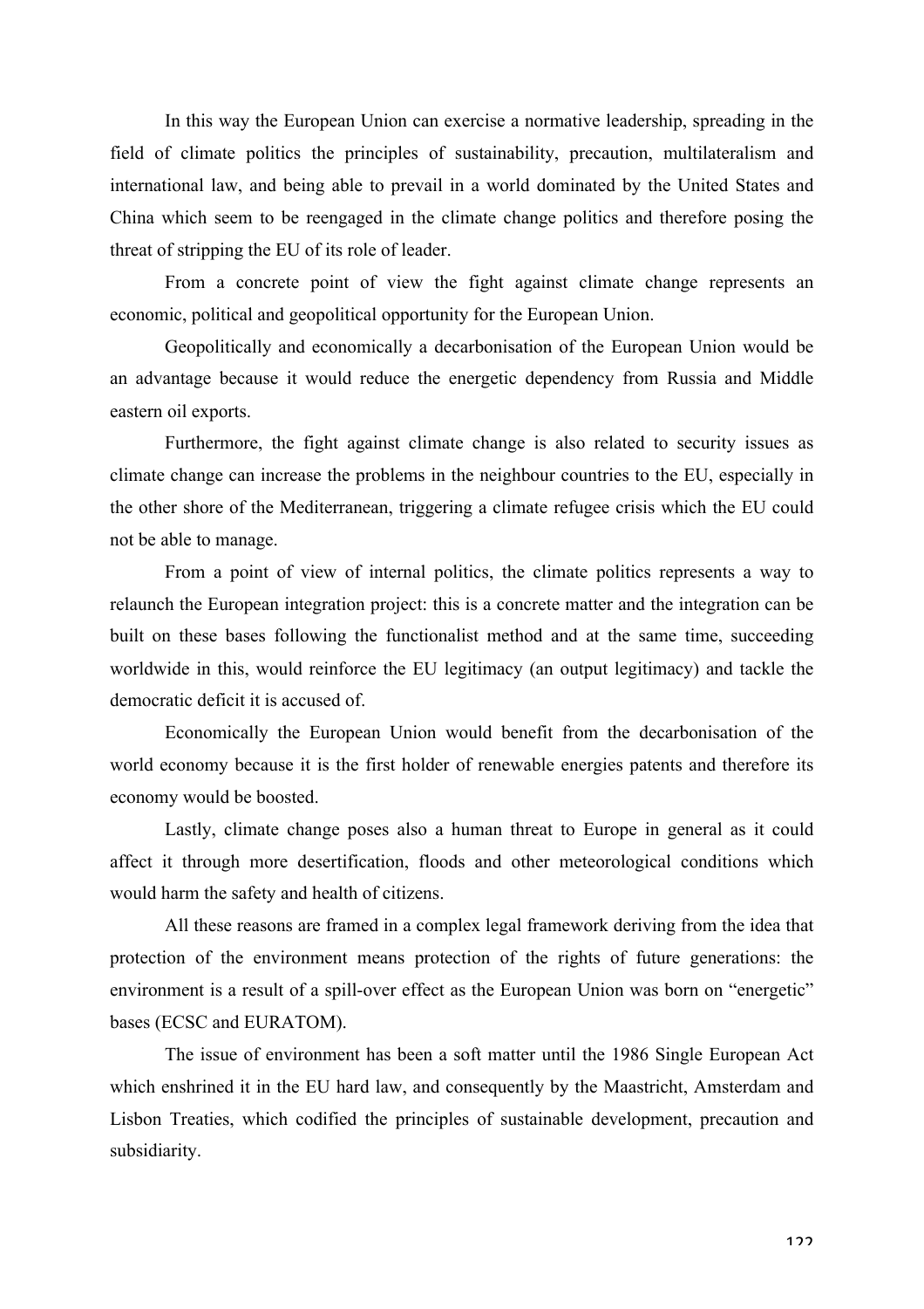In this way the European Union can exercise a normative leadership, spreading in the field of climate politics the principles of sustainability, precaution, multilateralism and international law, and being able to prevail in a world dominated by the United States and China which seem to be reengaged in the climate change politics and therefore posing the threat of stripping the EU of its role of leader.

From a concrete point of view the fight against climate change represents an economic, political and geopolitical opportunity for the European Union.

Geopolitically and economically a decarbonisation of the European Union would be an advantage because it would reduce the energetic dependency from Russia and Middle eastern oil exports.

Furthermore, the fight against climate change is also related to security issues as climate change can increase the problems in the neighbour countries to the EU, especially in the other shore of the Mediterranean, triggering a climate refugee crisis which the EU could not be able to manage.

From a point of view of internal politics, the climate politics represents a way to relaunch the European integration project: this is a concrete matter and the integration can be built on these bases following the functionalist method and at the same time, succeeding worldwide in this, would reinforce the EU legitimacy (an output legitimacy) and tackle the democratic deficit it is accused of.

Economically the European Union would benefit from the decarbonisation of the world economy because it is the first holder of renewable energies patents and therefore its economy would be boosted.

Lastly, climate change poses also a human threat to Europe in general as it could affect it through more desertification, floods and other meteorological conditions which would harm the safety and health of citizens.

All these reasons are framed in a complex legal framework deriving from the idea that protection of the environment means protection of the rights of future generations: the environment is a result of a spill-over effect as the European Union was born on "energetic" bases (ECSC and EURATOM).

The issue of environment has been a soft matter until the 1986 Single European Act which enshrined it in the EU hard law, and consequently by the Maastricht, Amsterdam and Lisbon Treaties, which codified the principles of sustainable development, precaution and subsidiarity.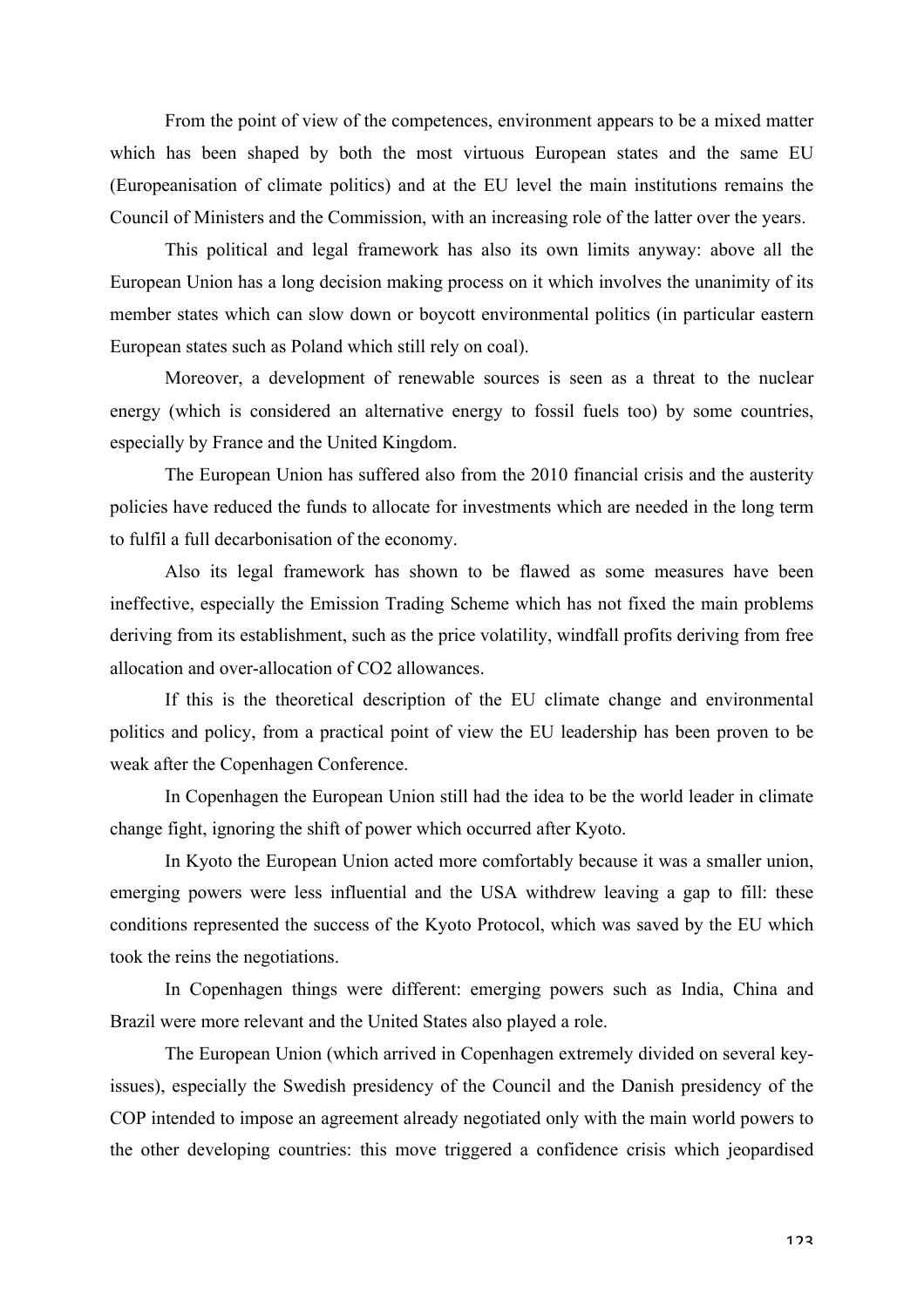From the point of view of the competences, environment appears to be a mixed matter which has been shaped by both the most virtuous European states and the same EU (Europeanisation of climate politics) and at the EU level the main institutions remains the Council of Ministers and the Commission, with an increasing role of the latter over the years.

This political and legal framework has also its own limits anyway: above all the European Union has a long decision making process on it which involves the unanimity of its member states which can slow down or boycott environmental politics (in particular eastern European states such as Poland which still rely on coal).

Moreover, a development of renewable sources is seen as a threat to the nuclear energy (which is considered an alternative energy to fossil fuels too) by some countries, especially by France and the United Kingdom.

The European Union has suffered also from the 2010 financial crisis and the austerity policies have reduced the funds to allocate for investments which are needed in the long term to fulfil a full decarbonisation of the economy.

Also its legal framework has shown to be flawed as some measures have been ineffective, especially the Emission Trading Scheme which has not fixed the main problems deriving from its establishment, such as the price volatility, windfall profits deriving from free allocation and over-allocation of CO2 allowances.

If this is the theoretical description of the EU climate change and environmental politics and policy, from a practical point of view the EU leadership has been proven to be weak after the Copenhagen Conference.

In Copenhagen the European Union still had the idea to be the world leader in climate change fight, ignoring the shift of power which occurred after Kyoto.

In Kyoto the European Union acted more comfortably because it was a smaller union, emerging powers were less influential and the USA withdrew leaving a gap to fill: these conditions represented the success of the Kyoto Protocol, which was saved by the EU which took the reins the negotiations.

In Copenhagen things were different: emerging powers such as India, China and Brazil were more relevant and the United States also played a role.

The European Union (which arrived in Copenhagen extremely divided on several key-issues), especially the Swedish presidency of the Council and the Danish presidency of the COP intended to impose an agreement already negotiated only with the main world powers to the other developing countries: this move triggered a confidence crisis which jeopardised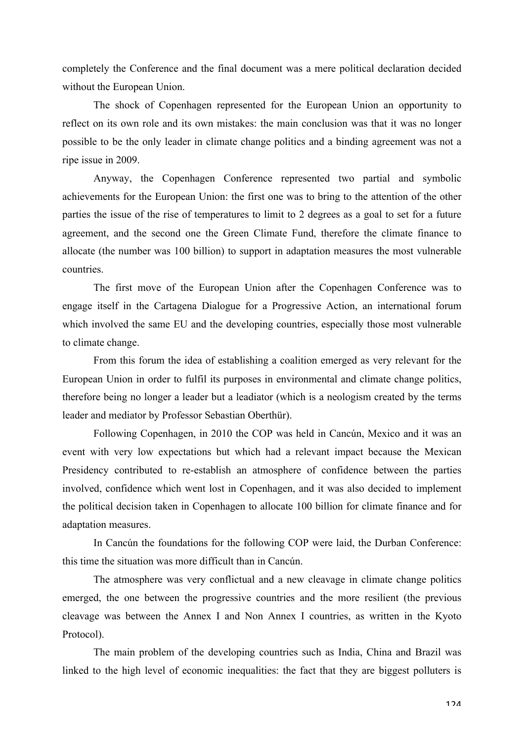completely the Conference and the final document was a mere political declaration decided without the European Union.

The shock of Copenhagen represented for the European Union an opportunity to reflect on its own role and its own mistakes: the main conclusion was that it was no longer possible to be the only leader in climate change politics and a binding agreement was not a ripe issue in 2009.

Anyway, the Copenhagen Conference represented two partial and symbolic achievements for the European Union: the first one was to bring to the attention of the other parties the issue of the rise of temperatures to limit to 2 degrees as a goal to set for a future agreement, and the second one the Green Climate Fund, therefore the climate finance to allocate (the number was 100 billion) to support in adaptation measures the most vulnerable countries.

The first move of the European Union after the Copenhagen Conference was to engage itself in the Cartagena Dialogue for a Progressive Action, an international forum which involved the same EU and the developing countries, especially those most vulnerable to climate change.

From this forum the idea of establishing a coalition emerged as very relevant for the European Union in order to fulfil its purposes in environmental and climate change politics, therefore being no longer a leader but a leadiator (which is a neologism created by the terms leader and mediator by Professor Sebastian Oberthür).

Following Copenhagen, in 2010 the COP was held in Cancún, Mexico and it was an event with very low expectations but which had a relevant impact because the Mexican Presidency contributed to re-establish an atmosphere of confidence between the parties involved, confidence which went lost in Copenhagen, and it was also decided to implement the political decision taken in Copenhagen to allocate 100 billion for climate finance and for adaptation measures.

In Cancún the foundations for the following COP were laid, the Durban Conference: this time the situation was more difficult than in Cancún.

The atmosphere was very conflictual and a new cleavage in climate change politics emerged, the one between the progressive countries and the more resilient (the previous cleavage was between the Annex I and Non Annex I countries, as written in the Kyoto Protocol).

The main problem of the developing countries such as India, China and Brazil was linked to the high level of economic inequalities: the fact that they are biggest polluters is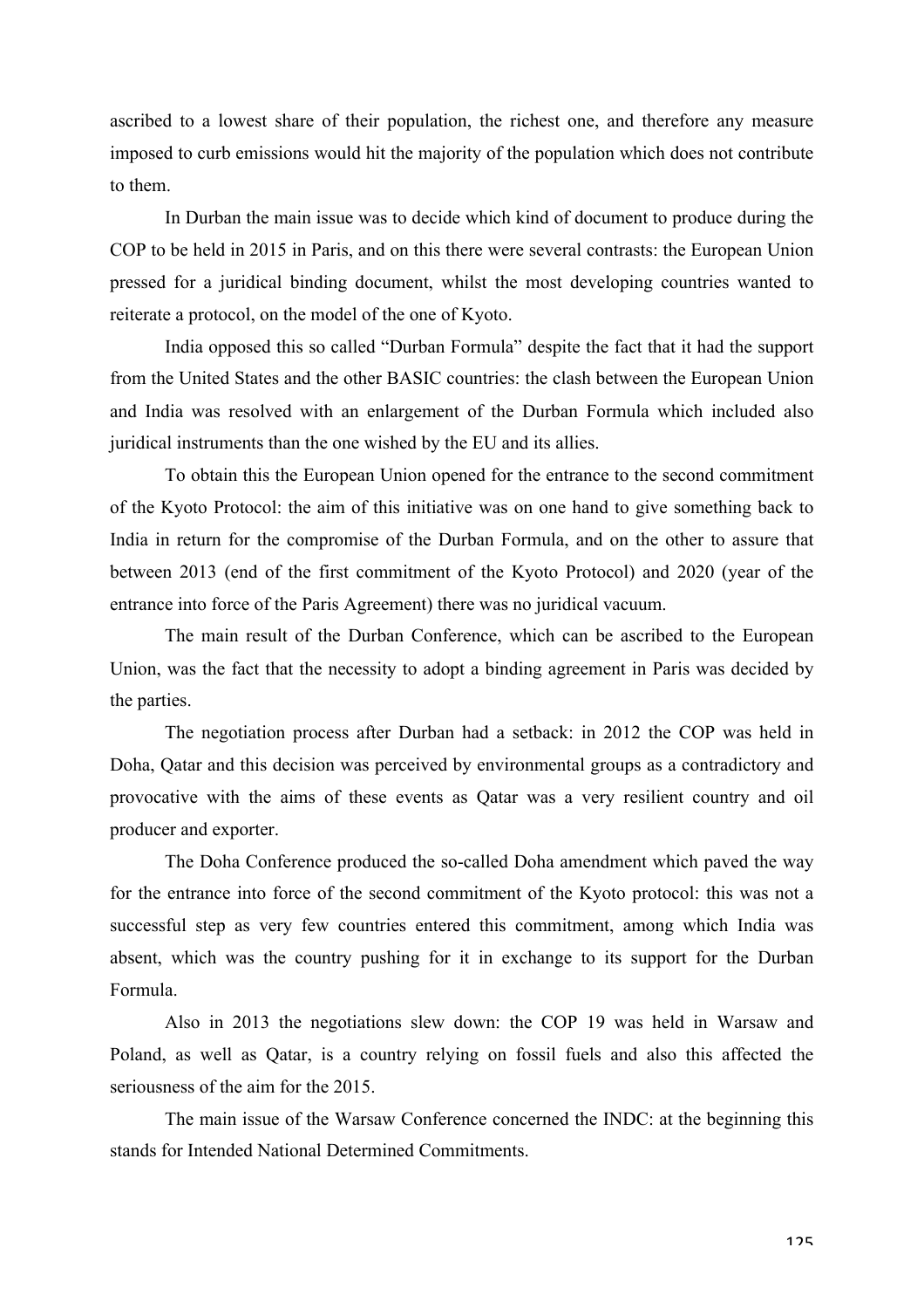ascribed to a lowest share of their population, the richest one, and therefore any measure imposed to curb emissions would hit the majority of the population which does not contribute to them.

In Durban the main issue was to decide which kind of document to produce during the COP to be held in 2015 in Paris, and on this there were several contrasts: the European Union pressed for a juridical binding document, whilst the most developing countries wanted to reiterate a protocol, on the model of the one of Kyoto.

India opposed this so called "Durban Formula" despite the fact that it had the support from the United States and the other BASIC countries: the clash between the European Union and India was resolved with an enlargement of the Durban Formula which included also juridical instruments than the one wished by the EU and its allies.

To obtain this the European Union opened for the entrance to the second commitment of the Kyoto Protocol: the aim of this initiative was on one hand to give something back to India in return for the compromise of the Durban Formula, and on the other to assure that between 2013 (end of the first commitment of the Kyoto Protocol) and 2020 (year of the entrance into force of the Paris Agreement) there was no juridical vacuum.

The main result of the Durban Conference, which can be ascribed to the European Union, was the fact that the necessity to adopt a binding agreement in Paris was decided by the parties.

The negotiation process after Durban had a setback: in 2012 the COP was held in Doha, Qatar and this decision was perceived by environmental groups as a contradictory and provocative with the aims of these events as Qatar was a very resilient country and oil producer and exporter.

The Doha Conference produced the so-called Doha amendment which paved the way for the entrance into force of the second commitment of the Kyoto protocol: this was not a successful step as very few countries entered this commitment, among which India was absent, which was the country pushing for it in exchange to its support for the Durban Formula.

Also in 2013 the negotiations slew down: the COP 19 was held in Warsaw and Poland, as well as Qatar, is a country relying on fossil fuels and also this affected the seriousness of the aim for the 2015.

The main issue of the Warsaw Conference concerned the INDC: at the beginning this stands for Intended National Determined Commitments.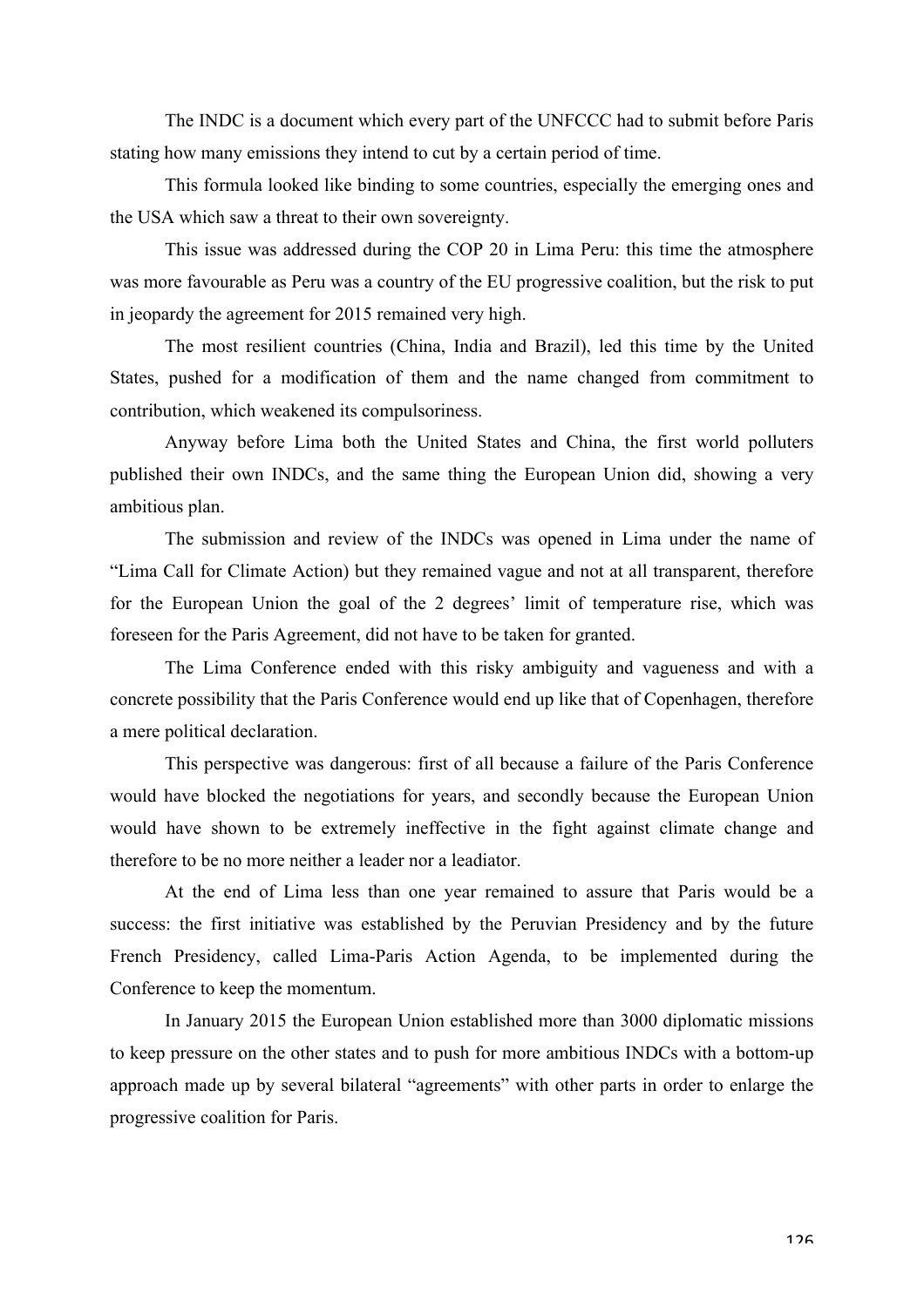The INDC is a document which every part of the UNFCCC had to submit before Paris stating how many emissions they intend to cut by a certain period of time.

This formula looked like binding to some countries, especially the emerging ones and the USA which saw a threat to their own sovereignty.

This issue was addressed during the COP 20 in Lima Peru: this time the atmosphere was more favourable as Peru was a country of the EU progressive coalition, but the risk to put in jeopardy the agreement for 2015 remained very high.

The most resilient countries (China, India and Brazil), led this time by the United States, pushed for a modification of them and the name changed from commitment to contribution, which weakened its compulsoriness.

Anyway before Lima both the United States and China, the first world polluters published their own INDCs, and the same thing the European Union did, showing a very ambitious plan.

The submission and review of the INDCs was opened in Lima under the name of "Lima Call for Climate Action) but they remained vague and not at all transparent, therefore for the European Union the goal of the 2 degrees' limit of temperature rise, which was foreseen for the Paris Agreement, did not have to be taken for granted.

The Lima Conference ended with this risky ambiguity and vagueness and with a concrete possibility that the Paris Conference would end up like that of Copenhagen, therefore a mere political declaration.

This perspective was dangerous: first of all because a failure of the Paris Conference would have blocked the negotiations for years, and secondly because the European Union would have shown to be extremely ineffective in the fight against climate change and therefore to be no more neither a leader nor a leadiator.

At the end of Lima less than one year remained to assure that Paris would be a success: the first initiative was established by the Peruvian Presidency and by the future French Presidency, called Lima-Paris Action Agenda, to be implemented during the Conference to keep the momentum.

In January 2015 the European Union established more than 3000 diplomatic missions to keep pressure on the other states and to push for more ambitious INDCs with a bottom-up approach made up by several bilateral "agreements" with other parts in order to enlarge the progressive coalition for Paris.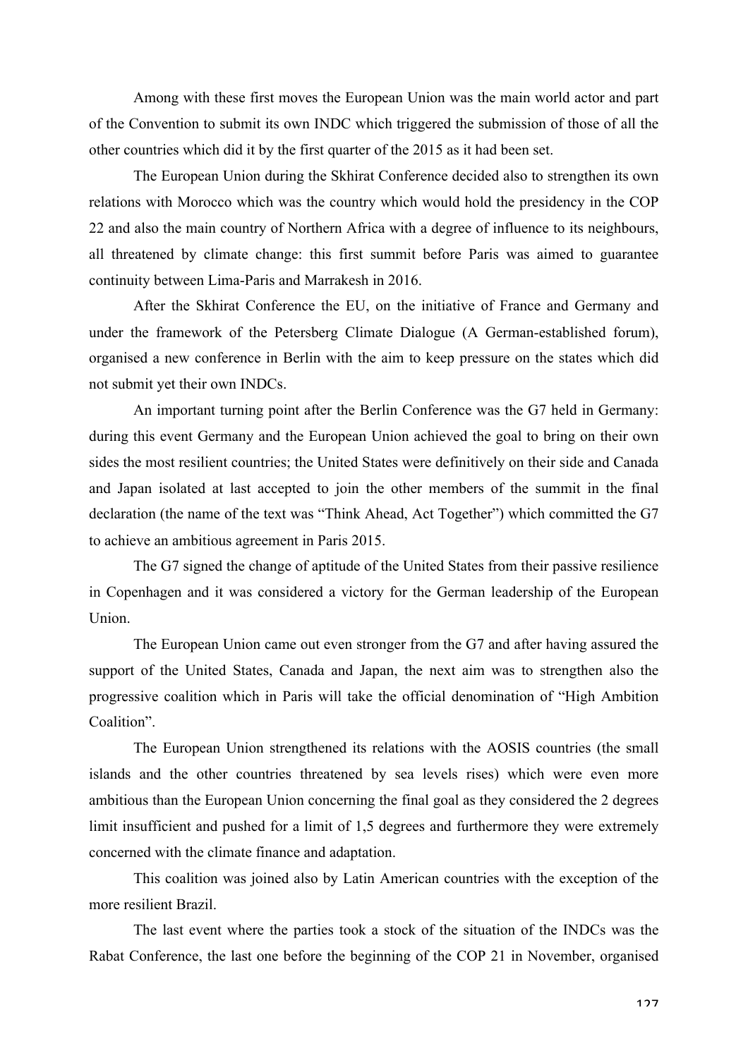Among with these first moves the European Union was the main world actor and part of the Convention to submit its own INDC which triggered the submission of those of all the other countries which did it by the first quarter of the 2015 as it had been set.

The European Union during the Skhirat Conference decided also to strengthen its own relations with Morocco which was the country which would hold the presidency in the COP 22 and also the main country of Northern Africa with a degree of influence to its neighbours, all threatened by climate change: this first summit before Paris was aimed to guarantee continuity between Lima-Paris and Marrakesh in 2016.

After the Skhirat Conference the EU, on the initiative of France and Germany and under the framework of the Petersberg Climate Dialogue (A German-established forum), organised a new conference in Berlin with the aim to keep pressure on the states which did not submit yet their own INDCs.

An important turning point after the Berlin Conference was the G7 held in Germany: during this event Germany and the European Union achieved the goal to bring on their own sides the most resilient countries; the United States were definitively on their side and Canada and Japan isolated at last accepted to join the other members of the summit in the final declaration (the name of the text was "Think Ahead, Act Together") which committed the G7 to achieve an ambitious agreement in Paris 2015.

The G7 signed the change of aptitude of the United States from their passive resilience in Copenhagen and it was considered a victory for the German leadership of the European Union.

The European Union came out even stronger from the G7 and after having assured the support of the United States, Canada and Japan, the next aim was to strengthen also the progressive coalition which in Paris will take the official denomination of "High Ambition Coalition".

The European Union strengthened its relations with the AOSIS countries (the small islands and the other countries threatened by sea levels rises) which were even more ambitious than the European Union concerning the final goal as they considered the 2 degrees limit insufficient and pushed for a limit of 1,5 degrees and furthermore they were extremely concerned with the climate finance and adaptation.

This coalition was joined also by Latin American countries with the exception of the more resilient Brazil.

The last event where the parties took a stock of the situation of the INDCs was the Rabat Conference, the last one before the beginning of the COP 21 in November, organised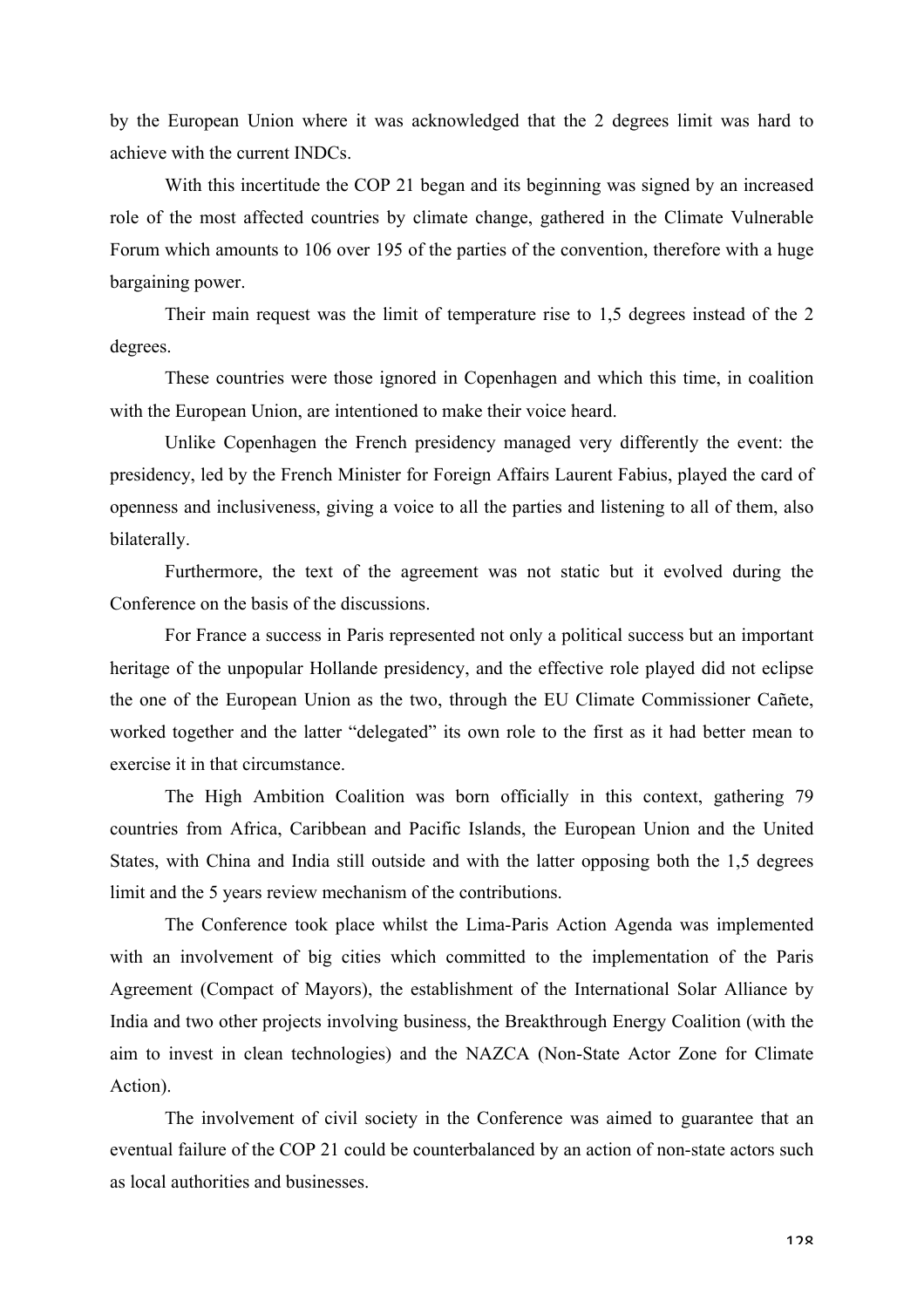by the European Union where it was acknowledged that the 2 degrees limit was hard to achieve with the current INDCs.

With this incertitude the COP 21 began and its beginning was signed by an increased role of the most affected countries by climate change, gathered in the Climate Vulnerable Forum which amounts to 106 over 195 of the parties of the convention, therefore with a huge bargaining power.

Their main request was the limit of temperature rise to 1,5 degrees instead of the 2 degrees.

These countries were those ignored in Copenhagen and which this time, in coalition with the European Union, are intentioned to make their voice heard.

Unlike Copenhagen the French presidency managed very differently the event: the presidency, led by the French Minister for Foreign Affairs Laurent Fabius, played the card of openness and inclusiveness, giving a voice to all the parties and listening to all of them, also bilaterally.

Furthermore, the text of the agreement was not static but it evolved during the Conference on the basis of the discussions.

For France a success in Paris represented not only a political success but an important heritage of the unpopular Hollande presidency, and the effective role played did not eclipse the one of the European Union as the two, through the EU Climate Commissioner Cañete, worked together and the latter "delegated" its own role to the first as it had better mean to exercise it in that circumstance.

The High Ambition Coalition was born officially in this context, gathering 79 countries from Africa, Caribbean and Pacific Islands, the European Union and the United States, with China and India still outside and with the latter opposing both the 1,5 degrees limit and the 5 years review mechanism of the contributions.

The Conference took place whilst the Lima-Paris Action Agenda was implemented with an involvement of big cities which committed to the implementation of the Paris Agreement (Compact of Mayors), the establishment of the International Solar Alliance by India and two other projects involving business, the Breakthrough Energy Coalition (with the aim to invest in clean technologies) and the NAZCA (Non-State Actor Zone for Climate Action).

The involvement of civil society in the Conference was aimed to guarantee that an eventual failure of the COP 21 could be counterbalanced by an action of non-state actors such as local authorities and businesses.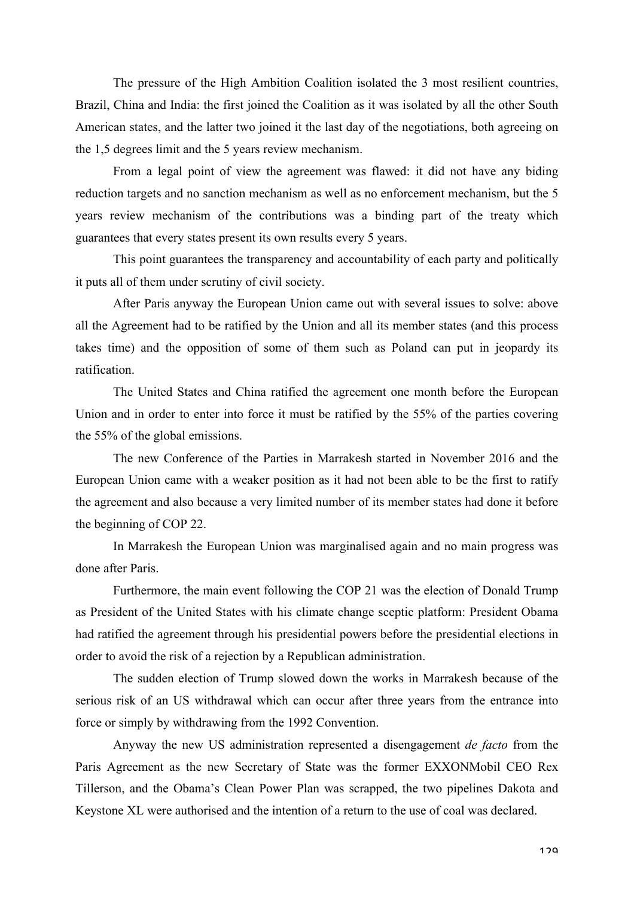The pressure of the High Ambition Coalition isolated the 3 most resilient countries, Brazil, China and India: the first joined the Coalition as it was isolated by all the other South American states, and the latter two joined it the last day of the negotiations, both agreeing on the 1,5 degrees limit and the 5 years review mechanism.

From a legal point of view the agreement was flawed: it did not have any biding reduction targets and no sanction mechanism as well as no enforcement mechanism, but the 5 years review mechanism of the contributions was a binding part of the treaty which guarantees that every states present its own results every 5 years.

This point guarantees the transparency and accountability of each party and politically it puts all of them under scrutiny of civil society.

After Paris anyway the European Union came out with several issues to solve: above all the Agreement had to be ratified by the Union and all its member states (and this process takes time) and the opposition of some of them such as Poland can put in jeopardy its ratification.

The United States and China ratified the agreement one month before the European Union and in order to enter into force it must be ratified by the 55% of the parties covering the 55% of the global emissions.

The new Conference of the Parties in Marrakesh started in November 2016 and the European Union came with a weaker position as it had not been able to be the first to ratify the agreement and also because a very limited number of its member states had done it before the beginning of COP 22.

In Marrakesh the European Union was marginalised again and no main progress was done after Paris.

Furthermore, the main event following the COP 21 was the election of Donald Trump as President of the United States with his climate change sceptic platform: President Obama had ratified the agreement through his presidential powers before the presidential elections in order to avoid the risk of a rejection by a Republican administration.

The sudden election of Trump slowed down the works in Marrakesh because of the serious risk of an US withdrawal which can occur after three years from the entrance into force or simply by withdrawing from the 1992 Convention.

Anyway the new US administration represented a disengagement *de facto* from the Paris Agreement as the new Secretary of State was the former EXXONMobil CEO Rex Tillerson, and the Obama's Clean Power Plan was scrapped, the two pipelines Dakota and Keystone XL were authorised and the intention of a return to the use of coal was declared.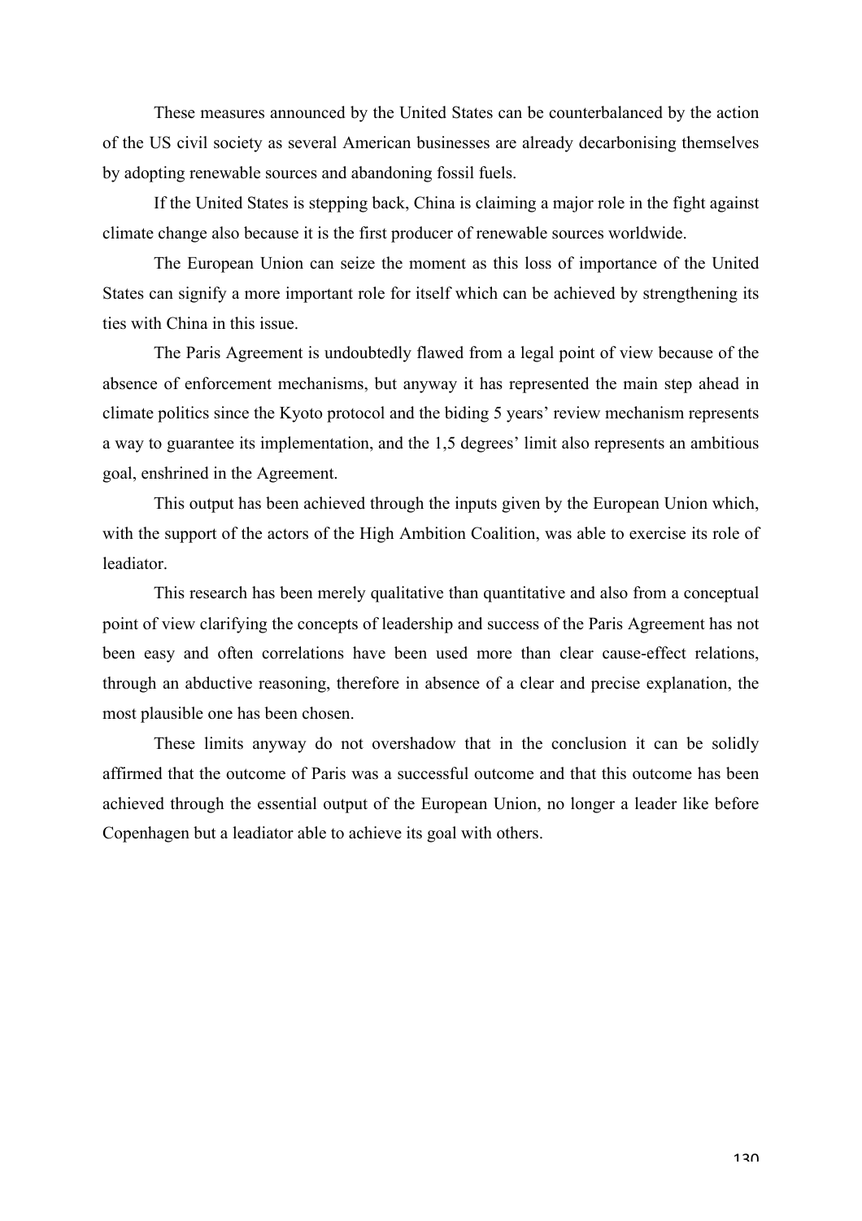These measures announced by the United States can be counterbalanced by the action of the US civil society as several American businesses are already decarbonising themselves by adopting renewable sources and abandoning fossil fuels.

If the United States is stepping back, China is claiming a major role in the fight against climate change also because it is the first producer of renewable sources worldwide.

The European Union can seize the moment as this loss of importance of the United States can signify a more important role for itself which can be achieved by strengthening its ties with China in this issue.

The Paris Agreement is undoubtedly flawed from a legal point of view because of the absence of enforcement mechanisms, but anyway it has represented the main step ahead in climate politics since the Kyoto protocol and the biding 5 years' review mechanism represents a way to guarantee its implementation, and the 1,5 degrees' limit also represents an ambitious goal, enshrined in the Agreement.

This output has been achieved through the inputs given by the European Union which, with the support of the actors of the High Ambition Coalition, was able to exercise its role of leadiator.

This research has been merely qualitative than quantitative and also from a conceptual point of view clarifying the concepts of leadership and success of the Paris Agreement has not been easy and often correlations have been used more than clear cause-effect relations, through an abductive reasoning, therefore in absence of a clear and precise explanation, the most plausible one has been chosen.

These limits anyway do not overshadow that in the conclusion it can be solidly affirmed that the outcome of Paris was a successful outcome and that this outcome has been achieved through the essential output of the European Union, no longer a leader like before Copenhagen but a leadiator able to achieve its goal with others.